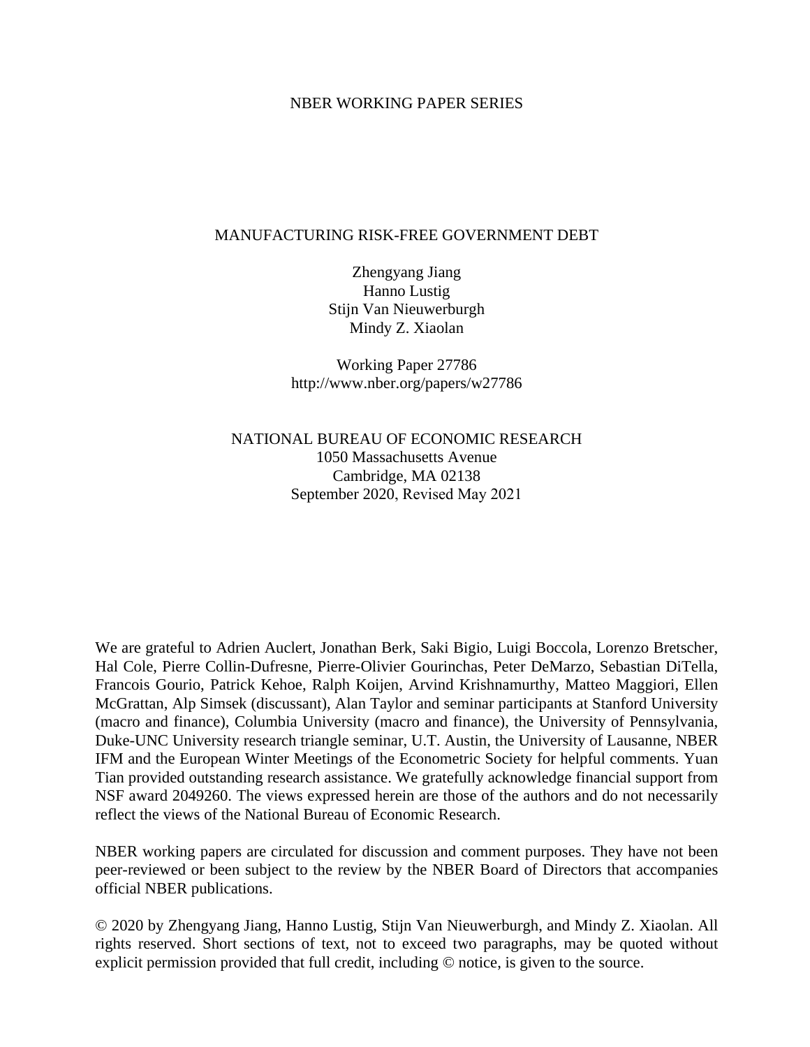NBER WORKING PAPER SERIES

# MANUFACTURING RISK-FREE GOVERNMENT DEBT

Zhengyang Jiang
Hanno Lustig
Stijn Van Nieuwerburgh
Mindy Z. Xiaolan

Working Paper 27786
http://www.nber.org/papers/w27786

NATIONAL BUREAU OF ECONOMIC RESEARCH
1050 Massachusetts Avenue
Cambridge, MA 02138
September 2020, Revised May 2021

We are grateful to Adrien Auclert, Jonathan Berk, Saki Bigio, Luigi Boccola, Lorenzo Bretscher, Hal Cole, Pierre Collin-Dufresne, Pierre-Olivier Gourinchas, Peter DeMarzo, Sebastian DiTella, Francois Gourio, Patrick Kehoe, Ralph Koijen, Arvind Krishnamurthy, Matteo Maggiori, Ellen McGrattan, Alp Simsek (discussant), Alan Taylor and seminar participants at Stanford University (macro and finance), Columbia University (macro and finance), the University of Pennsylvania, Duke-UNC University research triangle seminar, U.T. Austin, the University of Lausanne, NBER IFM and the European Winter Meetings of the Econometric Society for helpful comments. Yuan Tian provided outstanding research assistance. We gratefully acknowledge financial support from NSF award 2049260. The views expressed herein are those of the authors and do not necessarily reflect the views of the National Bureau of Economic Research.

NBER working papers are circulated for discussion and comment purposes. They have not been peer-reviewed or been subject to the review by the NBER Board of Directors that accompanies official NBER publications.

© 2020 by Zhengyang Jiang, Hanno Lustig, Stijn Van Nieuwerburgh, and Mindy Z. Xiaolan. All rights reserved. Short sections of text, not to exceed two paragraphs, may be quoted without explicit permission provided that full credit, including © notice, is given to the source.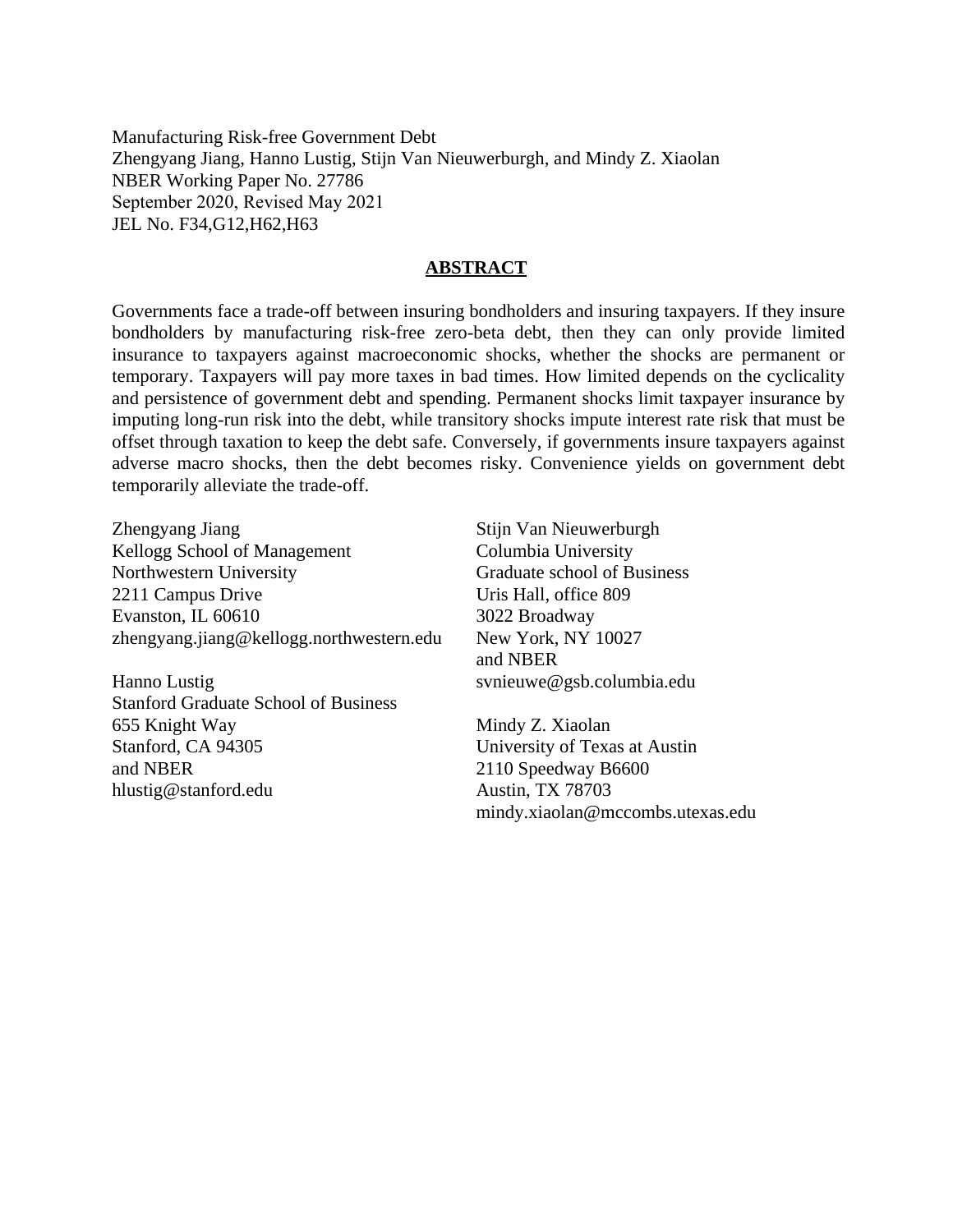Manufacturing Risk-free Government Debt
Zhengyang Jiang, Hanno Lustig, Stijn Van Nieuwerburgh, and Mindy Z. Xiaolan
NBER Working Paper No. 27786
September 2020, Revised May 2021
JEL No. F34,G12,H62,H63

## ABSTRACT

Governments face a trade-off between insuring bondholders and insuring taxpayers. If they insure bondholders by manufacturing risk-free zero-beta debt, then they can only provide limited insurance to taxpayers against macroeconomic shocks, whether the shocks are permanent or temporary. Taxpayers will pay more taxes in bad times. How limited depends on the cyclicality and persistence of government debt and spending. Permanent shocks limit taxpayer insurance by imputing long-run risk into the debt, while transitory shocks impute interest rate risk that must be offset through taxation to keep the debt safe. Conversely, if governments insure taxpayers against adverse macro shocks, then the debt becomes risky. Convenience yields on government debt temporarily alleviate the trade-off.

Zhengyang Jiang
Kellogg School of Management
Northwestern University
2211 Campus Drive
Evanston, IL 60610
zhengyang.jiang@kellogg.northwestern.edu

Hanno Lustig
Stanford Graduate School of Business
655 Knight Way
Stanford, CA 94305
and NBER
hlustig@stanford.edu

Stijn Van Nieuwerburgh
Columbia University
Graduate school of Business
Uris Hall, office 809
3022 Broadway
New York, NY 10027
and NBER
svnieuwe@gsb.columbia.edu

Mindy Z. Xiaolan
University of Texas at Austin
2110 Speedway B6600
Austin, TX 78703
mindy.xiaolan@mccombs.utexas.edu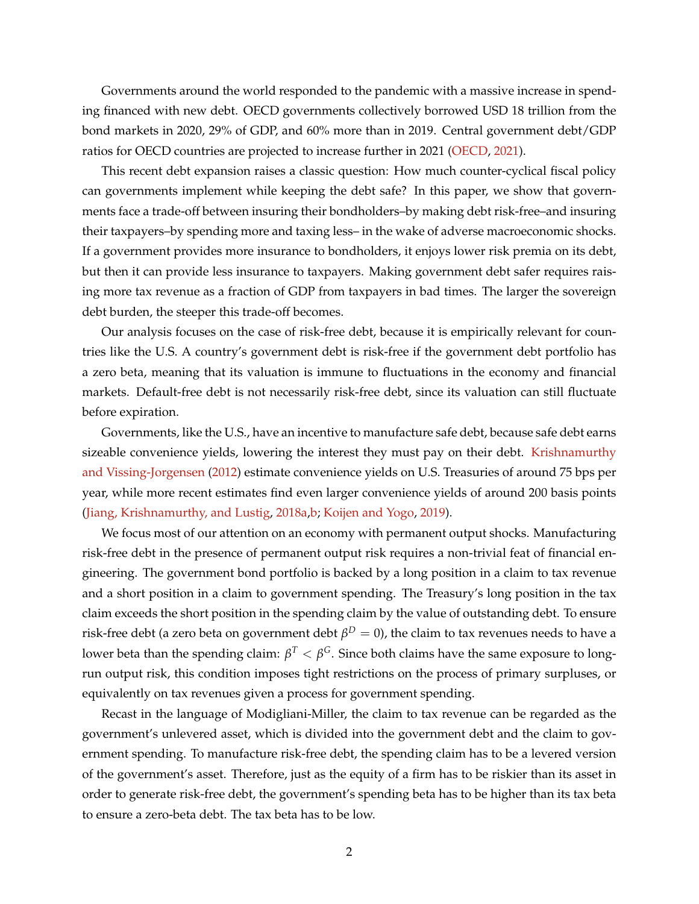Governments around the world responded to the pandemic with a massive increase in spending financed with new debt. OECD governments collectively borrowed USD 18 trillion from the bond markets in 2020, 29% of GDP, and 60% more than in 2019. Central government debt/GDP ratios for OECD countries are projected to increase further in 2021 (OECD, 2021).

This recent debt expansion raises a classic question: How much counter-cyclical fiscal policy can governments implement while keeping the debt safe? In this paper, we show that governments face a trade-off between insuring their bondholders–by making debt risk-free–and insuring their taxpayers–by spending more and taxing less– in the wake of adverse macroeconomic shocks. If a government provides more insurance to bondholders, it enjoys lower risk premia on its debt, but then it can provide less insurance to taxpayers. Making government debt safer requires raising more tax revenue as a fraction of GDP from taxpayers in bad times. The larger the sovereign debt burden, the steeper this trade-off becomes.

Our analysis focuses on the case of risk-free debt, because it is empirically relevant for countries like the U.S. A country's government debt is risk-free if the government debt portfolio has a zero beta, meaning that its valuation is immune to fluctuations in the economy and financial markets. Default-free debt is not necessarily risk-free debt, since its valuation can still fluctuate before expiration.

Governments, like the U.S., have an incentive to manufacture safe debt, because safe debt earns sizeable convenience yields, lowering the interest they must pay on their debt. Krishnamurthy and Vissing-Jorgensen (2012) estimate convenience yields on U.S. Treasuries of around 75 bps per year, while more recent estimates find even larger convenience yields of around 200 basis points (Jiang, Krishnamurthy, and Lustig, 2018a,b; Koijen and Yogo, 2019).

We focus most of our attention on an economy with permanent output shocks. Manufacturing risk-free debt in the presence of permanent output risk requires a non-trivial feat of financial engineering. The government bond portfolio is backed by a long position in a claim to tax revenue and a short position in a claim to government spending. The Treasury's long position in the tax claim exceeds the short position in the spending claim by the value of outstanding debt. To ensure risk-free debt (a zero beta on government debt $\beta^D = 0$), the claim to tax revenues needs to have a lower beta than the spending claim: $\beta^T < \beta^G$. Since both claims have the same exposure to long-run output risk, this condition imposes tight restrictions on the process of primary surpluses, or equivalently on tax revenues given a process for government spending.

Recast in the language of Modigliani-Miller, the claim to tax revenue can be regarded as the government's unlevered asset, which is divided into the government debt and the claim to government spending. To manufacture risk-free debt, the spending claim has to be a levered version of the government's asset. Therefore, just as the equity of a firm has to be riskier than its asset in order to generate risk-free debt, the government's spending beta has to be higher than its tax beta to ensure a zero-beta debt. The tax beta has to be low.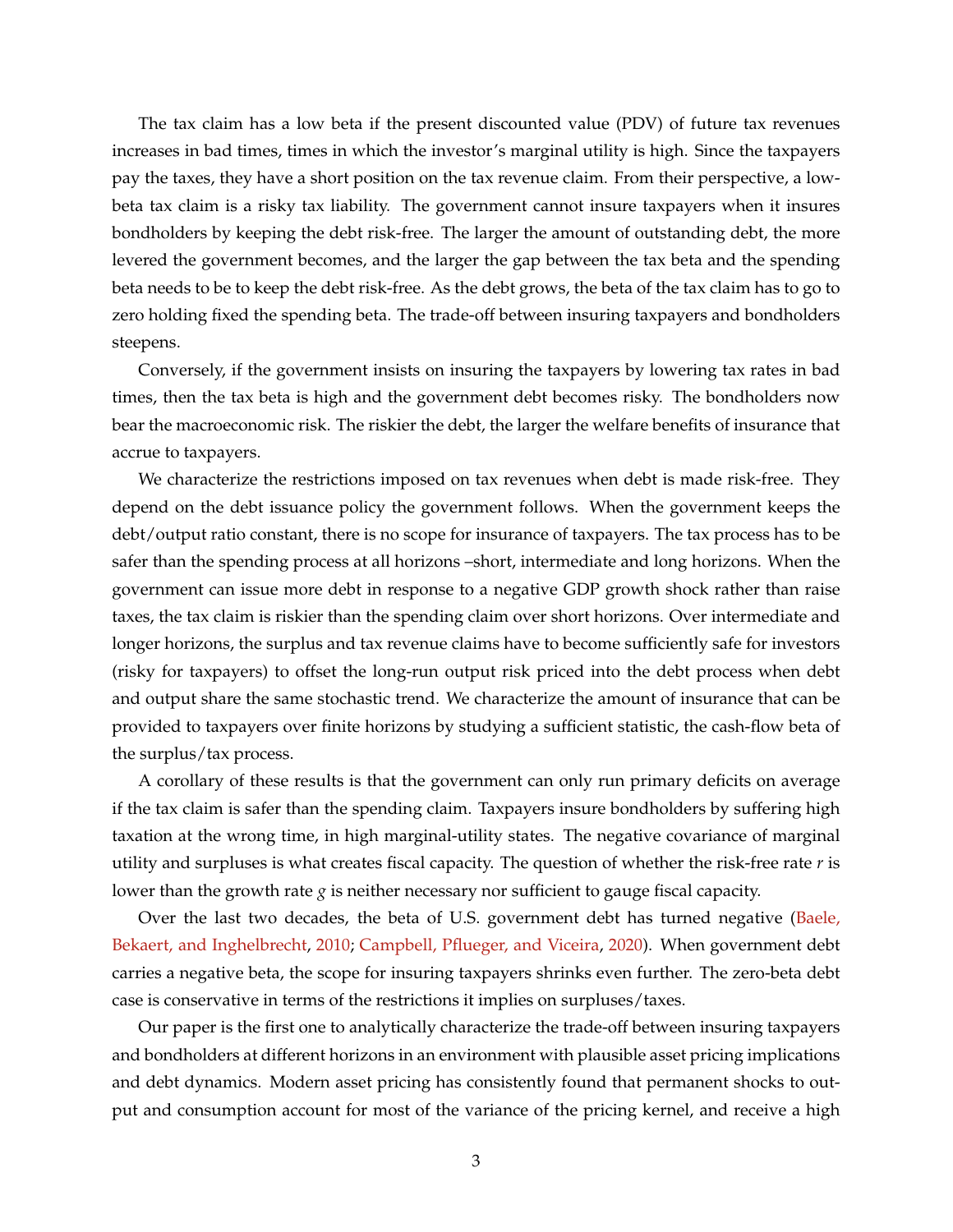The tax claim has a low beta if the present discounted value (PDV) of future tax revenues increases in bad times, times in which the investor's marginal utility is high. Since the taxpayers pay the taxes, they have a short position on the tax revenue claim. From their perspective, a low-beta tax claim is a risky tax liability. The government cannot insure taxpayers when it insures bondholders by keeping the debt risk-free. The larger the amount of outstanding debt, the more levered the government becomes, and the larger the gap between the tax beta and the spending beta needs to be to keep the debt risk-free. As the debt grows, the beta of the tax claim has to go to zero holding fixed the spending beta. The trade-off between insuring taxpayers and bondholders steepens.

Conversely, if the government insists on insuring the taxpayers by lowering tax rates in bad times, then the tax beta is high and the government debt becomes risky. The bondholders now bear the macroeconomic risk. The riskier the debt, the larger the welfare benefits of insurance that accrue to taxpayers.

We characterize the restrictions imposed on tax revenues when debt is made risk-free. They depend on the debt issuance policy the government follows. When the government keeps the debt/output ratio constant, there is no scope for insurance of taxpayers. The tax process has to be safer than the spending process at all horizons –short, intermediate and long horizons. When the government can issue more debt in response to a negative GDP growth shock rather than raise taxes, the tax claim is riskier than the spending claim over short horizons. Over intermediate and longer horizons, the surplus and tax revenue claims have to become sufficiently safe for investors (risky for taxpayers) to offset the long-run output risk priced into the debt process when debt and output share the same stochastic trend. We characterize the amount of insurance that can be provided to taxpayers over finite horizons by studying a sufficient statistic, the cash-flow beta of the surplus/tax process.

A corollary of these results is that the government can only run primary deficits on average if the tax claim is safer than the spending claim. Taxpayers insure bondholders by suffering high taxation at the wrong time, in high marginal-utility states. The negative covariance of marginal utility and surpluses is what creates fiscal capacity. The question of whether the risk-free rate $r$ is lower than the growth rate $g$ is neither necessary nor sufficient to gauge fiscal capacity.

Over the last two decades, the beta of U.S. government debt has turned negative (Baele, Bekaert, and Inghelbrecht, 2010; Campbell, Pflueger, and Viceira, 2020). When government debt carries a negative beta, the scope for insuring taxpayers shrinks even further. The zero-beta debt case is conservative in terms of the restrictions it implies on surpluses/taxes.

Our paper is the first one to analytically characterize the trade-off between insuring taxpayers and bondholders at different horizons in an environment with plausible asset pricing implications and debt dynamics. Modern asset pricing has consistently found that permanent shocks to output and consumption account for most of the variance of the pricing kernel, and receive a high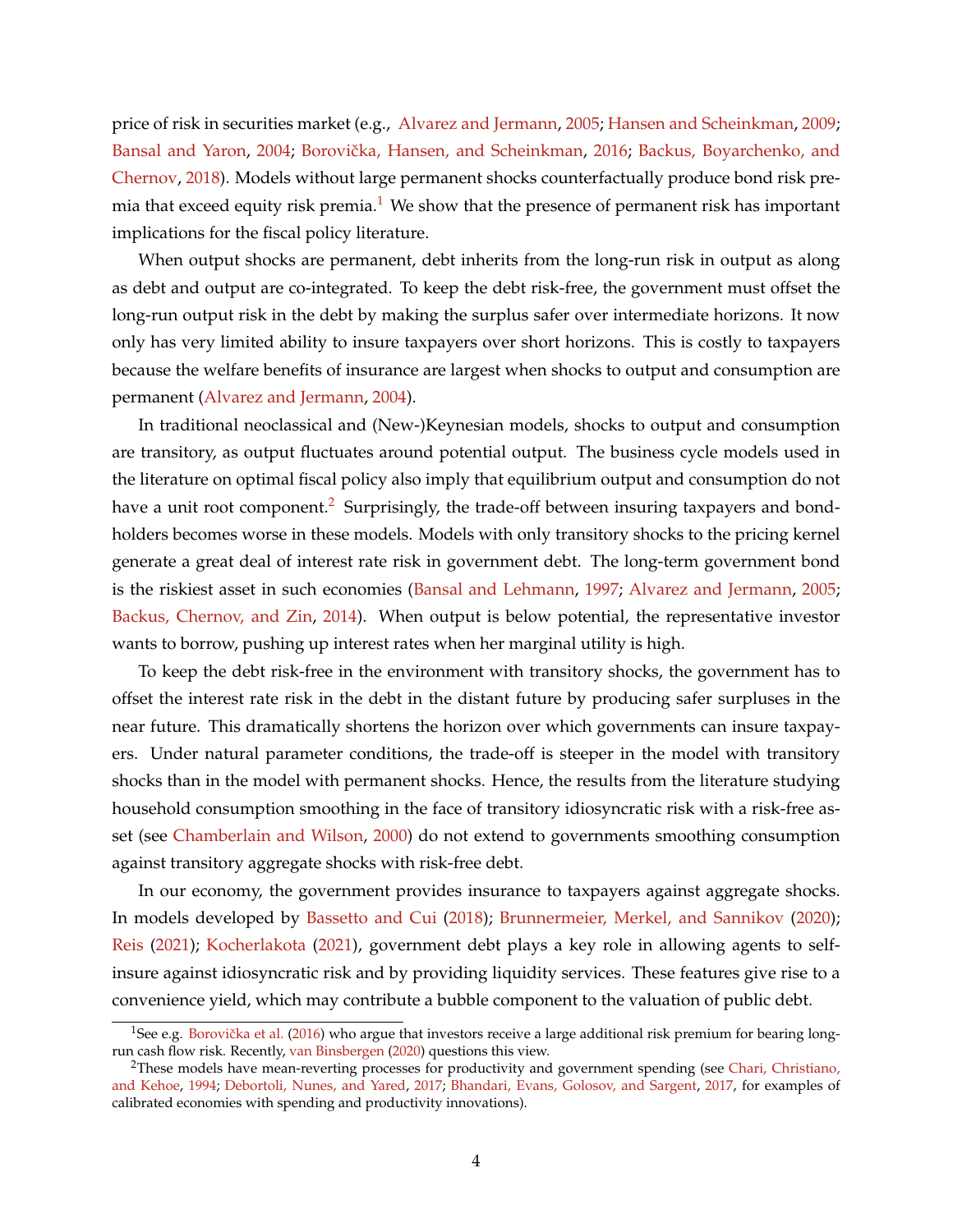price of risk in securities market (e.g., Alvarez and Jermann, 2005; Hansen and Scheinkman, 2009; Bansal and Yaron, 2004; Borovička, Hansen, and Scheinkman, 2016; Backus, Boyarchenko, and Chernov, 2018). Models without large permanent shocks counterfactually produce bond risk premia that exceed equity risk premia.[1] We show that the presence of permanent risk has important implications for the fiscal policy literature.

When output shocks are permanent, debt inherits from the long-run risk in output as along as debt and output are co-integrated. To keep the debt risk-free, the government must offset the long-run output risk in the debt by making the surplus safer over intermediate horizons. It now only has very limited ability to insure taxpayers over short horizons. This is costly to taxpayers because the welfare benefits of insurance are largest when shocks to output and consumption are permanent (Alvarez and Jermann, 2004).

In traditional neoclassical and (New-)Keynesian models, shocks to output and consumption are transitory, as output fluctuates around potential output. The business cycle models used in the literature on optimal fiscal policy also imply that equilibrium output and consumption do not have a unit root component.[2] Surprisingly, the trade-off between insuring taxpayers and bondholders becomes worse in these models. Models with only transitory shocks to the pricing kernel generate a great deal of interest rate risk in government debt. The long-term government bond is the riskiest asset in such economies (Bansal and Lehmann, 1997; Alvarez and Jermann, 2005; Backus, Chernov, and Zin, 2014). When output is below potential, the representative investor wants to borrow, pushing up interest rates when her marginal utility is high.

To keep the debt risk-free in the environment with transitory shocks, the government has to offset the interest rate risk in the debt in the distant future by producing safer surpluses in the near future. This dramatically shortens the horizon over which governments can insure taxpayers. Under natural parameter conditions, the trade-off is steeper in the model with transitory shocks than in the model with permanent shocks. Hence, the results from the literature studying household consumption smoothing in the face of transitory idiosyncratic risk with a risk-free asset (see Chamberlain and Wilson, 2000) do not extend to governments smoothing consumption against transitory aggregate shocks with risk-free debt.

In our economy, the government provides insurance to taxpayers against aggregate shocks. In models developed by Bassetto and Cui (2018); Brunnermeier, Merkel, and Sannikov (2020); Reis (2021); Kocherlakota (2021), government debt plays a key role in allowing agents to self-insure against idiosyncratic risk and by providing liquidity services. These features give rise to a convenience yield, which may contribute a bubble component to the valuation of public debt.

[1] See e.g. Borovička et al. (2016) who argue that investors receive a large additional risk premium for bearing long-run cash flow risk. Recently, van Binsbergen (2020) questions this view.

[2] These models have mean-reverting processes for productivity and government spending (see Chari, Christiano, and Kehoe, 1994; Debortoli, Nunes, and Yared, 2017; Bhandari, Evans, Golosov, and Sargent, 2017, for examples of calibrated economies with spending and productivity innovations).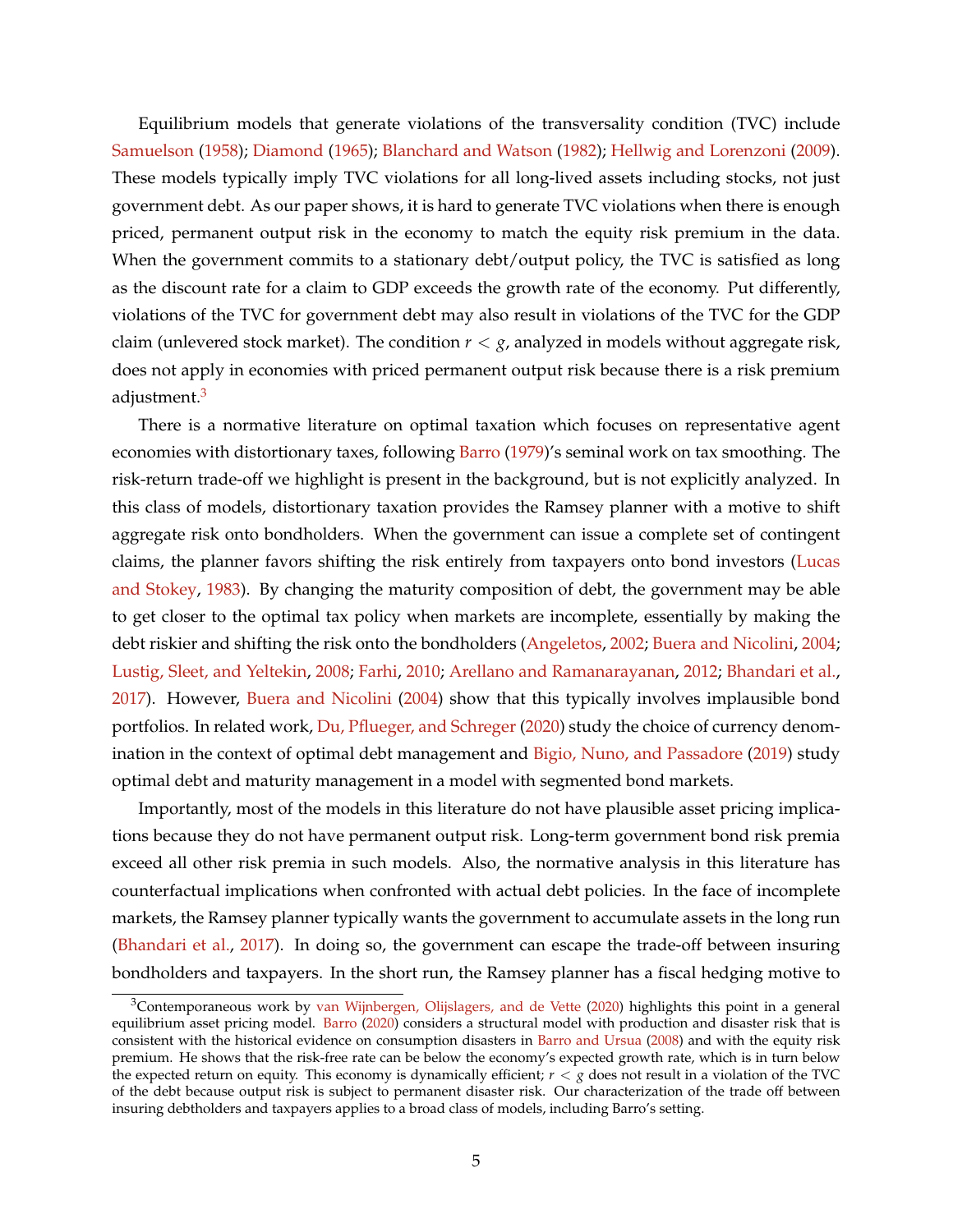Equilibrium models that generate violations of the transversality condition (TVC) include Samuelson (1958); Diamond (1965); Blanchard and Watson (1982); Hellwig and Lorenzoni (2009). These models typically imply TVC violations for all long-lived assets including stocks, not just government debt. As our paper shows, it is hard to generate TVC violations when there is enough priced, permanent output risk in the economy to match the equity risk premium in the data. When the government commits to a stationary debt/output policy, the TVC is satisfied as long as the discount rate for a claim to GDP exceeds the growth rate of the economy. Put differently, violations of the TVC for government debt may also result in violations of the TVC for the GDP claim (unlevered stock market). The condition $r < g$, analyzed in models without aggregate risk, does not apply in economies with priced permanent output risk because there is a risk premium adjustment.[3]

There is a normative literature on optimal taxation which focuses on representative agent economies with distortionary taxes, following Barro (1979)'s seminal work on tax smoothing. The risk-return trade-off we highlight is present in the background, but is not explicitly analyzed. In this class of models, distortionary taxation provides the Ramsey planner with a motive to shift aggregate risk onto bondholders. When the government can issue a complete set of contingent claims, the planner favors shifting the risk entirely from taxpayers onto bond investors (Lucas and Stokey, 1983). By changing the maturity composition of debt, the government may be able to get closer to the optimal tax policy when markets are incomplete, essentially by making the debt riskier and shifting the risk onto the bondholders (Angeletos, 2002; Buera and Nicolini, 2004; Lustig, Sleet, and Yeltekin, 2008; Farhi, 2010; Arellano and Ramanarayanan, 2012; Bhandari et al., 2017). However, Buera and Nicolini (2004) show that this typically involves implausible bond portfolios. In related work, Du, Pflueger, and Schreger (2020) study the choice of currency denomination in the context of optimal debt management and Bigio, Nuno, and Passadore (2019) study optimal debt and maturity management in a model with segmented bond markets.

Importantly, most of the models in this literature do not have plausible asset pricing implications because they do not have permanent output risk. Long-term government bond risk premia exceed all other risk premia in such models. Also, the normative analysis in this literature has counterfactual implications when confronted with actual debt policies. In the face of incomplete markets, the Ramsey planner typically wants the government to accumulate assets in the long run (Bhandari et al., 2017). In doing so, the government can escape the trade-off between insuring bondholders and taxpayers. In the short run, the Ramsey planner has a fiscal hedging motive to

[3] Contemporaneous work by van Wijnbergen, Olijslagers, and de Vette (2020) highlights this point in a general equilibrium asset pricing model. Barro (2020) considers a structural model with production and disaster risk that is consistent with the historical evidence on consumption disasters in Barro and Ursua (2008) and with the equity risk premium. He shows that the risk-free rate can be below the economy's expected growth rate, which is in turn below the expected return on equity. This economy is dynamically efficient; $r < g$ does not result in a violation of the TVC of the debt because output risk is subject to permanent disaster risk. Our characterization of the trade off between insuring debtholders and taxpayers applies to a broad class of models, including Barro's setting.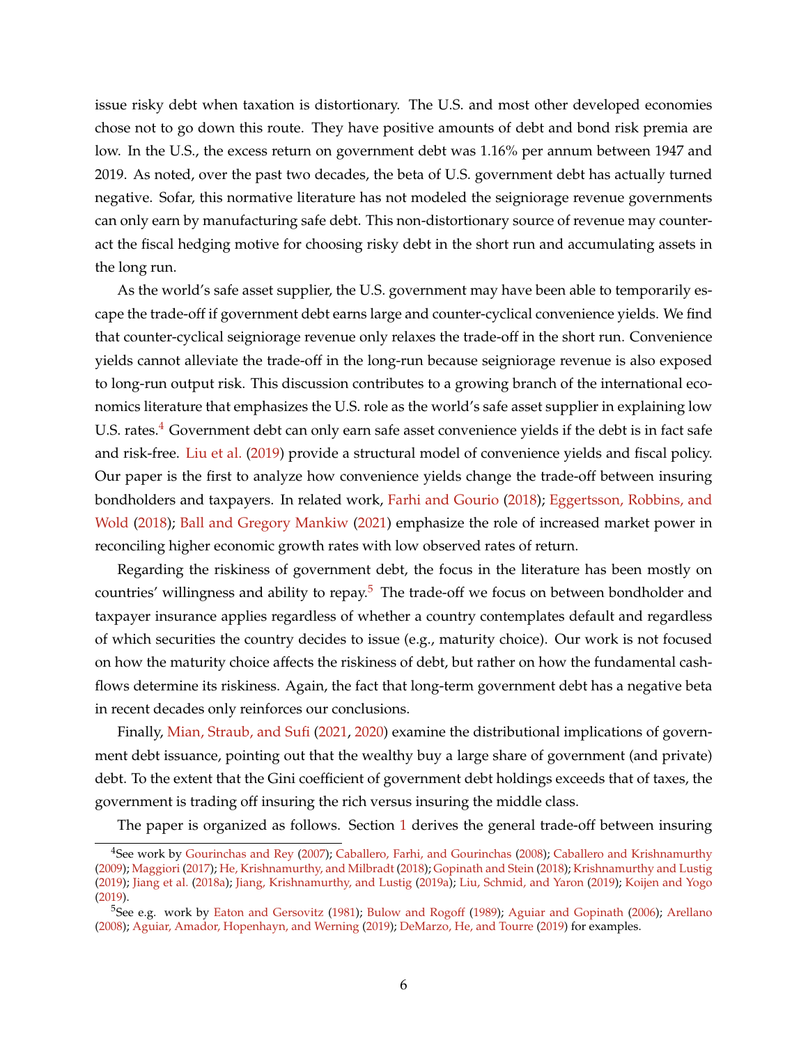issue risky debt when taxation is distortionary. The U.S. and most other developed economies chose not to go down this route. They have positive amounts of debt and bond risk premia are low. In the U.S., the excess return on government debt was 1.16% per annum between 1947 and 2019. As noted, over the past two decades, the beta of U.S. government debt has actually turned negative. Sofar, this normative literature has not modeled the seigniorage revenue governments can only earn by manufacturing safe debt. This non-distortionary source of revenue may counteract the fiscal hedging motive for choosing risky debt in the short run and accumulating assets in the long run.

As the world's safe asset supplier, the U.S. government may have been able to temporarily escape the trade-off if government debt earns large and counter-cyclical convenience yields. We find that counter-cyclical seigniorage revenue only relaxes the trade-off in the short run. Convenience yields cannot alleviate the trade-off in the long-run because seigniorage revenue is also exposed to long-run output risk. This discussion contributes to a growing branch of the international economics literature that emphasizes the U.S. role as the world's safe asset supplier in explaining low U.S. rates.[4] Government debt can only earn safe asset convenience yields if the debt is in fact safe and risk-free. Liu et al. (2019) provide a structural model of convenience yields and fiscal policy. Our paper is the first to analyze how convenience yields change the trade-off between insuring bondholders and taxpayers. In related work, Farhi and Gourio (2018); Eggertsson, Robbins, and Wold (2018); Ball and Gregory Mankiw (2021) emphasize the role of increased market power in reconciling higher economic growth rates with low observed rates of return.

Regarding the riskiness of government debt, the focus in the literature has been mostly on countries' willingness and ability to repay.[5] The trade-off we focus on between bondholder and taxpayer insurance applies regardless of whether a country contemplates default and regardless of which securities the country decides to issue (e.g., maturity choice). Our work is not focused on how the maturity choice affects the riskiness of debt, but rather on how the fundamental cashflows determine its riskiness. Again, the fact that long-term government debt has a negative beta in recent decades only reinforces our conclusions.

Finally, Mian, Straub, and Sufi (2021, 2020) examine the distributional implications of government debt issuance, pointing out that the wealthy buy a large share of government (and private) debt. To the extent that the Gini coefficient of government debt holdings exceeds that of taxes, the government is trading off insuring the rich versus insuring the middle class.

The paper is organized as follows. Section 1 derives the general trade-off between insuring

[4] See work by Gourinchas and Rey (2007); Caballero, Farhi, and Gourinchas (2008); Caballero and Krishnamurthy (2009); Maggiori (2017); He, Krishnamurthy, and Milbradt (2018); Gopinath and Stein (2018); Krishnamurthy and Lustig (2019); Jiang et al. (2018a); Jiang, Krishnamurthy, and Lustig (2019a); Liu, Schmid, and Yaron (2019); Koijen and Yogo (2019).

[5] See e.g. work by Eaton and Gersovitz (1981); Bulow and Rogoff (1989); Aguiar and Gopinath (2006); Arellano (2008); Aguiar, Amador, Hopenhayn, and Werning (2019); DeMarzo, He, and Tourre (2019) for examples.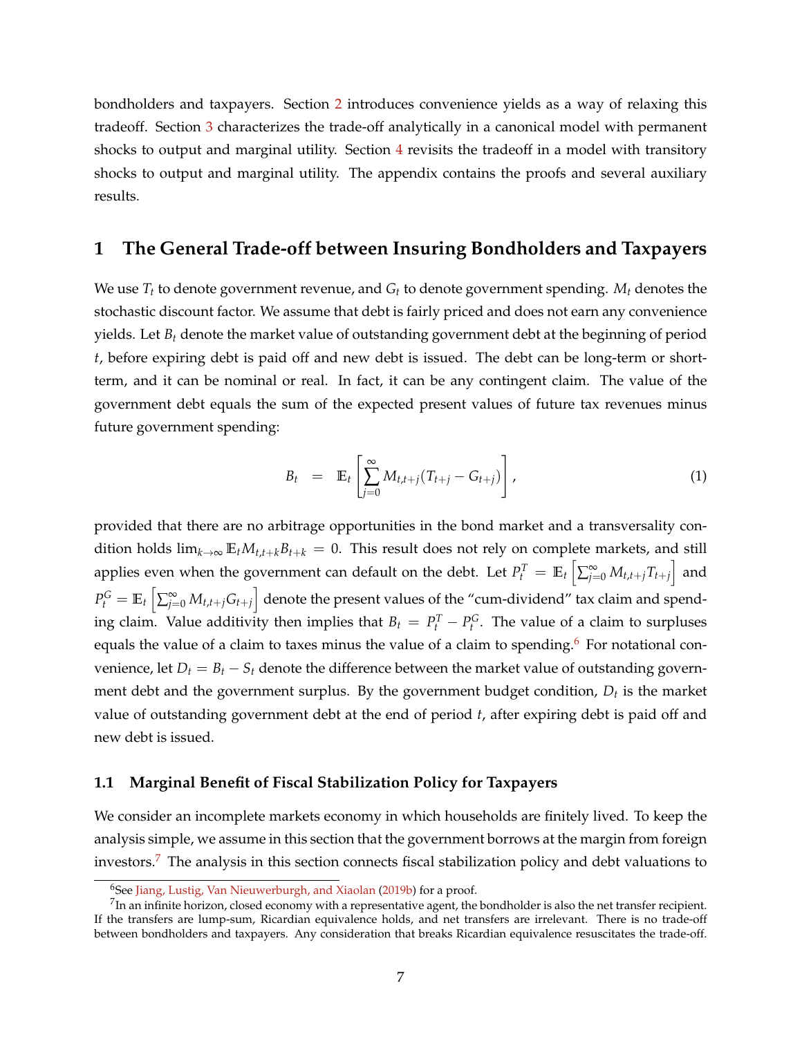bondholders and taxpayers. Section 2 introduces convenience yields as a way of relaxing this tradeoff. Section 3 characterizes the trade-off analytically in a canonical model with permanent shocks to output and marginal utility. Section 4 revisits the tradeoff in a model with transitory shocks to output and marginal utility. The appendix contains the proofs and several auxiliary results.

# 1 The General Trade-off between Insuring Bondholders and Taxpayers

We use $T_t$ to denote government revenue, and $G_t$ to denote government spending. $M_t$ denotes the stochastic discount factor. We assume that debt is fairly priced and does not earn any convenience yields. Let $B_t$ denote the market value of outstanding government debt at the beginning of period $t$, before expiring debt is paid off and new debt is issued. The debt can be long-term or short-term, and it can be nominal or real. In fact, it can be any contingent claim. The value of the government debt equals the sum of the expected present values of future tax revenues minus future government spending:

$$B_t \quad = \quad \mathbb{E}_t \left[ \sum_{j=0}^{\infty} M_{t,t+j}(T_{t+j} - G_{t+j}) \right], \tag{1}$$

provided that there are no arbitrage opportunities in the bond market and a transversality condition holds $\lim_{k\to\infty} \mathbb{E}_t M_{t,t+k} B_{t+k} = 0$. This result does not rely on complete markets, and still applies even when the government can default on the debt. Let $P_t^T = \mathbb{E}_t \left[ \sum_{j=0}^{\infty} M_{t,t+j} T_{t+j} \right]$ and $P_t^G = \mathbb{E}_t \left[ \sum_{j=0}^{\infty} M_{t,t+j} G_{t+j} \right]$ denote the present values of the "cum-dividend" tax claim and spending claim. Value additivity then implies that $B_t = P_t^T - P_t^G$. The value of a claim to surpluses equals the value of a claim to taxes minus the value of a claim to spending.[6] For notational convenience, let $D_t = B_t - S_t$ denote the difference between the market value of outstanding government debt and the government surplus. By the government budget condition, $D_t$ is the market value of outstanding government debt at the end of period $t$, after expiring debt is paid off and new debt is issued.

## 1.1 Marginal Benefit of Fiscal Stabilization Policy for Taxpayers

We consider an incomplete markets economy in which households are finitely lived. To keep the analysis simple, we assume in this section that the government borrows at the margin from foreign investors.[7] The analysis in this section connects fiscal stabilization policy and debt valuations to

[6] See Jiang, Lustig, Van Nieuwerburgh, and Xiaolan (2019b) for a proof.

[7] In an infinite horizon, closed economy with a representative agent, the bondholder is also the net transfer recipient. If the transfers are lump-sum, Ricardian equivalence holds, and net transfers are irrelevant. There is no trade-off between bondholders and taxpayers. Any consideration that breaks Ricardian equivalence resuscitates the trade-off.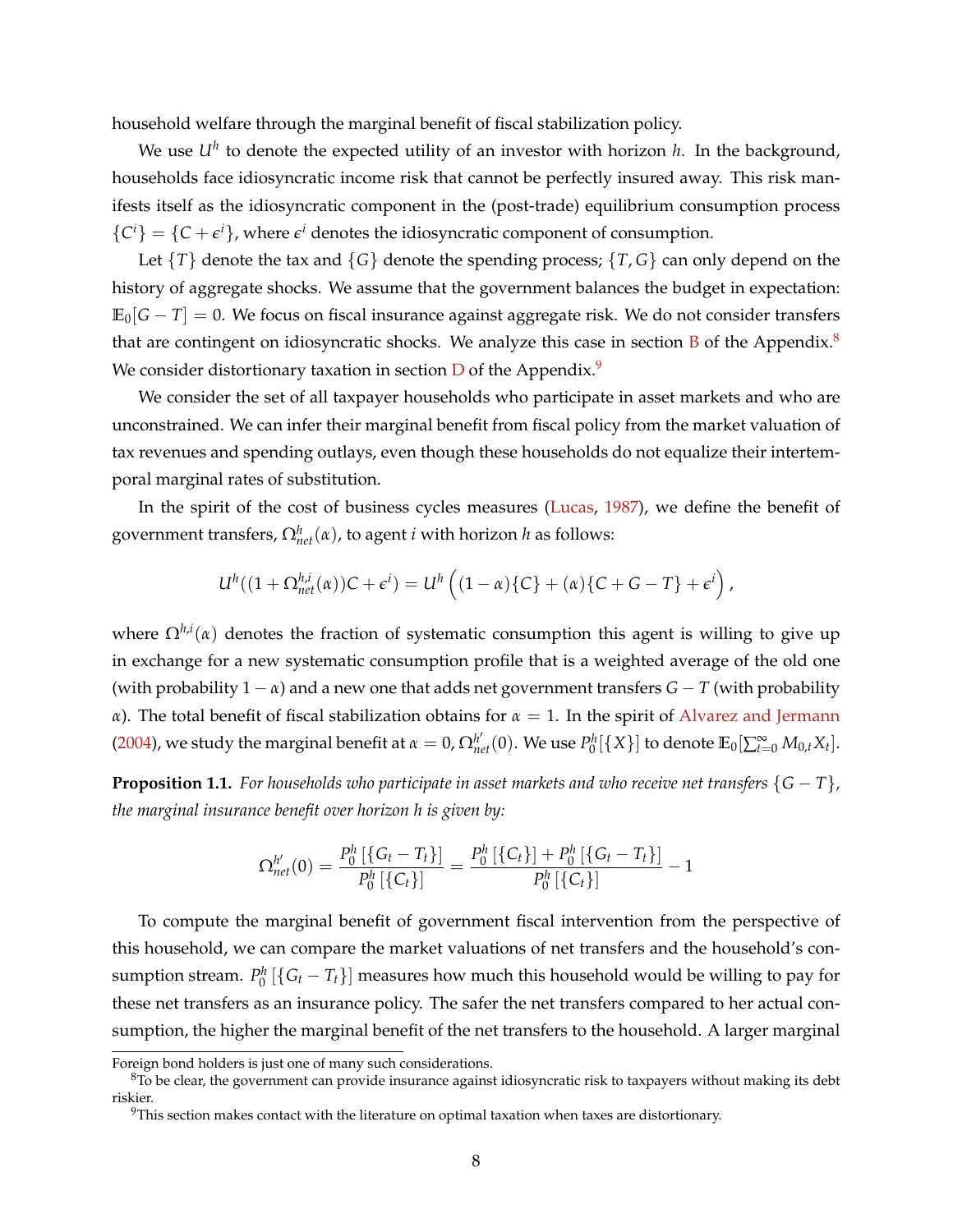household welfare through the marginal benefit of fiscal stabilization policy.

We use $U^h$ to denote the expected utility of an investor with horizon $h$. In the background, households face idiosyncratic income risk that cannot be perfectly insured away. This risk manifests itself as the idiosyncratic component in the (post-trade) equilibrium consumption process $\{C^i\} = \{C + \epsilon^i\}$, where $\epsilon^i$ denotes the idiosyncratic component of consumption.

Let $\{T\}$ denote the tax and $\{G\}$ denote the spending process; $\{T, G\}$ can only depend on the history of aggregate shocks. We assume that the government balances the budget in expectation: $\mathbb{E}_0[G - T] = 0$. We focus on fiscal insurance against aggregate risk. We do not consider transfers that are contingent on idiosyncratic shocks. We analyze this case in section B of the Appendix.[8] We consider distortionary taxation in section D of the Appendix.[9]

We consider the set of all taxpayer households who participate in asset markets and who are unconstrained. We can infer their marginal benefit from fiscal policy from the market valuation of tax revenues and spending outlays, even though these households do not equalize their intertemporal marginal rates of substitution.

In the spirit of the cost of business cycles measures (Lucas, 1987), we define the benefit of government transfers, $\Omega^h_{net}(\alpha)$, to agent $i$ with horizon $h$ as follows:

$$U^h((1 + \Omega^{h,i}_{net}(\alpha))C + \epsilon^i) = U^h\left((1-\alpha)\{C\} + (\alpha)\{C + G - T\} + \epsilon^i\right),$$

where $\Omega^{h,i}(\alpha)$ denotes the fraction of systematic consumption this agent is willing to give up in exchange for a new systematic consumption profile that is a weighted average of the old one (with probability $1-\alpha$) and a new one that adds net government transfers $G - T$ (with probability $\alpha$). The total benefit of fiscal stabilization obtains for $\alpha = 1$. In the spirit of Alvarez and Jermann (2004), we study the marginal benefit at $\alpha = 0$, $\Omega^{h'}_{net}(0)$. We use $P^h_0[\{X\}]$ to denote $\mathbb{E}_0[\sum_{t=0}^{\infty} M_{0,t} X_t]$.

**Proposition 1.1.** *For households who participate in asset markets and who receive net transfers $\{G - T\}$, the marginal insurance benefit over horizon h is given by:*

$$\Omega^{h'}_{net}(0) = \frac{P^h_0\left[\{G_t - T_t\}\right]}{P^h_0\left[\{C_t\}\right]} = \frac{P^h_0\left[\{C_t\}\right] + P^h_0\left[\{G_t - T_t\}\right]}{P^h_0\left[\{C_t\}\right]} - 1$$

To compute the marginal benefit of government fiscal intervention from the perspective of this household, we can compare the market valuations of net transfers and the household's consumption stream. $P^h_0\left[\{G_t - T_t\}\right]$ measures how much this household would be willing to pay for these net transfers as an insurance policy. The safer the net transfers compared to her actual consumption, the higher the marginal benefit of the net transfers to the household. A larger marginal

Foreign bond holders is just one of many such considerations.

[8] To be clear, the government can provide insurance against idiosyncratic risk to taxpayers without making its debt riskier.

[9] This section makes contact with the literature on optimal taxation when taxes are distortionary.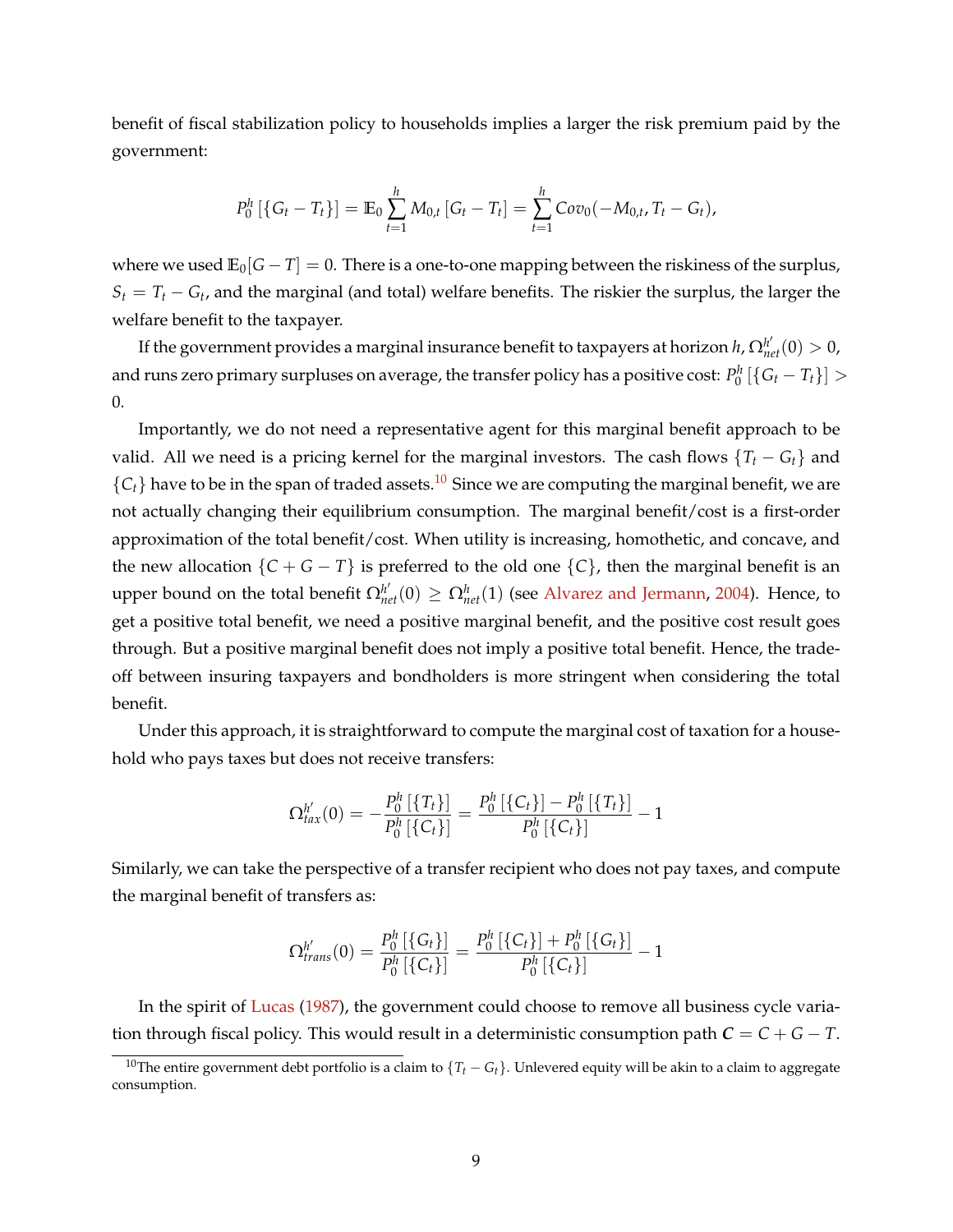benefit of fiscal stabilization policy to households implies a larger the risk premium paid by the government:

$$P_0^h\left[\{G_t - T_t\}\right] = \mathbb{E}_0 \sum_{t=1}^{h} M_{0,t}\left[G_t - T_t\right] = \sum_{t=1}^{h} Cov_0(-M_{0,t}, T_t - G_t),$$

where we used $\mathbb{E}_0[G - T] = 0$. There is a one-to-one mapping between the riskiness of the surplus, $S_t = T_t - G_t$, and the marginal (and total) welfare benefits. The riskier the surplus, the larger the welfare benefit to the taxpayer.

If the government provides a marginal insurance benefit to taxpayers at horizon $h$, $\Omega_{net}^{h'}(0) > 0$, and runs zero primary surpluses on average, the transfer policy has a positive cost: $P_0^h\left[\{G_t - T_t\}\right] > 0$.

Importantly, we do not need a representative agent for this marginal benefit approach to be valid. All we need is a pricing kernel for the marginal investors. The cash flows $\{T_t - G_t\}$ and $\{C_t\}$ have to be in the span of traded assets.[10] Since we are computing the marginal benefit, we are not actually changing their equilibrium consumption. The marginal benefit/cost is a first-order approximation of the total benefit/cost. When utility is increasing, homothetic, and concave, and the new allocation $\{C + G - T\}$ is preferred to the old one $\{C\}$, then the marginal benefit is an upper bound on the total benefit $\Omega_{net}^{h'}(0) \geq \Omega_{net}^{h}(1)$ (see Alvarez and Jermann, 2004). Hence, to get a positive total benefit, we need a positive marginal benefit, and the positive cost result goes through. But a positive marginal benefit does not imply a positive total benefit. Hence, the trade-off between insuring taxpayers and bondholders is more stringent when considering the total benefit.

Under this approach, it is straightforward to compute the marginal cost of taxation for a household who pays taxes but does not receive transfers:

$$\Omega_{tax}^{h'}(0) = -\frac{P_0^h\left[\{T_t\}\right]}{P_0^h\left[\{C_t\}\right]} = \frac{P_0^h\left[\{C_t\}\right] - P_0^h\left[\{T_t\}\right]}{P_0^h\left[\{C_t\}\right]} - 1$$

Similarly, we can take the perspective of a transfer recipient who does not pay taxes, and compute the marginal benefit of transfers as:

$$\Omega_{trans}^{h'}(0) = \frac{P_0^h\left[\{G_t\}\right]}{P_0^h\left[\{C_t\}\right]} = \frac{P_0^h\left[\{C_t\}\right] + P_0^h\left[\{G_t\}\right]}{P_0^h\left[\{C_t\}\right]} - 1$$

In the spirit of Lucas (1987), the government could choose to remove all business cycle variation through fiscal policy. This would result in a deterministic consumption path $\boldsymbol{C} = C + G - T$.

[10] The entire government debt portfolio is a claim to $\{T_t - G_t\}$. Unlevered equity will be akin to a claim to aggregate consumption.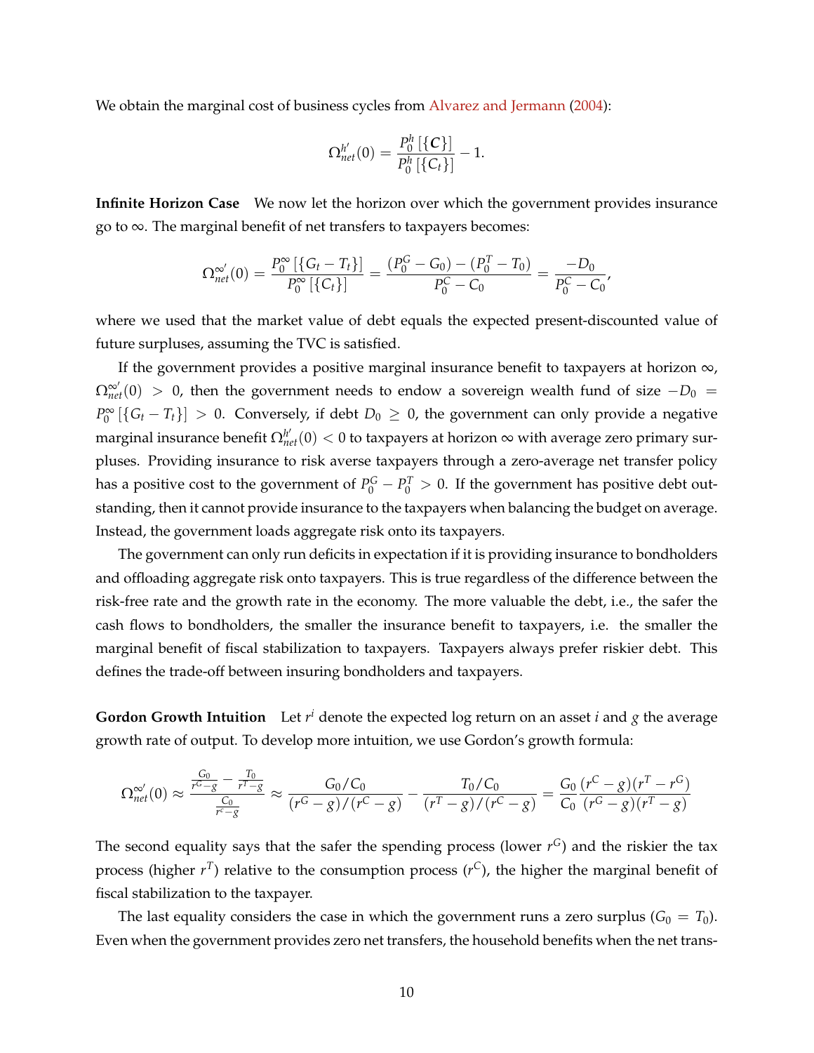We obtain the marginal cost of business cycles from Alvarez and Jermann (2004):

$$\Omega^{h'}_{net}(0) = \frac{P^h_0\left[\{\boldsymbol{C}\}\right]}{P^h_0\left[\{C_t\}\right]} - 1.$$

**Infinite Horizon Case** We now let the horizon over which the government provides insurance go to $\infty$. The marginal benefit of net transfers to taxpayers becomes:

$$\Omega^{\infty'}_{net}(0) = \frac{P^\infty_0\left[\{G_t - T_t\}\right]}{P^\infty_0\left[\{C_t\}\right]} = \frac{(P^G_0 - G_0) - (P^T_0 - T_0)}{P^C_0 - C_0} = \frac{-D_0}{P^C_0 - C_0},$$

where we used that the market value of debt equals the expected present-discounted value of future surpluses, assuming the TVC is satisfied.

If the government provides a positive marginal insurance benefit to taxpayers at horizon $\infty$, $\Omega^{\infty'}_{net}(0) > 0$, then the government needs to endow a sovereign wealth fund of size $-D_0 = P^\infty_0\left[\{G_t - T_t\}\right] > 0$. Conversely, if debt $D_0 \geq 0$, the government can only provide a negative marginal insurance benefit $\Omega^{h'}_{net}(0) < 0$ to taxpayers at horizon $\infty$ with average zero primary surpluses. Providing insurance to risk averse taxpayers through a zero-average net transfer policy has a positive cost to the government of $P^G_0 - P^T_0 > 0$. If the government has positive debt outstanding, then it cannot provide insurance to the taxpayers when balancing the budget on average. Instead, the government loads aggregate risk onto its taxpayers.

The government can only run deficits in expectation if it is providing insurance to bondholders and offloading aggregate risk onto taxpayers. This is true regardless of the difference between the risk-free rate and the growth rate in the economy. The more valuable the debt, i.e., the safer the cash flows to bondholders, the smaller the insurance benefit to taxpayers, i.e. the smaller the marginal benefit of fiscal stabilization to taxpayers. Taxpayers always prefer riskier debt. This defines the trade-off between insuring bondholders and taxpayers.

**Gordon Growth Intuition** Let $r^i$ denote the expected log return on an asset $i$ and $g$ the average growth rate of output. To develop more intuition, we use Gordon's growth formula:

$$\Omega^{\infty'}_{net}(0) \approx \frac{\frac{G_0}{r^G - g} - \frac{T_0}{r^T - g}}{\frac{C_0}{r^c - g}} \approx \frac{G_0/C_0}{(r^G - g)/(r^C - g)} - \frac{T_0/C_0}{(r^T - g)/(r^C - g)} = \frac{G_0}{C_0}\frac{(r^C - g)(r^T - r^G)}{(r^G - g)(r^T - g)}$$

The second equality says that the safer the spending process (lower $r^G$) and the riskier the tax process (higher $r^T$) relative to the consumption process ($r^C$), the higher the marginal benefit of fiscal stabilization to the taxpayer.

The last equality considers the case in which the government runs a zero surplus ($G_0 = T_0$). Even when the government provides zero net transfers, the household benefits when the net trans-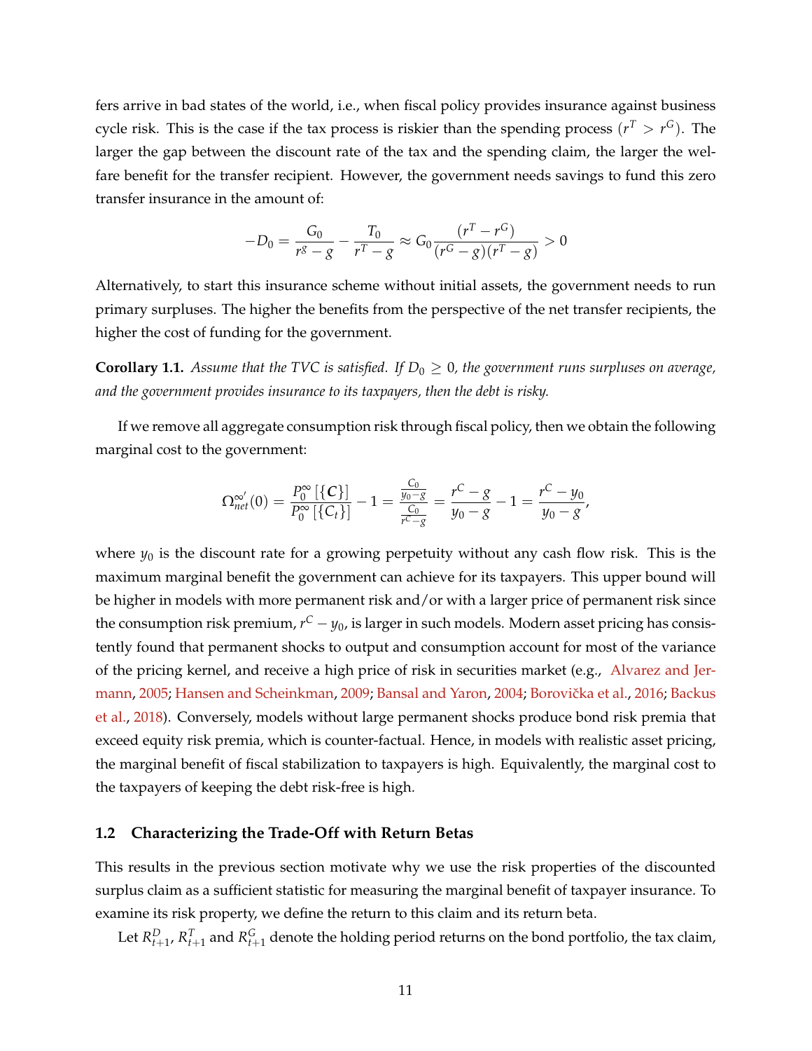fers arrive in bad states of the world, i.e., when fiscal policy provides insurance against business cycle risk. This is the case if the tax process is riskier than the spending process ($r^T > r^G$). The larger the gap between the discount rate of the tax and the spending claim, the larger the welfare benefit for the transfer recipient. However, the government needs savings to fund this zero transfer insurance in the amount of:

$$-D_0 = \frac{G_0}{r^g - g} - \frac{T_0}{r^T - g} \approx G_0 \frac{(r^T - r^G)}{(r^G - g)(r^T - g)} > 0$$

Alternatively, to start this insurance scheme without initial assets, the government needs to run primary surpluses. The higher the benefits from the perspective of the net transfer recipients, the higher the cost of funding for the government.

**Corollary 1.1.** *Assume that the TVC is satisfied. If $D_0 \geq 0$, the government runs surpluses on average, and the government provides insurance to its taxpayers, then the debt is risky.*

If we remove all aggregate consumption risk through fiscal policy, then we obtain the following marginal cost to the government:

$$\Omega^{\infty\prime}_{net}(0) = \frac{P_0^\infty\left[\{\boldsymbol{C}\}\right]}{P_0^\infty\left[\{C_t\}\right]} - 1 = \frac{\frac{C_0}{y_0 - g}}{\frac{C_0}{r^C - g}} = \frac{r^C - g}{y_0 - g} - 1 = \frac{r^C - y_0}{y_0 - g},$$

where $y_0$ is the discount rate for a growing perpetuity without any cash flow risk. This is the maximum marginal benefit the government can achieve for its taxpayers. This upper bound will be higher in models with more permanent risk and/or with a larger price of permanent risk since the consumption risk premium, $r^C - y_0$, is larger in such models. Modern asset pricing has consistently found that permanent shocks to output and consumption account for most of the variance of the pricing kernel, and receive a high price of risk in securities market (e.g., Alvarez and Jermann, 2005; Hansen and Scheinkman, 2009; Bansal and Yaron, 2004; Borovička et al., 2016; Backus et al., 2018). Conversely, models without large permanent shocks produce bond risk premia that exceed equity risk premia, which is counter-factual. Hence, in models with realistic asset pricing, the marginal benefit of fiscal stabilization to taxpayers is high. Equivalently, the marginal cost to the taxpayers of keeping the debt risk-free is high.

## 1.2 Characterizing the Trade-Off with Return Betas

This results in the previous section motivate why we use the risk properties of the discounted surplus claim as a sufficient statistic for measuring the marginal benefit of taxpayer insurance. To examine its risk property, we define the return to this claim and its return beta.

Let $R^D_{t+1}$, $R^T_{t+1}$ and $R^G_{t+1}$ denote the holding period returns on the bond portfolio, the tax claim,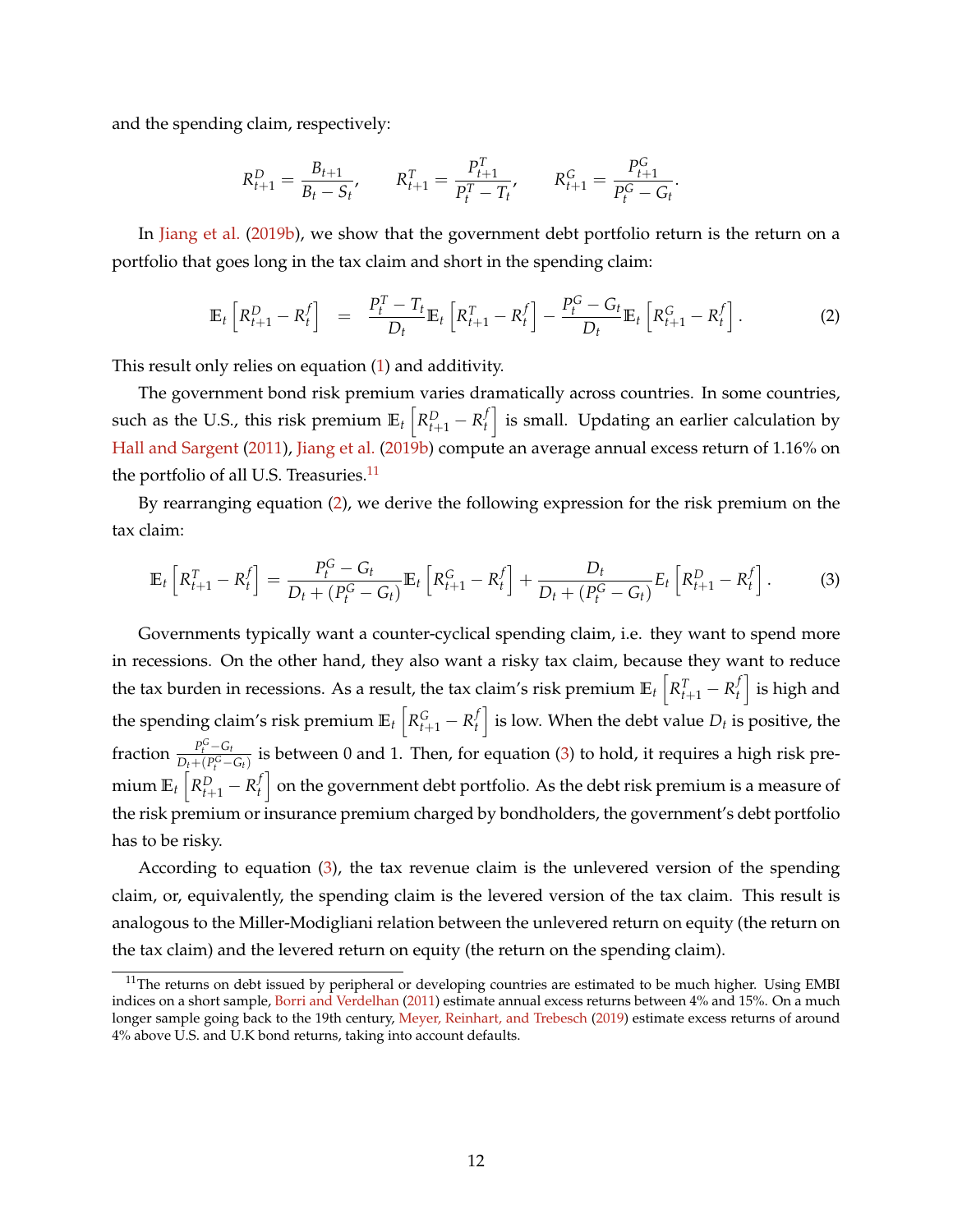and the spending claim, respectively:

$$R^D_{t+1} = \frac{B_{t+1}}{B_t - S_t}, \qquad R^T_{t+1} = \frac{P^T_{t+1}}{P^T_t - T_t}, \qquad R^G_{t+1} = \frac{P^G_{t+1}}{P^G_t - G_t}.$$

In Jiang et al. (2019b), we show that the government debt portfolio return is the return on a portfolio that goes long in the tax claim and short in the spending claim:

$$\mathbb{E}_t\left[R^D_{t+1} - R^f_t\right] \quad = \quad \frac{P^T_t - T_t}{D_t}\mathbb{E}_t\left[R^T_{t+1} - R^f_t\right] - \frac{P^G_t - G_t}{D_t}\mathbb{E}_t\left[R^G_{t+1} - R^f_t\right]. \tag{2}$$

This result only relies on equation (1) and additivity.

The government bond risk premium varies dramatically across countries. In some countries, such as the U.S., this risk premium $\mathbb{E}_t\left[R^D_{t+1} - R^f_t\right]$ is small. Updating an earlier calculation by Hall and Sargent (2011), Jiang et al. (2019b) compute an average annual excess return of 1.16% on the portfolio of all U.S. Treasuries.[11]

By rearranging equation (2), we derive the following expression for the risk premium on the tax claim:

$$\mathbb{E}_t\left[R^T_{t+1} - R^f_t\right] = \frac{P^G_t - G_t}{D_t + (P^G_t - G_t)}\mathbb{E}_t\left[R^G_{t+1} - R^f_t\right] + \frac{D_t}{D_t + (P^G_t - G_t)}E_t\left[R^D_{t+1} - R^f_t\right]. \tag{3}$$

Governments typically want a counter-cyclical spending claim, i.e. they want to spend more in recessions. On the other hand, they also want a risky tax claim, because they want to reduce the tax burden in recessions. As a result, the tax claim's risk premium $\mathbb{E}_t\left[R^T_{t+1} - R^f_t\right]$ is high and the spending claim's risk premium $\mathbb{E}_t\left[R^G_{t+1} - R^f_t\right]$ is low. When the debt value $D_t$ is positive, the fraction $\frac{P^G_t - G_t}{D_t + (P^G_t - G_t)}$ is between 0 and 1. Then, for equation (3) to hold, it requires a high risk premium $\mathbb{E}_t\left[R^D_{t+1} - R^f_t\right]$ on the government debt portfolio. As the debt risk premium is a measure of the risk premium or insurance premium charged by bondholders, the government's debt portfolio has to be risky.

According to equation (3), the tax revenue claim is the unlevered version of the spending claim, or, equivalently, the spending claim is the levered version of the tax claim. This result is analogous to the Miller-Modigliani relation between the unlevered return on equity (the return on the tax claim) and the levered return on equity (the return on the spending claim).

[11] The returns on debt issued by peripheral or developing countries are estimated to be much higher. Using EMBI indices on a short sample, Borri and Verdelhan (2011) estimate annual excess returns between 4% and 15%. On a much longer sample going back to the 19th century, Meyer, Reinhart, and Trebesch (2019) estimate excess returns of around 4% above U.S. and U.K bond returns, taking into account defaults.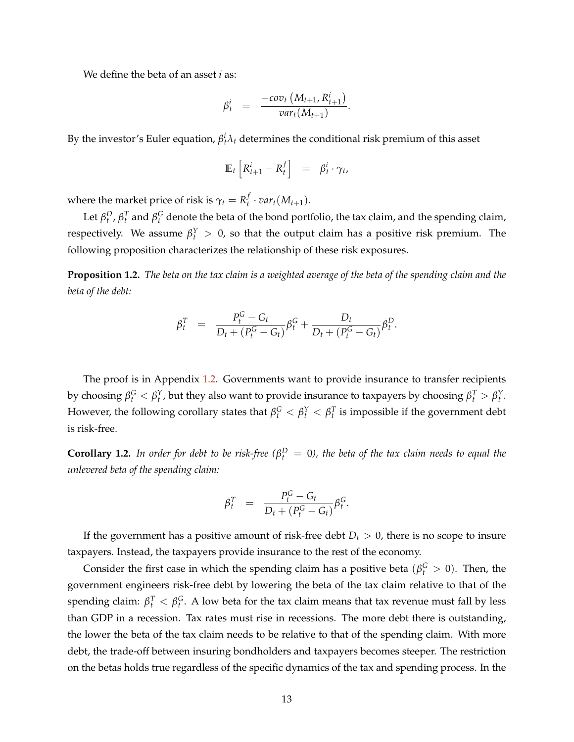We define the beta of an asset $i$ as:

$$\beta_t^i \quad = \quad \frac{-cov_t\left(M_{t+1}, R_{t+1}^i\right)}{var_t(M_{t+1})}.$$

By the investor's Euler equation, $\beta_t^i \lambda_t$ determines the conditional risk premium of this asset

$$\mathbb{E}_t\left[R_{t+1}^i - R_t^f\right] \quad = \quad \beta_t^i \cdot \gamma_t,$$

where the market price of risk is $\gamma_t = R_t^f \cdot var_t(M_{t+1})$.

Let $\beta_t^D$, $\beta_t^T$ and $\beta_t^G$ denote the beta of the bond portfolio, the tax claim, and the spending claim, respectively. We assume $\beta_t^Y > 0$, so that the output claim has a positive risk premium. The following proposition characterizes the relationship of these risk exposures.

**Proposition 1.2.** *The beta on the tax claim is a weighted average of the beta of the spending claim and the beta of the debt:*

$$\beta_t^T \quad = \quad \frac{P_t^G - G_t}{D_t + (P_t^G - G_t)}\beta_t^G + \frac{D_t}{D_t + (P_t^G - G_t)}\beta_t^D.$$

The proof is in Appendix 1.2. Governments want to provide insurance to transfer recipients by choosing $\beta_t^G < \beta_t^Y$, but they also want to provide insurance to taxpayers by choosing $\beta_t^T > \beta_t^Y$. However, the following corollary states that $\beta_t^G < \beta_t^Y < \beta_t^T$ is impossible if the government debt is risk-free.

**Corollary 1.2.** *In order for debt to be risk-free ($\beta_t^D = 0$), the beta of the tax claim needs to equal the unlevered beta of the spending claim:*

$$\beta_t^T \quad = \quad \frac{P_t^G - G_t}{D_t + (P_t^G - G_t)}\beta_t^G.$$

If the government has a positive amount of risk-free debt $D_t > 0$, there is no scope to insure taxpayers. Instead, the taxpayers provide insurance to the rest of the economy.

Consider the first case in which the spending claim has a positive beta ($\beta_t^G > 0$). Then, the government engineers risk-free debt by lowering the beta of the tax claim relative to that of the spending claim: $\beta_t^T < \beta_t^G$. A low beta for the tax claim means that tax revenue must fall by less than GDP in a recession. Tax rates must rise in recessions. The more debt there is outstanding, the lower the beta of the tax claim needs to be relative to that of the spending claim. With more debt, the trade-off between insuring bondholders and taxpayers becomes steeper. The restriction on the betas holds true regardless of the specific dynamics of the tax and spending process. In the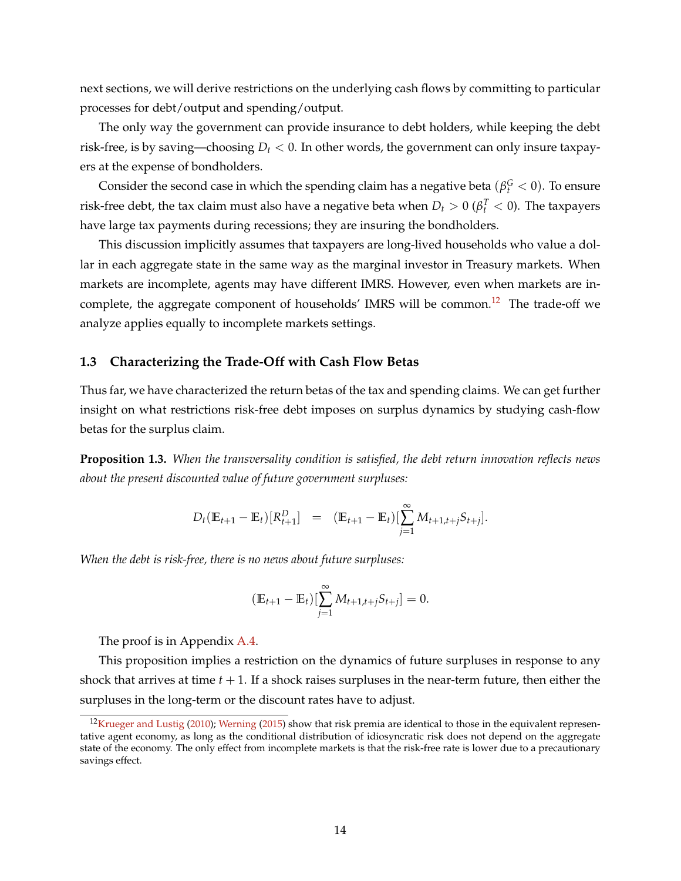next sections, we will derive restrictions on the underlying cash flows by committing to particular processes for debt/output and spending/output.

The only way the government can provide insurance to debt holders, while keeping the debt risk-free, is by saving—choosing $D_t < 0$. In other words, the government can only insure taxpayers at the expense of bondholders.

Consider the second case in which the spending claim has a negative beta ($\beta_t^G < 0$). To ensure risk-free debt, the tax claim must also have a negative beta when $D_t > 0$ ($\beta_t^T < 0$). The taxpayers have large tax payments during recessions; they are insuring the bondholders.

This discussion implicitly assumes that taxpayers are long-lived households who value a dollar in each aggregate state in the same way as the marginal investor in Treasury markets. When markets are incomplete, agents may have different IMRS. However, even when markets are incomplete, the aggregate component of households' IMRS will be common.[12] The trade-off we analyze applies equally to incomplete markets settings.

### 1.3 Characterizing the Trade-Off with Cash Flow Betas

Thus far, we have characterized the return betas of the tax and spending claims. We can get further insight on what restrictions risk-free debt imposes on surplus dynamics by studying cash-flow betas for the surplus claim.

**Proposition 1.3.** *When the transversality condition is satisfied, the debt return innovation reflects news about the present discounted value of future government surpluses:*

$$D_t(\mathbb{E}_{t+1} - \mathbb{E}_t)[R_{t+1}^D] \quad = \quad (\mathbb{E}_{t+1} - \mathbb{E}_t)[\sum_{j=1}^{\infty} M_{t+1,t+j} S_{t+j}].$$

*When the debt is risk-free, there is no news about future surpluses:*

$$(\mathbb{E}_{t+1} - \mathbb{E}_t)[\sum_{j=1}^{\infty} M_{t+1,t+j} S_{t+j}] = 0.$$

The proof is in Appendix A.4.

This proposition implies a restriction on the dynamics of future surpluses in response to any shock that arrives at time $t+1$. If a shock raises surpluses in the near-term future, then either the surpluses in the long-term or the discount rates have to adjust.

[12] Krueger and Lustig (2010); Werning (2015) show that risk premia are identical to those in the equivalent representative agent economy, as long as the conditional distribution of idiosyncratic risk does not depend on the aggregate state of the economy. The only effect from incomplete markets is that the risk-free rate is lower due to a precautionary savings effect.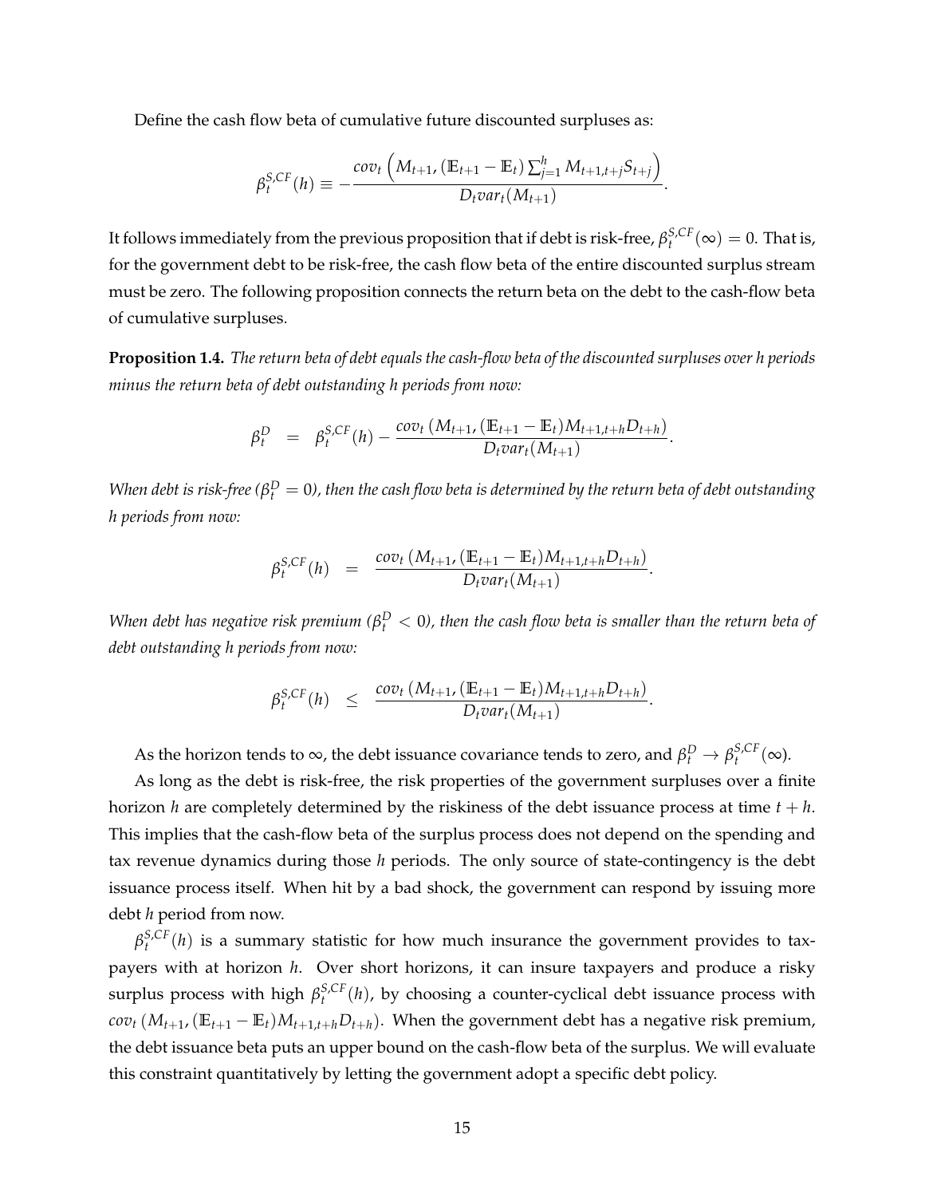Define the cash flow beta of cumulative future discounted surpluses as:

$$\beta_t^{S,CF}(h) \equiv -\frac{cov_t\left(M_{t+1}, (\mathbb{E}_{t+1} - \mathbb{E}_t) \sum_{j=1}^{h} M_{t+1,t+j} S_{t+j}\right)}{D_t var_t(M_{t+1})}.$$

It follows immediately from the previous proposition that if debt is risk-free, $\beta_t^{S,CF}(\infty) = 0$. That is, for the government debt to be risk-free, the cash flow beta of the entire discounted surplus stream must be zero. The following proposition connects the return beta on the debt to the cash-flow beta of cumulative surpluses.

**Proposition 1.4.** *The return beta of debt equals the cash-flow beta of the discounted surpluses over h periods minus the return beta of debt outstanding h periods from now:*

$$\beta_t^D \quad = \quad \beta_t^{S,CF}(h) - \frac{cov_t\left(M_{t+1}, (\mathbb{E}_{t+1} - \mathbb{E}_t) M_{t+1,t+h} D_{t+h}\right)}{D_t var_t(M_{t+1})}.$$

*When debt is risk-free ($\beta_t^D = 0$), then the cash flow beta is determined by the return beta of debt outstanding h periods from now:*

$$\beta_t^{S,CF}(h) \quad = \quad \frac{cov_t\left(M_{t+1}, (\mathbb{E}_{t+1} - \mathbb{E}_t) M_{t+1,t+h} D_{t+h}\right)}{D_t var_t(M_{t+1})}.$$

*When debt has negative risk premium ($\beta_t^D < 0$), then the cash flow beta is smaller than the return beta of debt outstanding h periods from now:*

$$\beta_t^{S,CF}(h) \quad \leq \quad \frac{cov_t\left(M_{t+1}, (\mathbb{E}_{t+1} - \mathbb{E}_t) M_{t+1,t+h} D_{t+h}\right)}{D_t var_t(M_{t+1})}.$$

As the horizon tends to $\infty$, the debt issuance covariance tends to zero, and $\beta_t^D \to \beta_t^{S,CF}(\infty)$.

As long as the debt is risk-free, the risk properties of the government surpluses over a finite horizon $h$ are completely determined by the riskiness of the debt issuance process at time $t + h$. This implies that the cash-flow beta of the surplus process does not depend on the spending and tax revenue dynamics during those $h$ periods. The only source of state-contingency is the debt issuance process itself. When hit by a bad shock, the government can respond by issuing more debt $h$ period from now.

$\beta_t^{S,CF}(h)$ is a summary statistic for how much insurance the government provides to taxpayers with at horizon $h$. Over short horizons, it can insure taxpayers and produce a risky surplus process with high $\beta_t^{S,CF}(h)$, by choosing a counter-cyclical debt issuance process with $cov_t\left(M_{t+1}, (\mathbb{E}_{t+1} - \mathbb{E}_t) M_{t+1,t+h} D_{t+h}\right)$. When the government debt has a negative risk premium, the debt issuance beta puts an upper bound on the cash-flow beta of the surplus. We will evaluate this constraint quantitatively by letting the government adopt a specific debt policy.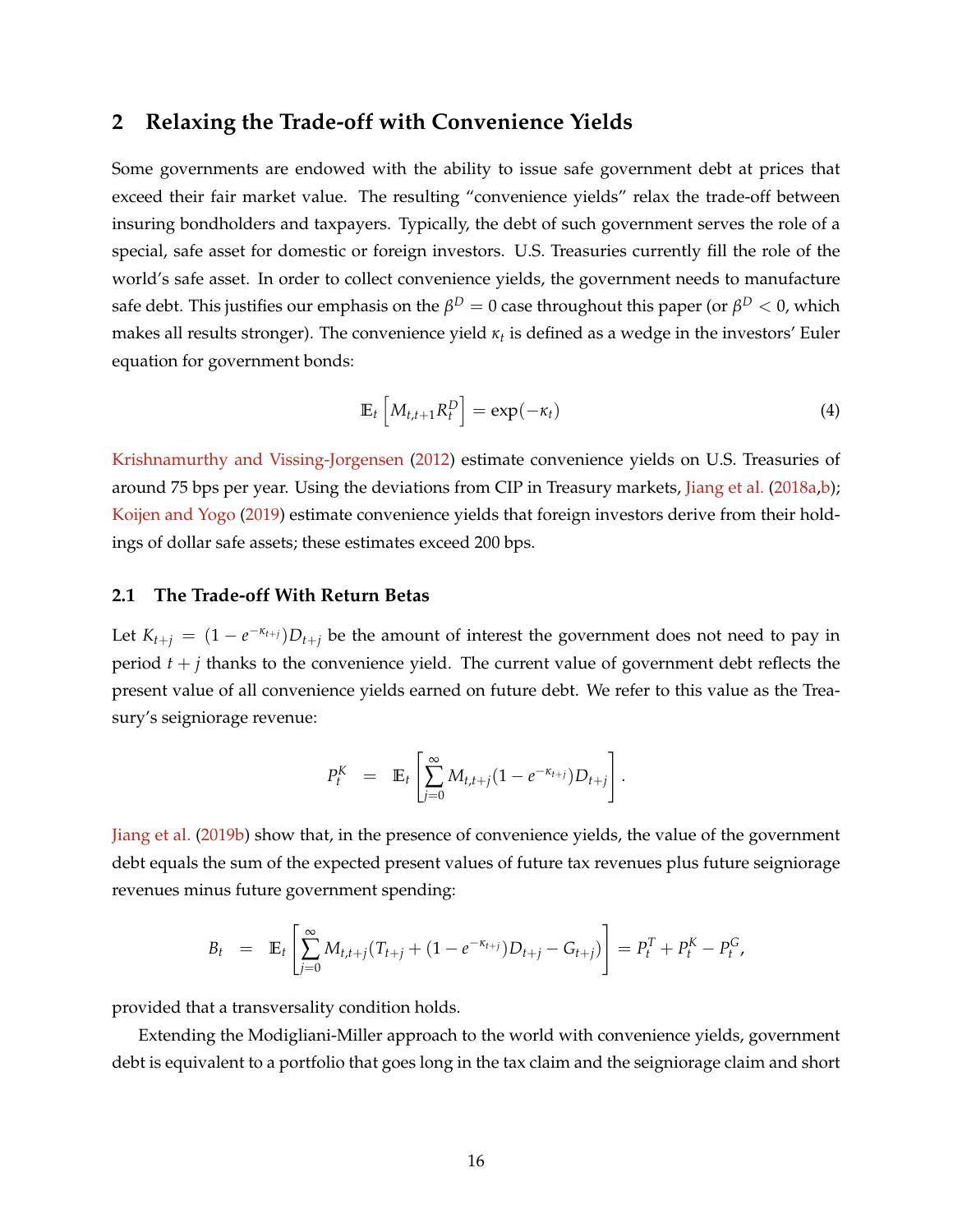## 2 Relaxing the Trade-off with Convenience Yields

Some governments are endowed with the ability to issue safe government debt at prices that exceed their fair market value. The resulting "convenience yields" relax the trade-off between insuring bondholders and taxpayers. Typically, the debt of such government serves the role of a special, safe asset for domestic or foreign investors. U.S. Treasuries currently fill the role of the world's safe asset. In order to collect convenience yields, the government needs to manufacture safe debt. This justifies our emphasis on the $\beta^D = 0$ case throughout this paper (or $\beta^D < 0$, which makes all results stronger). The convenience yield $\kappa_t$ is defined as a wedge in the investors' Euler equation for government bonds:

$$\mathbb{E}_t \left[ M_{t,t+1} R_t^D \right] = \exp(-\kappa_t) \tag{4}$$

Krishnamurthy and Vissing-Jorgensen (2012) estimate convenience yields on U.S. Treasuries of around 75 bps per year. Using the deviations from CIP in Treasury markets, Jiang et al. (2018a,b); Koijen and Yogo (2019) estimate convenience yields that foreign investors derive from their holdings of dollar safe assets; these estimates exceed 200 bps.

### 2.1 The Trade-off With Return Betas

Let $K_{t+j} = (1 - e^{-\kappa_{t+j}})D_{t+j}$ be the amount of interest the government does not need to pay in period $t + j$ thanks to the convenience yield. The current value of government debt reflects the present value of all convenience yields earned on future debt. We refer to this value as the Treasury's seigniorage revenue:

$$P_t^K = \mathbb{E}_t \left[ \sum_{j=0}^{\infty} M_{t,t+j}(1 - e^{-\kappa_{t+j}})D_{t+j} \right].$$

Jiang et al. (2019b) show that, in the presence of convenience yields, the value of the government debt equals the sum of the expected present values of future tax revenues plus future seigniorage revenues minus future government spending:

$$B_t = \mathbb{E}_t \left[ \sum_{j=0}^{\infty} M_{t,t+j}(T_{t+j} + (1 - e^{-\kappa_{t+j}})D_{t+j} - G_{t+j}) \right] = P_t^T + P_t^K - P_t^G,$$

provided that a transversality condition holds.

Extending the Modigliani-Miller approach to the world with convenience yields, government debt is equivalent to a portfolio that goes long in the tax claim and the seigniorage claim and short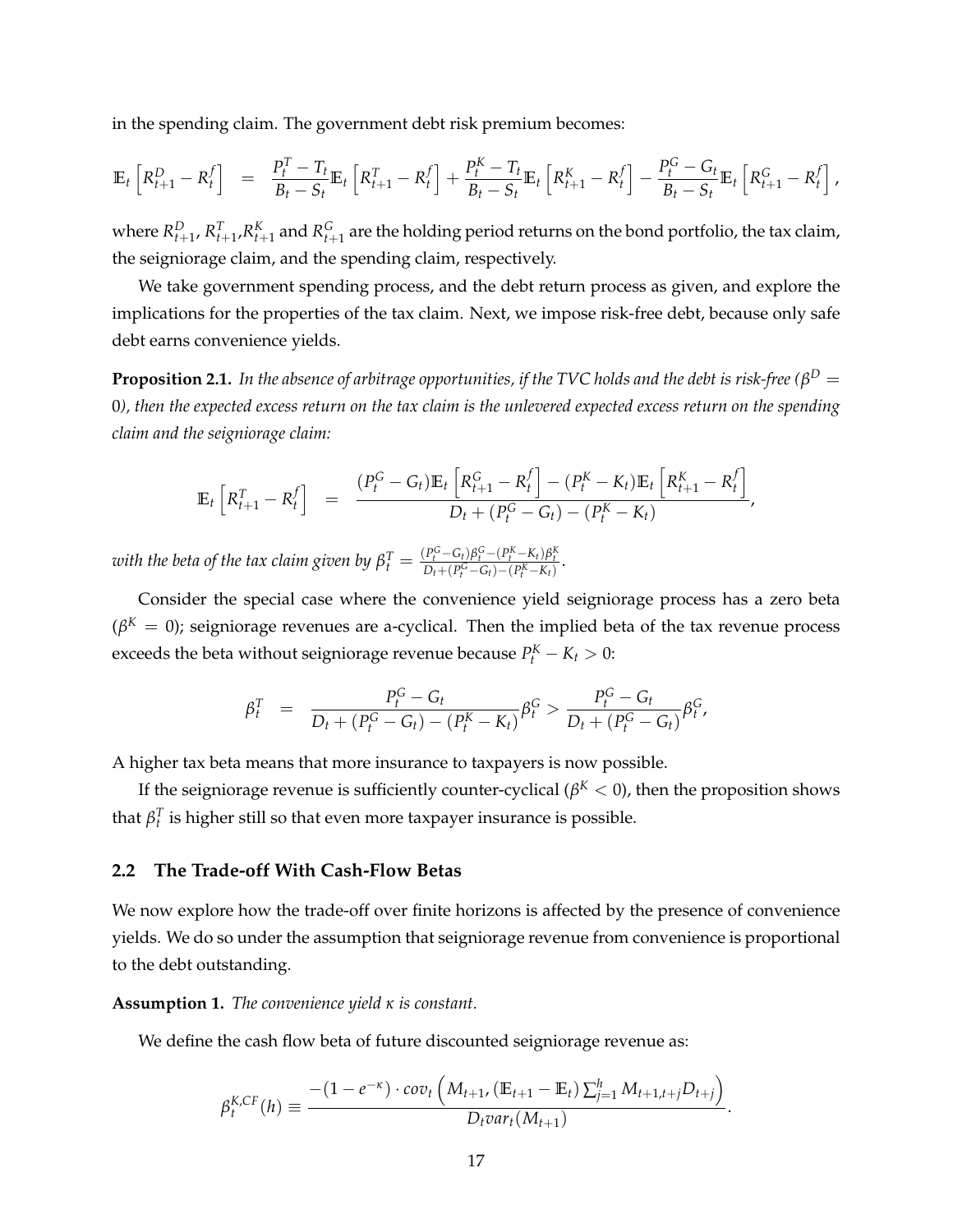in the spending claim. The government debt risk premium becomes:

$$\mathbb{E}_t\left[R^D_{t+1} - R^f_t\right] = \frac{P^T_t - T_t}{B_t - S_t}\mathbb{E}_t\left[R^T_{t+1} - R^f_t\right] + \frac{P^K_t - T_t}{B_t - S_t}\mathbb{E}_t\left[R^K_{t+1} - R^f_t\right] - \frac{P^G_t - G_t}{B_t - S_t}\mathbb{E}_t\left[R^G_{t+1} - R^f_t\right],$$

where $R^D_{t+1}$, $R^T_{t+1}$,$R^K_{t+1}$ and $R^G_{t+1}$ are the holding period returns on the bond portfolio, the tax claim, the seigniorage claim, and the spending claim, respectively.

We take government spending process, and the debt return process as given, and explore the implications for the properties of the tax claim. Next, we impose risk-free debt, because only safe debt earns convenience yields.

**Proposition 2.1.** *In the absence of arbitrage opportunities, if the TVC holds and the debt is risk-free ($\beta^D = 0$), then the expected excess return on the tax claim is the unlevered expected excess return on the spending claim and the seigniorage claim:*

$$\mathbb{E}_t\left[R^T_{t+1} - R^f_t\right] = \frac{(P^G_t - G_t)\mathbb{E}_t\left[R^G_{t+1} - R^f_t\right] - (P^K_t - K_t)\mathbb{E}_t\left[R^K_{t+1} - R^f_t\right]}{D_t + (P^G_t - G_t) - (P^K_t - K_t)},$$

*with the beta of the tax claim given by $\beta^T_t = \frac{(P^G_t - G_t)\beta^G_t - (P^K_t - K_t)\beta^K_t}{D_t + (P^G_t - G_t) - (P^K_t - K_t)}$.*

Consider the special case where the convenience yield seigniorage process has a zero beta ($\beta^K = 0$); seigniorage revenues are a-cyclical. Then the implied beta of the tax revenue process exceeds the beta without seigniorage revenue because $P^K_t - K_t > 0$:

$$\beta^T_t = \frac{P^G_t - G_t}{D_t + (P^G_t - G_t) - (P^K_t - K_t)}\beta^G_t > \frac{P^G_t - G_t}{D_t + (P^G_t - G_t)}\beta^G_t,$$

A higher tax beta means that more insurance to taxpayers is now possible.

If the seigniorage revenue is sufficiently counter-cyclical ($\beta^K < 0$), then the proposition shows that $\beta^T_t$ is higher still so that even more taxpayer insurance is possible.

## 2.2 The Trade-off With Cash-Flow Betas

We now explore how the trade-off over finite horizons is affected by the presence of convenience yields. We do so under the assumption that seigniorage revenue from convenience is proportional to the debt outstanding.

**Assumption 1.** *The convenience yield $\kappa$ is constant.*

We define the cash flow beta of future discounted seigniorage revenue as:

$$\beta^{K,CF}_t(h) \equiv \frac{-(1 - e^{-\kappa}) \cdot cov_t\left(M_{t+1}, (\mathbb{E}_{t+1} - \mathbb{E}_t)\sum_{j=1}^h M_{t+1,t+j}D_{t+j}\right)}{D_t var_t(M_{t+1})}.$$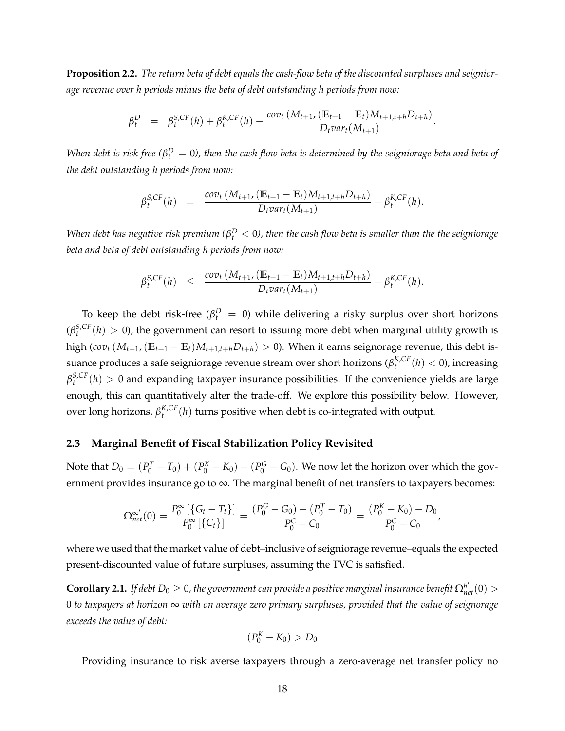**Proposition 2.2.** *The return beta of debt equals the cash-flow beta of the discounted surpluses and seigniorage revenue over h periods minus the beta of debt outstanding h periods from now:*

$$\beta_t^D \quad = \quad \beta_t^{S,CF}(h) + \beta_t^{K,CF}(h) - \frac{cov_t\left(M_{t+1}, (\mathbb{E}_{t+1} - \mathbb{E}_t) M_{t+1,t+h} D_{t+h}\right)}{D_t var_t(M_{t+1})}.$$

*When debt is risk-free ($\beta_t^D = 0$), then the cash flow beta is determined by the seigniorage beta and beta of the debt outstanding h periods from now:*

$$\beta_t^{S,CF}(h) \quad = \quad \frac{cov_t\left(M_{t+1}, (\mathbb{E}_{t+1} - \mathbb{E}_t) M_{t+1,t+h} D_{t+h}\right)}{D_t var_t(M_{t+1})} - \beta_t^{K,CF}(h).$$

*When debt has negative risk premium ($\beta_t^D < 0$), then the cash flow beta is smaller than the the seigniorage beta and beta of debt outstanding h periods from now:*

$$\beta_t^{S,CF}(h) \quad \leq \quad \frac{cov_t\left(M_{t+1}, (\mathbb{E}_{t+1} - \mathbb{E}_t) M_{t+1,t+h} D_{t+h}\right)}{D_t var_t(M_{t+1})} - \beta_t^{K,CF}(h).$$

To keep the debt risk-free ($\beta_t^D = 0$) while delivering a risky surplus over short horizons ($\beta_t^{S,CF}(h) > 0$), the government can resort to issuing more debt when marginal utility growth is high ($cov_t\left(M_{t+1}, (\mathbb{E}_{t+1} - \mathbb{E}_t) M_{t+1,t+h} D_{t+h}\right) > 0$). When it earns seignorage revenue, this debt issuance produces a safe seigniorage revenue stream over short horizons ($\beta_t^{K,CF}(h) < 0$), increasing $\beta_t^{S,CF}(h) > 0$ and expanding taxpayer insurance possibilities. If the convenience yields are large enough, this can quantitatively alter the trade-off. We explore this possibility below. However, over long horizons, $\beta_t^{K,CF}(h)$ turns positive when debt is co-integrated with output.

## 2.3 Marginal Benefit of Fiscal Stabilization Policy Revisited

Note that $D_0 = (P_0^T - T_0) + (P_0^K - K_0) - (P_0^G - G_0)$. We now let the horizon over which the government provides insurance go to $\infty$. The marginal benefit of net transfers to taxpayers becomes:

$$\Omega_{net}^{\infty'}(0) = \frac{P_0^{\infty}\left[\{G_t - T_t\}\right]}{P_0^{\infty}\left[\{C_t\}\right]} = \frac{(P_0^G - G_0) - (P_0^T - T_0)}{P_0^C - C_0} = \frac{(P_0^K - K_0) - D_0}{P_0^C - C_0},$$

where we used that the market value of debt–inclusive of seigniorage revenue–equals the expected present-discounted value of future surpluses, assuming the TVC is satisfied.

**Corollary 2.1.** *If debt $D_0 \geq 0$, the government can provide a positive marginal insurance benefit $\Omega_{net}^{h'}(0) > 0$ to taxpayers at horizon $\infty$ with on average zero primary surpluses, provided that the value of seignorage exceeds the value of debt:*

$$(P_0^K - K_0) > D_0$$

Providing insurance to risk averse taxpayers through a zero-average net transfer policy no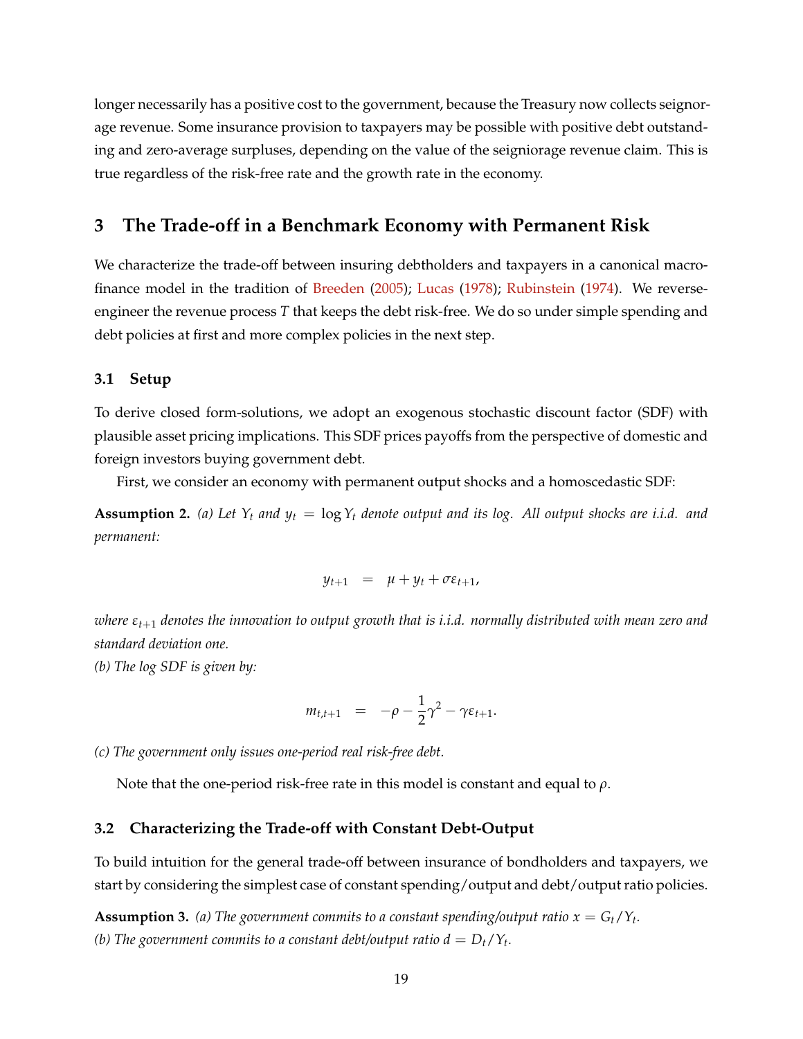longer necessarily has a positive cost to the government, because the Treasury now collects seignorage revenue. Some insurance provision to taxpayers may be possible with positive debt outstanding and zero-average surpluses, depending on the value of the seigniorage revenue claim. This is true regardless of the risk-free rate and the growth rate in the economy.

# 3 The Trade-off in a Benchmark Economy with Permanent Risk

We characterize the trade-off between insuring debtholders and taxpayers in a canonical macro-finance model in the tradition of Breeden (2005); Lucas (1978); Rubinstein (1974). We reverse-engineer the revenue process $T$ that keeps the debt risk-free. We do so under simple spending and debt policies at first and more complex policies in the next step.

## 3.1 Setup

To derive closed form-solutions, we adopt an exogenous stochastic discount factor (SDF) with plausible asset pricing implications. This SDF prices payoffs from the perspective of domestic and foreign investors buying government debt.

First, we consider an economy with permanent output shocks and a homoscedastic SDF:

**Assumption 2.** *(a) Let $Y_t$ and $y_t = \log Y_t$ denote output and its log. All output shocks are i.i.d. and permanent:*

$$y_{t+1} = \mu + y_t + \sigma \varepsilon_{t+1},$$

*where $\varepsilon_{t+1}$ denotes the innovation to output growth that is i.i.d. normally distributed with mean zero and standard deviation one.*
*(b) The log SDF is given by:*

$$m_{t,t+1} = -\rho - \frac{1}{2}\gamma^2 - \gamma \varepsilon_{t+1}.$$

*(c) The government only issues one-period real risk-free debt.*

Note that the one-period risk-free rate in this model is constant and equal to $\rho$.

## 3.2 Characterizing the Trade-off with Constant Debt-Output

To build intuition for the general trade-off between insurance of bondholders and taxpayers, we start by considering the simplest case of constant spending/output and debt/output ratio policies.

**Assumption 3.** *(a) The government commits to a constant spending/output ratio $x = G_t/Y_t$.*
*(b) The government commits to a constant debt/output ratio $d = D_t/Y_t$.*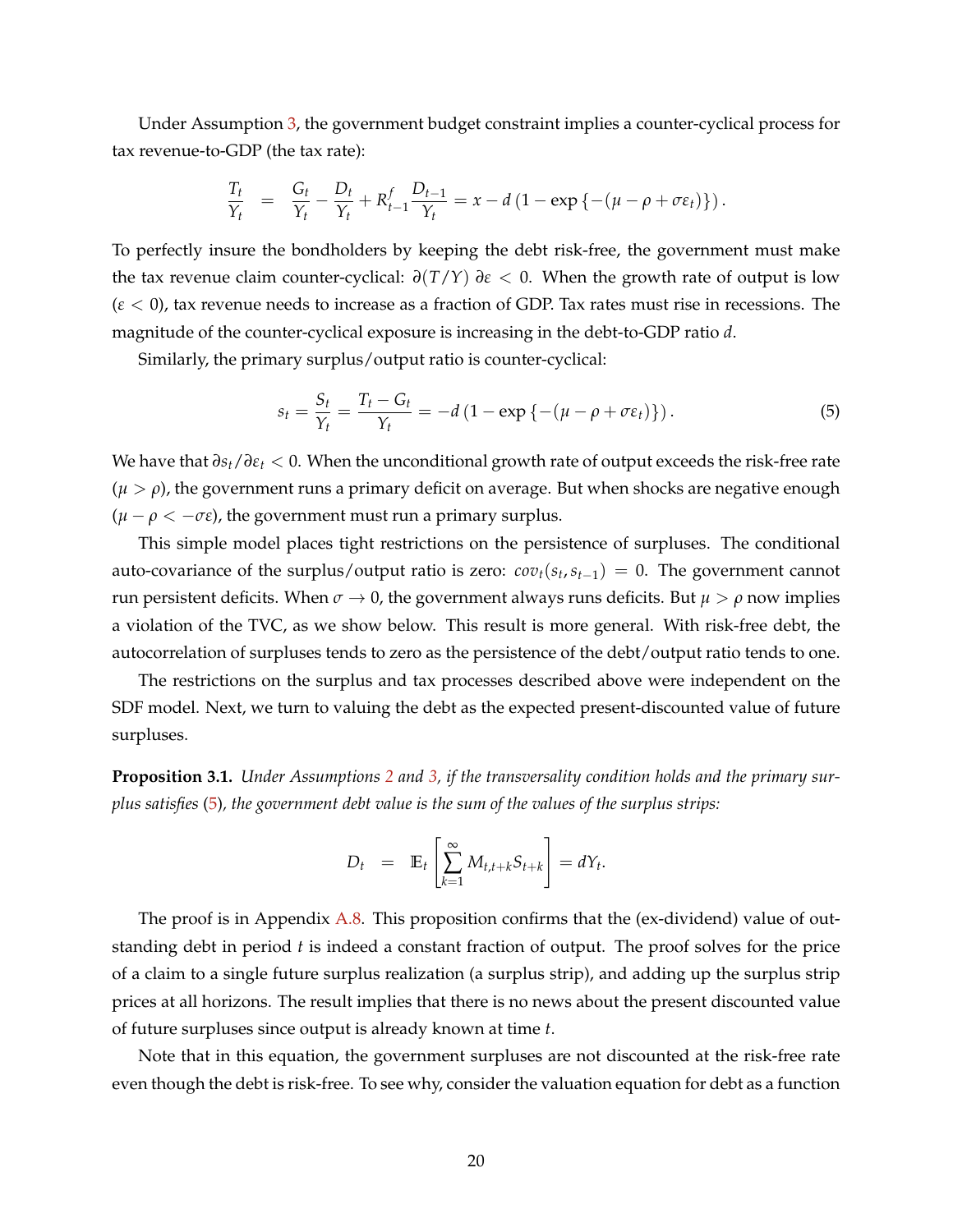Under Assumption 3, the government budget constraint implies a counter-cyclical process for tax revenue-to-GDP (the tax rate):

$$\frac{T_t}{Y_t} \;=\; \frac{G_t}{Y_t} - \frac{D_t}{Y_t} + R^f_{t-1}\frac{D_{t-1}}{Y_t} = x - d\left(1 - \exp\left\{-(\mu - \rho + \sigma\varepsilon_t)\right\}\right).$$

To perfectly insure the bondholders by keeping the debt risk-free, the government must make the tax revenue claim counter-cyclical: $\partial(T/Y)\,\partial\varepsilon < 0$. When the growth rate of output is low ($\varepsilon < 0$), tax revenue needs to increase as a fraction of GDP. Tax rates must rise in recessions. The magnitude of the counter-cyclical exposure is increasing in the debt-to-GDP ratio $d$.

Similarly, the primary surplus/output ratio is counter-cyclical:

$$s_t = \frac{S_t}{Y_t} = \frac{T_t - G_t}{Y_t} = -d\left(1 - \exp\left\{-(\mu - \rho + \sigma\varepsilon_t)\right\}\right). \tag{5}$$

We have that $\partial s_t / \partial \varepsilon_t < 0$. When the unconditional growth rate of output exceeds the risk-free rate ($\mu > \rho$), the government runs a primary deficit on average. But when shocks are negative enough ($\mu - \rho < -\sigma\varepsilon$), the government must run a primary surplus.

This simple model places tight restrictions on the persistence of surpluses. The conditional auto-covariance of the surplus/output ratio is zero: $cov_t(s_t, s_{t-1}) = 0$. The government cannot run persistent deficits. When $\sigma \to 0$, the government always runs deficits. But $\mu > \rho$ now implies a violation of the TVC, as we show below. This result is more general. With risk-free debt, the autocorrelation of surpluses tends to zero as the persistence of the debt/output ratio tends to one.

The restrictions on the surplus and tax processes described above were independent on the SDF model. Next, we turn to valuing the debt as the expected present-discounted value of future surpluses.

**Proposition 3.1.** *Under Assumptions 2 and 3, if the transversality condition holds and the primary surplus satisfies (5), the government debt value is the sum of the values of the surplus strips:*

$$D_t \;=\; \mathbb{E}_t\left[\sum_{k=1}^{\infty} M_{t,t+k} S_{t+k}\right] = dY_t.$$

The proof is in Appendix A.8. This proposition confirms that the (ex-dividend) value of outstanding debt in period $t$ is indeed a constant fraction of output. The proof solves for the price of a claim to a single future surplus realization (a surplus strip), and adding up the surplus strip prices at all horizons. The result implies that there is no news about the present discounted value of future surpluses since output is already known at time $t$.

Note that in this equation, the government surpluses are not discounted at the risk-free rate even though the debt is risk-free. To see why, consider the valuation equation for debt as a function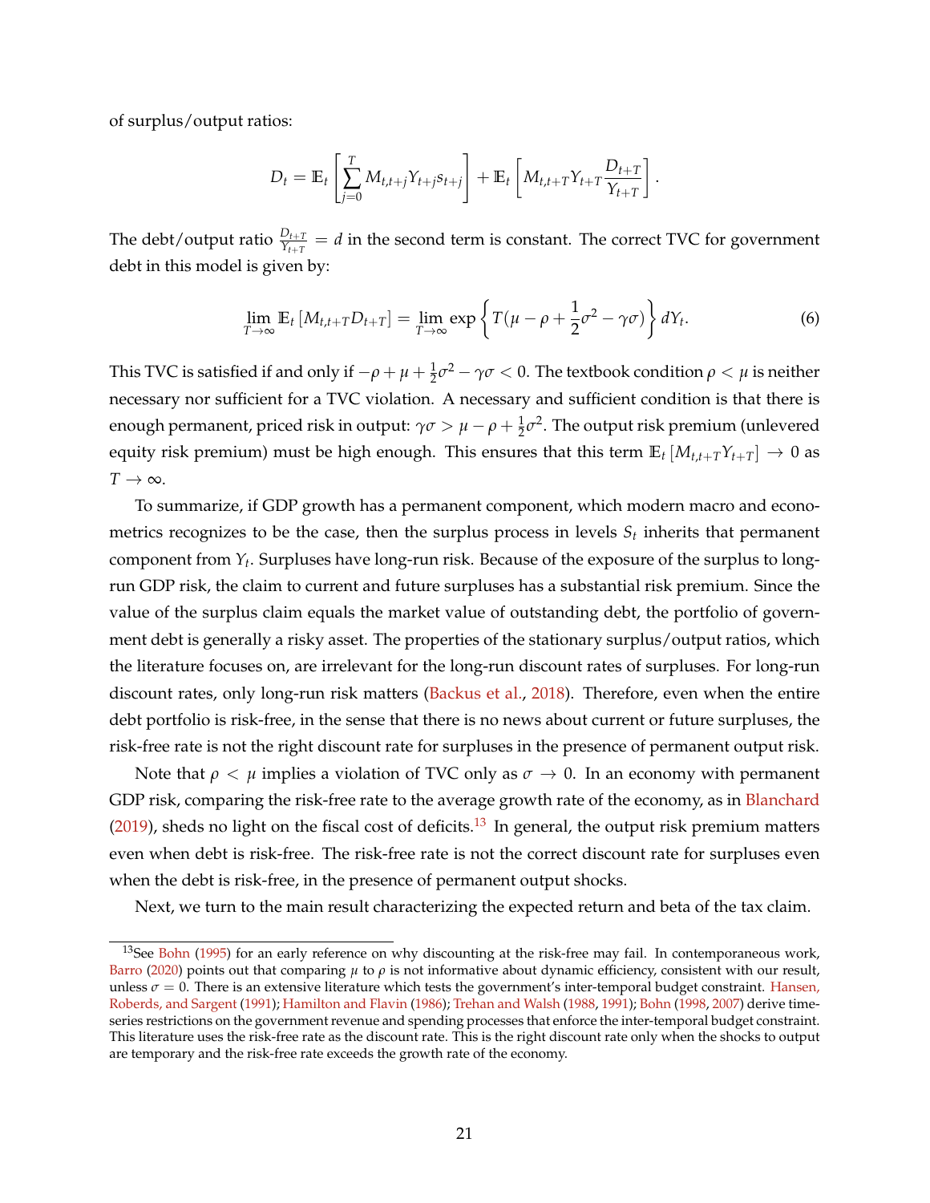of surplus/output ratios:

$$D_t = \mathbb{E}_t \left[ \sum_{j=0}^{T} M_{t,t+j} Y_{t+j} s_{t+j} \right] + \mathbb{E}_t \left[ M_{t,t+T} Y_{t+T} \frac{D_{t+T}}{Y_{t+T}} \right].$$

The debt/output ratio $\frac{D_{t+T}}{Y_{t+T}} = d$ in the second term is constant. The correct TVC for government debt in this model is given by:

$$\lim_{T\to\infty} \mathbb{E}_t \left[ M_{t,t+T} D_{t+T} \right] = \lim_{T\to\infty} \exp\left\{ T(\mu - \rho + \frac{1}{2}\sigma^2 - \gamma\sigma) \right\} dY_t. \tag{6}$$

This TVC is satisfied if and only if $-\rho + \mu + \frac{1}{2}\sigma^2 - \gamma\sigma < 0$. The textbook condition $\rho < \mu$ is neither necessary nor sufficient for a TVC violation. A necessary and sufficient condition is that there is enough permanent, priced risk in output: $\gamma\sigma > \mu - \rho + \frac{1}{2}\sigma^2$. The output risk premium (unlevered equity risk premium) must be high enough. This ensures that this term $\mathbb{E}_t \left[ M_{t,t+T} Y_{t+T} \right] \to 0$ as $T \to \infty$.

To summarize, if GDP growth has a permanent component, which modern macro and econometrics recognizes to be the case, then the surplus process in levels $S_t$ inherits that permanent component from $Y_t$. Surpluses have long-run risk. Because of the exposure of the surplus to long-run GDP risk, the claim to current and future surpluses has a substantial risk premium. Since the value of the surplus claim equals the market value of outstanding debt, the portfolio of government debt is generally a risky asset. The properties of the stationary surplus/output ratios, which the literature focuses on, are irrelevant for the long-run discount rates of surpluses. For long-run discount rates, only long-run risk matters (Backus et al., 2018). Therefore, even when the entire debt portfolio is risk-free, in the sense that there is no news about current or future surpluses, the risk-free rate is not the right discount rate for surpluses in the presence of permanent output risk.

Note that $\rho < \mu$ implies a violation of TVC only as $\sigma \to 0$. In an economy with permanent GDP risk, comparing the risk-free rate to the average growth rate of the economy, as in Blanchard (2019), sheds no light on the fiscal cost of deficits.[13] In general, the output risk premium matters even when debt is risk-free. The risk-free rate is not the correct discount rate for surpluses even when the debt is risk-free, in the presence of permanent output shocks.

Next, we turn to the main result characterizing the expected return and beta of the tax claim.

[13] See Bohn (1995) for an early reference on why discounting at the risk-free may fail. In contemporaneous work, Barro (2020) points out that comparing $\mu$ to $\rho$ is not informative about dynamic efficiency, consistent with our result, unless $\sigma = 0$. There is an extensive literature which tests the government's inter-temporal budget constraint. Hansen, Roberds, and Sargent (1991); Hamilton and Flavin (1986); Trehan and Walsh (1988, 1991); Bohn (1998, 2007) derive time-series restrictions on the government revenue and spending processes that enforce the inter-temporal budget constraint. This literature uses the risk-free rate as the discount rate. This is the right discount rate only when the shocks to output are temporary and the risk-free rate exceeds the growth rate of the economy.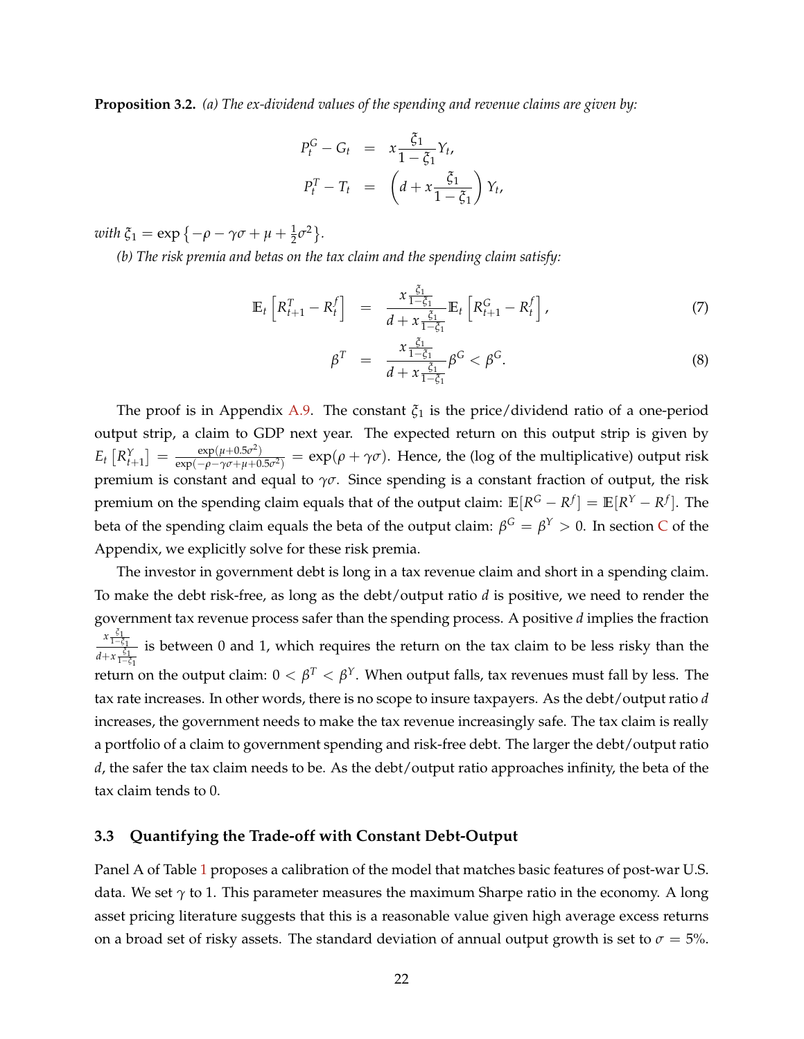**Proposition 3.2.** *(a) The ex-dividend values of the spending and revenue claims are given by:*

$$
\begin{aligned}
P_t^G - G_t &= x\frac{\xi_1}{1-\xi_1}Y_t, \\
P_t^T - T_t &= \left(d + x\frac{\xi_1}{1-\xi_1}\right)Y_t,
\end{aligned}
$$

*with* $\xi_1 = \exp\left\{-\rho - \gamma\sigma + \mu + \frac{1}{2}\sigma^2\right\}$.

*(b) The risk premia and betas on the tax claim and the spending claim satisfy:*

$$
\mathbb{E}_t\left[R_{t+1}^T - R_t^f\right] = \frac{x\frac{\xi_1}{1-\xi_1}}{d + x\frac{\xi_1}{1-\xi_1}}\mathbb{E}_t\left[R_{t+1}^G - R_t^f\right], \tag{7}
$$

$$
\beta^T = \frac{x\frac{\xi_1}{1-\xi_1}}{d + x\frac{\xi_1}{1-\xi_1}}\beta^G < \beta^G. \tag{8}
$$

The proof is in Appendix A.9. The constant $\xi_1$ is the price/dividend ratio of a one-period output strip, a claim to GDP next year. The expected return on this output strip is given by $E_t\left[R_{t+1}^Y\right] = \frac{\exp(\mu+0.5\sigma^2)}{\exp(-\rho-\gamma\sigma+\mu+0.5\sigma^2)} = \exp(\rho+\gamma\sigma)$. Hence, the (log of the multiplicative) output risk premium is constant and equal to $\gamma\sigma$. Since spending is a constant fraction of output, the risk premium on the spending claim equals that of the output claim: $\mathbb{E}[R^G - R^f] = \mathbb{E}[R^Y - R^f]$. The beta of the spending claim equals the beta of the output claim: $\beta^G = \beta^Y > 0$. In section C of the Appendix, we explicitly solve for these risk premia.

The investor in government debt is long in a tax revenue claim and short in a spending claim. To make the debt risk-free, as long as the debt/output ratio $d$ is positive, we need to render the government tax revenue process safer than the spending process. A positive $d$ implies the fraction $\frac{x\frac{\xi_1}{1-\xi_1}}{d+x\frac{\xi_1}{1-\xi_1}}$ is between 0 and 1, which requires the return on the tax claim to be less risky than the return on the output claim: $0 < \beta^T < \beta^Y$. When output falls, tax revenues must fall by less. The tax rate increases. In other words, there is no scope to insure taxpayers. As the debt/output ratio $d$ increases, the government needs to make the tax revenue increasingly safe. The tax claim is really a portfolio of a claim to government spending and risk-free debt. The larger the debt/output ratio $d$, the safer the tax claim needs to be. As the debt/output ratio approaches infinity, the beta of the tax claim tends to 0.

### 3.3 Quantifying the Trade-off with Constant Debt-Output

Panel A of Table 1 proposes a calibration of the model that matches basic features of post-war U.S. data. We set $\gamma$ to 1. This parameter measures the maximum Sharpe ratio in the economy. A long asset pricing literature suggests that this is a reasonable value given high average excess returns on a broad set of risky assets. The standard deviation of annual output growth is set to $\sigma = 5\%$.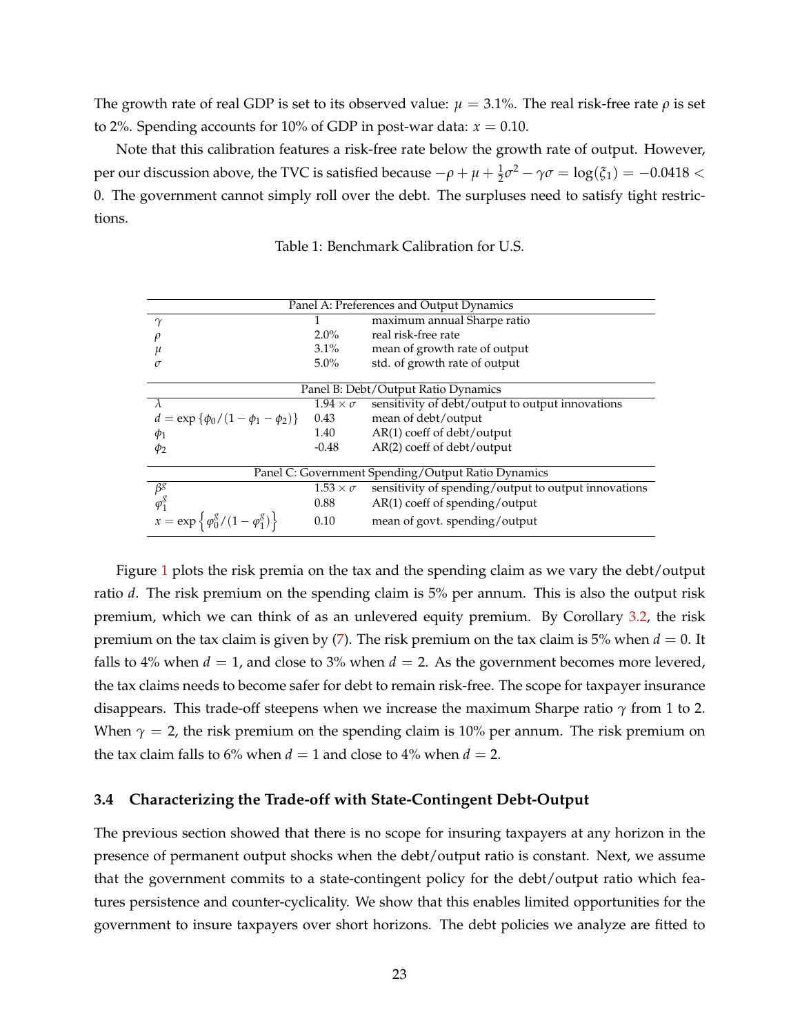The growth rate of real GDP is set to its observed value: $\mu = 3.1\%$. The real risk-free rate $\rho$ is set to 2%. Spending accounts for 10% of GDP in post-war data: $x = 0.10$.

Note that this calibration features a risk-free rate below the growth rate of output. However, per our discussion above, the TVC is satisfied because $-\rho + \mu + \frac{1}{2}\sigma^2 - \gamma\sigma = \log(\xi_1) = -0.0418 < 0$. The government cannot simply roll over the debt. The surpluses need to satisfy tight restrictions.

Table 1: Benchmark Calibration for U.S.

| Panel A: Preferences and Output Dynamics | | |
|---|---|---|
| $\gamma$ | 1 | maximum annual Sharpe ratio |
| $\rho$ | 2.0% | real risk-free rate |
| $\mu$ | 3.1% | mean of growth rate of output |
| $\sigma$ | 5.0% | std. of growth rate of output |
| **Panel B: Debt/Output Ratio Dynamics** | | |
| $\lambda$ | $1.94 \times \sigma$ | sensitivity of debt/output to output innovations |
| $d = \exp\{\phi_0/(1-\phi_1-\phi_2)\}$ | 0.43 | mean of debt/output |
| $\phi_1$ | 1.40 | AR(1) coeff of debt/output |
| $\phi_2$ | -0.48 | AR(2) coeff of debt/output |
| **Panel C: Government Spending/Output Ratio Dynamics** | | |
| $\beta^g$ | $1.53 \times \sigma$ | sensitivity of spending/output to output innovations |
| $\varphi_1^g$ | 0.88 | AR(1) coeff of spending/output |
| $x = \exp\left\{\varphi_0^g/(1-\varphi_1^g)\right\}$ | 0.10 | mean of govt. spending/output |

Figure 1 plots the risk premia on the tax and the spending claim as we vary the debt/output ratio $d$. The risk premium on the spending claim is 5% per annum. This is also the output risk premium, which we can think of as an unlevered equity premium. By Corollary 3.2, the risk premium on the tax claim is given by (7). The risk premium on the tax claim is 5% when $d = 0$. It falls to 4% when $d = 1$, and close to 3% when $d = 2$. As the government becomes more levered, the tax claims needs to become safer for debt to remain risk-free. The scope for taxpayer insurance disappears. This trade-off steepens when we increase the maximum Sharpe ratio $\gamma$ from 1 to 2. When $\gamma = 2$, the risk premium on the spending claim is 10% per annum. The risk premium on the tax claim falls to 6% when $d = 1$ and close to 4% when $d = 2$.

### 3.4 Characterizing the Trade-off with State-Contingent Debt-Output

The previous section showed that there is no scope for insuring taxpayers at any horizon in the presence of permanent output shocks when the debt/output ratio is constant. Next, we assume that the government commits to a state-contingent policy for the debt/output ratio which features persistence and counter-cyclicality. We show that this enables limited opportunities for the government to insure taxpayers over short horizons. The debt policies we analyze are fitted to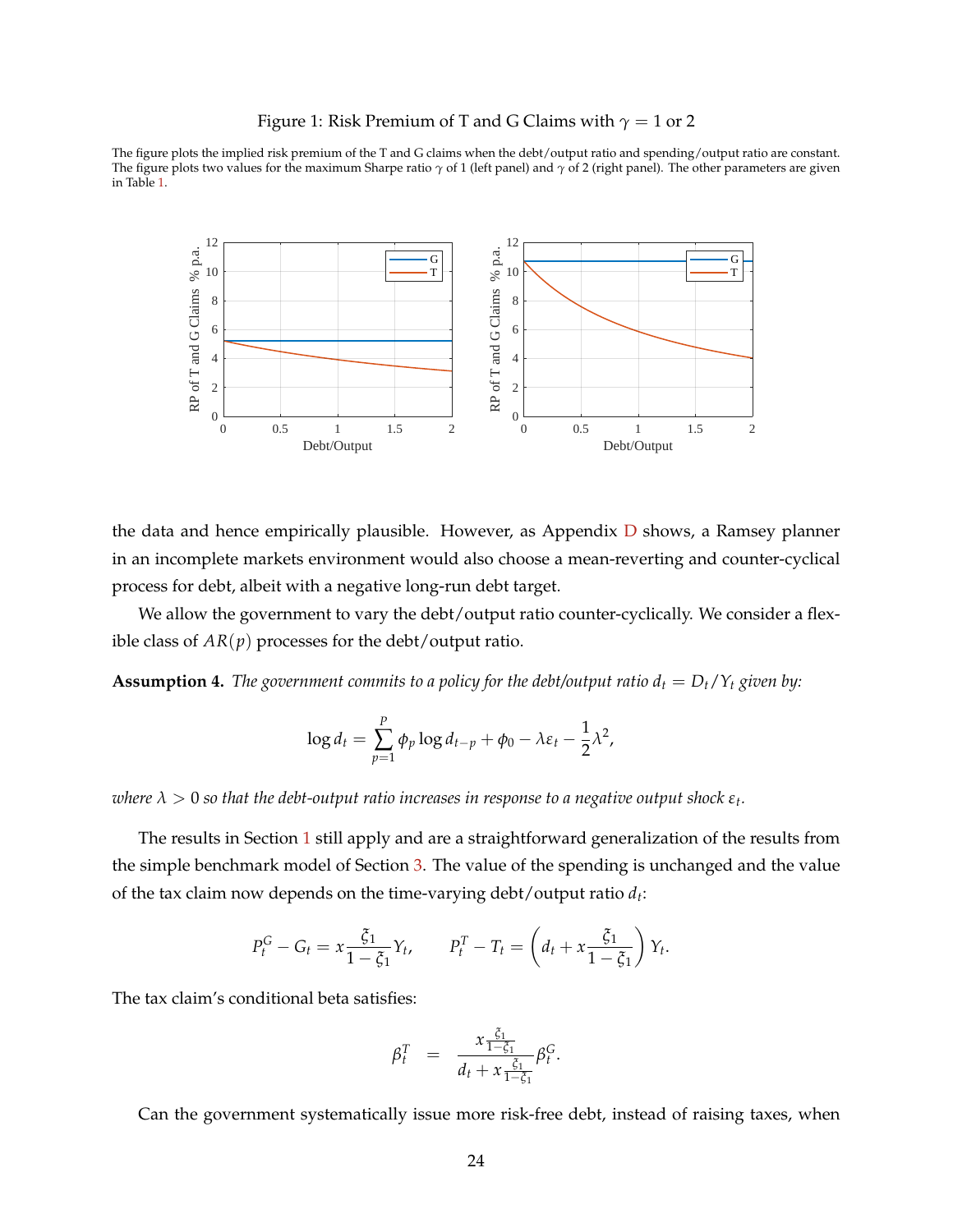Figure 1: Risk Premium of T and G Claims with $\gamma = 1$ or 2

The figure plots the implied risk premium of the T and G claims when the debt/output ratio and spending/output ratio are constant. The figure plots two values for the maximum Sharpe ratio $\gamma$ of 1 (left panel) and $\gamma$ of 2 (right panel). The other parameters are given in Table 1.

the data and hence empirically plausible. However, as Appendix D shows, a Ramsey planner in an incomplete markets environment would also choose a mean-reverting and counter-cyclical process for debt, albeit with a negative long-run debt target.

We allow the government to vary the debt/output ratio counter-cyclically. We consider a flexible class of $AR(p)$ processes for the debt/output ratio.

**Assumption 4.** *The government commits to a policy for the debt/output ratio $d_t = D_t/Y_t$ given by:*

$$\log d_t = \sum_{p=1}^{P} \phi_p \log d_{t-p} + \phi_0 - \lambda \varepsilon_t - \frac{1}{2}\lambda^2,$$

*where $\lambda > 0$ so that the debt-output ratio increases in response to a negative output shock $\varepsilon_t$.*

The results in Section 1 still apply and are a straightforward generalization of the results from the simple benchmark model of Section 3. The value of the spending is unchanged and the value of the tax claim now depends on the time-varying debt/output ratio $d_t$:

$$P_t^G - G_t = x\frac{\xi_1}{1-\xi_1}Y_t, \qquad P_t^T - T_t = \left(d_t + x\frac{\xi_1}{1-\xi_1}\right)Y_t.$$

The tax claim's conditional beta satisfies:

$$\beta_t^T = \frac{x\frac{\xi_1}{1-\xi_1}}{d_t + x\frac{\xi_1}{1-\xi_1}}\beta_t^G.$$

Can the government systematically issue more risk-free debt, instead of raising taxes, when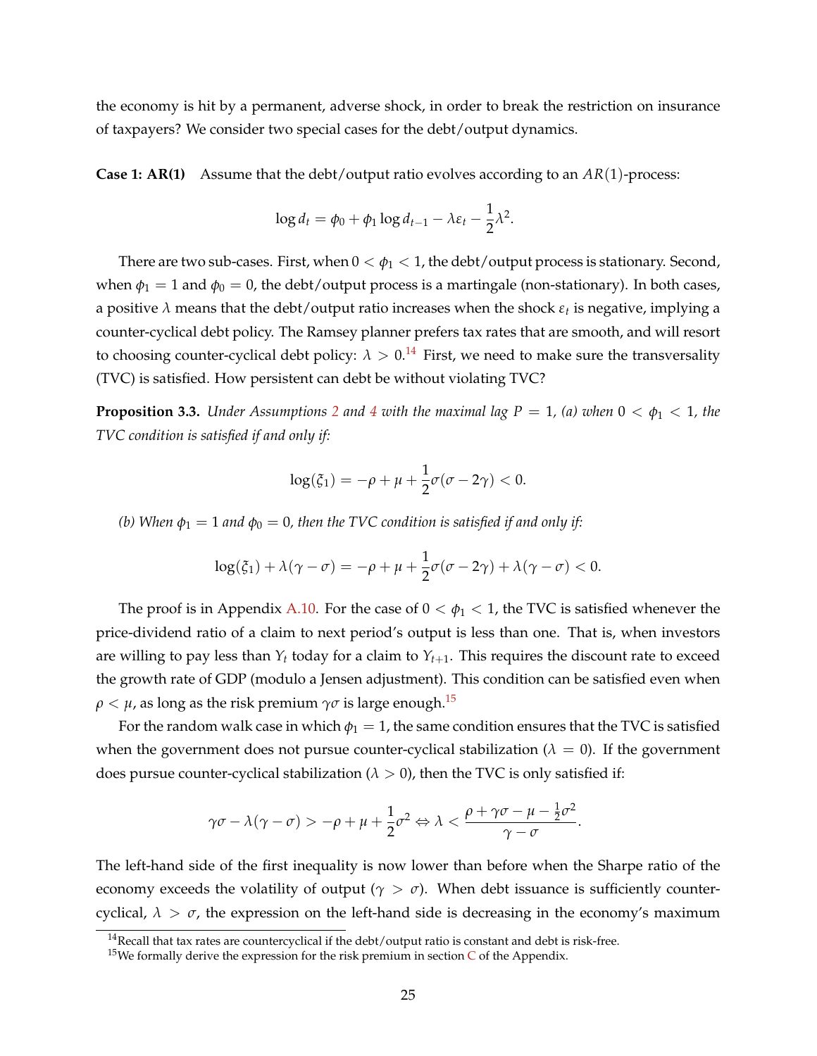the economy is hit by a permanent, adverse shock, in order to break the restriction on insurance of taxpayers? We consider two special cases for the debt/output dynamics.

**Case 1: AR(1)** Assume that the debt/output ratio evolves according to an $AR(1)$-process:

$$\log d_t = \phi_0 + \phi_1 \log d_{t-1} - \lambda \varepsilon_t - \frac{1}{2}\lambda^2.$$

There are two sub-cases. First, when $0 < \phi_1 < 1$, the debt/output process is stationary. Second, when $\phi_1 = 1$ and $\phi_0 = 0$, the debt/output process is a martingale (non-stationary). In both cases, a positive $\lambda$ means that the debt/output ratio increases when the shock $\varepsilon_t$ is negative, implying a counter-cyclical debt policy. The Ramsey planner prefers tax rates that are smooth, and will resort to choosing counter-cyclical debt policy: $\lambda > 0$.[14] First, we need to make sure the transversality (TVC) is satisfied. How persistent can debt be without violating TVC?

**Proposition 3.3.** *Under Assumptions 2 and 4 with the maximal lag $P = 1$, (a) when $0 < \phi_1 < 1$, the TVC condition is satisfied if and only if:*

$$\log(\xi_1) = -\rho + \mu + \frac{1}{2}\sigma(\sigma - 2\gamma) < 0.$$

*(b) When $\phi_1 = 1$ and $\phi_0 = 0$, then the TVC condition is satisfied if and only if:*

$$\log(\xi_1) + \lambda(\gamma - \sigma) = -\rho + \mu + \frac{1}{2}\sigma(\sigma - 2\gamma) + \lambda(\gamma - \sigma) < 0.$$

The proof is in Appendix A.10. For the case of $0 < \phi_1 < 1$, the TVC is satisfied whenever the price-dividend ratio of a claim to next period's output is less than one. That is, when investors are willing to pay less than $Y_t$ today for a claim to $Y_{t+1}$. This requires the discount rate to exceed the growth rate of GDP (modulo a Jensen adjustment). This condition can be satisfied even when $\rho < \mu$, as long as the risk premium $\gamma\sigma$ is large enough.[15]

For the random walk case in which $\phi_1 = 1$, the same condition ensures that the TVC is satisfied when the government does not pursue counter-cyclical stabilization ($\lambda = 0$). If the government does pursue counter-cyclical stabilization ($\lambda > 0$), then the TVC is only satisfied if:

$$\gamma\sigma - \lambda(\gamma - \sigma) > -\rho + \mu + \frac{1}{2}\sigma^2 \Leftrightarrow \lambda < \frac{\rho + \gamma\sigma - \mu - \frac{1}{2}\sigma^2}{\gamma - \sigma}.$$

The left-hand side of the first inequality is now lower than before when the Sharpe ratio of the economy exceeds the volatility of output ($\gamma > \sigma$). When debt issuance is sufficiently counter-cyclical, $\lambda > \sigma$, the expression on the left-hand side is decreasing in the economy's maximum

[14] Recall that tax rates are countercyclical if the debt/output ratio is constant and debt is risk-free.

[15] We formally derive the expression for the risk premium in section C of the Appendix.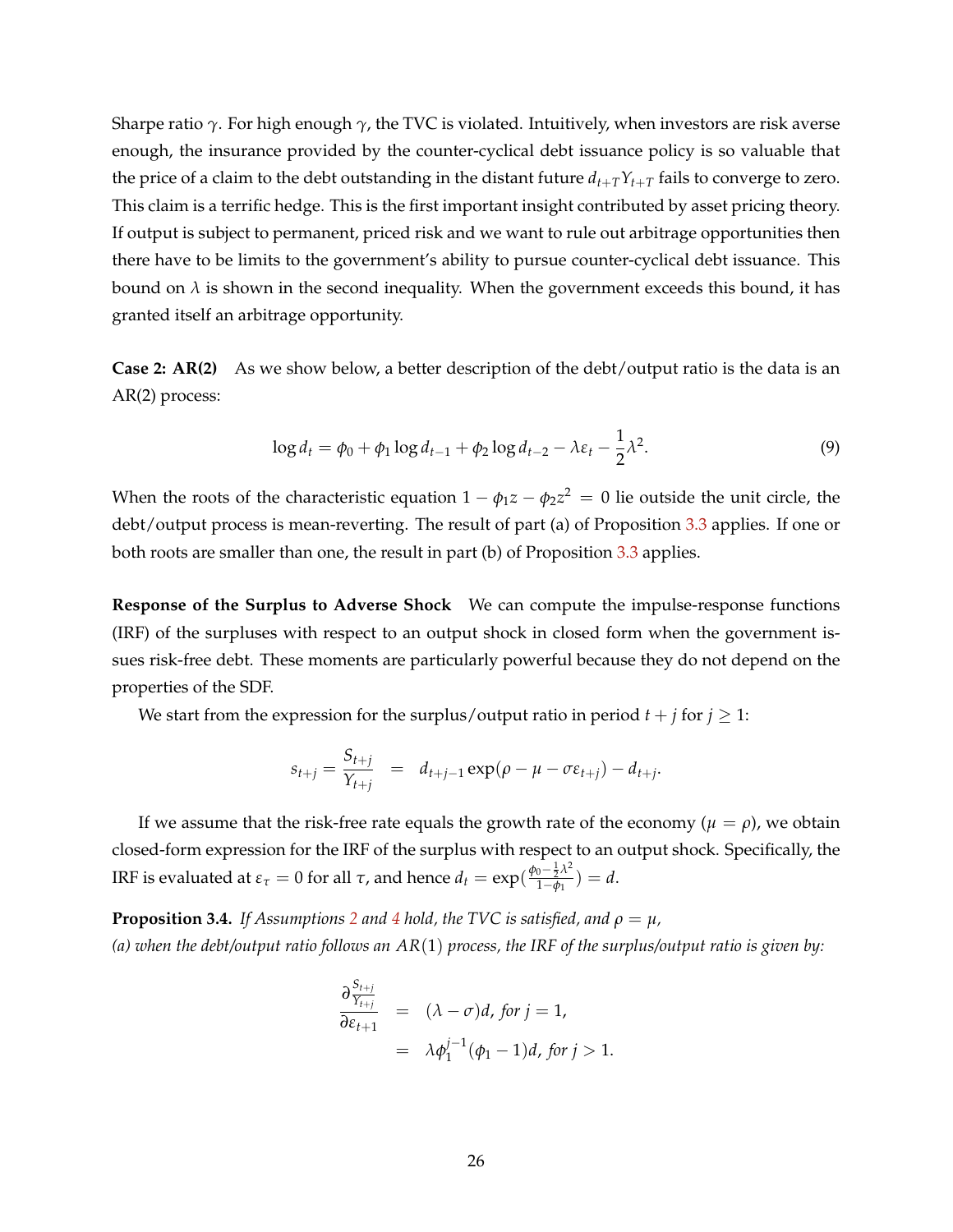Sharpe ratio $\gamma$. For high enough $\gamma$, the TVC is violated. Intuitively, when investors are risk averse enough, the insurance provided by the counter-cyclical debt issuance policy is so valuable that the price of a claim to the debt outstanding in the distant future $d_{t+T}Y_{t+T}$ fails to converge to zero. This claim is a terrific hedge. This is the first important insight contributed by asset pricing theory. If output is subject to permanent, priced risk and we want to rule out arbitrage opportunities then there have to be limits to the government's ability to pursue counter-cyclical debt issuance. This bound on $\lambda$ is shown in the second inequality. When the government exceeds this bound, it has granted itself an arbitrage opportunity.

**Case 2: AR(2)** As we show below, a better description of the debt/output ratio is the data is an AR(2) process:

$$\log d_t = \phi_0 + \phi_1 \log d_{t-1} + \phi_2 \log d_{t-2} - \lambda \varepsilon_t - \frac{1}{2}\lambda^2. \tag{9}$$

When the roots of the characteristic equation $1 - \phi_1 z - \phi_2 z^2 = 0$ lie outside the unit circle, the debt/output process is mean-reverting. The result of part (a) of Proposition 3.3 applies. If one or both roots are smaller than one, the result in part (b) of Proposition 3.3 applies.

**Response of the Surplus to Adverse Shock** We can compute the impulse-response functions (IRF) of the surpluses with respect to an output shock in closed form when the government issues risk-free debt. These moments are particularly powerful because they do not depend on the properties of the SDF.

We start from the expression for the surplus/output ratio in period $t+j$ for $j \geq 1$:

$$s_{t+j} = \frac{S_{t+j}}{Y_{t+j}} = d_{t+j-1} \exp(\rho - \mu - \sigma \varepsilon_{t+j}) - d_{t+j}.$$

If we assume that the risk-free rate equals the growth rate of the economy ($\mu = \rho$), we obtain closed-form expression for the IRF of the surplus with respect to an output shock. Specifically, the IRF is evaluated at $\varepsilon_\tau = 0$ for all $\tau$, and hence $d_t = \exp(\frac{\phi_0 - \frac{1}{2}\lambda^2}{1-\phi_1}) = d$.

**Proposition 3.4.** *If Assumptions 2 and 4 hold, the TVC is satisfied, and $\rho = \mu$,*
*(a) when the debt/output ratio follows an $AR(1)$ process, the IRF of the surplus/output ratio is given by:*

$$\begin{aligned}
\frac{\partial \frac{S_{t+j}}{Y_{t+j}}}{\partial \varepsilon_{t+1}} &= (\lambda - \sigma)d, \text{ for } j = 1, \\
&= \lambda \phi_1^{j-1}(\phi_1 - 1)d, \text{ for } j > 1.
\end{aligned}$$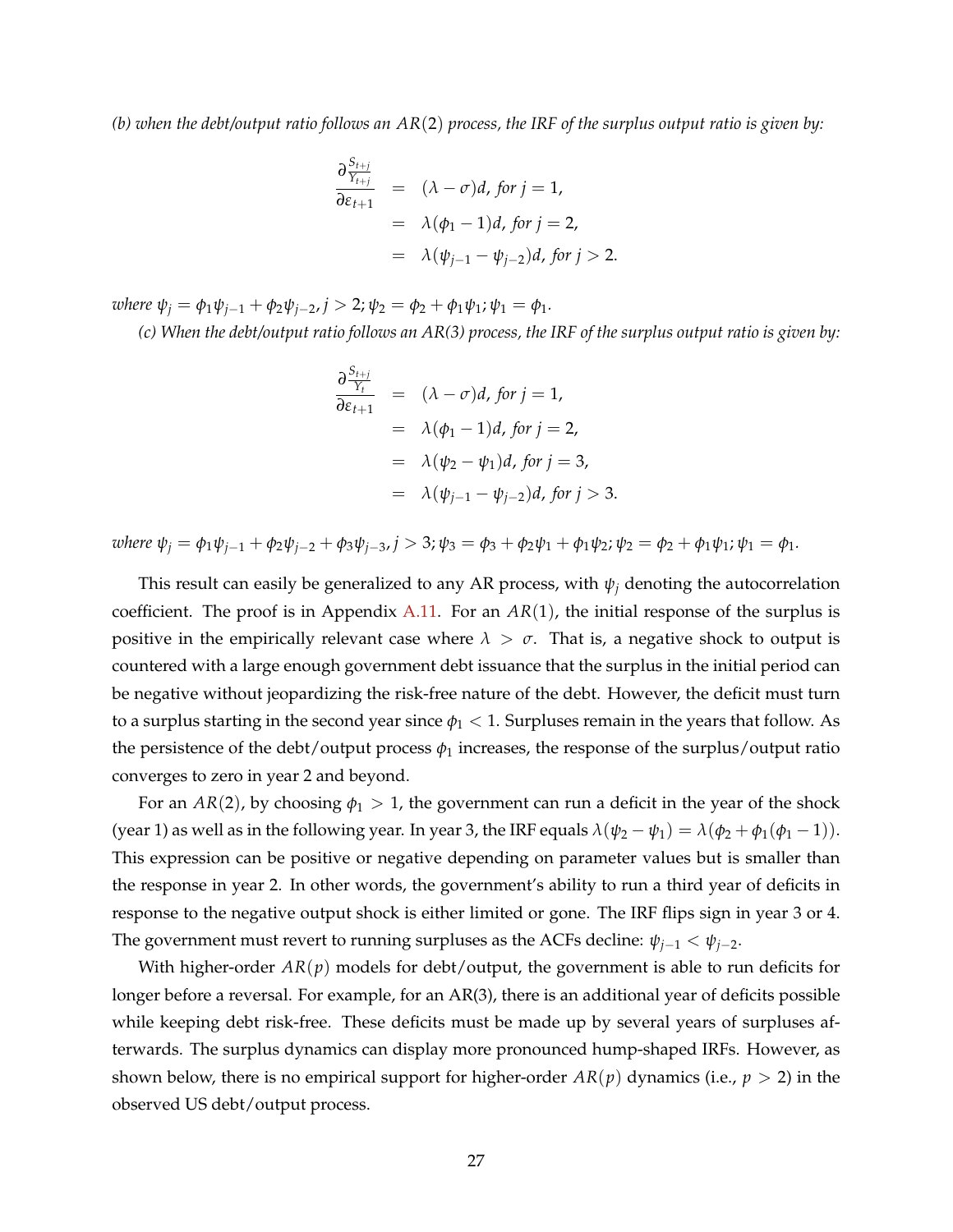*(b) when the debt/output ratio follows an $AR(2)$ process, the IRF of the surplus output ratio is given by:*

$$
\begin{aligned}
\frac{\partial \frac{S_{t+j}}{Y_{t+j}}}{\partial \varepsilon_{t+1}} &= (\lambda - \sigma)d, \text{ for } j = 1, \\
&= \lambda(\phi_1 - 1)d, \text{ for } j = 2, \\
&= \lambda(\psi_{j-1} - \psi_{j-2})d, \text{ for } j > 2.
\end{aligned}
$$

*where $\psi_j = \phi_1 \psi_{j-1} + \phi_2 \psi_{j-2}, j > 2; \psi_2 = \phi_2 + \phi_1 \psi_1; \psi_1 = \phi_1$.*

*(c) When the debt/output ratio follows an AR(3) process, the IRF of the surplus output ratio is given by:*

$$
\begin{aligned}
\frac{\partial \frac{S_{t+j}}{Y_t}}{\partial \varepsilon_{t+1}} &= (\lambda - \sigma)d, \text{ for } j = 1, \\
&= \lambda(\phi_1 - 1)d, \text{ for } j = 2, \\
&= \lambda(\psi_2 - \psi_1)d, \text{ for } j = 3, \\
&= \lambda(\psi_{j-1} - \psi_{j-2})d, \text{ for } j > 3.
\end{aligned}
$$

*where $\psi_j = \phi_1 \psi_{j-1} + \phi_2 \psi_{j-2} + \phi_3 \psi_{j-3}, j > 3; \psi_3 = \phi_3 + \phi_2 \psi_1 + \phi_1 \psi_2; \psi_2 = \phi_2 + \phi_1 \psi_1; \psi_1 = \phi_1$.*

This result can easily be generalized to any AR process, with $\psi_j$ denoting the autocorrelation coefficient. The proof is in Appendix A.11. For an $AR(1)$, the initial response of the surplus is positive in the empirically relevant case where $\lambda > \sigma$. That is, a negative shock to output is countered with a large enough government debt issuance that the surplus in the initial period can be negative without jeopardizing the risk-free nature of the debt. However, the deficit must turn to a surplus starting in the second year since $\phi_1 < 1$. Surpluses remain in the years that follow. As the persistence of the debt/output process $\phi_1$ increases, the response of the surplus/output ratio converges to zero in year 2 and beyond.

For an $AR(2)$, by choosing $\phi_1 > 1$, the government can run a deficit in the year of the shock (year 1) as well as in the following year. In year 3, the IRF equals $\lambda(\psi_2 - \psi_1) = \lambda(\phi_2 + \phi_1(\phi_1 - 1))$. This expression can be positive or negative depending on parameter values but is smaller than the response in year 2. In other words, the government's ability to run a third year of deficits in response to the negative output shock is either limited or gone. The IRF flips sign in year 3 or 4. The government must revert to running surpluses as the ACFs decline: $\psi_{j-1} < \psi_{j-2}$.

With higher-order $AR(p)$ models for debt/output, the government is able to run deficits for longer before a reversal. For example, for an AR(3), there is an additional year of deficits possible while keeping debt risk-free. These deficits must be made up by several years of surpluses afterwards. The surplus dynamics can display more pronounced hump-shaped IRFs. However, as shown below, there is no empirical support for higher-order $AR(p)$ dynamics (i.e., $p > 2$) in the observed US debt/output process.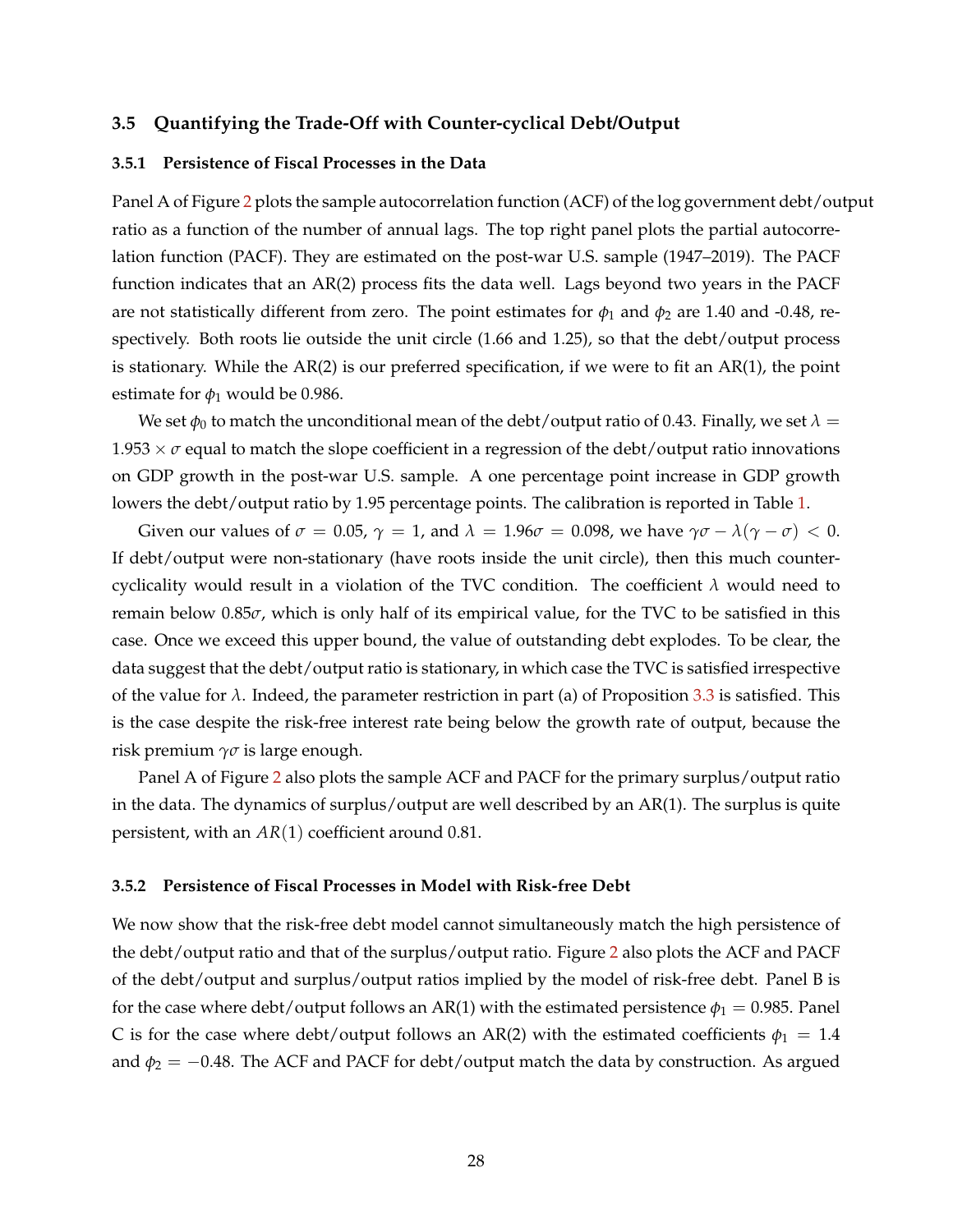### 3.5 Quantifying the Trade-Off with Counter-cyclical Debt/Output

#### 3.5.1 Persistence of Fiscal Processes in the Data

Panel A of Figure 2 plots the sample autocorrelation function (ACF) of the log government debt/output ratio as a function of the number of annual lags. The top right panel plots the partial autocorrelation function (PACF). They are estimated on the post-war U.S. sample (1947–2019). The PACF function indicates that an AR(2) process fits the data well. Lags beyond two years in the PACF are not statistically different from zero. The point estimates for $\phi_1$ and $\phi_2$ are 1.40 and -0.48, respectively. Both roots lie outside the unit circle (1.66 and 1.25), so that the debt/output process is stationary. While the AR(2) is our preferred specification, if we were to fit an AR(1), the point estimate for $\phi_1$ would be 0.986.

We set $\phi_0$ to match the unconditional mean of the debt/output ratio of 0.43. Finally, we set $\lambda = 1.953 \times \sigma$ equal to match the slope coefficient in a regression of the debt/output ratio innovations on GDP growth in the post-war U.S. sample. A one percentage point increase in GDP growth lowers the debt/output ratio by 1.95 percentage points. The calibration is reported in Table 1.

Given our values of $\sigma = 0.05$, $\gamma = 1$, and $\lambda = 1.96\sigma = 0.098$, we have $\gamma\sigma - \lambda(\gamma - \sigma) < 0$. If debt/output were non-stationary (have roots inside the unit circle), then this much counter-cyclicality would result in a violation of the TVC condition. The coefficient $\lambda$ would need to remain below $0.85\sigma$, which is only half of its empirical value, for the TVC to be satisfied in this case. Once we exceed this upper bound, the value of outstanding debt explodes. To be clear, the data suggest that the debt/output ratio is stationary, in which case the TVC is satisfied irrespective of the value for $\lambda$. Indeed, the parameter restriction in part (a) of Proposition 3.3 is satisfied. This is the case despite the risk-free interest rate being below the growth rate of output, because the risk premium $\gamma\sigma$ is large enough.

Panel A of Figure 2 also plots the sample ACF and PACF for the primary surplus/output ratio in the data. The dynamics of surplus/output are well described by an AR(1). The surplus is quite persistent, with an $AR(1)$ coefficient around 0.81.

#### 3.5.2 Persistence of Fiscal Processes in Model with Risk-free Debt

We now show that the risk-free debt model cannot simultaneously match the high persistence of the debt/output ratio and that of the surplus/output ratio. Figure 2 also plots the ACF and PACF of the debt/output and surplus/output ratios implied by the model of risk-free debt. Panel B is for the case where debt/output follows an AR(1) with the estimated persistence $\phi_1 = 0.985$. Panel C is for the case where debt/output follows an AR(2) with the estimated coefficients $\phi_1 = 1.4$ and $\phi_2 = -0.48$. The ACF and PACF for debt/output match the data by construction. As argued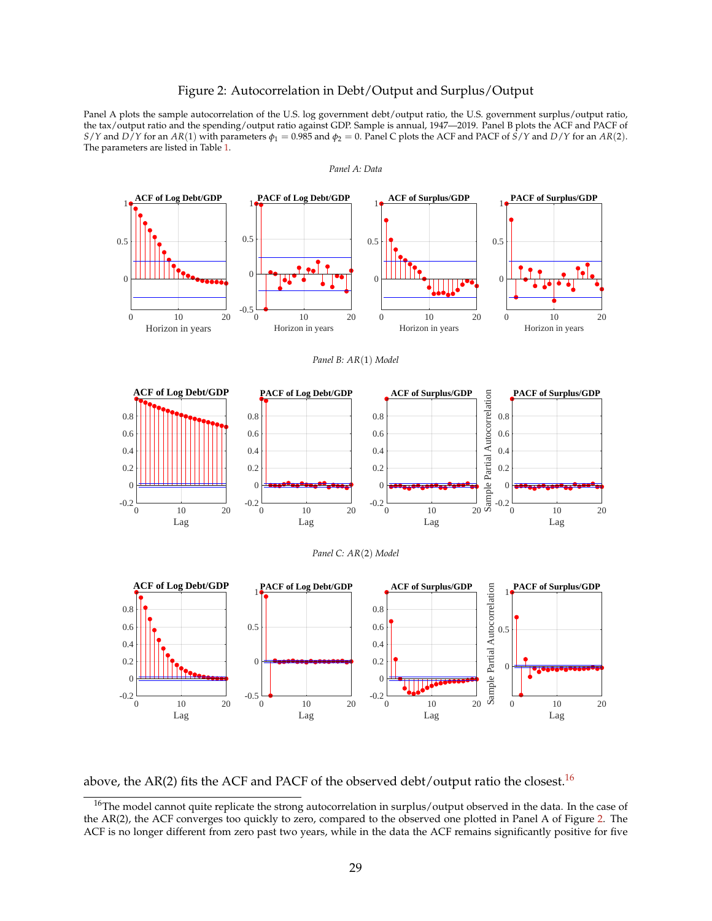Figure 2: Autocorrelation in Debt/Output and Surplus/Output

Panel A plots the sample autocorrelation of the U.S. log government debt/output ratio, the U.S. government surplus/output ratio, the tax/output ratio and the spending/output ratio against GDP. Sample is annual, 1947—2019. Panel B plots the ACF and PACF of $S/Y$ and $D/Y$ for an $AR(1)$ with parameters $\phi_1 = 0.985$ and $\phi_2 = 0$. Panel C plots the ACF and PACF of $S/Y$ and $D/Y$ for an $AR(2)$. The parameters are listed in Table 1.

*Panel A: Data*

*Panel B: $AR(1)$ Model*

*Panel C: $AR(2)$ Model*

above, the AR(2) fits the ACF and PACF of the observed debt/output ratio the closest.[16]

---

[16]The model cannot quite replicate the strong autocorrelation in surplus/output observed in the data. In the case of the AR(2), the ACF converges too quickly to zero, compared to the observed one plotted in Panel A of Figure 2. The ACF is no longer different from zero past two years, while in the data the ACF remains significantly positive for five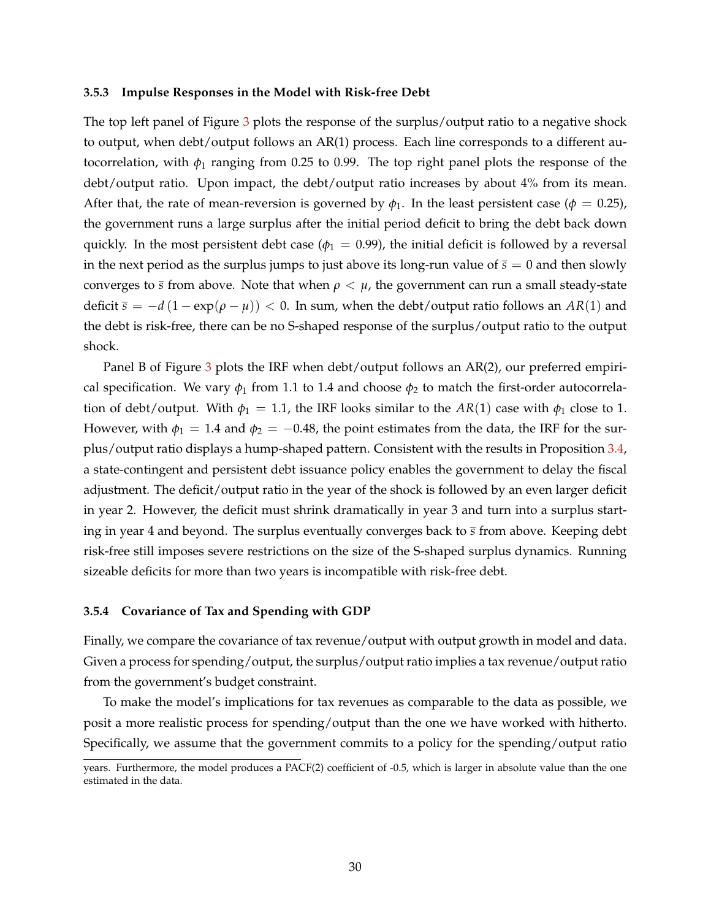### 3.5.3 Impulse Responses in the Model with Risk-free Debt

The top left panel of Figure 3 plots the response of the surplus/output ratio to a negative shock to output, when debt/output follows an AR(1) process. Each line corresponds to a different autocorrelation, with $\phi_1$ ranging from 0.25 to 0.99. The top right panel plots the response of the debt/output ratio. Upon impact, the debt/output ratio increases by about 4% from its mean. After that, the rate of mean-reversion is governed by $\phi_1$. In the least persistent case ($\phi = 0.25$), the government runs a large surplus after the initial period deficit to bring the debt back down quickly. In the most persistent debt case ($\phi_1 = 0.99$), the initial deficit is followed by a reversal in the next period as the surplus jumps to just above its long-run value of $\bar{s} = 0$ and then slowly converges to $\bar{s}$ from above. Note that when $\rho < \mu$, the government can run a small steady-state deficit $\bar{s} = -d\left(1 - \exp(\rho - \mu)\right) < 0$. In sum, when the debt/output ratio follows an $AR(1)$ and the debt is risk-free, there can be no S-shaped response of the surplus/output ratio to the output shock.

Panel B of Figure 3 plots the IRF when debt/output follows an AR(2), our preferred empirical specification. We vary $\phi_1$ from 1.1 to 1.4 and choose $\phi_2$ to match the first-order autocorrelation of debt/output. With $\phi_1 = 1.1$, the IRF looks similar to the $AR(1)$ case with $\phi_1$ close to 1. However, with $\phi_1 = 1.4$ and $\phi_2 = -0.48$, the point estimates from the data, the IRF for the surplus/output ratio displays a hump-shaped pattern. Consistent with the results in Proposition 3.4, a state-contingent and persistent debt issuance policy enables the government to delay the fiscal adjustment. The deficit/output ratio in the year of the shock is followed by an even larger deficit in year 2. However, the deficit must shrink dramatically in year 3 and turn into a surplus starting in year 4 and beyond. The surplus eventually converges back to $\bar{s}$ from above. Keeping debt risk-free still imposes severe restrictions on the size of the S-shaped surplus dynamics. Running sizeable deficits for more than two years is incompatible with risk-free debt.

### 3.5.4 Covariance of Tax and Spending with GDP

Finally, we compare the covariance of tax revenue/output with output growth in model and data. Given a process for spending/output, the surplus/output ratio implies a tax revenue/output ratio from the government's budget constraint.

To make the model's implications for tax revenues as comparable to the data as possible, we posit a more realistic process for spending/output than the one we have worked with hitherto. Specifically, we assume that the government commits to a policy for the spending/output ratio

years. Furthermore, the model produces a PACF(2) coefficient of -0.5, which is larger in absolute value than the one estimated in the data.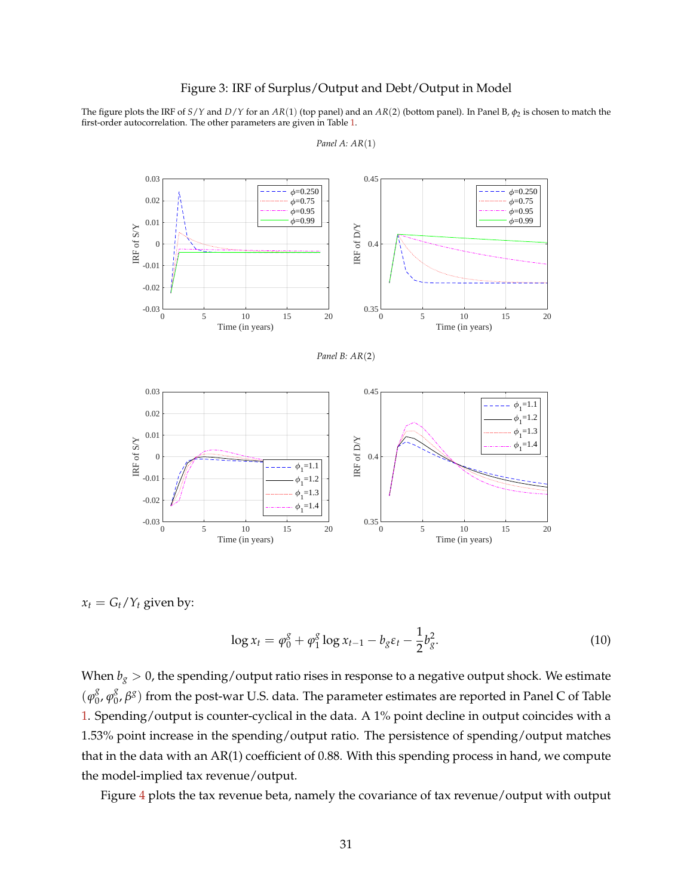Figure 3: IRF of Surplus/Output and Debt/Output in Model

The figure plots the IRF of $S/Y$ and $D/Y$ for an $AR(1)$ (top panel) and an $AR(2)$ (bottom panel). In Panel B, $\phi_2$ is chosen to match the first-order autocorrelation. The other parameters are given in Table 1.

*Panel A: $AR(1)$*

*Panel B: $AR(2)$*

$x_t = G_t/Y_t$ given by:

$$\log x_t = \varphi_0^g + \varphi_1^g \log x_{t-1} - b_g \varepsilon_t - \frac{1}{2} b_g^2. \tag{10}$$

When $b_g > 0$, the spending/output ratio rises in response to a negative output shock. We estimate $(\varphi_0^g, \varphi_0^g, \beta^g)$ from the post-war U.S. data. The parameter estimates are reported in Panel C of Table 1. Spending/output is counter-cyclical in the data. A 1% point decline in output coincides with a 1.53% point increase in the spending/output ratio. The persistence of spending/output matches that in the data with an AR(1) coefficient of 0.88. With this spending process in hand, we compute the model-implied tax revenue/output.

Figure 4 plots the tax revenue beta, namely the covariance of tax revenue/output with output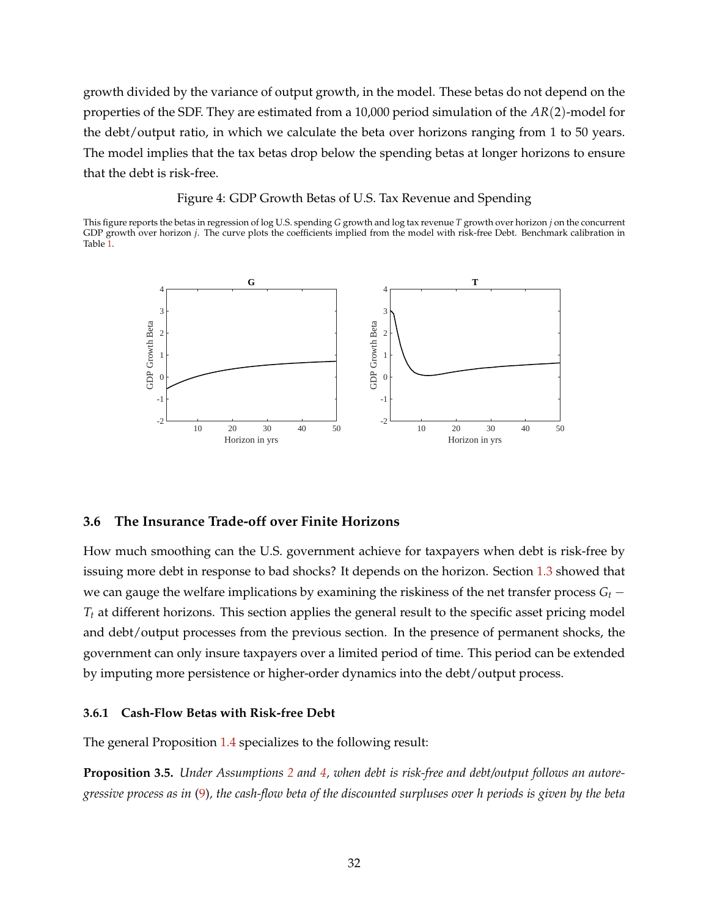growth divided by the variance of output growth, in the model. These betas do not depend on the properties of the SDF. They are estimated from a 10,000 period simulation of the $AR(2)$-model for the debt/output ratio, in which we calculate the beta over horizons ranging from 1 to 50 years. The model implies that the tax betas drop below the spending betas at longer horizons to ensure that the debt is risk-free.

Figure 4: GDP Growth Betas of U.S. Tax Revenue and Spending

This figure reports the betas in regression of log U.S. spending $G$ growth and log tax revenue $T$ growth over horizon $j$ on the concurrent GDP growth over horizon $j$. The curve plots the coefficients implied from the model with risk-free Debt. Benchmark calibration in Table 1.

### 3.6 The Insurance Trade-off over Finite Horizons

How much smoothing can the U.S. government achieve for taxpayers when debt is risk-free by issuing more debt in response to bad shocks? It depends on the horizon. Section 1.3 showed that we can gauge the welfare implications by examining the riskiness of the net transfer process $G_t - T_t$ at different horizons. This section applies the general result to the specific asset pricing model and debt/output processes from the previous section. In the presence of permanent shocks, the government can only insure taxpayers over a limited period of time. This period can be extended by imputing more persistence or higher-order dynamics into the debt/output process.

#### 3.6.1 Cash-Flow Betas with Risk-free Debt

The general Proposition 1.4 specializes to the following result:

**Proposition 3.5.** *Under Assumptions 2 and 4, when debt is risk-free and debt/output follows an autoregressive process as in (9), the cash-flow beta of the discounted surpluses over h periods is given by the beta*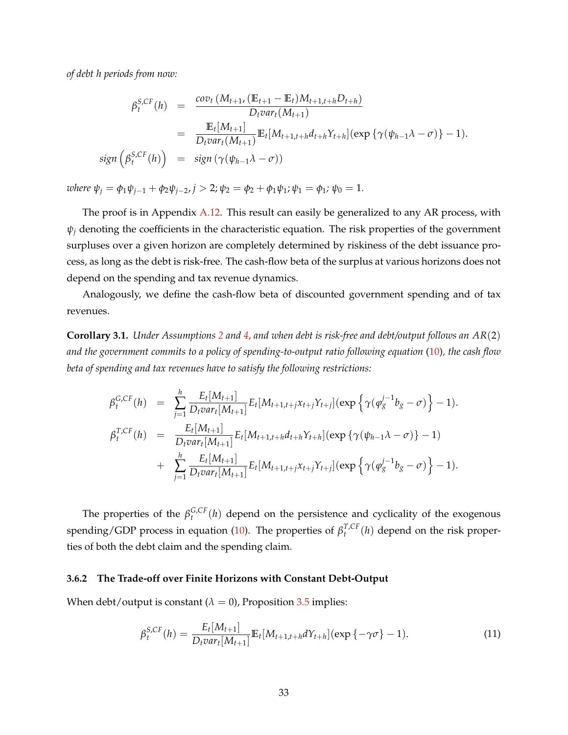*of debt h periods from now:*

$$
\begin{aligned}
\beta_t^{S,CF}(h) &= \frac{cov_t\left(M_{t+1}, (\mathbb{E}_{t+1} - \mathbb{E}_t) M_{t+1,t+h} D_{t+h}\right)}{D_t var_t(M_{t+1})} \\
&= \frac{\mathbb{E}_t[M_{t+1}]}{D_t var_t(M_{t+1})} \mathbb{E}_t[M_{t+1,t+h} d_{t+h} Y_{t+h}](\exp\{\gamma(\psi_{h-1}\lambda - \sigma)\} - 1). \\
sign\left(\beta_t^{S,CF}(h)\right) &= sign\left(\gamma(\psi_{h-1}\lambda - \sigma)\right)
\end{aligned}
$$

*where* $\psi_j = \phi_1 \psi_{j-1} + \phi_2 \psi_{j-2}, j > 2; \psi_2 = \phi_2 + \phi_1 \psi_1; \psi_1 = \phi_1; \psi_0 = 1.$

The proof is in Appendix A.12. This result can easily be generalized to any AR process, with $\psi_j$ denoting the coefficients in the characteristic equation. The risk properties of the government surpluses over a given horizon are completely determined by riskiness of the debt issuance process, as long as the debt is risk-free. The cash-flow beta of the surplus at various horizons does not depend on the spending and tax revenue dynamics.

Analogously, we define the cash-flow beta of discounted government spending and of tax revenues.

**Corollary 3.1.** *Under Assumptions 2 and 4, and when debt is risk-free and debt/output follows an $AR(2)$ and the government commits to a policy of spending-to-output ratio following equation (10), the cash flow beta of spending and tax revenues have to satisfy the following restrictions:*

$$
\begin{aligned}
\beta_t^{G,CF}(h) &= \sum_{j=1}^{h} \frac{E_t[M_{t+1}]}{D_t var_t[M_{t+1}]} E_t[M_{t+1,t+j} x_{t+j} Y_{t+j}](\exp\left\{\gamma(\varphi_g^{j-1} b_g - \sigma)\right\} - 1). \\
\beta_t^{T,CF}(h) &= \frac{E_t[M_{t+1}]}{D_t var_t[M_{t+1}]} E_t[M_{t+1,t+h} d_{t+h} Y_{t+h}](\exp\left\{\gamma(\psi_{h-1}\lambda - \sigma)\right\} - 1) \\
&\quad + \sum_{j=1}^{h} \frac{E_t[M_{t+1}]}{D_t var_t[M_{t+1}]} E_t[M_{t+1,t+j} x_{t+j} Y_{t+j}](\exp\left\{\gamma(\varphi_g^{j-1} b_g - \sigma)\right\} - 1).
\end{aligned}
$$

The properties of the $\beta_t^{G,CF}(h)$ depend on the persistence and cyclicality of the exogenous spending/GDP process in equation (10). The properties of $\beta_t^{T,CF}(h)$ depend on the risk properties of both the debt claim and the spending claim.

### 3.6.2 The Trade-off over Finite Horizons with Constant Debt-Output

When debt/output is constant ($\lambda = 0$), Proposition 3.5 implies:

$$
\beta_t^{S,CF}(h) = \frac{E_t[M_{t+1}]}{D_t var_t[M_{t+1}]} \mathbb{E}_t[M_{t+1,t+h} d Y_{t+h}](\exp\{-\gamma\sigma\} - 1). \tag{11}
$$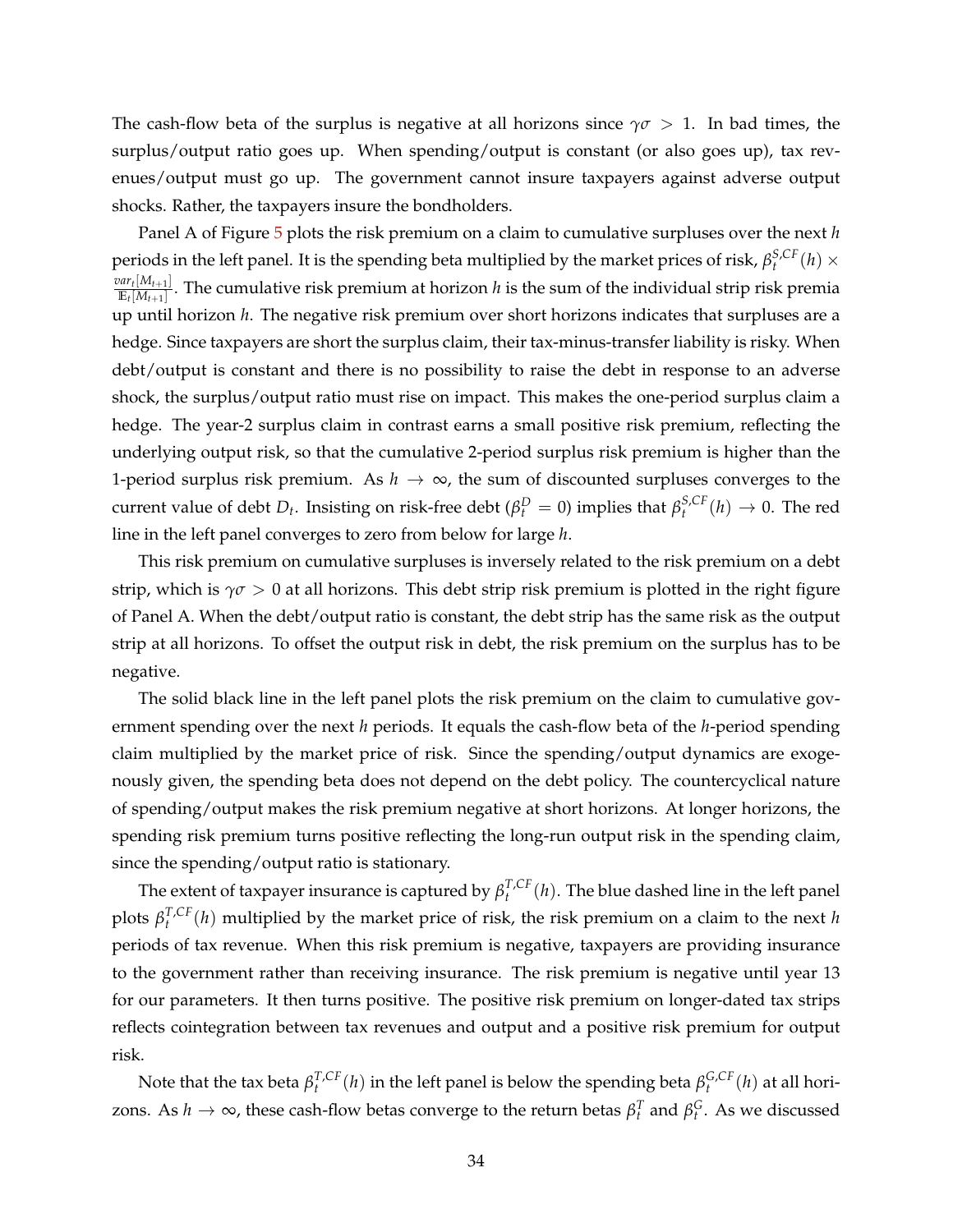The cash-flow beta of the surplus is negative at all horizons since $\gamma\sigma > 1$. In bad times, the surplus/output ratio goes up. When spending/output is constant (or also goes up), tax revenues/output must go up. The government cannot insure taxpayers against adverse output shocks. Rather, the taxpayers insure the bondholders.

Panel A of Figure 5 plots the risk premium on a claim to cumulative surpluses over the next $h$ periods in the left panel. It is the spending beta multiplied by the market prices of risk, $\beta_t^{S,CF}(h) \times \frac{var_t[M_{t+1}]}{\mathbb{E}_t[M_{t+1}]}$. The cumulative risk premium at horizon $h$ is the sum of the individual strip risk premia up until horizon $h$. The negative risk premium over short horizons indicates that surpluses are a hedge. Since taxpayers are short the surplus claim, their tax-minus-transfer liability is risky. When debt/output is constant and there is no possibility to raise the debt in response to an adverse shock, the surplus/output ratio must rise on impact. This makes the one-period surplus claim a hedge. The year-2 surplus claim in contrast earns a small positive risk premium, reflecting the underlying output risk, so that the cumulative 2-period surplus risk premium is higher than the 1-period surplus risk premium. As $h \to \infty$, the sum of discounted surpluses converges to the current value of debt $D_t$. Insisting on risk-free debt ($\beta_t^D = 0$) implies that $\beta_t^{S,CF}(h) \to 0$. The red line in the left panel converges to zero from below for large $h$.

This risk premium on cumulative surpluses is inversely related to the risk premium on a debt strip, which is $\gamma\sigma > 0$ at all horizons. This debt strip risk premium is plotted in the right figure of Panel A. When the debt/output ratio is constant, the debt strip has the same risk as the output strip at all horizons. To offset the output risk in debt, the risk premium on the surplus has to be negative.

The solid black line in the left panel plots the risk premium on the claim to cumulative government spending over the next $h$ periods. It equals the cash-flow beta of the $h$-period spending claim multiplied by the market price of risk. Since the spending/output dynamics are exogenously given, the spending beta does not depend on the debt policy. The countercyclical nature of spending/output makes the risk premium negative at short horizons. At longer horizons, the spending risk premium turns positive reflecting the long-run output risk in the spending claim, since the spending/output ratio is stationary.

The extent of taxpayer insurance is captured by $\beta_t^{T,CF}(h)$. The blue dashed line in the left panel plots $\beta_t^{T,CF}(h)$ multiplied by the market price of risk, the risk premium on a claim to the next $h$ periods of tax revenue. When this risk premium is negative, taxpayers are providing insurance to the government rather than receiving insurance. The risk premium is negative until year 13 for our parameters. It then turns positive. The positive risk premium on longer-dated tax strips reflects cointegration between tax revenues and output and a positive risk premium for output risk.

Note that the tax beta $\beta_t^{T,CF}(h)$ in the left panel is below the spending beta $\beta_t^{G,CF}(h)$ at all horizons. As $h \to \infty$, these cash-flow betas converge to the return betas $\beta_t^T$ and $\beta_t^G$. As we discussed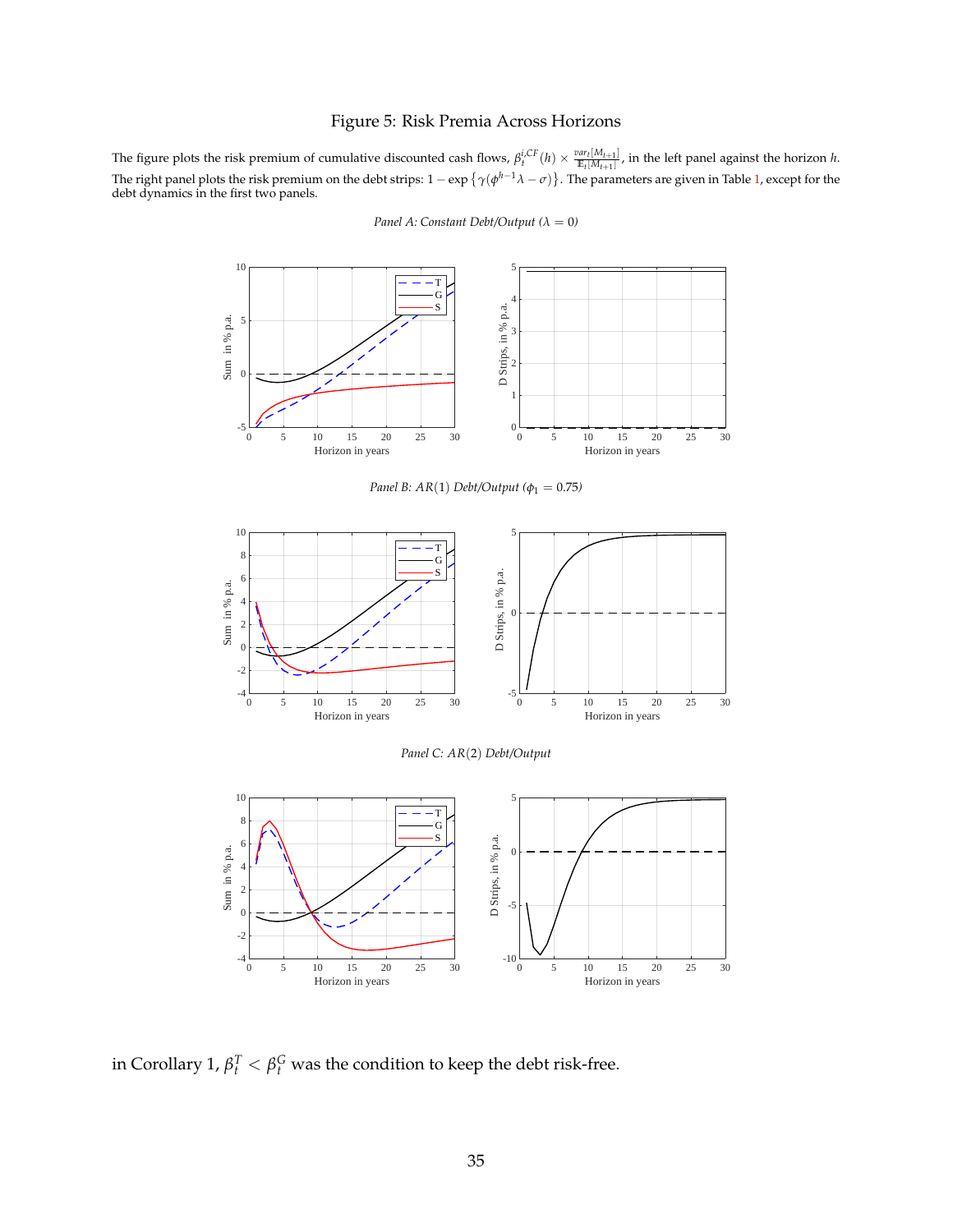Figure 5: Risk Premia Across Horizons

The figure plots the risk premium of cumulative discounted cash flows, $\beta_t^{i,CF}(h) \times \frac{var_t[M_{t+1}]}{\mathbb{E}_t[M_{t+1}]}$, in the left panel against the horizon $h$. The right panel plots the risk premium on the debt strips: $1 - \exp\left\{\gamma(\phi^{h-1}\lambda - \sigma)\right\}$. The parameters are given in Table 1, except for the debt dynamics in the first two panels.

*Panel A: Constant Debt/Output ($\lambda = 0$)*

*Panel B: $AR(1)$ Debt/Output ($\phi_1 = 0.75$)*

*Panel C: $AR(2)$ Debt/Output*

in Corollary 1, $\beta_t^T < \beta_t^G$ was the condition to keep the debt risk-free.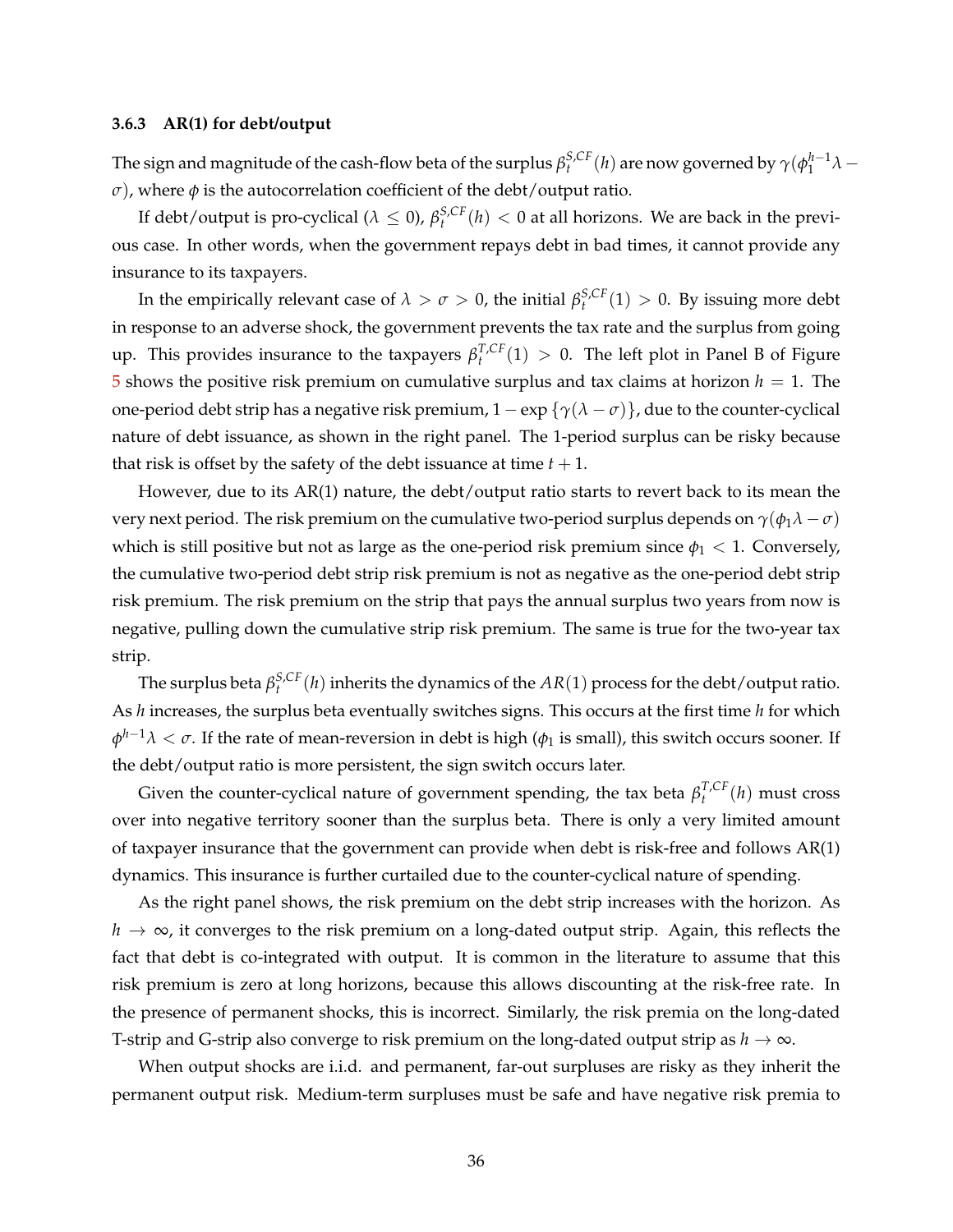### 3.6.3 AR(1) for debt/output

The sign and magnitude of the cash-flow beta of the surplus $\beta_t^{S,CF}(h)$ are now governed by $\gamma(\phi_1^{h-1}\lambda - \sigma)$, where $\phi$ is the autocorrelation coefficient of the debt/output ratio.

If debt/output is pro-cyclical ($\lambda \leq 0$), $\beta_t^{S,CF}(h) < 0$ at all horizons. We are back in the previous case. In other words, when the government repays debt in bad times, it cannot provide any insurance to its taxpayers.

In the empirically relevant case of $\lambda > \sigma > 0$, the initial $\beta_t^{S,CF}(1) > 0$. By issuing more debt in response to an adverse shock, the government prevents the tax rate and the surplus from going up. This provides insurance to the taxpayers $\beta_t^{T,CF}(1) > 0$. The left plot in Panel B of Figure 5 shows the positive risk premium on cumulative surplus and tax claims at horizon $h = 1$. The one-period debt strip has a negative risk premium, $1 - \exp\{\gamma(\lambda - \sigma)\}$, due to the counter-cyclical nature of debt issuance, as shown in the right panel. The 1-period surplus can be risky because that risk is offset by the safety of the debt issuance at time $t + 1$.

However, due to its AR(1) nature, the debt/output ratio starts to revert back to its mean the very next period. The risk premium on the cumulative two-period surplus depends on $\gamma(\phi_1\lambda - \sigma)$ which is still positive but not as large as the one-period risk premium since $\phi_1 < 1$. Conversely, the cumulative two-period debt strip risk premium is not as negative as the one-period debt strip risk premium. The risk premium on the strip that pays the annual surplus two years from now is negative, pulling down the cumulative strip risk premium. The same is true for the two-year tax strip.

The surplus beta $\beta_t^{S,CF}(h)$ inherits the dynamics of the $AR(1)$ process for the debt/output ratio. As $h$ increases, the surplus beta eventually switches signs. This occurs at the first time $h$ for which $\phi^{h-1}\lambda < \sigma$. If the rate of mean-reversion in debt is high ($\phi_1$ is small), this switch occurs sooner. If the debt/output ratio is more persistent, the sign switch occurs later.

Given the counter-cyclical nature of government spending, the tax beta $\beta_t^{T,CF}(h)$ must cross over into negative territory sooner than the surplus beta. There is only a very limited amount of taxpayer insurance that the government can provide when debt is risk-free and follows AR(1) dynamics. This insurance is further curtailed due to the counter-cyclical nature of spending.

As the right panel shows, the risk premium on the debt strip increases with the horizon. As $h \to \infty$, it converges to the risk premium on a long-dated output strip. Again, this reflects the fact that debt is co-integrated with output. It is common in the literature to assume that this risk premium is zero at long horizons, because this allows discounting at the risk-free rate. In the presence of permanent shocks, this is incorrect. Similarly, the risk premia on the long-dated T-strip and G-strip also converge to risk premium on the long-dated output strip as $h \to \infty$.

When output shocks are i.i.d. and permanent, far-out surpluses are risky as they inherit the permanent output risk. Medium-term surpluses must be safe and have negative risk premia to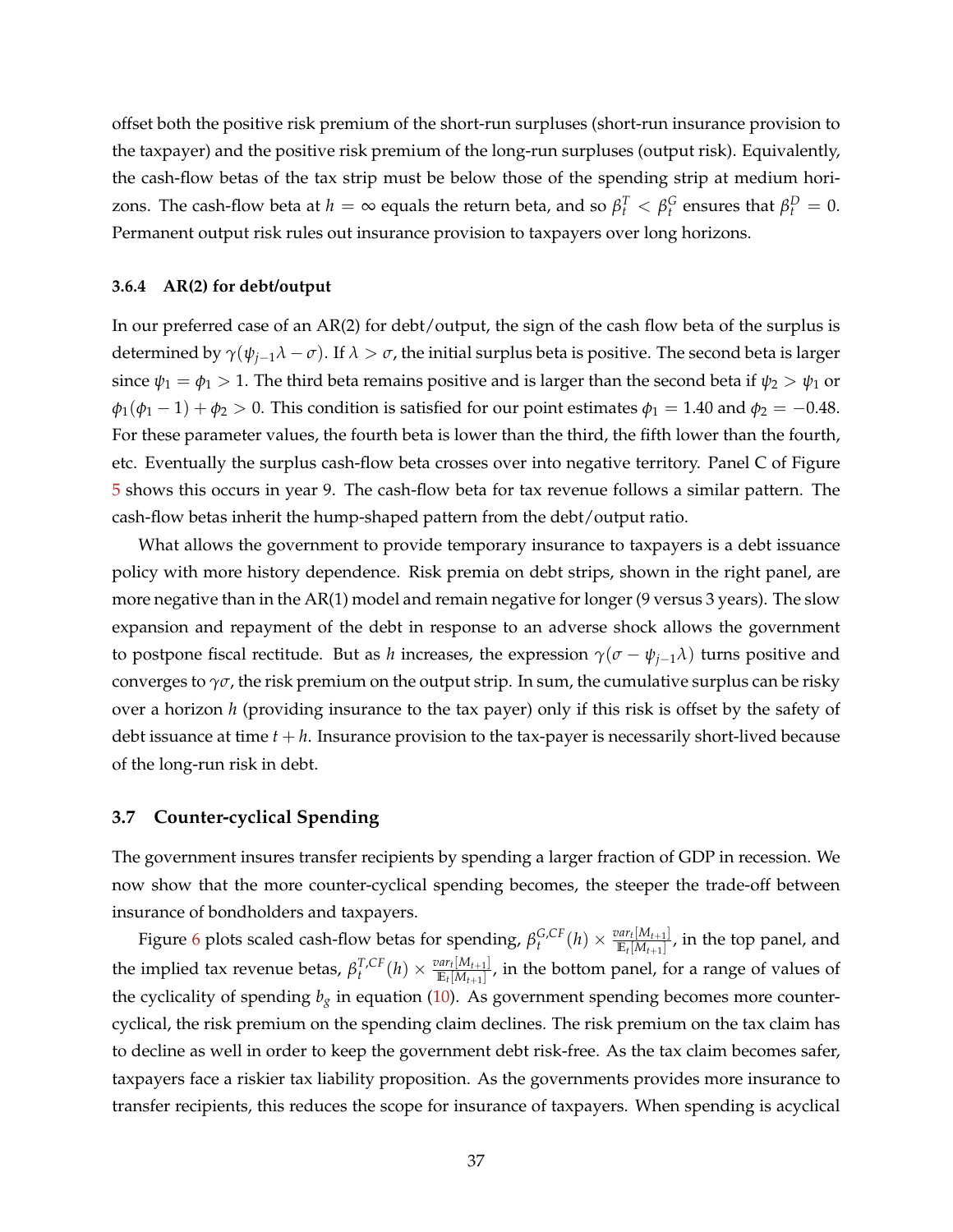offset both the positive risk premium of the short-run surpluses (short-run insurance provision to the taxpayer) and the positive risk premium of the long-run surpluses (output risk). Equivalently, the cash-flow betas of the tax strip must be below those of the spending strip at medium horizons. The cash-flow beta at $h = \infty$ equals the return beta, and so $\beta_t^T < \beta_t^G$ ensures that $\beta_t^D = 0$. Permanent output risk rules out insurance provision to taxpayers over long horizons.

#### 3.6.4 AR(2) for debt/output

In our preferred case of an AR(2) for debt/output, the sign of the cash flow beta of the surplus is determined by $\gamma(\psi_{j-1}\lambda - \sigma)$. If $\lambda > \sigma$, the initial surplus beta is positive. The second beta is larger since $\psi_1 = \phi_1 > 1$. The third beta remains positive and is larger than the second beta if $\psi_2 > \psi_1$ or $\phi_1(\phi_1 - 1) + \phi_2 > 0$. This condition is satisfied for our point estimates $\phi_1 = 1.40$ and $\phi_2 = -0.48$. For these parameter values, the fourth beta is lower than the third, the fifth lower than the fourth, etc. Eventually the surplus cash-flow beta crosses over into negative territory. Panel C of Figure 5 shows this occurs in year 9. The cash-flow beta for tax revenue follows a similar pattern. The cash-flow betas inherit the hump-shaped pattern from the debt/output ratio.

What allows the government to provide temporary insurance to taxpayers is a debt issuance policy with more history dependence. Risk premia on debt strips, shown in the right panel, are more negative than in the AR(1) model and remain negative for longer (9 versus 3 years). The slow expansion and repayment of the debt in response to an adverse shock allows the government to postpone fiscal rectitude. But as $h$ increases, the expression $\gamma(\sigma - \psi_{j-1}\lambda)$ turns positive and converges to $\gamma\sigma$, the risk premium on the output strip. In sum, the cumulative surplus can be risky over a horizon $h$ (providing insurance to the tax payer) only if this risk is offset by the safety of debt issuance at time $t + h$. Insurance provision to the tax-payer is necessarily short-lived because of the long-run risk in debt.

### 3.7 Counter-cyclical Spending

The government insures transfer recipients by spending a larger fraction of GDP in recession. We now show that the more counter-cyclical spending becomes, the steeper the trade-off between insurance of bondholders and taxpayers.

Figure 6 plots scaled cash-flow betas for spending, $\beta_t^{G,CF}(h) \times \frac{var_t[M_{t+1}]}{\mathbb{E}_t[M_{t+1}]}$, in the top panel, and the implied tax revenue betas, $\beta_t^{T,CF}(h) \times \frac{var_t[M_{t+1}]}{\mathbb{E}_t[M_{t+1}]}$, in the bottom panel, for a range of values of the cyclicality of spending $b_g$ in equation (10). As government spending becomes more counter-cyclical, the risk premium on the spending claim declines. The risk premium on the tax claim has to decline as well in order to keep the government debt risk-free. As the tax claim becomes safer, taxpayers face a riskier tax liability proposition. As the governments provides more insurance to transfer recipients, this reduces the scope for insurance of taxpayers. When spending is acyclical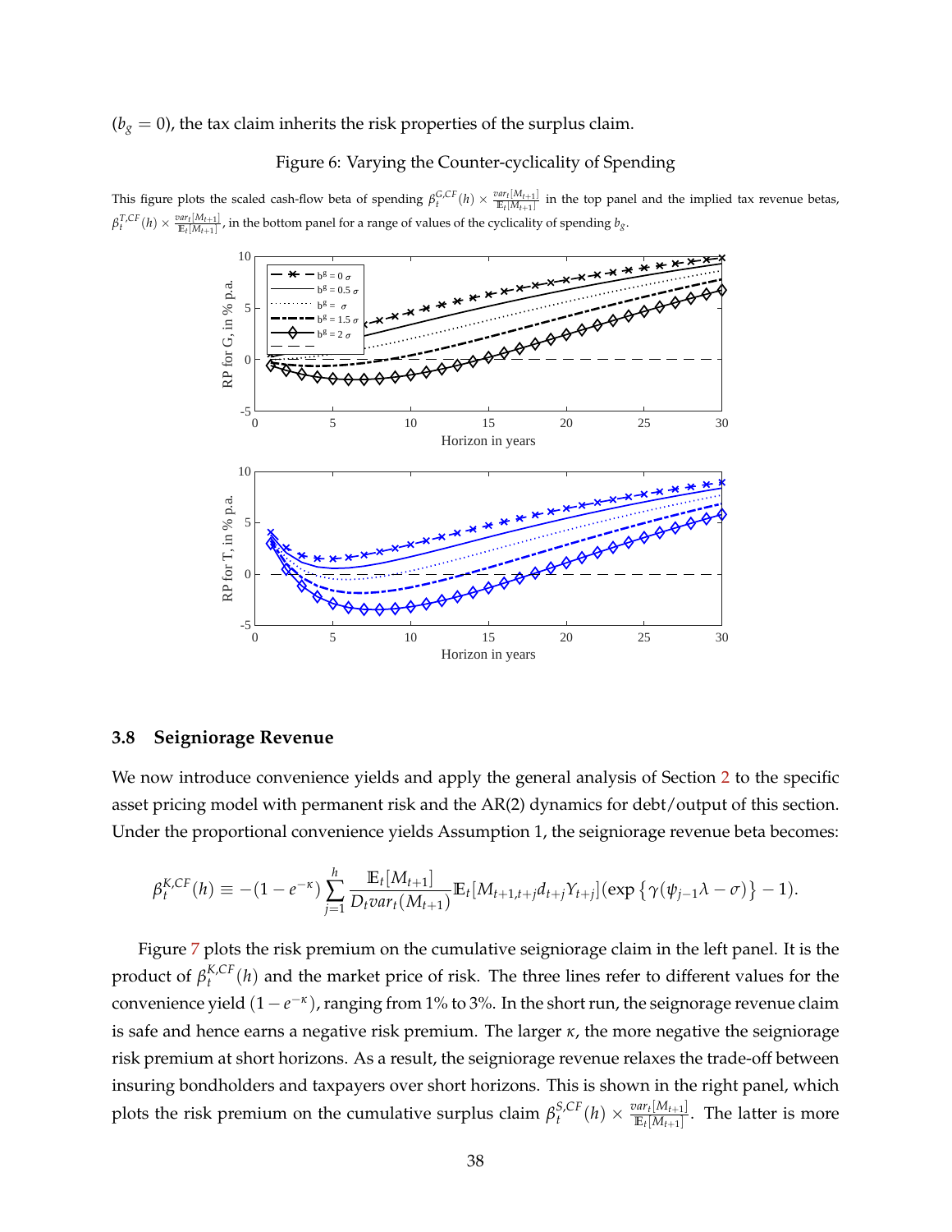($b_g = 0$), the tax claim inherits the risk properties of the surplus claim.

Figure 6: Varying the Counter-cyclicality of Spending

This figure plots the scaled cash-flow beta of spending $\beta_t^{G,CF}(h) \times \frac{var_t[M_{t+1}]}{\mathbb{E}_t[M_{t+1}]}$ in the top panel and the implied tax revenue betas, $\beta_t^{T,CF}(h) \times \frac{var_t[M_{t+1}]}{\mathbb{E}_t[M_{t+1}]}$, in the bottom panel for a range of values of the cyclicality of spending $b_g$.

### 3.8 Seigniorage Revenue

We now introduce convenience yields and apply the general analysis of Section 2 to the specific asset pricing model with permanent risk and the AR(2) dynamics for debt/output of this section. Under the proportional convenience yields Assumption 1, the seigniorage revenue beta becomes:

$$\beta_t^{K,CF}(h) \equiv -(1 - e^{-\kappa}) \sum_{j=1}^{h} \frac{\mathbb{E}_t[M_{t+1}]}{D_t var_t(M_{t+1})} \mathbb{E}_t[M_{t+1,t+j} d_{t+j} Y_{t+j}](\exp\{\gamma(\psi_{j-1}\lambda - \sigma)\} - 1).$$

Figure 7 plots the risk premium on the cumulative seigniorage claim in the left panel. It is the product of $\beta_t^{K,CF}(h)$ and the market price of risk. The three lines refer to different values for the convenience yield $(1 - e^{-\kappa})$, ranging from 1% to 3%. In the short run, the seignorage revenue claim is safe and hence earns a negative risk premium. The larger $\kappa$, the more negative the seigniorage risk premium at short horizons. As a result, the seigniorage revenue relaxes the trade-off between insuring bondholders and taxpayers over short horizons. This is shown in the right panel, which plots the risk premium on the cumulative surplus claim $\beta_t^{S,CF}(h) \times \frac{var_t[M_{t+1}]}{\mathbb{E}_t[M_{t+1}]}$. The latter is more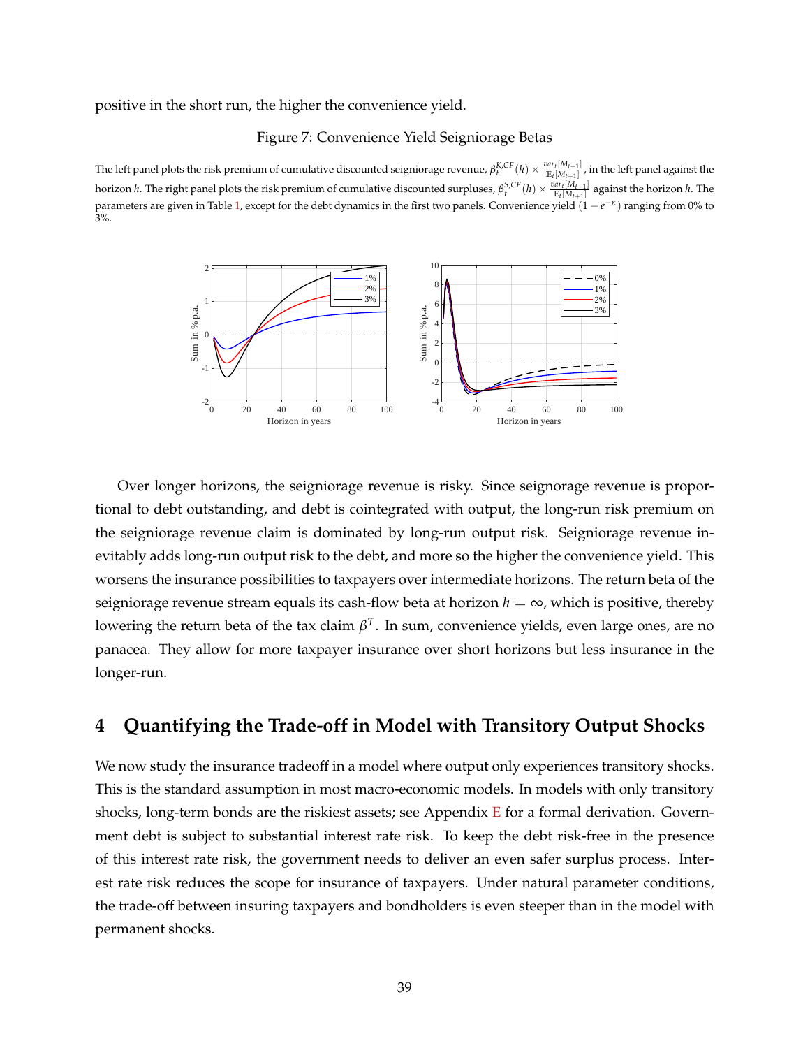positive in the short run, the higher the convenience yield.

Figure 7: Convenience Yield Seigniorage Betas

The left panel plots the risk premium of cumulative discounted seigniorage revenue, $\beta_t^{K,CF}(h) \times \frac{var_t[M_{t+1}]}{\mathbb{E}_t[M_{t+1}]}$, in the left panel against the horizon $h$. The right panel plots the risk premium of cumulative discounted surpluses, $\beta_t^{S,CF}(h) \times \frac{var_t[M_{t+1}]}{\mathbb{E}_t[M_{t+1}]}$ against the horizon $h$. The parameters are given in Table 1, except for the debt dynamics in the first two panels. Convenience yield $(1 - e^{-\kappa})$ ranging from 0% to 3%.

Over longer horizons, the seigniorage revenue is risky. Since seignorage revenue is proportional to debt outstanding, and debt is cointegrated with output, the long-run risk premium on the seigniorage revenue claim is dominated by long-run output risk. Seigniorage revenue inevitably adds long-run output risk to the debt, and more so the higher the convenience yield. This worsens the insurance possibilities to taxpayers over intermediate horizons. The return beta of the seigniorage revenue stream equals its cash-flow beta at horizon $h = \infty$, which is positive, thereby lowering the return beta of the tax claim $\beta^T$. In sum, convenience yields, even large ones, are no panacea. They allow for more taxpayer insurance over short horizons but less insurance in the longer-run.

## 4 Quantifying the Trade-off in Model with Transitory Output Shocks

We now study the insurance tradeoff in a model where output only experiences transitory shocks. This is the standard assumption in most macro-economic models. In models with only transitory shocks, long-term bonds are the riskiest assets; see Appendix E for a formal derivation. Government debt is subject to substantial interest rate risk. To keep the debt risk-free in the presence of this interest rate risk, the government needs to deliver an even safer surplus process. Interest rate risk reduces the scope for insurance of taxpayers. Under natural parameter conditions, the trade-off between insuring taxpayers and bondholders is even steeper than in the model with permanent shocks.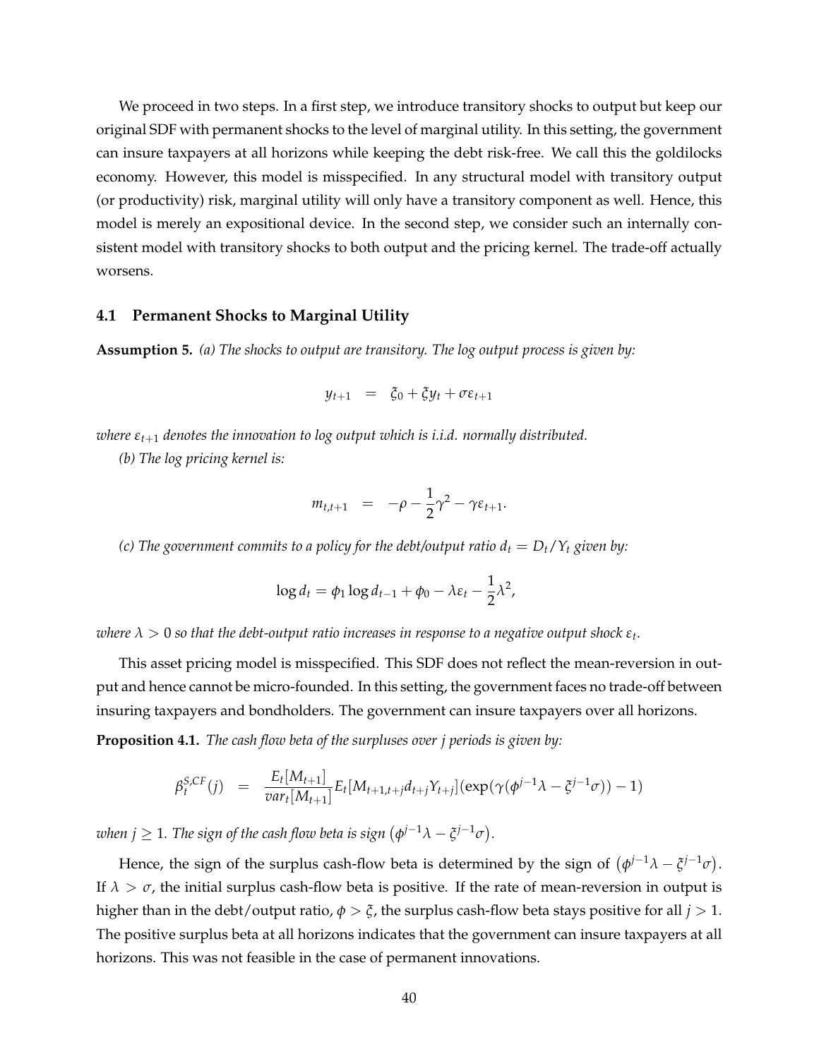We proceed in two steps. In a first step, we introduce transitory shocks to output but keep our original SDF with permanent shocks to the level of marginal utility. In this setting, the government can insure taxpayers at all horizons while keeping the debt risk-free. We call this the goldilocks economy. However, this model is misspecified. In any structural model with transitory output (or productivity) risk, marginal utility will only have a transitory component as well. Hence, this model is merely an expositional device. In the second step, we consider such an internally consistent model with transitory shocks to both output and the pricing kernel. The trade-off actually worsens.

### 4.1 Permanent Shocks to Marginal Utility

**Assumption 5.** *(a) The shocks to output are transitory. The log output process is given by:*

$$y_{t+1} \quad = \quad \xi_0 + \xi y_t + \sigma \varepsilon_{t+1}$$

*where $\varepsilon_{t+1}$ denotes the innovation to log output which is i.i.d. normally distributed.*

*(b) The log pricing kernel is:*

$$m_{t,t+1} \quad = \quad -\rho - \frac{1}{2}\gamma^2 - \gamma \varepsilon_{t+1}.$$

*(c) The government commits to a policy for the debt/output ratio $d_t = D_t/Y_t$ given by:*

$$\log d_t = \phi_1 \log d_{t-1} + \phi_0 - \lambda \varepsilon_t - \frac{1}{2}\lambda^2,$$

*where $\lambda > 0$ so that the debt-output ratio increases in response to a negative output shock $\varepsilon_t$.*

This asset pricing model is misspecified. This SDF does not reflect the mean-reversion in output and hence cannot be micro-founded. In this setting, the government faces no trade-off between insuring taxpayers and bondholders. The government can insure taxpayers over all horizons.

**Proposition 4.1.** *The cash flow beta of the surpluses over j periods is given by:*

$$\beta_t^{S,CF}(j) \quad = \quad \frac{E_t[M_{t+1}]}{var_t[M_{t+1}]} E_t[M_{t+1,t+j} d_{t+j} Y_{t+j}](\exp(\gamma(\phi^{j-1}\lambda - \xi^{j-1}\sigma)) - 1)$$

*when $j \geq 1$. The sign of the cash flow beta is sign $\left(\phi^{j-1}\lambda - \xi^{j-1}\sigma\right)$.*

Hence, the sign of the surplus cash-flow beta is determined by the sign of $\left(\phi^{j-1}\lambda - \xi^{j-1}\sigma\right)$. If $\lambda > \sigma$, the initial surplus cash-flow beta is positive. If the rate of mean-reversion in output is higher than in the debt/output ratio, $\phi > \xi$, the surplus cash-flow beta stays positive for all $j > 1$. The positive surplus beta at all horizons indicates that the government can insure taxpayers at all horizons. This was not feasible in the case of permanent innovations.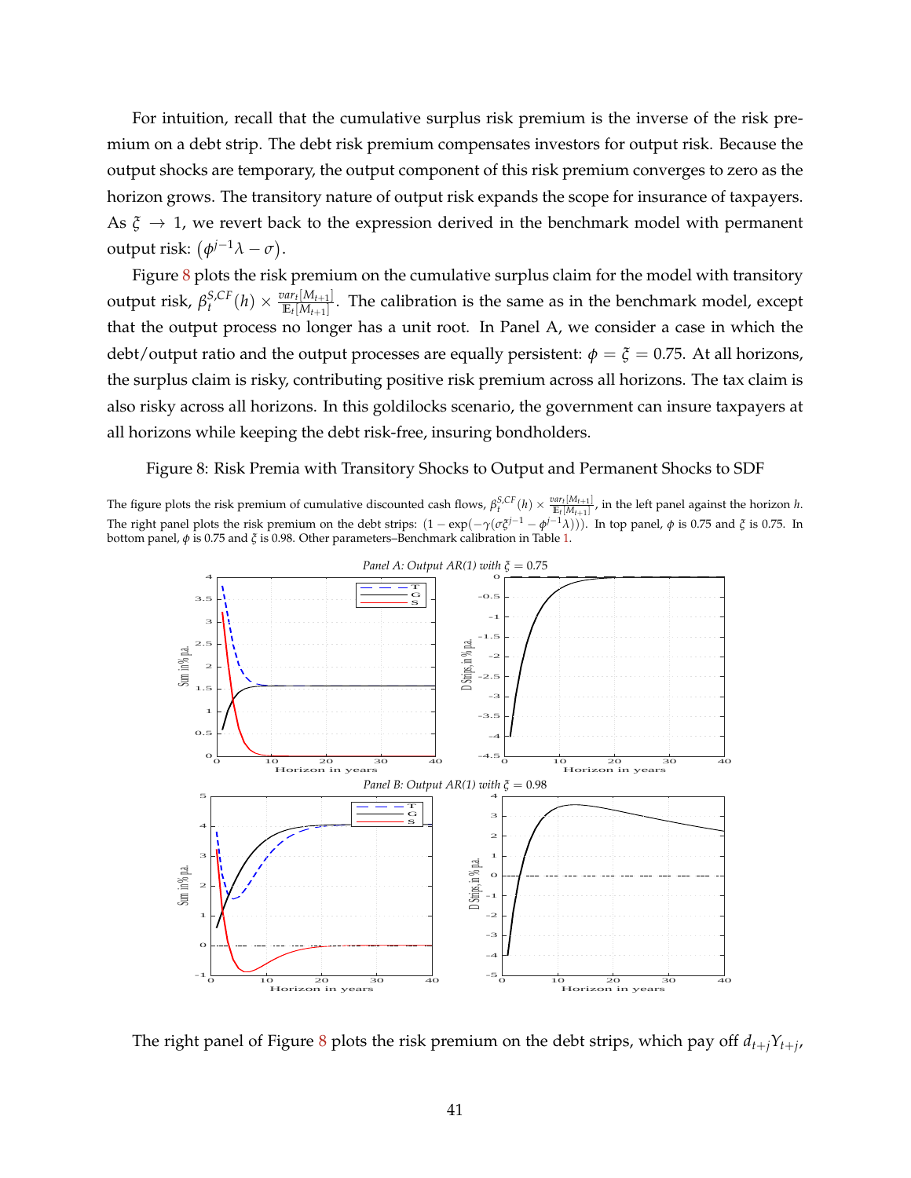For intuition, recall that the cumulative surplus risk premium is the inverse of the risk premium on a debt strip. The debt risk premium compensates investors for output risk. Because the output shocks are temporary, the output component of this risk premium converges to zero as the horizon grows. The transitory nature of output risk expands the scope for insurance of taxpayers. As $\xi \to 1$, we revert back to the expression derived in the benchmark model with permanent output risk: $\left(\phi^{j-1}\lambda - \sigma\right)$.

Figure 8 plots the risk premium on the cumulative surplus claim for the model with transitory output risk, $\beta_t^{S,CF}(h) \times \frac{var_t[M_{t+1}]}{\mathbb{E}_t[M_{t+1}]}$. The calibration is the same as in the benchmark model, except that the output process no longer has a unit root. In Panel A, we consider a case in which the debt/output ratio and the output processes are equally persistent: $\phi = \xi = 0.75$. At all horizons, the surplus claim is risky, contributing positive risk premium across all horizons. The tax claim is also risky across all horizons. In this goldilocks scenario, the government can insure taxpayers at all horizons while keeping the debt risk-free, insuring bondholders.

Figure 8: Risk Premia with Transitory Shocks to Output and Permanent Shocks to SDF

The figure plots the risk premium of cumulative discounted cash flows, $\beta_t^{S,CF}(h) \times \frac{var_t[M_{t+1}]}{\mathbb{E}_t[M_{t+1}]}$, in the left panel against the horizon $h$. The right panel plots the risk premium on the debt strips: $(1 - \exp(-\gamma(\sigma\xi^{j-1} - \phi^{j-1}\lambda)))$. In top panel, $\phi$ is 0.75 and $\xi$ is 0.75. In bottom panel, $\phi$ is 0.75 and $\xi$ is 0.98. Other parameters–Benchmark calibration in Table 1.

The right panel of Figure 8 plots the risk premium on the debt strips, which pay off $d_{t+j}Y_{t+j}$,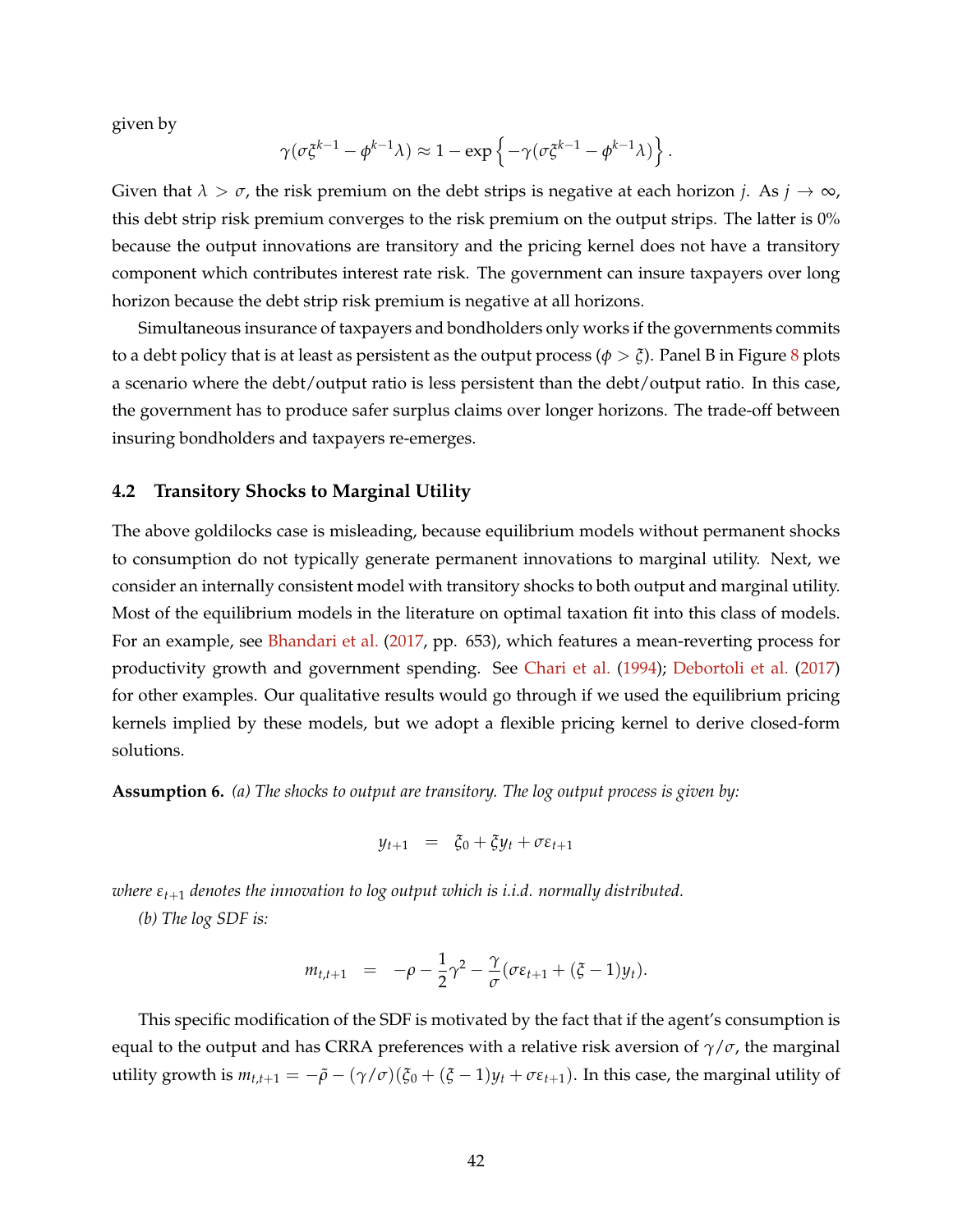given by

$$\gamma(\sigma\xi^{k-1} - \phi^{k-1}\lambda) \approx 1 - \exp\left\{-\gamma(\sigma\xi^{k-1} - \phi^{k-1}\lambda)\right\}.$$

Given that $\lambda > \sigma$, the risk premium on the debt strips is negative at each horizon $j$. As $j \to \infty$, this debt strip risk premium converges to the risk premium on the output strips. The latter is 0% because the output innovations are transitory and the pricing kernel does not have a transitory component which contributes interest rate risk. The government can insure taxpayers over long horizon because the debt strip risk premium is negative at all horizons.

Simultaneous insurance of taxpayers and bondholders only works if the governments commits to a debt policy that is at least as persistent as the output process ($\phi > \xi$). Panel B in Figure 8 plots a scenario where the debt/output ratio is less persistent than the debt/output ratio. In this case, the government has to produce safer surplus claims over longer horizons. The trade-off between insuring bondholders and taxpayers re-emerges.

### 4.2 Transitory Shocks to Marginal Utility

The above goldilocks case is misleading, because equilibrium models without permanent shocks to consumption do not typically generate permanent innovations to marginal utility. Next, we consider an internally consistent model with transitory shocks to both output and marginal utility. Most of the equilibrium models in the literature on optimal taxation fit into this class of models. For an example, see Bhandari et al. (2017, pp. 653), which features a mean-reverting process for productivity growth and government spending. See Chari et al. (1994); Debortoli et al. (2017) for other examples. Our qualitative results would go through if we used the equilibrium pricing kernels implied by these models, but we adopt a flexible pricing kernel to derive closed-form solutions.

**Assumption 6.** *(a) The shocks to output are transitory. The log output process is given by:*

$$y_{t+1} \quad = \quad \xi_0 + \xi y_t + \sigma\varepsilon_{t+1}$$

*where $\varepsilon_{t+1}$ denotes the innovation to log output which is i.i.d. normally distributed.*

*(b) The log SDF is:*

$$m_{t,t+1} \quad = \quad -\rho - \frac{1}{2}\gamma^2 - \frac{\gamma}{\sigma}(\sigma\varepsilon_{t+1} + (\xi - 1)y_t).$$

This specific modification of the SDF is motivated by the fact that if the agent's consumption is equal to the output and has CRRA preferences with a relative risk aversion of $\gamma/\sigma$, the marginal utility growth is $m_{t,t+1} = -\tilde{\rho} - (\gamma/\sigma)(\xi_0 + (\xi - 1)y_t + \sigma\varepsilon_{t+1})$. In this case, the marginal utility of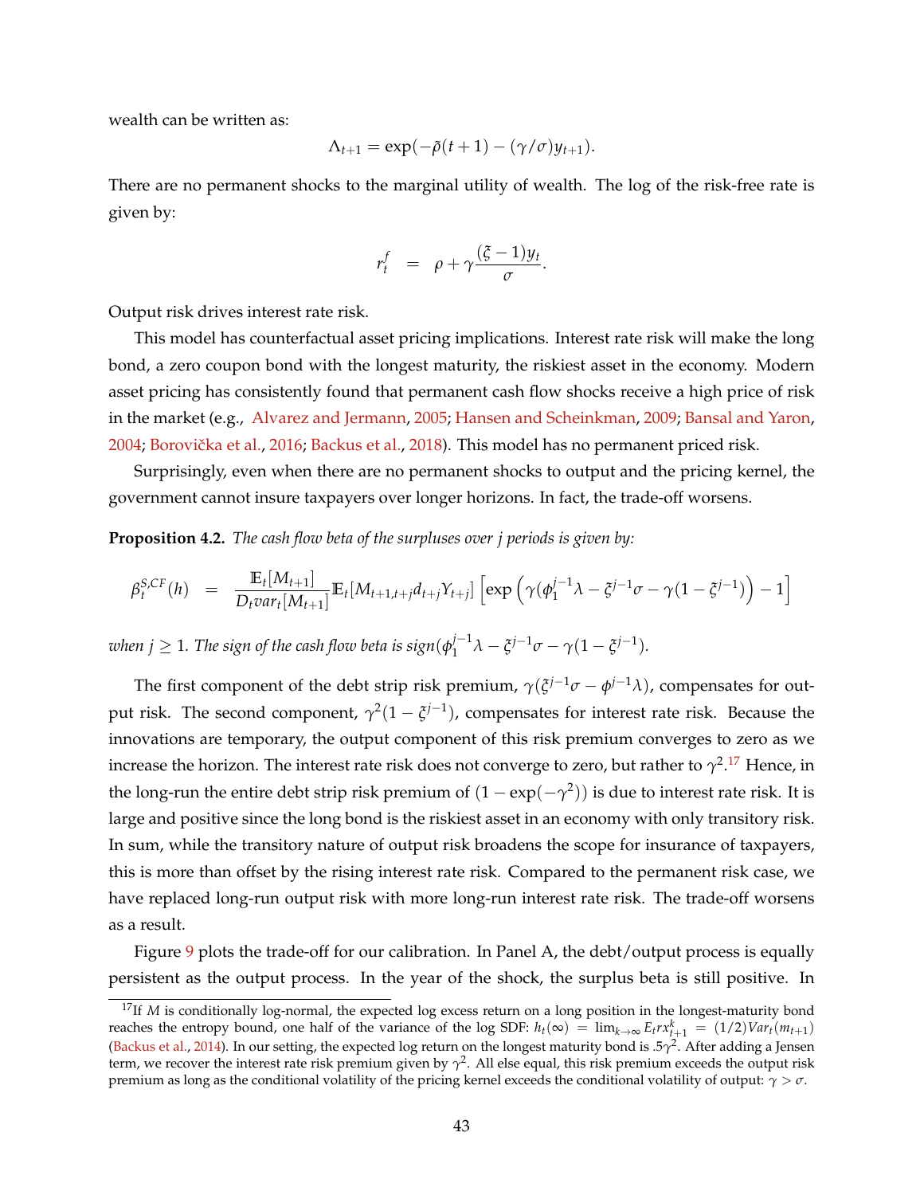wealth can be written as:

$$\Lambda_{t+1} = \exp(-\tilde{\rho}(t+1) - (\gamma/\sigma)y_{t+1}).$$

There are no permanent shocks to the marginal utility of wealth. The log of the risk-free rate is given by:

$$r_t^f \quad = \quad \rho + \gamma \frac{(\xi - 1)y_t}{\sigma}.$$

Output risk drives interest rate risk.

This model has counterfactual asset pricing implications. Interest rate risk will make the long bond, a zero coupon bond with the longest maturity, the riskiest asset in the economy. Modern asset pricing has consistently found that permanent cash flow shocks receive a high price of risk in the market (e.g., Alvarez and Jermann, 2005; Hansen and Scheinkman, 2009; Bansal and Yaron, 2004; Borovička et al., 2016; Backus et al., 2018). This model has no permanent priced risk.

Surprisingly, even when there are no permanent shocks to output and the pricing kernel, the government cannot insure taxpayers over longer horizons. In fact, the trade-off worsens.

**Proposition 4.2.** *The cash flow beta of the surpluses over j periods is given by:*

$$\beta_t^{S,CF}(h) \quad = \quad \frac{\mathbb{E}_t[M_{t+1}]}{D_t var_t[M_{t+1}]} \mathbb{E}_t[M_{t+1,t+j} d_{t+j} Y_{t+j}] \left[ \exp\left( \gamma(\phi_1^{j-1}\lambda - \xi^{j-1}\sigma - \gamma(1-\xi^{j-1})\right) - 1 \right]$$

*when $j \geq 1$. The sign of the cash flow beta is $sign(\phi_1^{j-1}\lambda - \xi^{j-1}\sigma - \gamma(1-\xi^{j-1})$.*

The first component of the debt strip risk premium, $\gamma(\xi^{j-1}\sigma - \phi^{j-1}\lambda)$, compensates for output risk. The second component, $\gamma^2(1-\xi^{j-1})$, compensates for interest rate risk. Because the innovations are temporary, the output component of this risk premium converges to zero as we increase the horizon. The interest rate risk does not converge to zero, but rather to $\gamma^2$.[17] Hence, in the long-run the entire debt strip risk premium of $(1 - \exp(-\gamma^2))$ is due to interest rate risk. It is large and positive since the long bond is the riskiest asset in an economy with only transitory risk. In sum, while the transitory nature of output risk broadens the scope for insurance of taxpayers, this is more than offset by the rising interest rate risk. Compared to the permanent risk case, we have replaced long-run output risk with more long-run interest rate risk. The trade-off worsens as a result.

Figure 9 plots the trade-off for our calibration. In Panel A, the debt/output process is equally persistent as the output process. In the year of the shock, the surplus beta is still positive. In

[17] If $M$ is conditionally log-normal, the expected log excess return on a long position in the longest-maturity bond reaches the entropy bound, one half of the variance of the log SDF: $h_t(\infty) = \lim_{k\to\infty} E_t rx_{t+1}^k = (1/2)Var_t(m_{t+1})$ (Backus et al., 2014). In our setting, the expected log return on the longest maturity bond is $.5\gamma^2$. After adding a Jensen term, we recover the interest rate risk premium given by $\gamma^2$. All else equal, this risk premium exceeds the output risk premium as long as the conditional volatility of the pricing kernel exceeds the conditional volatility of output: $\gamma > \sigma$.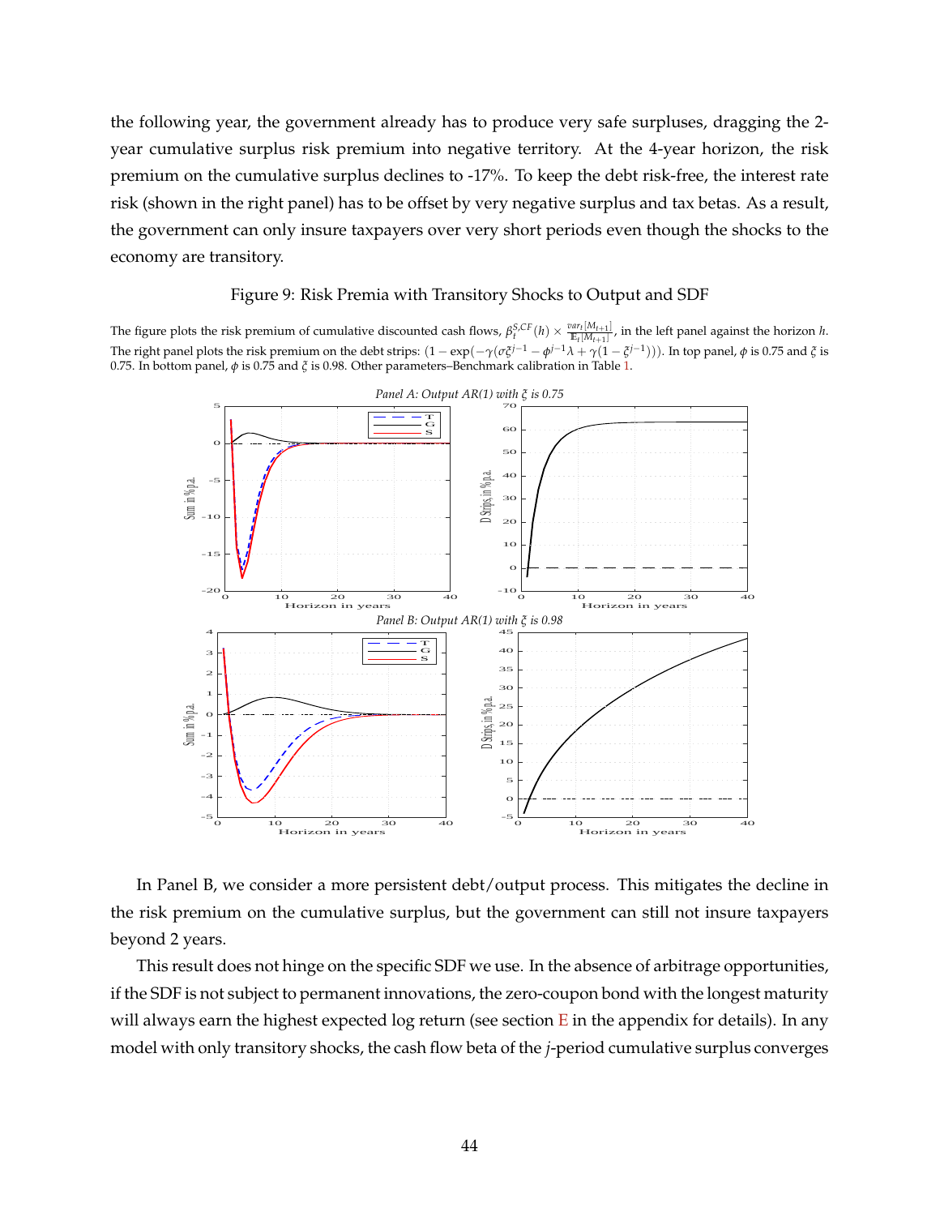the following year, the government already has to produce very safe surpluses, dragging the 2-year cumulative surplus risk premium into negative territory. At the 4-year horizon, the risk premium on the cumulative surplus declines to -17%. To keep the debt risk-free, the interest rate risk (shown in the right panel) has to be offset by very negative surplus and tax betas. As a result, the government can only insure taxpayers over very short periods even though the shocks to the economy are transitory.

Figure 9: Risk Premia with Transitory Shocks to Output and SDF

The figure plots the risk premium of cumulative discounted cash flows, $\beta_t^{S,CF}(h) \times \frac{var_t[M_{t+1}]}{\mathbb{E}_t[M_{t+1}]}$, in the left panel against the horizon $h$. The right panel plots the risk premium on the debt strips: $(1 - \exp(-\gamma(\sigma\xi^{j-1} - \phi^{j-1}\lambda + \gamma(1-\xi^{j-1}))))$. In top panel, $\phi$ is 0.75 and $\xi$ is 0.75. In bottom panel, $\phi$ is 0.75 and $\xi$ is 0.98. Other parameters–Benchmark calibration in Table 1.

In Panel B, we consider a more persistent debt/output process. This mitigates the decline in the risk premium on the cumulative surplus, but the government can still not insure taxpayers beyond 2 years.

This result does not hinge on the specific SDF we use. In the absence of arbitrage opportunities, if the SDF is not subject to permanent innovations, the zero-coupon bond with the longest maturity will always earn the highest expected log return (see section E in the appendix for details). In any model with only transitory shocks, the cash flow beta of the $j$-period cumulative surplus converges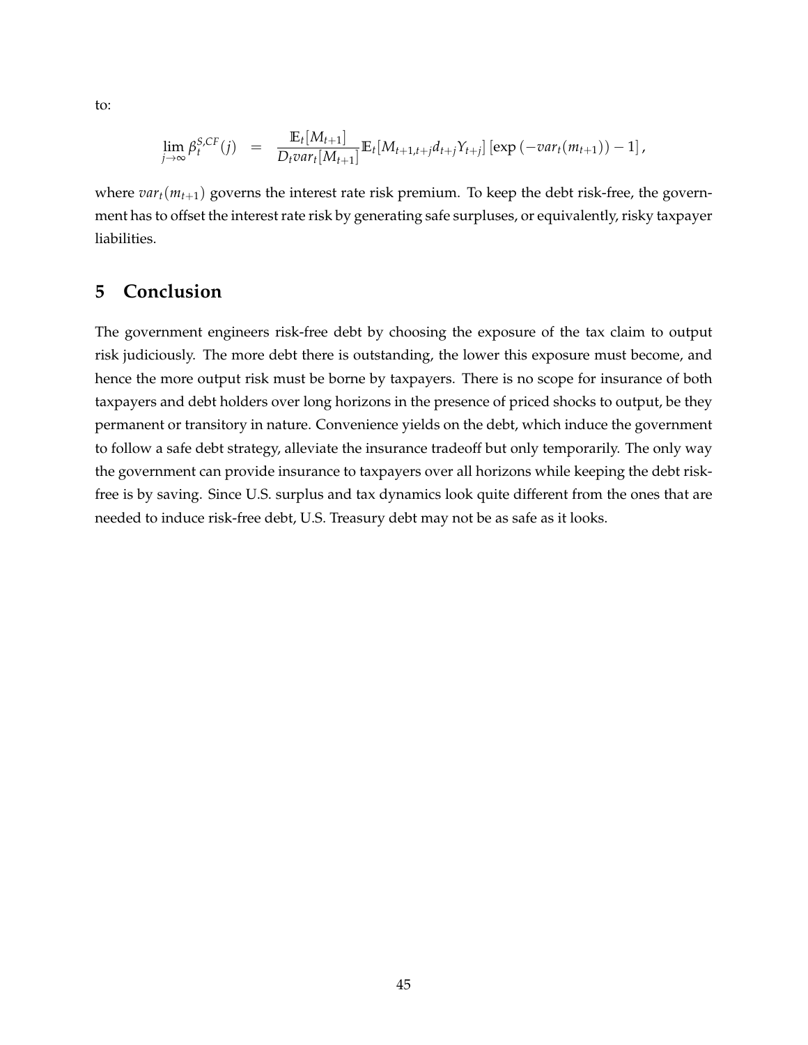to:

$$\lim_{j\to\infty} \beta_t^{S,CF}(j) \quad = \quad \frac{\mathbb{E}_t[M_{t+1}]}{D_t var_t[M_{t+1}]} \mathbb{E}_t[M_{t+1,t+j} d_{t+j} Y_{t+j}] \left[\exp\left(-var_t(m_{t+1})\right) - 1\right],$$

where $var_t(m_{t+1})$ governs the interest rate risk premium. To keep the debt risk-free, the government has to offset the interest rate risk by generating safe surpluses, or equivalently, risky taxpayer liabilities.

# 5 Conclusion

The government engineers risk-free debt by choosing the exposure of the tax claim to output risk judiciously. The more debt there is outstanding, the lower this exposure must become, and hence the more output risk must be borne by taxpayers. There is no scope for insurance of both taxpayers and debt holders over long horizons in the presence of priced shocks to output, be they permanent or transitory in nature. Convenience yields on the debt, which induce the government to follow a safe debt strategy, alleviate the insurance tradeoff but only temporarily. The only way the government can provide insurance to taxpayers over all horizons while keeping the debt risk-free is by saving. Since U.S. surplus and tax dynamics look quite different from the ones that are needed to induce risk-free debt, U.S. Treasury debt may not be as safe as it looks.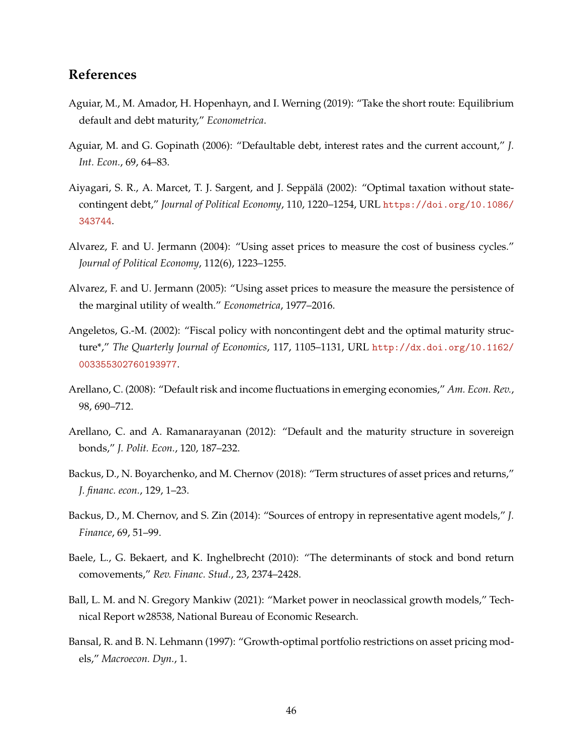## References

Aguiar, M., M. Amador, H. Hopenhayn, and I. Werning (2019): "Take the short route: Equilibrium default and debt maturity," *Econometrica*.

Aguiar, M. and G. Gopinath (2006): "Defaultable debt, interest rates and the current account," *J. Int. Econ.*, 69, 64–83.

Aiyagari, S. R., A. Marcet, T. J. Sargent, and J. Seppälä (2002): "Optimal taxation without state-contingent debt," *Journal of Political Economy*, 110, 1220–1254, URL https://doi.org/10.1086/343744.

Alvarez, F. and U. Jermann (2004): "Using asset prices to measure the cost of business cycles." *Journal of Political Economy*, 112(6), 1223–1255.

Alvarez, F. and U. Jermann (2005): "Using asset prices to measure the measure the persistence of the marginal utility of wealth." *Econometrica*, 1977–2016.

Angeletos, G.-M. (2002): "Fiscal policy with noncontingent debt and the optimal maturity structure*," *The Quarterly Journal of Economics*, 117, 1105–1131, URL http://dx.doi.org/10.1162/003355302760193977.

Arellano, C. (2008): "Default risk and income fluctuations in emerging economies," *Am. Econ. Rev.*, 98, 690–712.

Arellano, C. and A. Ramanarayanan (2012): "Default and the maturity structure in sovereign bonds," *J. Polit. Econ.*, 120, 187–232.

Backus, D., N. Boyarchenko, and M. Chernov (2018): "Term structures of asset prices and returns," *J. financ. econ.*, 129, 1–23.

Backus, D., M. Chernov, and S. Zin (2014): "Sources of entropy in representative agent models," *J. Finance*, 69, 51–99.

Baele, L., G. Bekaert, and K. Inghelbrecht (2010): "The determinants of stock and bond return comovements," *Rev. Financ. Stud.*, 23, 2374–2428.

Ball, L. M. and N. Gregory Mankiw (2021): "Market power in neoclassical growth models," Technical Report w28538, National Bureau of Economic Research.

Bansal, R. and B. N. Lehmann (1997): "Growth-optimal portfolio restrictions on asset pricing models," *Macroecon. Dyn.*, 1.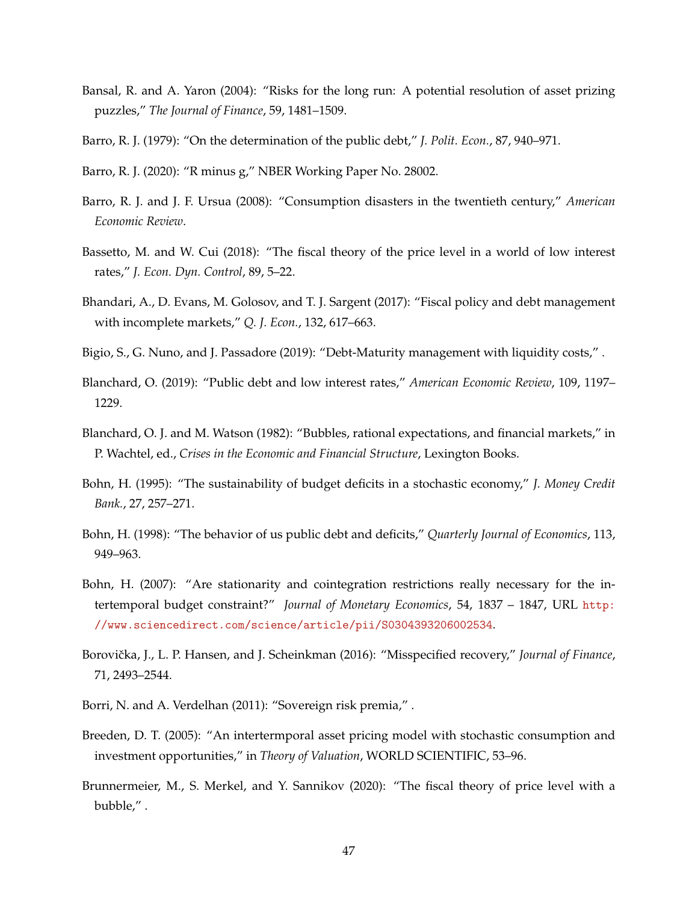Bansal, R. and A. Yaron (2004): "Risks for the long run: A potential resolution of asset prizing puzzles," *The Journal of Finance*, 59, 1481–1509.

Barro, R. J. (1979): "On the determination of the public debt," *J. Polit. Econ.*, 87, 940–971.

Barro, R. J. (2020): "R minus g," NBER Working Paper No. 28002.

Barro, R. J. and J. F. Ursua (2008): "Consumption disasters in the twentieth century," *American Economic Review*.

Bassetto, M. and W. Cui (2018): "The fiscal theory of the price level in a world of low interest rates," *J. Econ. Dyn. Control*, 89, 5–22.

Bhandari, A., D. Evans, M. Golosov, and T. J. Sargent (2017): "Fiscal policy and debt management with incomplete markets," *Q. J. Econ.*, 132, 617–663.

Bigio, S., G. Nuno, and J. Passadore (2019): "Debt-Maturity management with liquidity costs," .

Blanchard, O. (2019): "Public debt and low interest rates," *American Economic Review*, 109, 1197–1229.

Blanchard, O. J. and M. Watson (1982): "Bubbles, rational expectations, and financial markets," in P. Wachtel, ed., *Crises in the Economic and Financial Structure*, Lexington Books.

Bohn, H. (1995): "The sustainability of budget deficits in a stochastic economy," *J. Money Credit Bank.*, 27, 257–271.

Bohn, H. (1998): "The behavior of us public debt and deficits," *Quarterly Journal of Economics*, 113, 949–963.

Bohn, H. (2007): "Are stationarity and cointegration restrictions really necessary for the intertemporal budget constraint?" *Journal of Monetary Economics*, 54, 1837 – 1847, URL http://www.sciencedirect.com/science/article/pii/S0304393206002534.

Borovička, J., L. P. Hansen, and J. Scheinkman (2016): "Misspecified recovery," *Journal of Finance*, 71, 2493–2544.

Borri, N. and A. Verdelhan (2011): "Sovereign risk premia," .

Breeden, D. T. (2005): "An intertermporal asset pricing model with stochastic consumption and investment opportunities," in *Theory of Valuation*, WORLD SCIENTIFIC, 53–96.

Brunnermeier, M., S. Merkel, and Y. Sannikov (2020): "The fiscal theory of price level with a bubble," .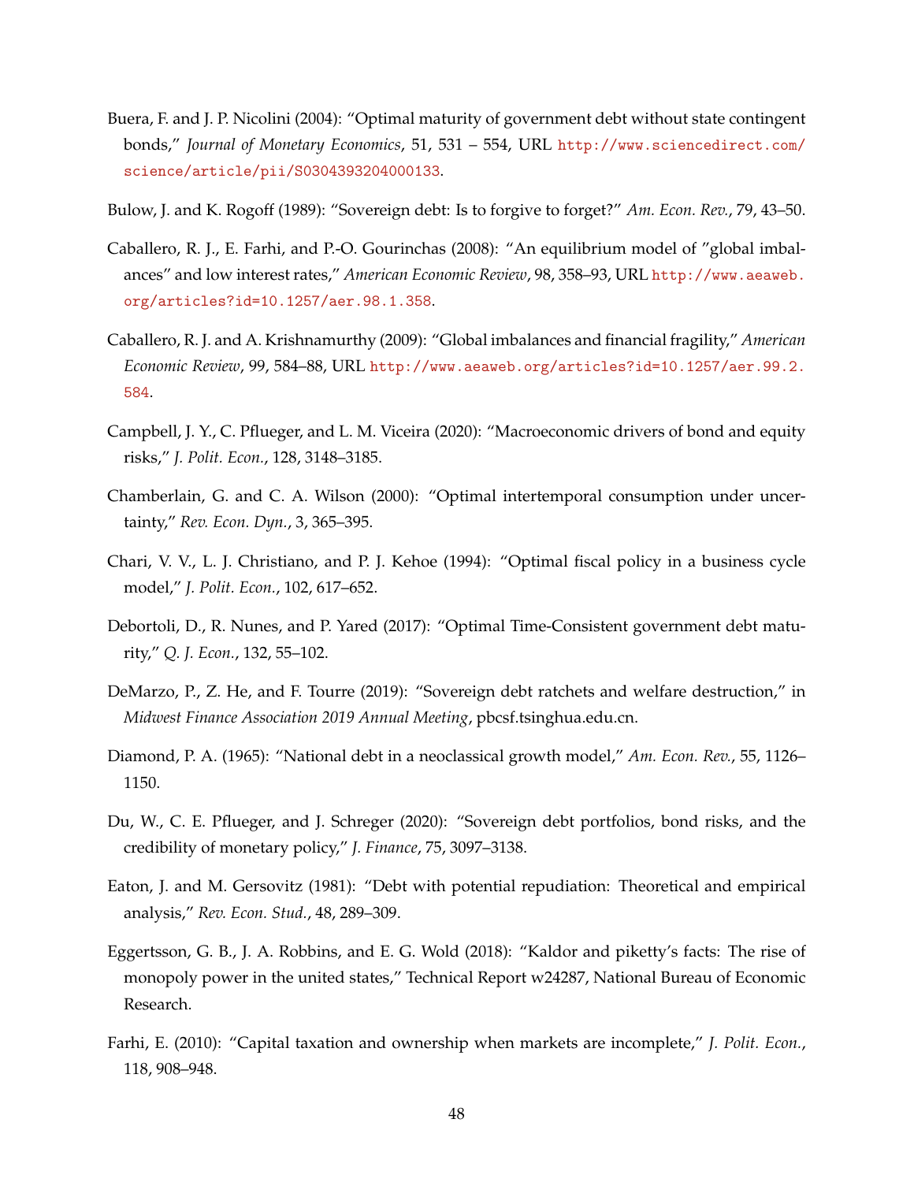Buera, F. and J. P. Nicolini (2004): "Optimal maturity of government debt without state contingent bonds," *Journal of Monetary Economics*, 51, 531 – 554, URL http://www.sciencedirect.com/science/article/pii/S0304393204000133.

Bulow, J. and K. Rogoff (1989): "Sovereign debt: Is to forgive to forget?" *Am. Econ. Rev.*, 79, 43–50.

Caballero, R. J., E. Farhi, and P.-O. Gourinchas (2008): "An equilibrium model of "global imbalances" and low interest rates," *American Economic Review*, 98, 358–93, URL http://www.aeaweb.org/articles?id=10.1257/aer.98.1.358.

Caballero, R. J. and A. Krishnamurthy (2009): "Global imbalances and financial fragility," *American Economic Review*, 99, 584–88, URL http://www.aeaweb.org/articles?id=10.1257/aer.99.2.584.

Campbell, J. Y., C. Pflueger, and L. M. Viceira (2020): "Macroeconomic drivers of bond and equity risks," *J. Polit. Econ.*, 128, 3148–3185.

Chamberlain, G. and C. A. Wilson (2000): "Optimal intertemporal consumption under uncertainty," *Rev. Econ. Dyn.*, 3, 365–395.

Chari, V. V., L. J. Christiano, and P. J. Kehoe (1994): "Optimal fiscal policy in a business cycle model," *J. Polit. Econ.*, 102, 617–652.

Debortoli, D., R. Nunes, and P. Yared (2017): "Optimal Time-Consistent government debt maturity," *Q. J. Econ.*, 132, 55–102.

DeMarzo, P., Z. He, and F. Tourre (2019): "Sovereign debt ratchets and welfare destruction," in *Midwest Finance Association 2019 Annual Meeting*, pbcsf.tsinghua.edu.cn.

Diamond, P. A. (1965): "National debt in a neoclassical growth model," *Am. Econ. Rev.*, 55, 1126–1150.

Du, W., C. E. Pflueger, and J. Schreger (2020): "Sovereign debt portfolios, bond risks, and the credibility of monetary policy," *J. Finance*, 75, 3097–3138.

Eaton, J. and M. Gersovitz (1981): "Debt with potential repudiation: Theoretical and empirical analysis," *Rev. Econ. Stud.*, 48, 289–309.

Eggertsson, G. B., J. A. Robbins, and E. G. Wold (2018): "Kaldor and piketty's facts: The rise of monopoly power in the united states," Technical Report w24287, National Bureau of Economic Research.

Farhi, E. (2010): "Capital taxation and ownership when markets are incomplete," *J. Polit. Econ.*, 118, 908–948.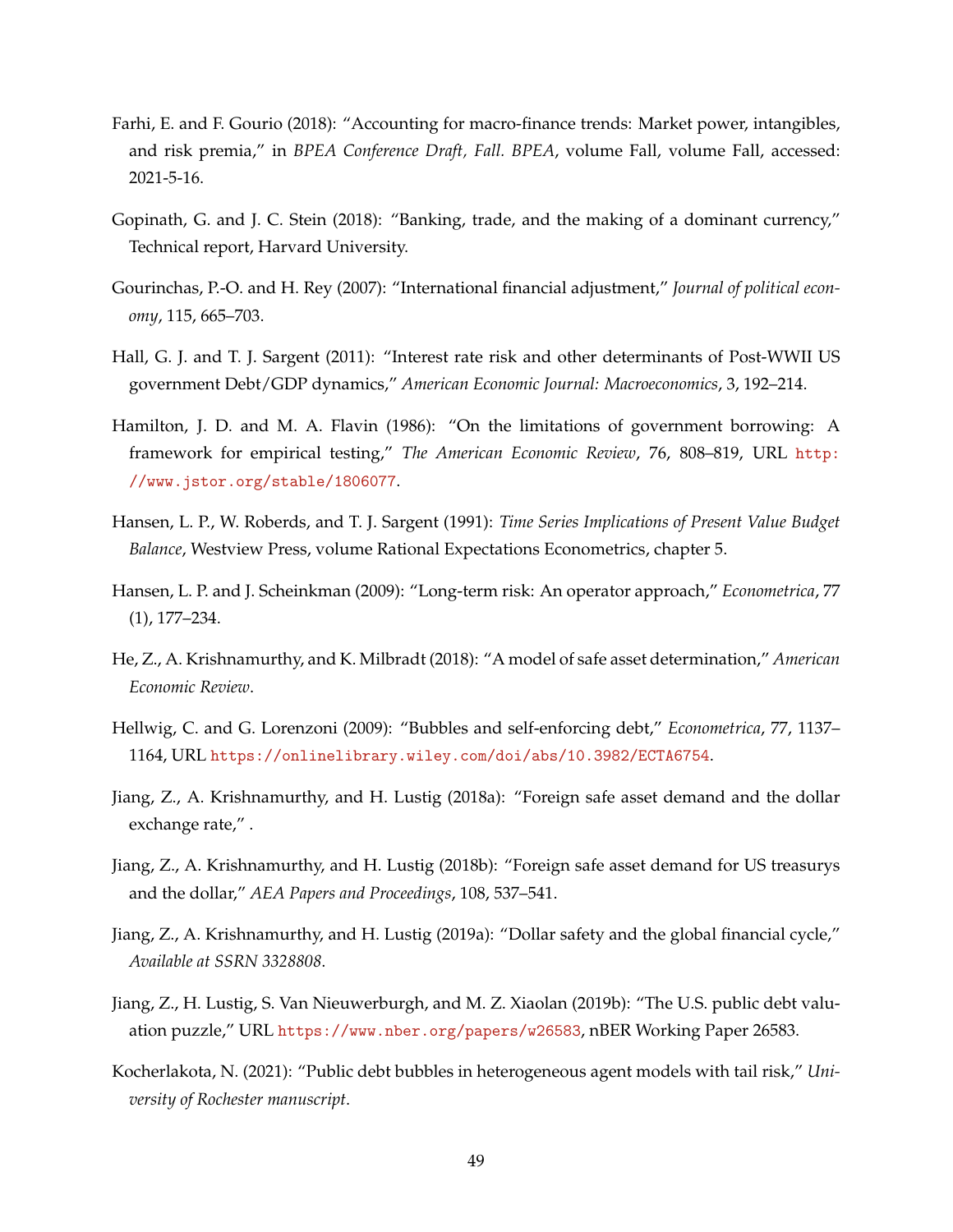Farhi, E. and F. Gourio (2018): "Accounting for macro-finance trends: Market power, intangibles, and risk premia," in *BPEA Conference Draft, Fall. BPEA*, volume Fall, volume Fall, accessed: 2021-5-16.

Gopinath, G. and J. C. Stein (2018): "Banking, trade, and the making of a dominant currency," Technical report, Harvard University.

Gourinchas, P.-O. and H. Rey (2007): "International financial adjustment," *Journal of political economy*, 115, 665–703.

Hall, G. J. and T. J. Sargent (2011): "Interest rate risk and other determinants of Post-WWII US government Debt/GDP dynamics," *American Economic Journal: Macroeconomics*, 3, 192–214.

Hamilton, J. D. and M. A. Flavin (1986): "On the limitations of government borrowing: A framework for empirical testing," *The American Economic Review*, 76, 808–819, URL http://www.jstor.org/stable/1806077.

Hansen, L. P., W. Roberds, and T. J. Sargent (1991): *Time Series Implications of Present Value Budget Balance*, Westview Press, volume Rational Expectations Econometrics, chapter 5.

Hansen, L. P. and J. Scheinkman (2009): "Long-term risk: An operator approach," *Econometrica*, 77 (1), 177–234.

He, Z., A. Krishnamurthy, and K. Milbradt (2018): "A model of safe asset determination," *American Economic Review*.

Hellwig, C. and G. Lorenzoni (2009): "Bubbles and self-enforcing debt," *Econometrica*, 77, 1137–1164, URL https://onlinelibrary.wiley.com/doi/abs/10.3982/ECTA6754.

Jiang, Z., A. Krishnamurthy, and H. Lustig (2018a): "Foreign safe asset demand and the dollar exchange rate," .

Jiang, Z., A. Krishnamurthy, and H. Lustig (2018b): "Foreign safe asset demand for US treasurys and the dollar," *AEA Papers and Proceedings*, 108, 537–541.

Jiang, Z., A. Krishnamurthy, and H. Lustig (2019a): "Dollar safety and the global financial cycle," *Available at SSRN 3328808*.

Jiang, Z., H. Lustig, S. Van Nieuwerburgh, and M. Z. Xiaolan (2019b): "The U.S. public debt valuation puzzle," URL https://www.nber.org/papers/w26583, nBER Working Paper 26583.

Kocherlakota, N. (2021): "Public debt bubbles in heterogeneous agent models with tail risk," *University of Rochester manuscript*.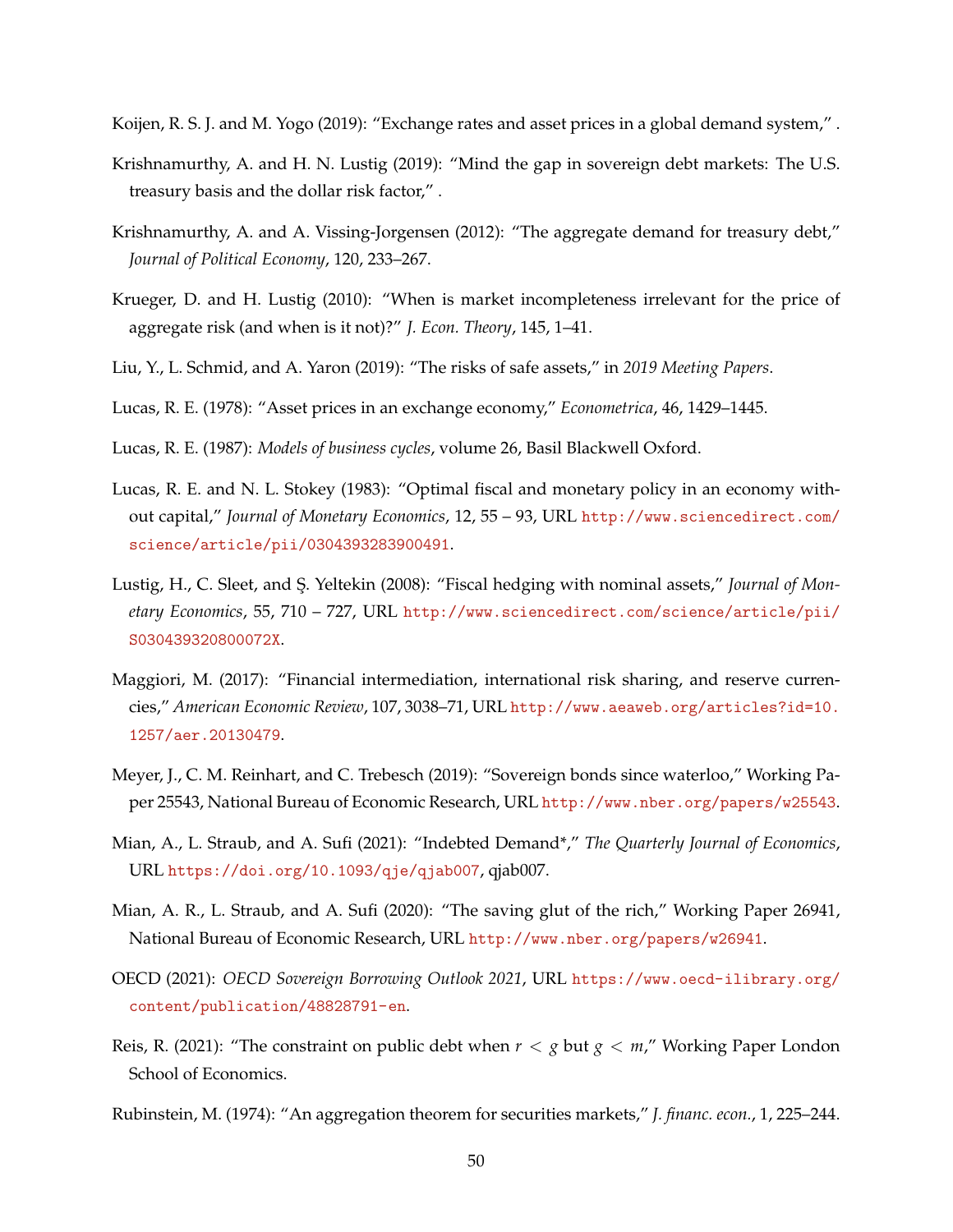Koijen, R. S. J. and M. Yogo (2019): "Exchange rates and asset prices in a global demand system," .

Krishnamurthy, A. and H. N. Lustig (2019): "Mind the gap in sovereign debt markets: The U.S. treasury basis and the dollar risk factor," .

Krishnamurthy, A. and A. Vissing-Jorgensen (2012): "The aggregate demand for treasury debt," *Journal of Political Economy*, 120, 233–267.

Krueger, D. and H. Lustig (2010): "When is market incompleteness irrelevant for the price of aggregate risk (and when is it not)?" *J. Econ. Theory*, 145, 1–41.

Liu, Y., L. Schmid, and A. Yaron (2019): "The risks of safe assets," in *2019 Meeting Papers*.

Lucas, R. E. (1978): "Asset prices in an exchange economy," *Econometrica*, 46, 1429–1445.

Lucas, R. E. (1987): *Models of business cycles*, volume 26, Basil Blackwell Oxford.

Lucas, R. E. and N. L. Stokey (1983): "Optimal fiscal and monetary policy in an economy without capital," *Journal of Monetary Economics*, 12, 55 – 93, URL http://www.sciencedirect.com/science/article/pii/0304393283900491.

Lustig, H., C. Sleet, and Ş. Yeltekin (2008): "Fiscal hedging with nominal assets," *Journal of Monetary Economics*, 55, 710 – 727, URL http://www.sciencedirect.com/science/article/pii/S030439320800072X.

Maggiori, M. (2017): "Financial intermediation, international risk sharing, and reserve currencies," *American Economic Review*, 107, 3038–71, URL http://www.aeaweb.org/articles?id=10.1257/aer.20130479.

Meyer, J., C. M. Reinhart, and C. Trebesch (2019): "Sovereign bonds since waterloo," Working Paper 25543, National Bureau of Economic Research, URL http://www.nber.org/papers/w25543.

Mian, A., L. Straub, and A. Sufi (2021): "Indebted Demand*," *The Quarterly Journal of Economics*, URL https://doi.org/10.1093/qje/qjab007, qjab007.

Mian, A. R., L. Straub, and A. Sufi (2020): "The saving glut of the rich," Working Paper 26941, National Bureau of Economic Research, URL http://www.nber.org/papers/w26941.

OECD (2021): *OECD Sovereign Borrowing Outlook 2021*, URL https://www.oecd-ilibrary.org/content/publication/48828791-en.

Reis, R. (2021): "The constraint on public debt when $r < g$ but $g < m$," Working Paper London School of Economics.

Rubinstein, M. (1974): "An aggregation theorem for securities markets," *J. financ. econ.*, 1, 225–244.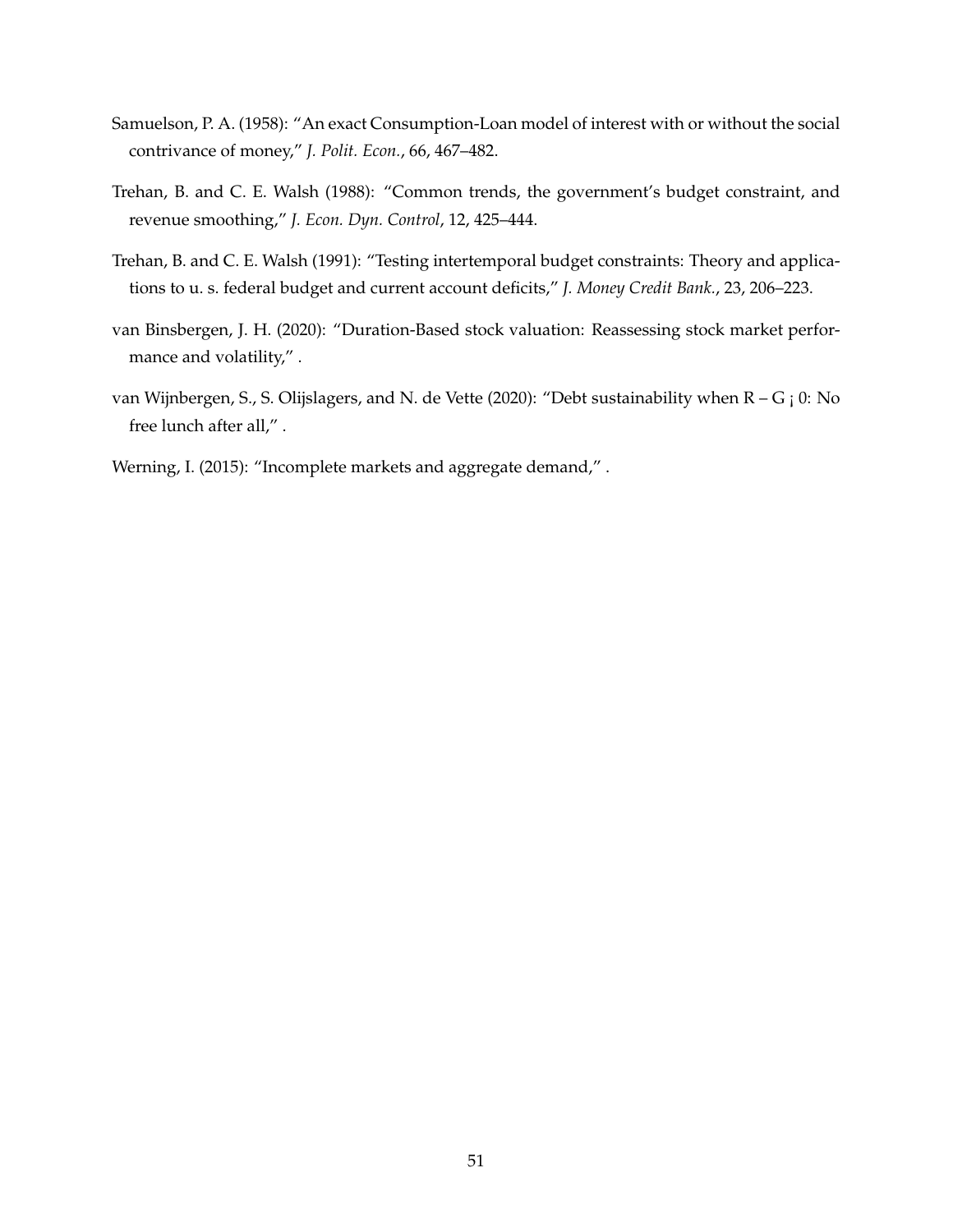Samuelson, P. A. (1958): "An exact Consumption-Loan model of interest with or without the social contrivance of money," *J. Polit. Econ.*, 66, 467–482.

Trehan, B. and C. E. Walsh (1988): "Common trends, the government's budget constraint, and revenue smoothing," *J. Econ. Dyn. Control*, 12, 425–444.

Trehan, B. and C. E. Walsh (1991): "Testing intertemporal budget constraints: Theory and applications to u. s. federal budget and current account deficits," *J. Money Credit Bank.*, 23, 206–223.

van Binsbergen, J. H. (2020): "Duration-Based stock valuation: Reassessing stock market performance and volatility," .

van Wijnbergen, S., S. Olijslagers, and N. de Vette (2020): "Debt sustainability when R – G ¡ 0: No free lunch after all," .

Werning, I. (2015): "Incomplete markets and aggregate demand," .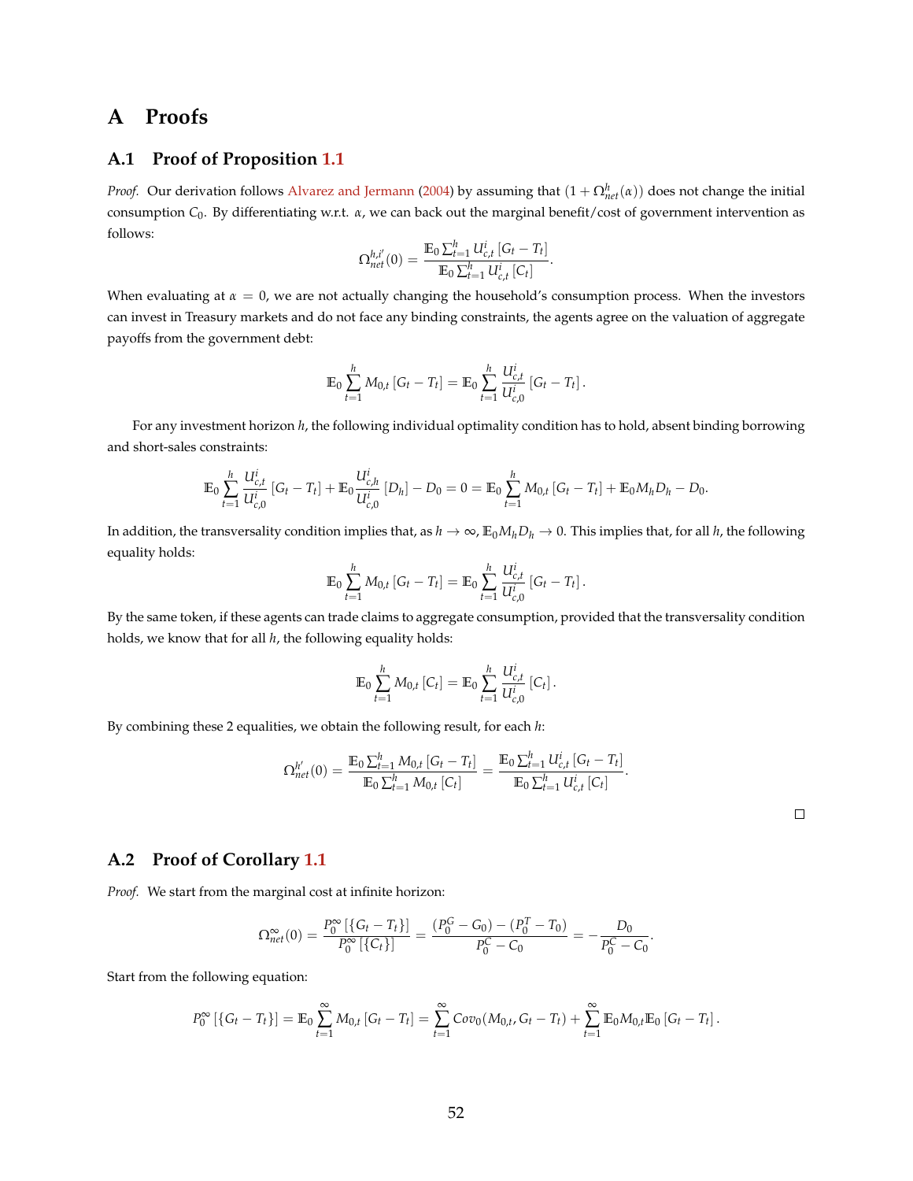# A Proofs

## A.1 Proof of Proposition 1.1

*Proof.* Our derivation follows Alvarez and Jermann (2004) by assuming that $(1 + \Omega^h_{net}(\alpha))$ does not change the initial consumption $C_0$. By differentiating w.r.t. $\alpha$, we can back out the marginal benefit/cost of government intervention as follows:

$$\Omega^{h,i'}_{net}(0) = \frac{\mathbb{E}_0 \sum_{t=1}^h U^i_{c,t} \left[G_t - T_t\right]}{\mathbb{E}_0 \sum_{t=1}^h U^i_{c,t} \left[C_t\right]}.$$

When evaluating at $\alpha = 0$, we are not actually changing the household's consumption process. When the investors can invest in Treasury markets and do not face any binding constraints, the agents agree on the valuation of aggregate payoffs from the government debt:

$$\mathbb{E}_0 \sum_{t=1}^h M_{0,t} \left[G_t - T_t\right] = \mathbb{E}_0 \sum_{t=1}^h \frac{U^i_{c,t}}{U^i_{c,0}} \left[G_t - T_t\right].$$

For any investment horizon $h$, the following individual optimality condition has to hold, absent binding borrowing and short-sales constraints:

$$\mathbb{E}_0 \sum_{t=1}^h \frac{U^i_{c,t}}{U^i_{c,0}} \left[G_t - T_t\right] + \mathbb{E}_0 \frac{U^i_{c,h}}{U^i_{c,0}} \left[D_h\right] - D_0 = 0 = \mathbb{E}_0 \sum_{t=1}^h M_{0,t} \left[G_t - T_t\right] + \mathbb{E}_0 M_h D_h - D_0.$$

In addition, the transversality condition implies that, as $h \to \infty$, $\mathbb{E}_0 M_h D_h \to 0$. This implies that, for all $h$, the following equality holds:

$$\mathbb{E}_0 \sum_{t=1}^h M_{0,t} \left[G_t - T_t\right] = \mathbb{E}_0 \sum_{t=1}^h \frac{U^i_{c,t}}{U^i_{c,0}} \left[G_t - T_t\right].$$

By the same token, if these agents can trade claims to aggregate consumption, provided that the transversality condition holds, we know that for all $h$, the following equality holds:

$$\mathbb{E}_0 \sum_{t=1}^h M_{0,t} \left[C_t\right] = \mathbb{E}_0 \sum_{t=1}^h \frac{U^i_{c,t}}{U^i_{c,0}} \left[C_t\right].$$

By combining these 2 equalities, we obtain the following result, for each $h$:

$$\Omega^{h'}_{net}(0) = \frac{\mathbb{E}_0 \sum_{t=1}^h M_{0,t} \left[G_t - T_t\right]}{\mathbb{E}_0 \sum_{t=1}^h M_{0,t} \left[C_t\right]} = \frac{\mathbb{E}_0 \sum_{t=1}^h U^i_{c,t} \left[G_t - T_t\right]}{\mathbb{E}_0 \sum_{t=1}^h U^i_{c,t} \left[C_t\right]}.$$

□

## A.2 Proof of Corollary 1.1

*Proof.* We start from the marginal cost at infinite horizon:

$$\Omega^{\infty}_{net}(0) = \frac{P^{\infty}_0 \left[\{G_t - T_t\}\right]}{P^{\infty}_0 \left[\{C_t\}\right]} = \frac{(P^G_0 - G_0) - (P^T_0 - T_0)}{P^C_0 - C_0} = -\frac{D_0}{P^C_0 - C_0}.$$

Start from the following equation:

$$P^{\infty}_0 \left[\{G_t - T_t\}\right] = \mathbb{E}_0 \sum_{t=1}^{\infty} M_{0,t} \left[G_t - T_t\right] = \sum_{t=1}^{\infty} Cov_0(M_{0,t}, G_t - T_t) + \sum_{t=1}^{\infty} \mathbb{E}_0 M_{0,t} \mathbb{E}_0 \left[G_t - T_t\right].$$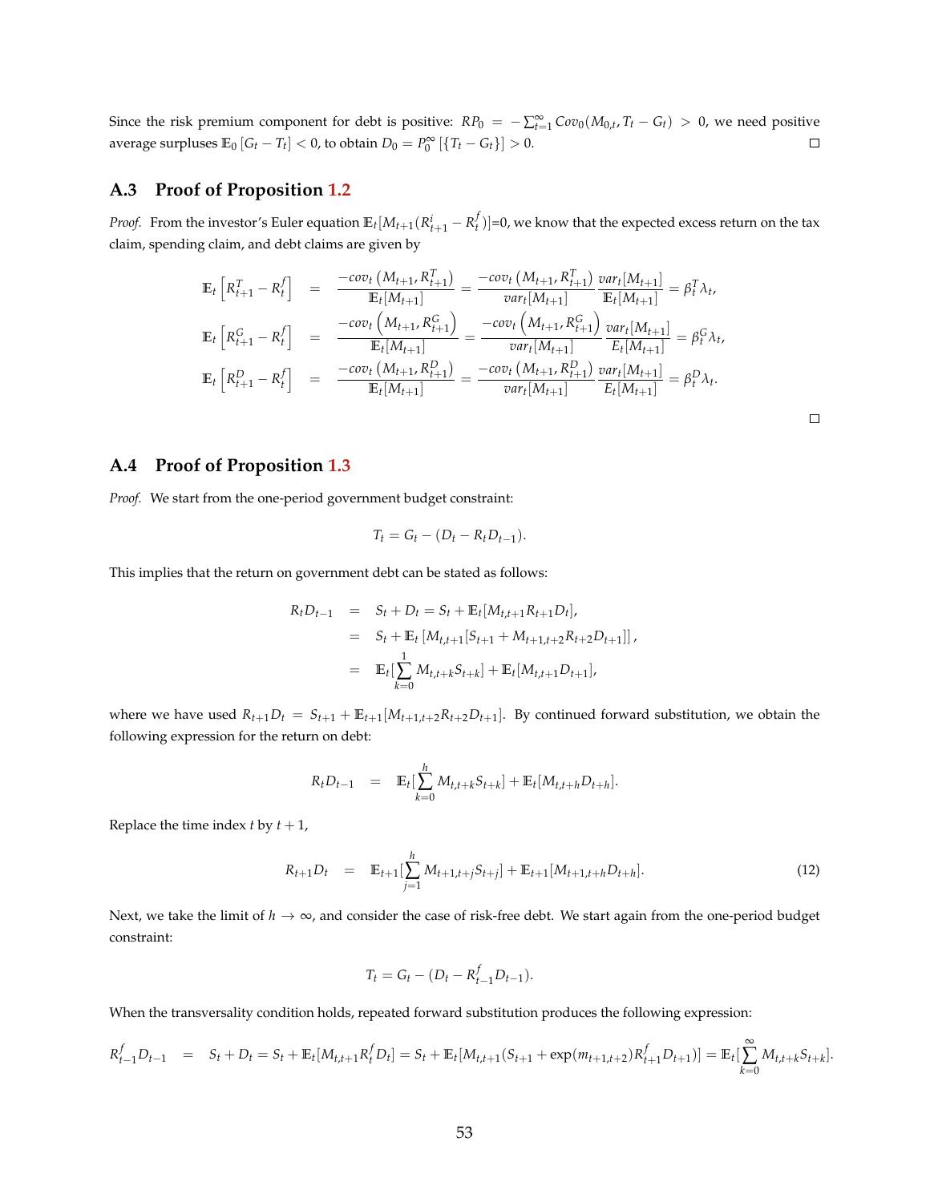Since the risk premium component for debt is positive: $RP_0 = -\sum_{t=1}^{\infty} Cov_0(M_{0,t}, T_t - G_t) > 0$, we need positive average surpluses $\mathbb{E}_0 [G_t - T_t] < 0$, to obtain $D_0 = P_0^{\infty}[\{T_t - G_t\}] > 0$. $\square$

## A.3 Proof of Proposition 1.2

*Proof.* From the investor's Euler equation $\mathbb{E}_t[M_{t+1}(R^i_{t+1} - R^f_t)]$=0, we know that the expected excess return on the tax claim, spending claim, and debt claims are given by

$$
\begin{aligned}
\mathbb{E}_t\left[R^T_{t+1} - R^f_t\right] &= \frac{-cov_t\left(M_{t+1}, R^T_{t+1}\right)}{\mathbb{E}_t[M_{t+1}]} = \frac{-cov_t\left(M_{t+1}, R^T_{t+1}\right)}{var_t[M_{t+1}]}\frac{var_t[M_{t+1}]}{\mathbb{E}_t[M_{t+1}]} = \beta^T_t \lambda_t, \\
\mathbb{E}_t\left[R^G_{t+1} - R^f_t\right] &= \frac{-cov_t\left(M_{t+1}, R^G_{t+1}\right)}{\mathbb{E}_t[M_{t+1}]} = \frac{-cov_t\left(M_{t+1}, R^G_{t+1}\right)}{var_t[M_{t+1}]}\frac{var_t[M_{t+1}]}{E_t[M_{t+1}]} = \beta^G_t \lambda_t, \\
\mathbb{E}_t\left[R^D_{t+1} - R^f_t\right] &= \frac{-cov_t\left(M_{t+1}, R^D_{t+1}\right)}{\mathbb{E}_t[M_{t+1}]} = \frac{-cov_t\left(M_{t+1}, R^D_{t+1}\right)}{var_t[M_{t+1}]}\frac{var_t[M_{t+1}]}{E_t[M_{t+1}]} = \beta^D_t \lambda_t.
\end{aligned}
$$

$\square$

## A.4 Proof of Proposition 1.3

*Proof.* We start from the one-period government budget constraint:

$$T_t = G_t - (D_t - R_t D_{t-1}).$$

This implies that the return on government debt can be stated as follows:

$$
\begin{aligned}
R_t D_{t-1} &= S_t + D_t = S_t + \mathbb{E}_t[M_{t,t+1} R_{t+1} D_t], \\
&= S_t + \mathbb{E}_t\left[M_{t,t+1}[S_{t+1} + M_{t+1,t+2} R_{t+2} D_{t+1}]\right], \\
&= \mathbb{E}_t[\sum_{k=0}^{1} M_{t,t+k} S_{t+k}] + \mathbb{E}_t[M_{t,t+1} D_{t+1}],
\end{aligned}
$$

where we have used $R_{t+1} D_t = S_{t+1} + \mathbb{E}_{t+1}[M_{t+1,t+2} R_{t+2} D_{t+1}]$. By continued forward substitution, we obtain the following expression for the return on debt:

$$R_t D_{t-1} = \mathbb{E}_t[\sum_{k=0}^{h} M_{t,t+k} S_{t+k}] + \mathbb{E}_t[M_{t,t+h} D_{t+h}].$$

Replace the time index $t$ by $t+1$,

$$R_{t+1} D_t = \mathbb{E}_{t+1}[\sum_{j=1}^{h} M_{t+1,t+j} S_{t+j}] + \mathbb{E}_{t+1}[M_{t+1,t+h} D_{t+h}]. \tag{12}$$

Next, we take the limit of $h \to \infty$, and consider the case of risk-free debt. We start again from the one-period budget constraint:

$$T_t = G_t - (D_t - R^f_{t-1} D_{t-1}).$$

When the transversality condition holds, repeated forward substitution produces the following expression:

$$R^f_{t-1} D_{t-1} = S_t + D_t = S_t + \mathbb{E}_t[M_{t,t+1} R^f_t D_t] = S_t + \mathbb{E}_t[M_{t,t+1}(S_{t+1} + \exp(m_{t+1,t+2}) R^f_{t+1} D_{t+1})] = \mathbb{E}_t[\sum_{k=0}^{\infty} M_{t,t+k} S_{t+k}].$$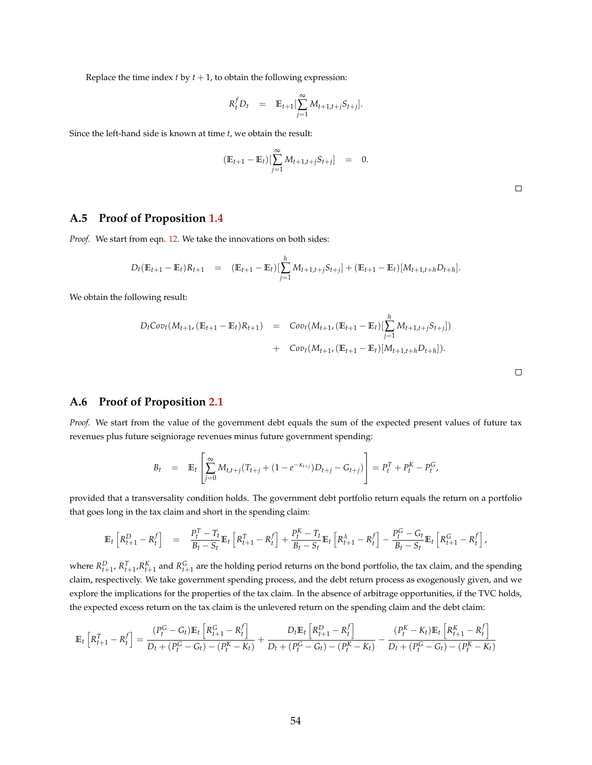Replace the time index $t$ by $t+1$, to obtain the following expression:

$$R_t^f D_t \quad = \quad \mathbb{E}_{t+1}[\sum_{j=1}^{\infty} M_{t+1,t+j} S_{t+j}].$$

Since the left-hand side is known at time $t$, we obtain the result:

$$(\mathbb{E}_{t+1} - \mathbb{E}_t)[\sum_{j=1}^{\infty} M_{t+1,t+j} S_{t+j}] \quad = \quad 0.$$

□

## A.5 Proof of Proposition 1.4

*Proof.* We start from eqn. 12. We take the innovations on both sides:

$$D_t(\mathbb{E}_{t+1} - \mathbb{E}_t) R_{t+1} \quad = \quad (\mathbb{E}_{t+1} - \mathbb{E}_t)[\sum_{j=1}^{h} M_{t+1,t+j} S_{t+j}] + (\mathbb{E}_{t+1} - \mathbb{E}_t)[M_{t+1,t+h} D_{t+h}].$$

We obtain the following result:

$$\begin{aligned} D_t Cov_t(M_{t+1}, (\mathbb{E}_{t+1} - \mathbb{E}_t) R_{t+1}) \quad &= \quad Cov_t(M_{t+1}, (\mathbb{E}_{t+1} - \mathbb{E}_t)[\sum_{j=1}^{h} M_{t+1,t+j} S_{t+j}]) \\ &+ \quad Cov_t(M_{t+1}, (\mathbb{E}_{t+1} - \mathbb{E}_t)[M_{t+1,t+h} D_{t+h}]). \end{aligned}$$

□

## A.6 Proof of Proposition 2.1

*Proof.* We start from the value of the government debt equals the sum of the expected present values of future tax revenues plus future seigniorage revenues minus future government spending:

$$B_t \quad = \quad \mathbb{E}_t \left[ \sum_{j=0}^{\infty} M_{t,t+j} (T_{t+j} + (1 - e^{-\kappa_{t+j}}) D_{t+j} - G_{t+j}) \right] = P_t^T + P_t^K - P_t^G,$$

provided that a transversality condition holds. The government debt portfolio return equals the return on a portfolio that goes long in the tax claim and short in the spending claim:

$$\mathbb{E}_t \left[ R_{t+1}^D - R_t^f \right] \quad = \quad \frac{P_t^T - T_t}{B_t - S_t} \mathbb{E}_t \left[ R_{t+1}^T - R_t^f \right] + \frac{P_t^K - T_t}{B_t - S_t} \mathbb{E}_t \left[ R_{t+1}^\lambda - R_t^f \right] - \frac{P_t^G - G_t}{B_t - S_t} \mathbb{E}_t \left[ R_{t+1}^G - R_t^f \right],$$

where $R_{t+1}^D$, $R_{t+1}^T$,$R_{t+1}^K$ and $R_{t+1}^G$ are the holding period returns on the bond portfolio, the tax claim, and the spending claim, respectively. We take government spending process, and the debt return process as exogenously given, and we explore the implications for the properties of the tax claim. In the absence of arbitrage opportunities, if the TVC holds, the expected excess return on the tax claim is the unlevered return on the spending claim and the debt claim:

$$\mathbb{E}_t \left[ R_{t+1}^T - R_t^f \right] = \frac{(P_t^G - G_t) \mathbb{E}_t \left[ R_{t+1}^G - R_t^f \right]}{D_t + (P_t^G - G_t) - (P_t^K - K_t)} + \frac{D_t \mathbb{E}_t \left[ R_{t+1}^D - R_t^f \right]}{D_t + (P_t^G - G_t) - (P_t^K - K_t)} - \frac{(P_t^K - K_t) \mathbb{E}_t \left[ R_{t+1}^K - R_t^f \right]}{D_t + (P_t^G - G_t) - (P_t^K - K_t)}$$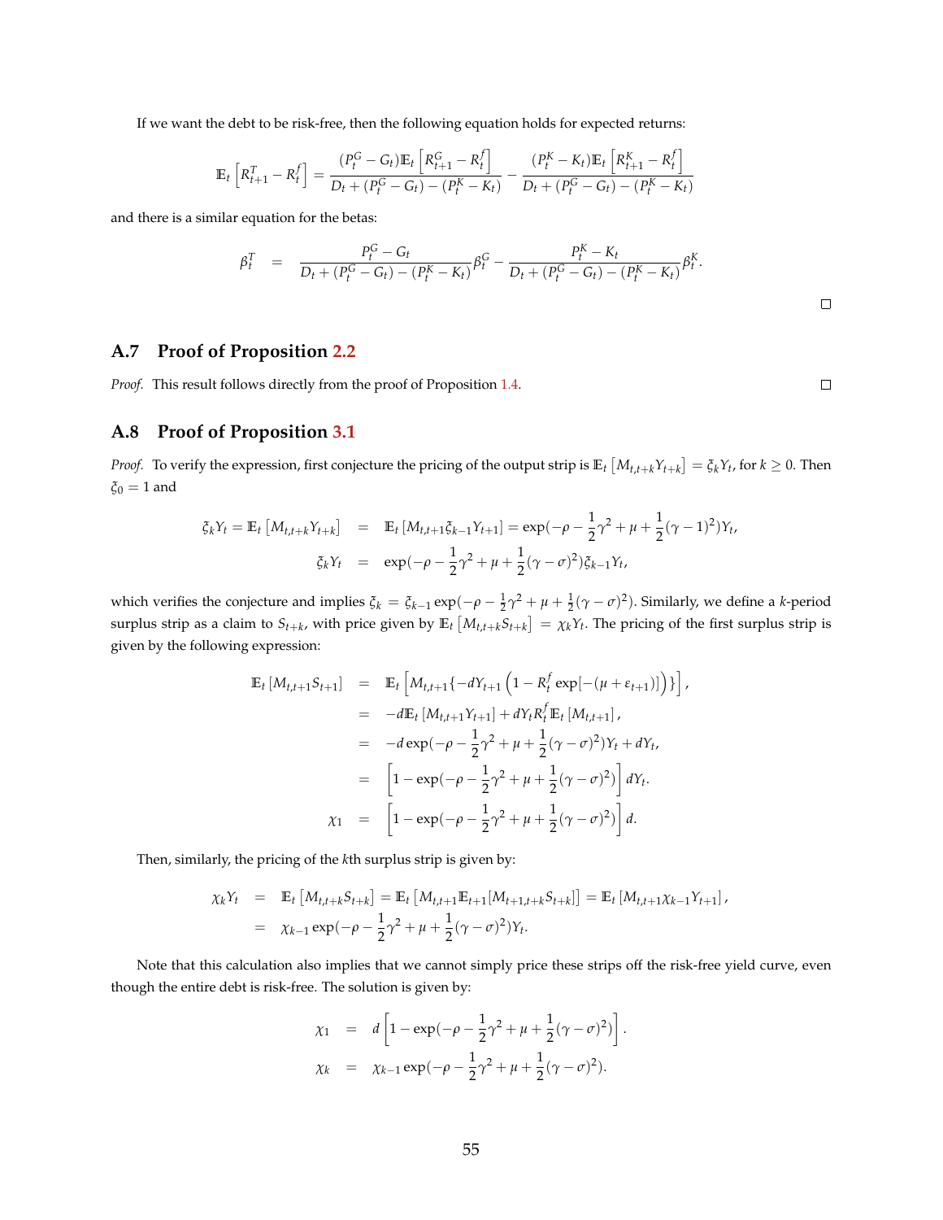If we want the debt to be risk-free, then the following equation holds for expected returns:

$$
\mathbb{E}_t\left[R^T_{t+1} - R^f_t\right] = \frac{(P^G_t - G_t)\mathbb{E}_t\left[R^G_{t+1} - R^f_t\right]}{D_t + (P^G_t - G_t) - (P^K_t - K_t)} - \frac{(P^K_t - K_t)\mathbb{E}_t\left[R^K_{t+1} - R^f_t\right]}{D_t + (P^G_t - G_t) - (P^K_t - K_t)}
$$

and there is a similar equation for the betas:

$$
\beta^T_t = \frac{P^G_t - G_t}{D_t + (P^G_t - G_t) - (P^K_t - K_t)}\beta^G_t - \frac{P^K_t - K_t}{D_t + (P^G_t - G_t) - (P^K_t - K_t)}\beta^K_t.
$$

□

## A.7 Proof of Proposition 2.2

*Proof.* This result follows directly from the proof of Proposition 1.4. □

## A.8 Proof of Proposition 3.1

*Proof.* To verify the expression, first conjecture the pricing of the output strip is $\mathbb{E}_t\left[M_{t,t+k}Y_{t+k}\right] = \xi_k Y_t$, for $k \geq 0$. Then $\xi_0 = 1$ and

$$
\begin{aligned}
\xi_k Y_t = \mathbb{E}_t\left[M_{t,t+k}Y_{t+k}\right] &= \mathbb{E}_t\left[M_{t,t+1}\xi_{k-1}Y_{t+1}\right] = \exp(-\rho - \frac{1}{2}\gamma^2 + \mu + \frac{1}{2}(\gamma-1)^2)Y_t, \\
\xi_k Y_t &= \exp(-\rho - \frac{1}{2}\gamma^2 + \mu + \frac{1}{2}(\gamma-\sigma)^2)\xi_{k-1}Y_t,
\end{aligned}
$$

which verifies the conjecture and implies $\xi_k = \xi_{k-1}\exp(-\rho - \frac{1}{2}\gamma^2 + \mu + \frac{1}{2}(\gamma-\sigma)^2)$. Similarly, we define a $k$-period surplus strip as a claim to $S_{t+k}$, with price given by $\mathbb{E}_t\left[M_{t,t+k}S_{t+k}\right] = \chi_k Y_t$. The pricing of the first surplus strip is given by the following expression:

$$
\begin{aligned}
\mathbb{E}_t\left[M_{t,t+1}S_{t+1}\right] &= \mathbb{E}_t\left[M_{t,t+1}\{-dY_{t+1}\left(1 - R^f_t \exp[-(\mu + \varepsilon_{t+1})]\right)\}\right], \\
&= -d\mathbb{E}_t\left[M_{t,t+1}Y_{t+1}\right] + dY_t R^f_t \mathbb{E}_t\left[M_{t,t+1}\right], \\
&= -d\exp(-\rho - \frac{1}{2}\gamma^2 + \mu + \frac{1}{2}(\gamma-\sigma)^2)Y_t + dY_t, \\
&= \left[1 - \exp(-\rho - \frac{1}{2}\gamma^2 + \mu + \frac{1}{2}(\gamma-\sigma)^2)\right]dY_t. \\
\chi_1 &= \left[1 - \exp(-\rho - \frac{1}{2}\gamma^2 + \mu + \frac{1}{2}(\gamma-\sigma)^2)\right]d.
\end{aligned}
$$

Then, similarly, the pricing of the $k$th surplus strip is given by:

$$
\begin{aligned}
\chi_k Y_t &= \mathbb{E}_t\left[M_{t,t+k}S_{t+k}\right] = \mathbb{E}_t\left[M_{t,t+1}\mathbb{E}_{t+1}[M_{t+1,t+k}S_{t+k}]\right] = \mathbb{E}_t\left[M_{t,t+1}\chi_{k-1}Y_{t+1}\right], \\
&= \chi_{k-1}\exp(-\rho - \frac{1}{2}\gamma^2 + \mu + \frac{1}{2}(\gamma-\sigma)^2)Y_t.
\end{aligned}
$$

Note that this calculation also implies that we cannot simply price these strips off the risk-free yield curve, even though the entire debt is risk-free. The solution is given by:

$$
\begin{aligned}
\chi_1 &= d\left[1 - \exp(-\rho - \frac{1}{2}\gamma^2 + \mu + \frac{1}{2}(\gamma-\sigma)^2)\right]. \\
\chi_k &= \chi_{k-1}\exp(-\rho - \frac{1}{2}\gamma^2 + \mu + \frac{1}{2}(\gamma-\sigma)^2).
\end{aligned}
$$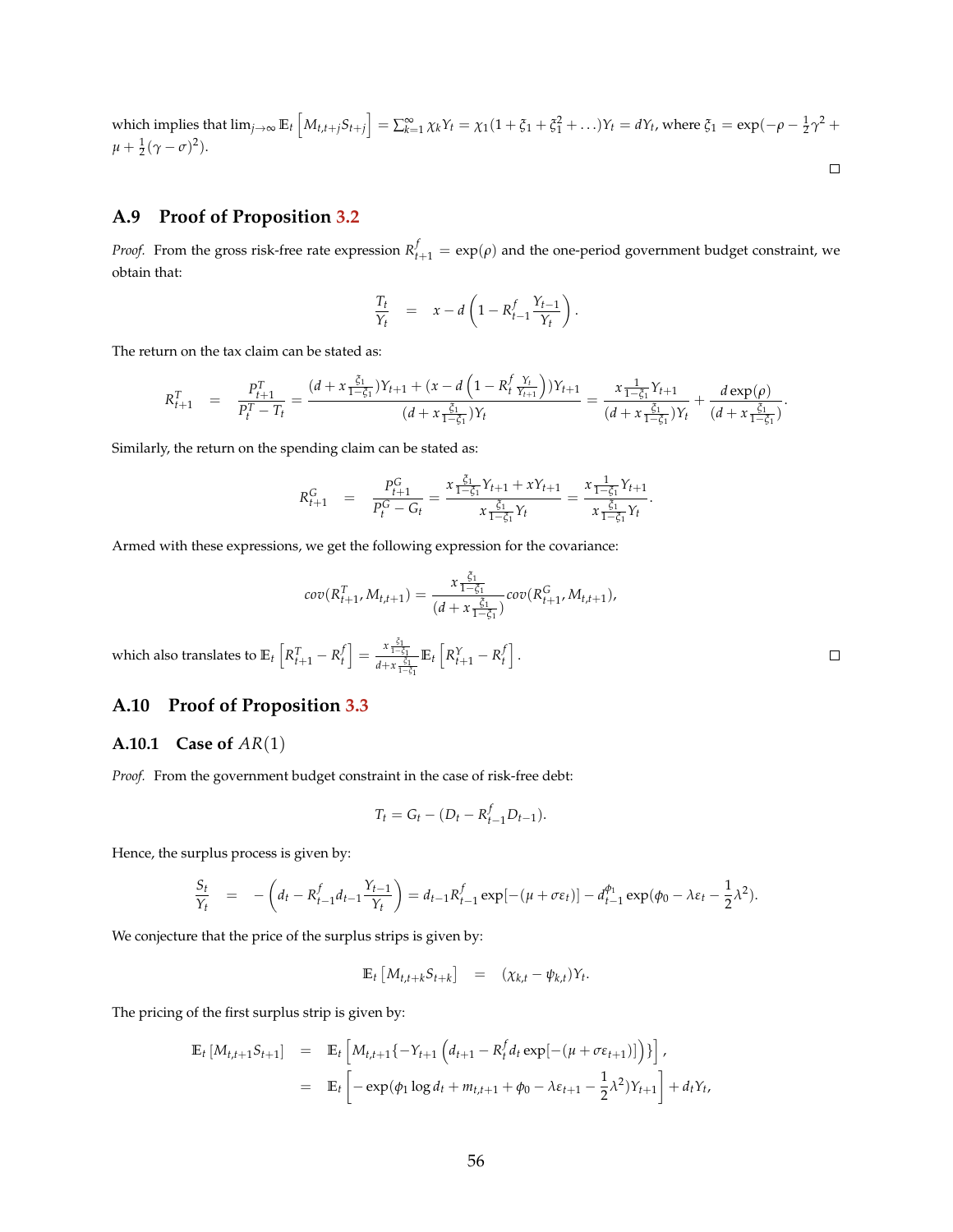which implies that $\lim_{j\to\infty} \mathbb{E}_t\left[M_{t,t+j}S_{t+j}\right] = \sum_{k=1}^{\infty}\chi_k Y_t = \chi_1(1+\xi_1+\xi_1^2+\ldots)Y_t = dY_t$, where $\xi_1 = \exp(-\rho - \frac{1}{2}\gamma^2 + \mu + \frac{1}{2}(\gamma-\sigma)^2)$.

□

## A.9 Proof of Proposition 3.2

*Proof.* From the gross risk-free rate expression $R_{t+1}^f = \exp(\rho)$ and the one-period government budget constraint, we obtain that:

$$\frac{T_t}{Y_t} \quad = \quad x - d\left(1 - R_{t-1}^f \frac{Y_{t-1}}{Y_t}\right).$$

The return on the tax claim can be stated as:

$$R_{t+1}^T \quad = \quad \frac{P_{t+1}^T}{P_t^T - T_t} = \frac{(d + x\frac{\xi_1}{1-\xi_1})Y_{t+1} + (x - d\left(1 - R_t^f \frac{Y_t}{Y_{t+1}}\right))Y_{t+1}}{(d + x\frac{\xi_1}{1-\xi_1})Y_t} = \frac{x\frac{1}{1-\xi_1}Y_{t+1}}{(d + x\frac{\xi_1}{1-\xi_1})Y_t} + \frac{d\exp(\rho)}{(d + x\frac{\xi_1}{1-\xi_1})}.$$

Similarly, the return on the spending claim can be stated as:

$$R_{t+1}^G \quad = \quad \frac{P_{t+1}^G}{P_t^G - G_t} = \frac{x\frac{\xi_1}{1-\xi_1}Y_{t+1} + xY_{t+1}}{x\frac{\xi_1}{1-\xi_1}Y_t} = \frac{x\frac{1}{1-\xi_1}Y_{t+1}}{x\frac{\xi_1}{1-\xi_1}Y_t}.$$

Armed with these expressions, we get the following expression for the covariance:

$$cov(R_{t+1}^T, M_{t,t+1}) = \frac{x\frac{\xi_1}{1-\xi_1}}{(d + x\frac{\xi_1}{1-\xi_1})} cov(R_{t+1}^G, M_{t,t+1}),$$

which also translates to $\mathbb{E}_t\left[R_{t+1}^T - R_t^f\right] = \frac{x\frac{\xi_1}{1-\xi_1}}{d + x\frac{\xi_1}{1-\xi_1}}\mathbb{E}_t\left[R_{t+1}^Y - R_t^f\right]$.

□

## A.10 Proof of Proposition 3.3

### A.10.1 Case of $AR(1)$

*Proof.* From the government budget constraint in the case of risk-free debt:

$$T_t = G_t - (D_t - R_{t-1}^f D_{t-1}).$$

Hence, the surplus process is given by:

$$\frac{S_t}{Y_t} \quad = \quad -\left(d_t - R_{t-1}^f d_{t-1}\frac{Y_{t-1}}{Y_t}\right) = d_{t-1}R_{t-1}^f \exp[-(\mu + \sigma\varepsilon_t)] - d_{t-1}^{\phi_1}\exp(\phi_0 - \lambda\varepsilon_t - \frac{1}{2}\lambda^2).$$

We conjecture that the price of the surplus strips is given by:

$$\mathbb{E}_t\left[M_{t,t+k}S_{t+k}\right] \quad = \quad (\chi_{k,t} - \psi_{k,t})Y_t.$$

The pricing of the first surplus strip is given by:

$$\begin{aligned}
\mathbb{E}_t\left[M_{t,t+1}S_{t+1}\right] \quad &= \quad \mathbb{E}_t\left[M_{t,t+1}\{-Y_{t+1}\left(d_{t+1} - R_t^f d_t \exp[-(\mu + \sigma\varepsilon_{t+1})]\right)\}\right], \\
&= \quad \mathbb{E}_t\left[-\exp(\phi_1 \log d_t + m_{t,t+1} + \phi_0 - \lambda\varepsilon_{t+1} - \frac{1}{2}\lambda^2)Y_{t+1}\right] + d_t Y_t,
\end{aligned}$$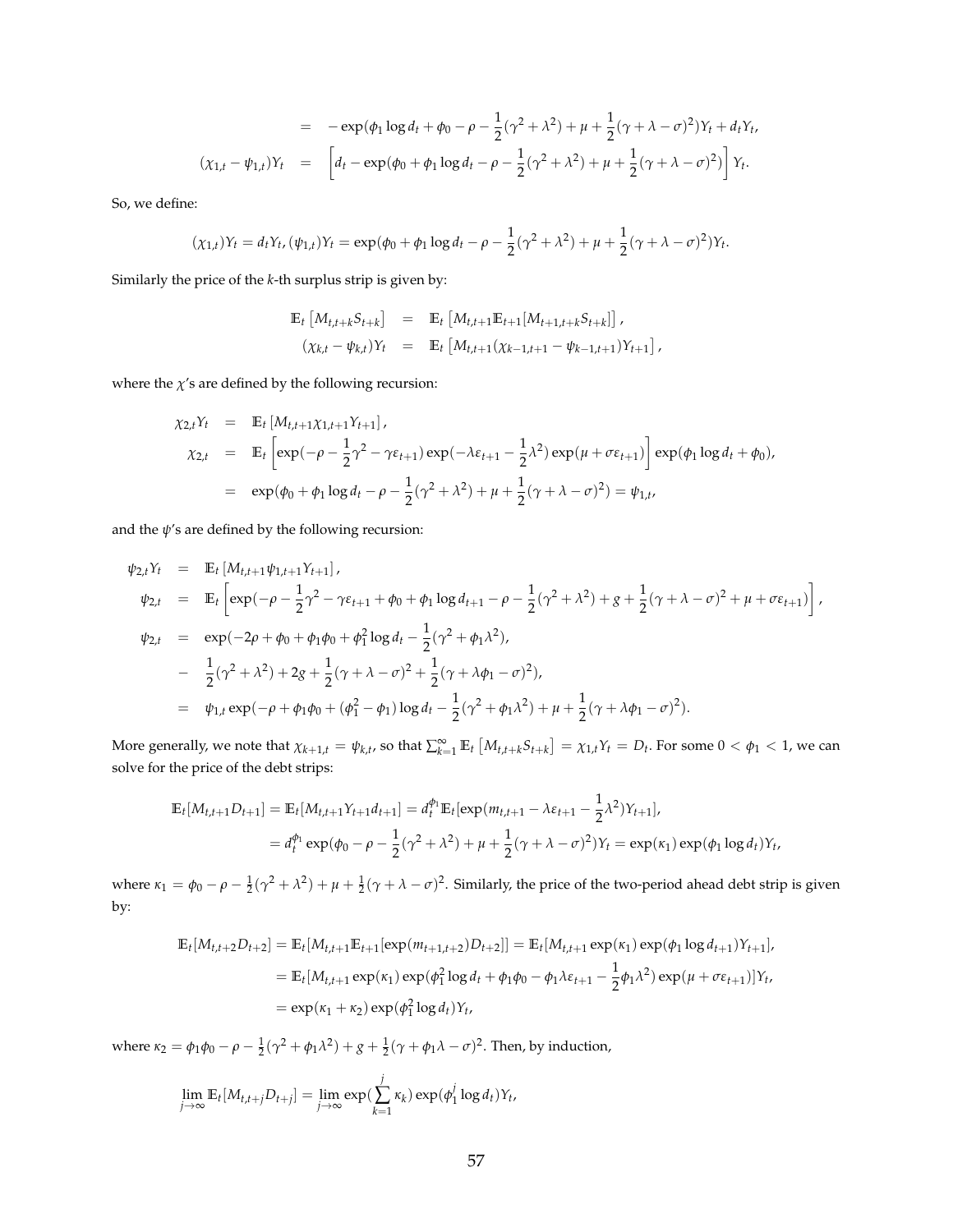$$
\begin{aligned}
&= \quad -\exp(\phi_1 \log d_t + \phi_0 - \rho - \frac{1}{2}(\gamma^2+\lambda^2) + \mu + \frac{1}{2}(\gamma+\lambda-\sigma)^2)Y_t + d_t Y_t, \\
(\chi_{1,t} - \psi_{1,t})Y_t &= \left[ d_t - \exp(\phi_0 + \phi_1 \log d_t - \rho - \frac{1}{2}(\gamma^2+\lambda^2) + \mu + \frac{1}{2}(\gamma+\lambda-\sigma)^2) \right] Y_t.
\end{aligned}
$$

So, we define:

$$
(\chi_{1,t})Y_t = d_t Y_t, (\psi_{1,t})Y_t = \exp(\phi_0 + \phi_1 \log d_t - \rho - \frac{1}{2}(\gamma^2+\lambda^2) + \mu + \frac{1}{2}(\gamma+\lambda-\sigma)^2)Y_t.
$$

Similarly the price of the $k$-th surplus strip is given by:

$$
\begin{aligned}
\mathbb{E}_t\left[M_{t,t+k}S_{t+k}\right] &= \mathbb{E}_t\left[M_{t,t+1}\mathbb{E}_{t+1}[M_{t+1,t+k}S_{t+k}]\right], \\
(\chi_{k,t} - \psi_{k,t})Y_t &= \mathbb{E}_t\left[M_{t,t+1}(\chi_{k-1,t+1} - \psi_{k-1,t+1})Y_{t+1}\right],
\end{aligned}
$$

where the $\chi$'s are defined by the following recursion:

$$
\begin{aligned}
\chi_{2,t}Y_t &= \mathbb{E}_t\left[M_{t,t+1}\chi_{1,t+1}Y_{t+1}\right], \\
\chi_{2,t} &= \mathbb{E}_t\left[\exp(-\rho - \frac{1}{2}\gamma^2 - \gamma\varepsilon_{t+1})\exp(-\lambda\varepsilon_{t+1} - \frac{1}{2}\lambda^2)\exp(\mu + \sigma\varepsilon_{t+1})\right]\exp(\phi_1 \log d_t + \phi_0), \\
&= \exp(\phi_0 + \phi_1 \log d_t - \rho - \frac{1}{2}(\gamma^2+\lambda^2) + \mu + \frac{1}{2}(\gamma+\lambda-\sigma)^2) = \psi_{1,t},
\end{aligned}
$$

and the $\psi$'s are defined by the following recursion:

$$
\begin{aligned}
\psi_{2,t}Y_t &= \mathbb{E}_t\left[M_{t,t+1}\psi_{1,t+1}Y_{t+1}\right], \\
\psi_{2,t} &= \mathbb{E}_t\left[\exp(-\rho - \frac{1}{2}\gamma^2 - \gamma\varepsilon_{t+1} + \phi_0 + \phi_1 \log d_{t+1} - \rho - \frac{1}{2}(\gamma^2+\lambda^2) + g + \frac{1}{2}(\gamma+\lambda-\sigma)^2 + \mu + \sigma\varepsilon_{t+1})\right], \\
\psi_{2,t} &= \exp(-2\rho + \phi_0 + \phi_1\phi_0 + \phi_1^2 \log d_t - \frac{1}{2}(\gamma^2 + \phi_1\lambda^2), \\
&- \frac{1}{2}(\gamma^2+\lambda^2) + 2g + \frac{1}{2}(\gamma+\lambda-\sigma)^2 + \frac{1}{2}(\gamma+\lambda\phi_1-\sigma)^2), \\
&= \psi_{1,t}\exp(-\rho + \phi_1\phi_0 + (\phi_1^2 - \phi_1)\log d_t - \frac{1}{2}(\gamma^2 + \phi_1\lambda^2) + \mu + \frac{1}{2}(\gamma+\lambda\phi_1-\sigma)^2).
\end{aligned}
$$

More generally, we note that $\chi_{k+1,t} = \psi_{k,t}$, so that $\sum_{k=1}^{\infty}\mathbb{E}_t\left[M_{t,t+k}S_{t+k}\right] = \chi_{1,t}Y_t = D_t$. For some $0 < \phi_1 < 1$, we can solve for the price of the debt strips:

$$
\begin{aligned}
\mathbb{E}_t[M_{t,t+1}D_{t+1}] = \mathbb{E}_t[M_{t,t+1}Y_{t+1}d_{t+1}] &= d_t^{\phi_1}\mathbb{E}_t[\exp(m_{t,t+1} - \lambda\varepsilon_{t+1} - \frac{1}{2}\lambda^2)Y_{t+1}], \\
&= d_t^{\phi_1}\exp(\phi_0 - \rho - \frac{1}{2}(\gamma^2+\lambda^2) + \mu + \frac{1}{2}(\gamma+\lambda-\sigma)^2)Y_t = \exp(\kappa_1)\exp(\phi_1 \log d_t)Y_t,
\end{aligned}
$$

where $\kappa_1 = \phi_0 - \rho - \frac{1}{2}(\gamma^2+\lambda^2) + \mu + \frac{1}{2}(\gamma+\lambda-\sigma)^2$. Similarly, the price of the two-period ahead debt strip is given by:

$$
\begin{aligned}
\mathbb{E}_t[M_{t,t+2}D_{t+2}] = \mathbb{E}_t[M_{t,t+1}\mathbb{E}_{t+1}[\exp(m_{t+1,t+2})D_{t+2}]] &= \mathbb{E}_t[M_{t,t+1}\exp(\kappa_1)\exp(\phi_1 \log d_{t+1})Y_{t+1}], \\
&= \mathbb{E}_t[M_{t,t+1}\exp(\kappa_1)\exp(\phi_1^2 \log d_t + \phi_1\phi_0 - \phi_1\lambda\varepsilon_{t+1} - \frac{1}{2}\phi_1\lambda^2)\exp(\mu + \sigma\varepsilon_{t+1})]Y_t, \\
&= \exp(\kappa_1 + \kappa_2)\exp(\phi_1^2 \log d_t)Y_t,
\end{aligned}
$$

where $\kappa_2 = \phi_1\phi_0 - \rho - \frac{1}{2}(\gamma^2 + \phi_1\lambda^2) + g + \frac{1}{2}(\gamma + \phi_1\lambda - \sigma)^2$. Then, by induction,

$$
\lim_{j\to\infty}\mathbb{E}_t[M_{t,t+j}D_{t+j}] = \lim_{j\to\infty}\exp(\sum_{k=1}^{j}\kappa_k)\exp(\phi_1^j \log d_t)Y_t,
$$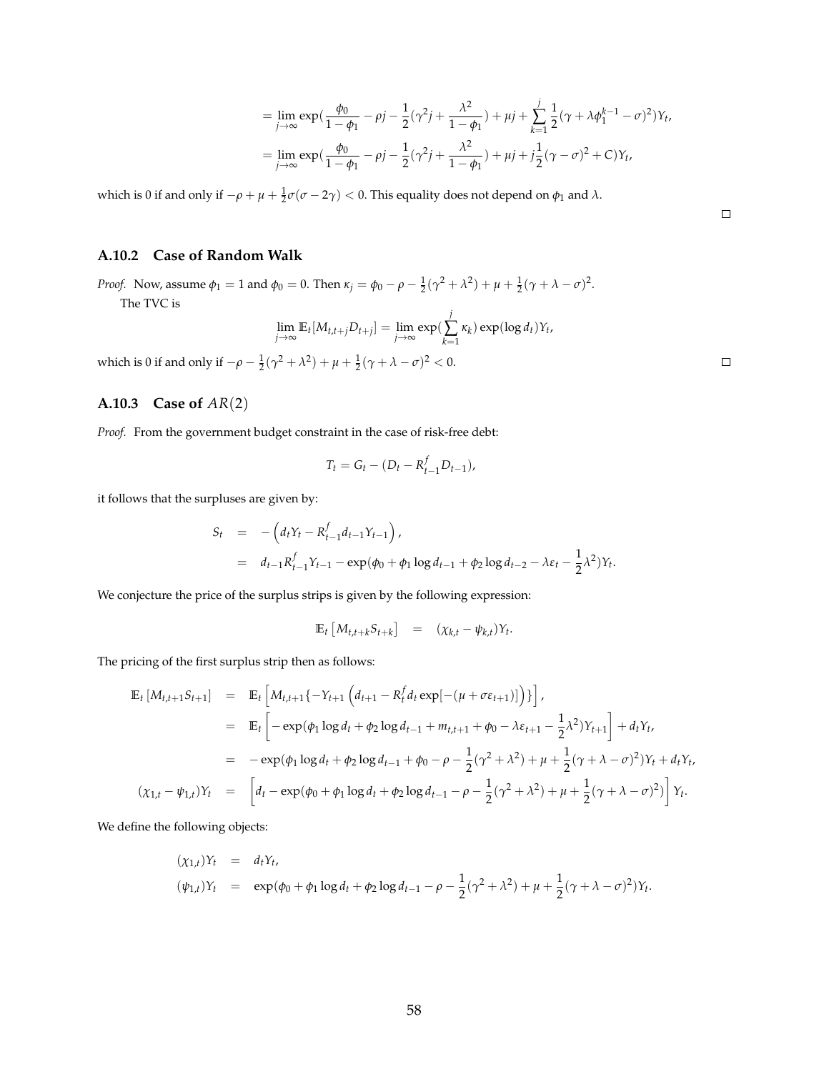$$= \lim_{j\to\infty} \exp(\frac{\phi_0}{1-\phi_1} - \rho j - \frac{1}{2}(\gamma^2 j + \frac{\lambda^2}{1-\phi_1}) + \mu j + \sum_{k=1}^{j} \frac{1}{2}(\gamma + \lambda\phi_1^{k-1} - \sigma)^2) Y_t,$$

$$= \lim_{j\to\infty} \exp(\frac{\phi_0}{1-\phi_1} - \rho j - \frac{1}{2}(\gamma^2 j + \frac{\lambda^2}{1-\phi_1}) + \mu j + j\frac{1}{2}(\gamma - \sigma)^2 + C) Y_t,$$

which is 0 if and only if $-\rho + \mu + \frac{1}{2}\sigma(\sigma - 2\gamma) < 0$. This equality does not depend on $\phi_1$ and $\lambda$.

□

### A.10.2 Case of Random Walk

*Proof.* Now, assume $\phi_1 = 1$ and $\phi_0 = 0$. Then $\kappa_j = \phi_0 - \rho - \frac{1}{2}(\gamma^2 + \lambda^2) + \mu + \frac{1}{2}(\gamma + \lambda - \sigma)^2$.

The TVC is

$$\lim_{j\to\infty} \mathbb{E}_t[M_{t,t+j} D_{t+j}] = \lim_{j\to\infty} \exp(\sum_{k=1}^{j} \kappa_k) \exp(\log d_t) Y_t,$$

which is 0 if and only if $-\rho - \frac{1}{2}(\gamma^2 + \lambda^2) + \mu + \frac{1}{2}(\gamma + \lambda - \sigma)^2 < 0$. □

### A.10.3 Case of $AR(2)$

*Proof.* From the government budget constraint in the case of risk-free debt:

$$T_t = G_t - (D_t - R^f_{t-1} D_{t-1}),$$

it follows that the surpluses are given by:

$$\begin{aligned}
S_t &= -\left(d_t Y_t - R^f_{t-1} d_{t-1} Y_{t-1}\right), \\
&= d_{t-1} R^f_{t-1} Y_{t-1} - \exp(\phi_0 + \phi_1 \log d_{t-1} + \phi_2 \log d_{t-2} - \lambda\varepsilon_t - \frac{1}{2}\lambda^2) Y_t.
\end{aligned}$$

We conjecture the price of the surplus strips is given by the following expression:

$$\mathbb{E}_t\left[M_{t,t+k} S_{t+k}\right] = (\chi_{k,t} - \psi_{k,t}) Y_t.$$

The pricing of the first surplus strip then as follows:

$$\begin{aligned}
\mathbb{E}_t\left[M_{t,t+1} S_{t+1}\right] &= \mathbb{E}_t\left[M_{t,t+1}\{-Y_{t+1}\left(d_{t+1} - R^f_t d_t \exp[-(\mu + \sigma\varepsilon_{t+1})]\right)\}\right], \\
&= \mathbb{E}_t\left[-\exp(\phi_1 \log d_t + \phi_2 \log d_{t-1} + m_{t,t+1} + \phi_0 - \lambda\varepsilon_{t+1} - \frac{1}{2}\lambda^2) Y_{t+1}\right] + d_t Y_t, \\
&= -\exp(\phi_1 \log d_t + \phi_2 \log d_{t-1} + \phi_0 - \rho - \frac{1}{2}(\gamma^2 + \lambda^2) + \mu + \frac{1}{2}(\gamma + \lambda - \sigma)^2) Y_t + d_t Y_t, \\
(\chi_{1,t} - \psi_{1,t}) Y_t &= \left[d_t - \exp(\phi_0 + \phi_1 \log d_t + \phi_2 \log d_{t-1} - \rho - \frac{1}{2}(\gamma^2 + \lambda^2) + \mu + \frac{1}{2}(\gamma + \lambda - \sigma)^2)\right] Y_t.
\end{aligned}$$

We define the following objects:

$$\begin{aligned}
(\chi_{1,t}) Y_t &= d_t Y_t, \\
(\psi_{1,t}) Y_t &= \exp(\phi_0 + \phi_1 \log d_t + \phi_2 \log d_{t-1} - \rho - \frac{1}{2}(\gamma^2 + \lambda^2) + \mu + \frac{1}{2}(\gamma + \lambda - \sigma)^2) Y_t.
\end{aligned}$$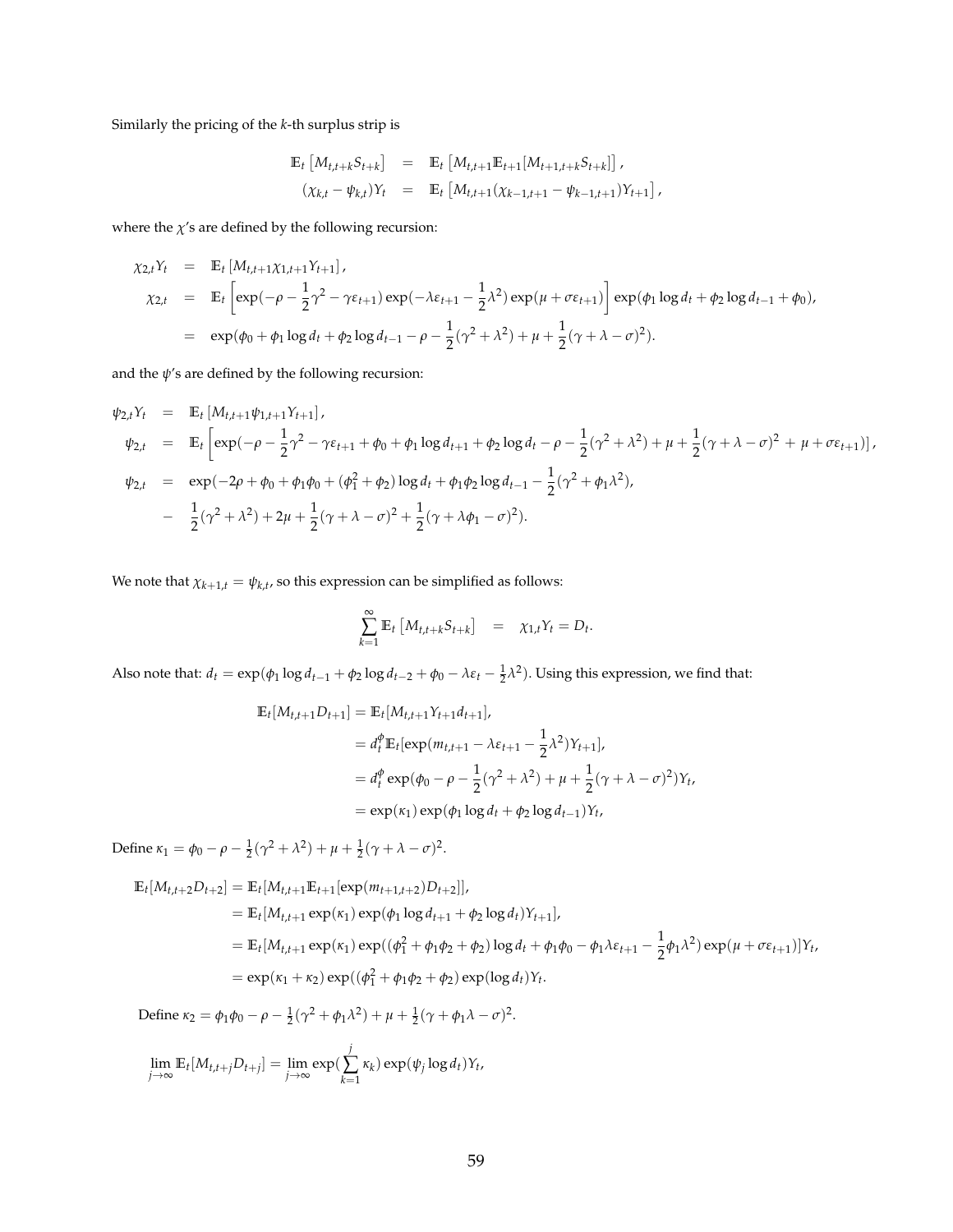Similarly the pricing of the $k$-th surplus strip is

$$
\begin{aligned}
\mathbb{E}_t\left[M_{t,t+k}S_{t+k}\right] &= \mathbb{E}_t\left[M_{t,t+1}\mathbb{E}_{t+1}[M_{t+1,t+k}S_{t+k}]\right], \\
(\chi_{k,t}-\psi_{k,t})Y_t &= \mathbb{E}_t\left[M_{t,t+1}(\chi_{k-1,t+1}-\psi_{k-1,t+1})Y_{t+1}\right],
\end{aligned}
$$

where the $\chi$'s are defined by the following recursion:

$$
\begin{aligned}
\chi_{2,t}Y_t &= \mathbb{E}_t\left[M_{t,t+1}\chi_{1,t+1}Y_{t+1}\right], \\
\chi_{2,t} &= \mathbb{E}_t\left[\exp(-\rho-\frac{1}{2}\gamma^2-\gamma\varepsilon_{t+1})\exp(-\lambda\varepsilon_{t+1}-\frac{1}{2}\lambda^2)\exp(\mu+\sigma\varepsilon_{t+1})\right]\exp(\phi_1\log d_t+\phi_2\log d_{t-1}+\phi_0), \\
&= \exp(\phi_0+\phi_1\log d_t+\phi_2\log d_{t-1}-\rho-\frac{1}{2}(\gamma^2+\lambda^2)+\mu+\frac{1}{2}(\gamma+\lambda-\sigma)^2).
\end{aligned}
$$

and the $\psi$'s are defined by the following recursion:

$$
\begin{aligned}
\psi_{2,t}Y_t &= \mathbb{E}_t\left[M_{t,t+1}\psi_{1,t+1}Y_{t+1}\right], \\
\psi_{2,t} &= \mathbb{E}_t\left[\exp(-\rho-\frac{1}{2}\gamma^2-\gamma\varepsilon_{t+1}+\phi_0+\phi_1\log d_{t+1}+\phi_2\log d_t-\rho-\frac{1}{2}(\gamma^2+\lambda^2)+\mu+\frac{1}{2}(\gamma+\lambda-\sigma)^2\,+\,\mu+\sigma\varepsilon_{t+1})\right], \\
\psi_{2,t} &= \exp(-2\rho+\phi_0+\phi_1\phi_0+(\phi_1^2+\phi_2)\log d_t+\phi_1\phi_2\log d_{t-1}-\frac{1}{2}(\gamma^2+\phi_1\lambda^2), \\
&- \frac{1}{2}(\gamma^2+\lambda^2)+2\mu+\frac{1}{2}(\gamma+\lambda-\sigma)^2+\frac{1}{2}(\gamma+\lambda\phi_1-\sigma)^2).
\end{aligned}
$$

We note that $\chi_{k+1,t}=\psi_{k,t}$, so this expression can be simplified as follows:

$$
\sum_{k=1}^{\infty}\mathbb{E}_t\left[M_{t,t+k}S_{t+k}\right] = \chi_{1,t}Y_t = D_t.
$$

Also note that: $d_t=\exp(\phi_1\log d_{t-1}+\phi_2\log d_{t-2}+\phi_0-\lambda\varepsilon_t-\frac{1}{2}\lambda^2)$. Using this expression, we find that:

$$
\begin{aligned}
\mathbb{E}_t[M_{t,t+1}D_{t+1}] &= \mathbb{E}_t[M_{t,t+1}Y_{t+1}d_{t+1}], \\
&= d_t^{\phi}\mathbb{E}_t[\exp(m_{t,t+1}-\lambda\varepsilon_{t+1}-\frac{1}{2}\lambda^2)Y_{t+1}], \\
&= d_t^{\phi}\exp(\phi_0-\rho-\frac{1}{2}(\gamma^2+\lambda^2)+\mu+\frac{1}{2}(\gamma+\lambda-\sigma)^2)Y_t, \\
&= \exp(\kappa_1)\exp(\phi_1\log d_t+\phi_2\log d_{t-1})Y_t,
\end{aligned}
$$

Define $\kappa_1=\phi_0-\rho-\frac{1}{2}(\gamma^2+\lambda^2)+\mu+\frac{1}{2}(\gamma+\lambda-\sigma)^2$.

$$
\begin{aligned}
\mathbb{E}_t[M_{t,t+2}D_{t+2}] &= \mathbb{E}_t[M_{t,t+1}\mathbb{E}_{t+1}[\exp(m_{t+1,t+2})D_{t+2}]], \\
&= \mathbb{E}_t[M_{t,t+1}\exp(\kappa_1)\exp(\phi_1\log d_{t+1}+\phi_2\log d_t)Y_{t+1}], \\
&= \mathbb{E}_t[M_{t,t+1}\exp(\kappa_1)\exp((\phi_1^2+\phi_1\phi_2+\phi_2)\log d_t+\phi_1\phi_0-\phi_1\lambda\varepsilon_{t+1}-\frac{1}{2}\phi_1\lambda^2)\exp(\mu+\sigma\varepsilon_{t+1})]Y_t, \\
&= \exp(\kappa_1+\kappa_2)\exp((\phi_1^2+\phi_1\phi_2+\phi_2)\exp(\log d_t)Y_t.
\end{aligned}
$$

Define $\kappa_2=\phi_1\phi_0-\rho-\frac{1}{2}(\gamma^2+\phi_1\lambda^2)+\mu+\frac{1}{2}(\gamma+\phi_1\lambda-\sigma)^2$.

$$
\lim_{j\to\infty}\mathbb{E}_t[M_{t,t+j}D_{t+j}] = \lim_{j\to\infty}\exp(\sum_{k=1}^{j}\kappa_k)\exp(\psi_j\log d_t)Y_t,
$$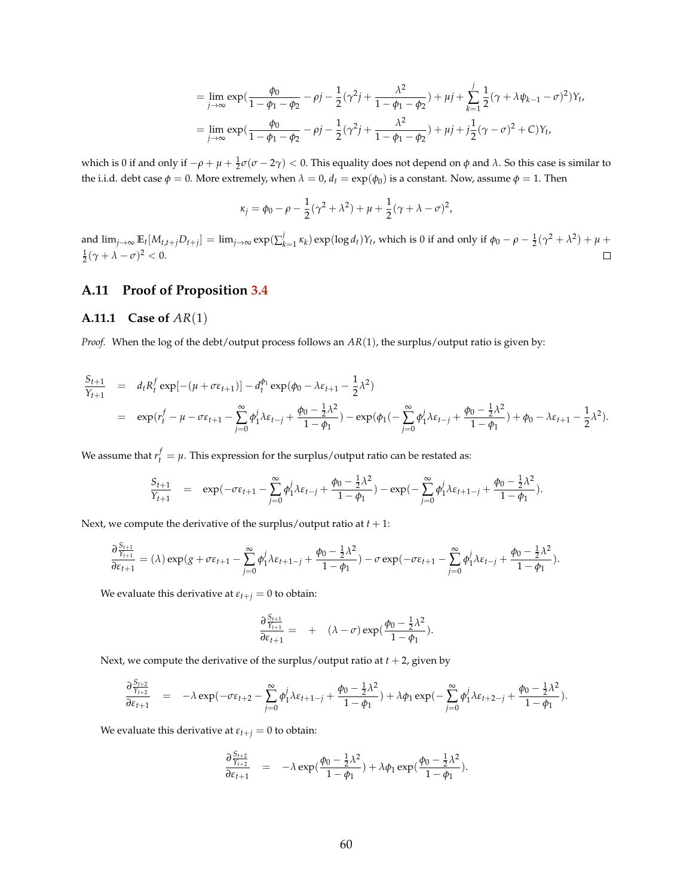$$= \lim_{j\to\infty} \exp(\frac{\phi_0}{1-\phi_1-\phi_2} - \rho j - \frac{1}{2}(\gamma^2 j + \frac{\lambda^2}{1-\phi_1-\phi_2}) + \mu j + \sum_{k=1}^{j} \frac{1}{2}(\gamma + \lambda\psi_{k-1} - \sigma)^2)Y_t,$$

$$= \lim_{j\to\infty} \exp(\frac{\phi_0}{1-\phi_1-\phi_2} - \rho j - \frac{1}{2}(\gamma^2 j + \frac{\lambda^2}{1-\phi_1-\phi_2}) + \mu j + j\frac{1}{2}(\gamma - \sigma)^2 + C)Y_t,$$

which is 0 if and only if $-\rho + \mu + \frac{1}{2}\sigma(\sigma - 2\gamma) < 0$. This equality does not depend on $\phi$ and $\lambda$. So this case is similar to the i.i.d. debt case $\phi = 0$. More extremely, when $\lambda = 0$, $d_t = \exp(\phi_0)$ is a constant. Now, assume $\phi = 1$. Then

$$\kappa_j = \phi_0 - \rho - \frac{1}{2}(\gamma^2 + \lambda^2) + \mu + \frac{1}{2}(\gamma + \lambda - \sigma)^2,$$

and $\lim_{j\to\infty} \mathbb{E}_t[M_{t,t+j}D_{t+j}] = \lim_{j\to\infty} \exp(\sum_{k=1}^{j}\kappa_k)\exp(\log d_t)Y_t$, which is 0 if and only if $\phi_0 - \rho - \frac{1}{2}(\gamma^2 + \lambda^2) + \mu + \frac{1}{2}(\gamma + \lambda - \sigma)^2 < 0$. □

## A.11 Proof of Proposition 3.4

### A.11.1 Case of $AR(1)$

*Proof.* When the log of the debt/output process follows an $AR(1)$, the surplus/output ratio is given by:

$$\begin{aligned}
\frac{S_{t+1}}{Y_{t+1}} &= d_t R_t^f \exp[-(\mu + \sigma\varepsilon_{t+1})] - d_t^{\phi_1}\exp(\phi_0 - \lambda\varepsilon_{t+1} - \frac{1}{2}\lambda^2) \\
&= \exp(r_t^f - \mu - \sigma\varepsilon_{t+1} - \sum_{j=0}^{\infty}\phi_1^j\lambda\varepsilon_{t-j} + \frac{\phi_0 - \frac{1}{2}\lambda^2}{1-\phi_1}) - \exp(\phi_1(-\sum_{j=0}^{\infty}\phi_1^j\lambda\varepsilon_{t-j} + \frac{\phi_0 - \frac{1}{2}\lambda^2}{1-\phi_1}) + \phi_0 - \lambda\varepsilon_{t+1} - \frac{1}{2}\lambda^2).
\end{aligned}$$

We assume that $r_t^f = \mu$. This expression for the surplus/output ratio can be restated as:

$$\frac{S_{t+1}}{Y_{t+1}} = \exp(-\sigma\varepsilon_{t+1} - \sum_{j=0}^{\infty}\phi_1^j\lambda\varepsilon_{t-j} + \frac{\phi_0 - \frac{1}{2}\lambda^2}{1-\phi_1}) - \exp(-\sum_{j=0}^{\infty}\phi_1^j\lambda\varepsilon_{t+1-j} + \frac{\phi_0 - \frac{1}{2}\lambda^2}{1-\phi_1}).$$

Next, we compute the derivative of the surplus/output ratio at $t+1$:

$$\frac{\partial\frac{S_{t+1}}{Y_{t+1}}}{\partial\varepsilon_{t+1}} = (\lambda)\exp(g + \sigma\varepsilon_{t+1} - \sum_{j=0}^{\infty}\phi_1^j\lambda\varepsilon_{t+1-j} + \frac{\phi_0 - \frac{1}{2}\lambda^2}{1-\phi_1}) - \sigma\exp(-\sigma\varepsilon_{t+1} - \sum_{j=0}^{\infty}\phi_1^j\lambda\varepsilon_{t-j} + \frac{\phi_0 - \frac{1}{2}\lambda^2}{1-\phi_1}).$$

We evaluate this derivative at $\varepsilon_{t+j} = 0$ to obtain:

$$\frac{\partial\frac{S_{t+1}}{Y_{t+1}}}{\partial\varepsilon_{t+1}} = + \quad (\lambda - \sigma)\exp(\frac{\phi_0 - \frac{1}{2}\lambda^2}{1-\phi_1}).$$

Next, we compute the derivative of the surplus/output ratio at $t+2$, given by

$$\frac{\partial\frac{S_{t+2}}{Y_{t+2}}}{\partial\varepsilon_{t+1}} = -\lambda\exp(-\sigma\varepsilon_{t+2} - \sum_{j=0}^{\infty}\phi_1^j\lambda\varepsilon_{t+1-j} + \frac{\phi_0 - \frac{1}{2}\lambda^2}{1-\phi_1}) + \lambda\phi_1\exp(-\sum_{j=0}^{\infty}\phi_1^j\lambda\varepsilon_{t+2-j} + \frac{\phi_0 - \frac{1}{2}\lambda^2}{1-\phi_1}).$$

We evaluate this derivative at $\varepsilon_{t+j} = 0$ to obtain:

$$\frac{\partial\frac{S_{t+2}}{Y_{t+2}}}{\partial\varepsilon_{t+1}} = -\lambda\exp(\frac{\phi_0 - \frac{1}{2}\lambda^2}{1-\phi_1}) + \lambda\phi_1\exp(\frac{\phi_0 - \frac{1}{2}\lambda^2}{1-\phi_1}).$$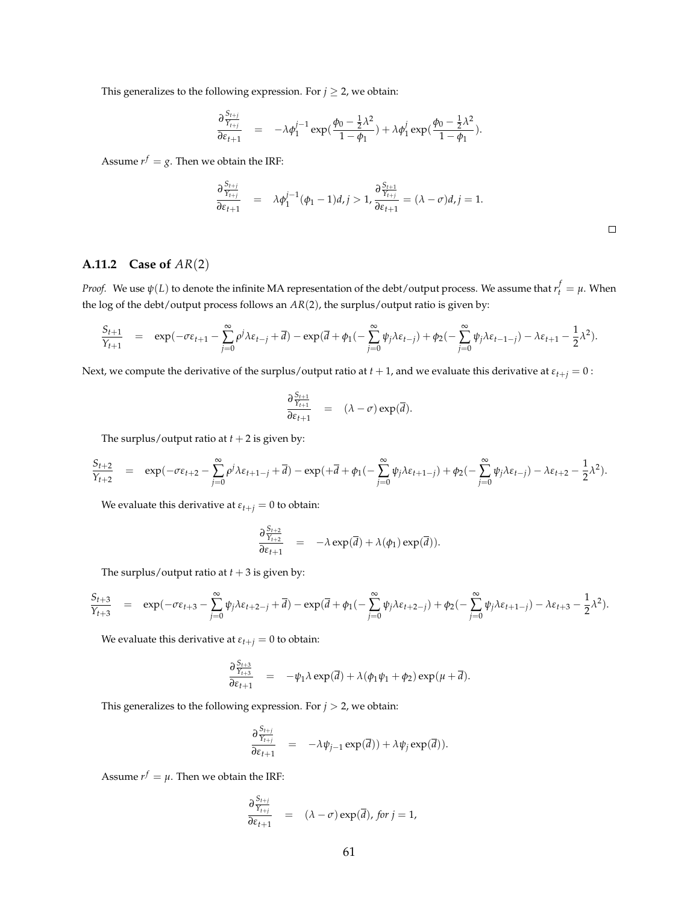This generalizes to the following expression. For $j \geq 2$, we obtain:

$$\frac{\partial \frac{S_{t+j}}{Y_{t+j}}}{\partial \varepsilon_{t+1}} = -\lambda \phi_1^{j-1} \exp(\frac{\phi_0 - \frac{1}{2}\lambda^2}{1-\phi_1}) + \lambda \phi_1^j \exp(\frac{\phi_0 - \frac{1}{2}\lambda^2}{1-\phi_1}).$$

Assume $r^f = g$. Then we obtain the IRF:

$$\frac{\partial \frac{S_{t+j}}{Y_{t+j}}}{\partial \varepsilon_{t+1}} = \lambda \phi_1^{j-1}(\phi_1 - 1)d, j > 1, \frac{\partial \frac{S_{t+1}}{Y_{t+j}}}{\partial \varepsilon_{t+1}} = (\lambda - \sigma)d, j = 1.$$

□

### A.11.2 Case of $AR(2)$

*Proof.* We use $\psi(L)$ to denote the infinite MA representation of the debt/output process. We assume that $r_t^f = \mu$. When the log of the debt/output process follows an $AR(2)$, the surplus/output ratio is given by:

$$\frac{S_{t+1}}{Y_{t+1}} = \exp(-\sigma\varepsilon_{t+1} - \sum_{j=0}^{\infty} \rho^j \lambda \varepsilon_{t-j} + \overline{d}) - \exp(\overline{d} + \phi_1(-\sum_{j=0}^{\infty} \psi_j \lambda \varepsilon_{t-j}) + \phi_2(-\sum_{j=0}^{\infty} \psi_j \lambda \varepsilon_{t-1-j}) - \lambda \varepsilon_{t+1} - \frac{1}{2}\lambda^2).$$

Next, we compute the derivative of the surplus/output ratio at $t+1$, and we evaluate this derivative at $\varepsilon_{t+j} = 0$ :

$$\frac{\partial \frac{S_{t+1}}{Y_{t+1}}}{\partial \varepsilon_{t+1}} = (\lambda - \sigma) \exp(\overline{d}).$$

The surplus/output ratio at $t+2$ is given by:

$$\frac{S_{t+2}}{Y_{t+2}} = \exp(-\sigma\varepsilon_{t+2} - \sum_{j=0}^{\infty} \rho^j \lambda \varepsilon_{t+1-j} + \overline{d}) - \exp(+\overline{d} + \phi_1(-\sum_{j=0}^{\infty} \psi_j \lambda \varepsilon_{t+1-j}) + \phi_2(-\sum_{j=0}^{\infty} \psi_j \lambda \varepsilon_{t-j}) - \lambda \varepsilon_{t+2} - \frac{1}{2}\lambda^2).$$

We evaluate this derivative at $\varepsilon_{t+j} = 0$ to obtain:

$$\frac{\partial \frac{S_{t+2}}{Y_{t+2}}}{\partial \varepsilon_{t+1}} = -\lambda \exp(\overline{d}) + \lambda(\phi_1) \exp(\overline{d})).$$

The surplus/output ratio at $t+3$ is given by:

$$\frac{S_{t+3}}{Y_{t+3}} = \exp(-\sigma\varepsilon_{t+3} - \sum_{j=0}^{\infty} \psi_j \lambda \varepsilon_{t+2-j} + \overline{d}) - \exp(\overline{d} + \phi_1(-\sum_{j=0}^{\infty} \psi_j \lambda \varepsilon_{t+2-j}) + \phi_2(-\sum_{j=0}^{\infty} \psi_j \lambda \varepsilon_{t+1-j}) - \lambda \varepsilon_{t+3} - \frac{1}{2}\lambda^2).$$

We evaluate this derivative at $\varepsilon_{t+j} = 0$ to obtain:

$$\frac{\partial \frac{S_{t+3}}{Y_{t+3}}}{\partial \varepsilon_{t+1}} = -\psi_1 \lambda \exp(\overline{d}) + \lambda(\phi_1 \psi_1 + \phi_2) \exp(\mu + \overline{d}).$$

This generalizes to the following expression. For $j > 2$, we obtain:

$$\frac{\partial \frac{S_{t+j}}{Y_{t+j}}}{\partial \varepsilon_{t+1}} = -\lambda \psi_{j-1} \exp(\overline{d})) + \lambda \psi_j \exp(\overline{d})).$$

Assume $r^f = \mu$. Then we obtain the IRF:

$$\frac{\partial \frac{S_{t+j}}{Y_{t+j}}}{\partial \varepsilon_{t+1}} = (\lambda - \sigma) \exp(\overline{d}), \textit{ for } j = 1,$$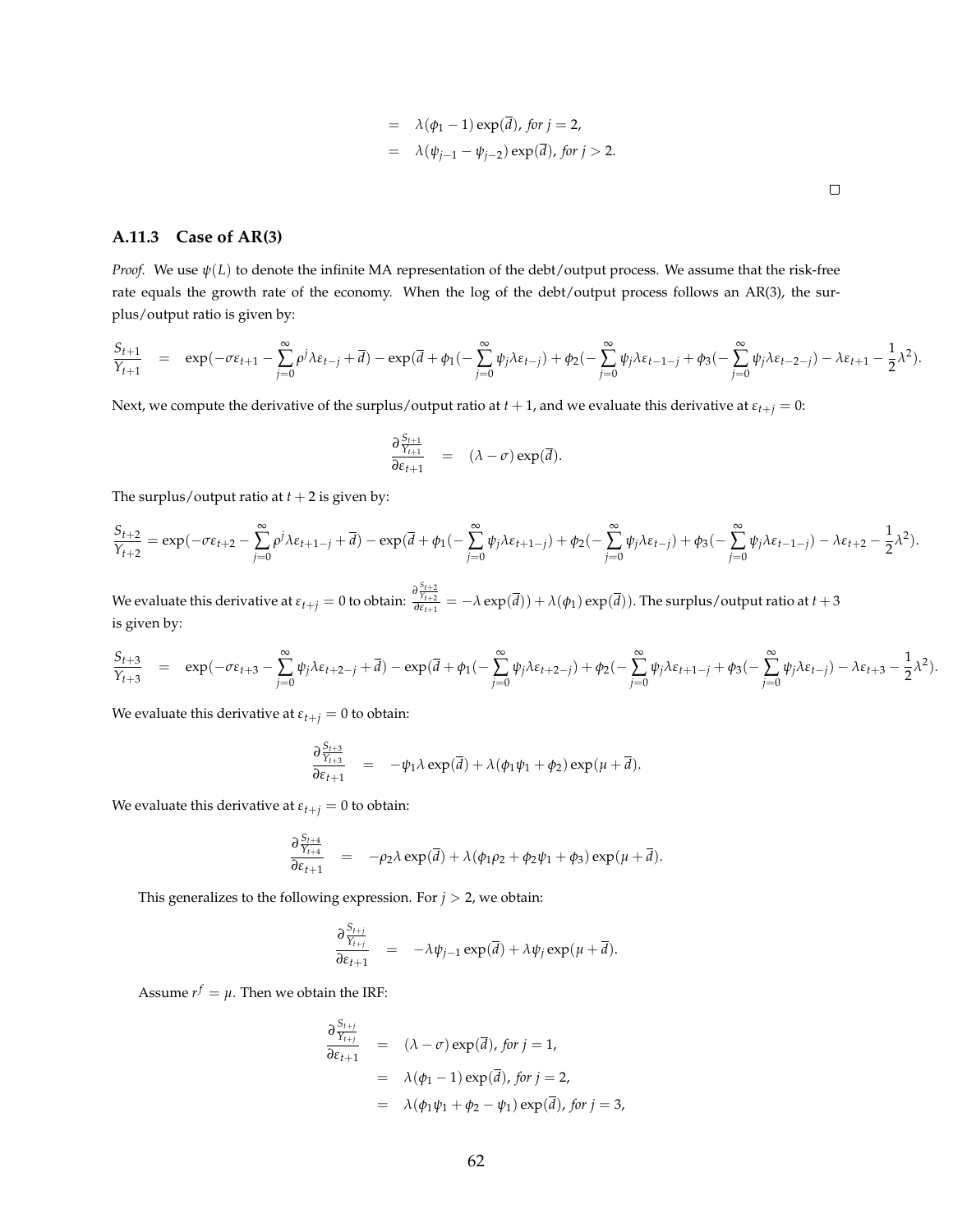$$
\begin{aligned}
&= \lambda(\phi_1 - 1)\exp(\overline{d}), \textit{ for } j = 2, \\
&= \lambda(\psi_{j-1} - \psi_{j-2})\exp(\overline{d}), \textit{ for } j > 2.
\end{aligned}
$$

□

### A.11.3 Case of AR(3)

*Proof.* We use $\psi(L)$ to denote the infinite MA representation of the debt/output process. We assume that the risk-free rate equals the growth rate of the economy. When the log of the debt/output process follows an AR(3), the surplus/output ratio is given by:

$$
\frac{S_{t+1}}{Y_{t+1}} = \exp(-\sigma\varepsilon_{t+1} - \sum_{j=0}^{\infty}\rho^j\lambda\varepsilon_{t-j} + \overline{d}) - \exp(\overline{d} + \phi_1(-\sum_{j=0}^{\infty}\psi_j\lambda\varepsilon_{t-j}) + \phi_2(-\sum_{j=0}^{\infty}\psi_j\lambda\varepsilon_{t-1-j} + \phi_3(-\sum_{j=0}^{\infty}\psi_j\lambda\varepsilon_{t-2-j}) - \lambda\varepsilon_{t+1} - \frac{1}{2}\lambda^2).
$$

Next, we compute the derivative of the surplus/output ratio at $t+1$, and we evaluate this derivative at $\varepsilon_{t+j} = 0$:

$$
\frac{\partial\frac{S_{t+1}}{Y_{t+1}}}{\partial\varepsilon_{t+1}} = (\lambda - \sigma)\exp(\overline{d}).
$$

The surplus/output ratio at $t+2$ is given by:

$$
\frac{S_{t+2}}{Y_{t+2}} = \exp(-\sigma\varepsilon_{t+2} - \sum_{j=0}^{\infty}\rho^j\lambda\varepsilon_{t+1-j} + \overline{d}) - \exp(\overline{d} + \phi_1(-\sum_{j=0}^{\infty}\psi_j\lambda\varepsilon_{t+1-j}) + \phi_2(-\sum_{j=0}^{\infty}\psi_j\lambda\varepsilon_{t-j}) + \phi_3(-\sum_{j=0}^{\infty}\psi_j\lambda\varepsilon_{t-1-j}) - \lambda\varepsilon_{t+2} - \frac{1}{2}\lambda^2).
$$

We evaluate this derivative at $\varepsilon_{t+j} = 0$ to obtain: $\frac{\partial\frac{S_{t+2}}{Y_{t+2}}}{\partial\varepsilon_{t+1}} = -\lambda\exp(\overline{d})) + \lambda(\phi_1)\exp(\overline{d}))$. The surplus/output ratio at $t+3$ is given by:

$$
\frac{S_{t+3}}{Y_{t+3}} = \exp(-\sigma\varepsilon_{t+3} - \sum_{j=0}^{\infty}\psi_j\lambda\varepsilon_{t+2-j} + \overline{d}) - \exp(\overline{d} + \phi_1(-\sum_{j=0}^{\infty}\psi_j\lambda\varepsilon_{t+2-j}) + \phi_2(-\sum_{j=0}^{\infty}\psi_j\lambda\varepsilon_{t+1-j} + \phi_3(-\sum_{j=0}^{\infty}\psi_j\lambda\varepsilon_{t-j}) - \lambda\varepsilon_{t+3} - \frac{1}{2}\lambda^2).
$$

We evaluate this derivative at $\varepsilon_{t+j} = 0$ to obtain:

$$
\frac{\partial\frac{S_{t+3}}{Y_{t+3}}}{\partial\varepsilon_{t+1}} = -\psi_1\lambda\exp(\overline{d}) + \lambda(\phi_1\psi_1 + \phi_2)\exp(\mu + \overline{d}).
$$

We evaluate this derivative at $\varepsilon_{t+j} = 0$ to obtain:

$$
\frac{\partial\frac{S_{t+4}}{Y_{t+4}}}{\partial\varepsilon_{t+1}} = -\rho_2\lambda\exp(\overline{d}) + \lambda(\phi_1\rho_2 + \phi_2\psi_1 + \phi_3)\exp(\mu + \overline{d}).
$$

This generalizes to the following expression. For $j > 2$, we obtain:

$$
\frac{\partial\frac{S_{t+j}}{Y_{t+j}}}{\partial\varepsilon_{t+1}} = -\lambda\psi_{j-1}\exp(\overline{d}) + \lambda\psi_j\exp(\mu + \overline{d}).
$$

Assume $r^f = \mu$. Then we obtain the IRF:

$$
\begin{aligned}
\frac{\partial\frac{S_{t+j}}{Y_{t+j}}}{\partial\varepsilon_{t+1}} &= (\lambda - \sigma)\exp(\overline{d}), \textit{ for } j = 1, \\
&= \lambda(\phi_1 - 1)\exp(\overline{d}), \textit{ for } j = 2, \\
&= \lambda(\phi_1\psi_1 + \phi_2 - \psi_1)\exp(\overline{d}), \textit{ for } j = 3,
\end{aligned}
$$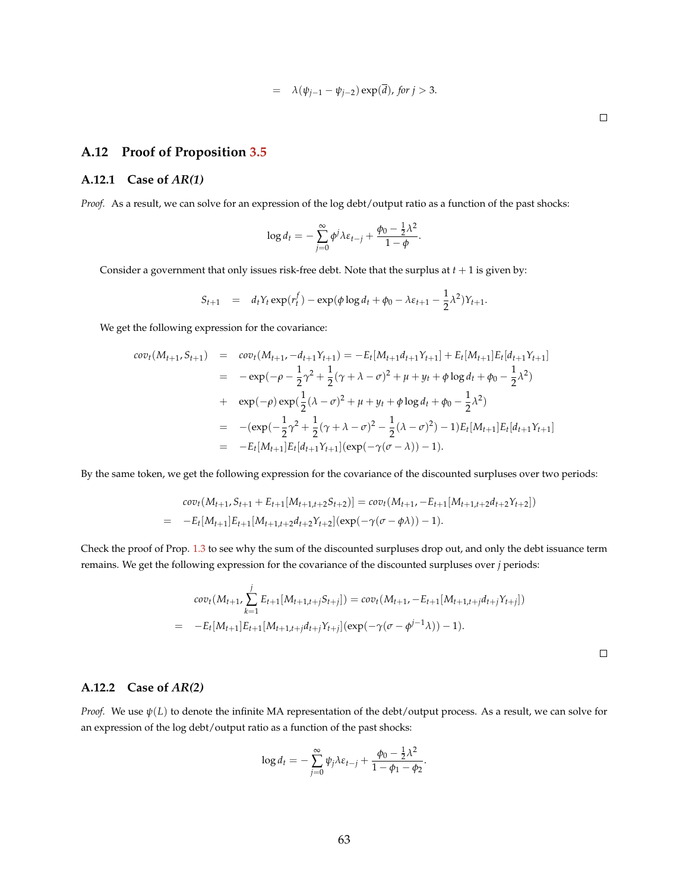$$= \quad \lambda(\psi_{j-1} - \psi_{j-2}) \exp(\overline{d}), \textit{ for } j > 3.$$

□

## A.12 Proof of Proposition 3.5

### A.12.1 Case of *AR(1)*

*Proof.* As a result, we can solve for an expression of the log debt/output ratio as a function of the past shocks:

$$\log d_t = -\sum_{j=0}^{\infty} \phi^j \lambda \varepsilon_{t-j} + \frac{\phi_0 - \frac{1}{2}\lambda^2}{1-\phi}.$$

Consider a government that only issues risk-free debt. Note that the surplus at $t+1$ is given by:

$$S_{t+1} \quad = \quad d_t Y_t \exp(r_t^f) - \exp(\phi \log d_t + \phi_0 - \lambda \varepsilon_{t+1} - \frac{1}{2}\lambda^2) Y_{t+1}.$$

We get the following expression for the covariance:

$$\begin{aligned}
cov_t(M_{t+1}, S_{t+1}) &= cov_t(M_{t+1}, -d_{t+1}Y_{t+1}) = -E_t[M_{t+1}d_{t+1}Y_{t+1}] + E_t[M_{t+1}]E_t[d_{t+1}Y_{t+1}] \\
&= -\exp(-\rho - \frac{1}{2}\gamma^2 + \frac{1}{2}(\gamma + \lambda - \sigma)^2 + \mu + y_t + \phi \log d_t + \phi_0 - \frac{1}{2}\lambda^2) \\
&+ \exp(-\rho)\exp(\frac{1}{2}(\lambda - \sigma)^2 + \mu + y_t + \phi \log d_t + \phi_0 - \frac{1}{2}\lambda^2) \\
&= -(\exp(-\frac{1}{2}\gamma^2 + \frac{1}{2}(\gamma + \lambda - \sigma)^2 - \frac{1}{2}(\lambda - \sigma)^2) - 1)E_t[M_{t+1}]E_t[d_{t+1}Y_{t+1}] \\
&= -E_t[M_{t+1}]E_t[d_{t+1}Y_{t+1}](\exp(-\gamma(\sigma - \lambda)) - 1).
\end{aligned}$$

By the same token, we get the following expression for the covariance of the discounted surpluses over two periods:

$$\begin{aligned}
& cov_t(M_{t+1}, S_{t+1} + E_{t+1}[M_{t+1,t+2}S_{t+2})] = cov_t(M_{t+1}, -E_{t+1}[M_{t+1,t+2}d_{t+2}Y_{t+2}]) \\
= \quad & -E_t[M_{t+1}]E_{t+1}[M_{t+1,t+2}d_{t+2}Y_{t+2}](\exp(-\gamma(\sigma - \phi\lambda)) - 1).
\end{aligned}$$

Check the proof of Prop. 1.3 to see why the sum of the discounted surpluses drop out, and only the debt issuance term remains. We get the following expression for the covariance of the discounted surpluses over $j$ periods:

$$\begin{aligned}
& cov_t(M_{t+1}, \sum_{k=1}^{j} E_{t+1}[M_{t+1,t+j}S_{t+j}]) = cov_t(M_{t+1}, -E_{t+1}[M_{t+1,t+j}d_{t+j}Y_{t+j}]) \\
= \quad & -E_t[M_{t+1}]E_{t+1}[M_{t+1,t+j}d_{t+j}Y_{t+j}](\exp(-\gamma(\sigma - \phi^{j-1}\lambda)) - 1).
\end{aligned}$$

□

### A.12.2 Case of *AR(2)*

*Proof.* We use $\psi(L)$ to denote the infinite MA representation of the debt/output process. As a result, we can solve for an expression of the log debt/output ratio as a function of the past shocks:

$$\log d_t = -\sum_{j=0}^{\infty} \psi_j \lambda \varepsilon_{t-j} + \frac{\phi_0 - \frac{1}{2}\lambda^2}{1 - \phi_1 - \phi_2}.$$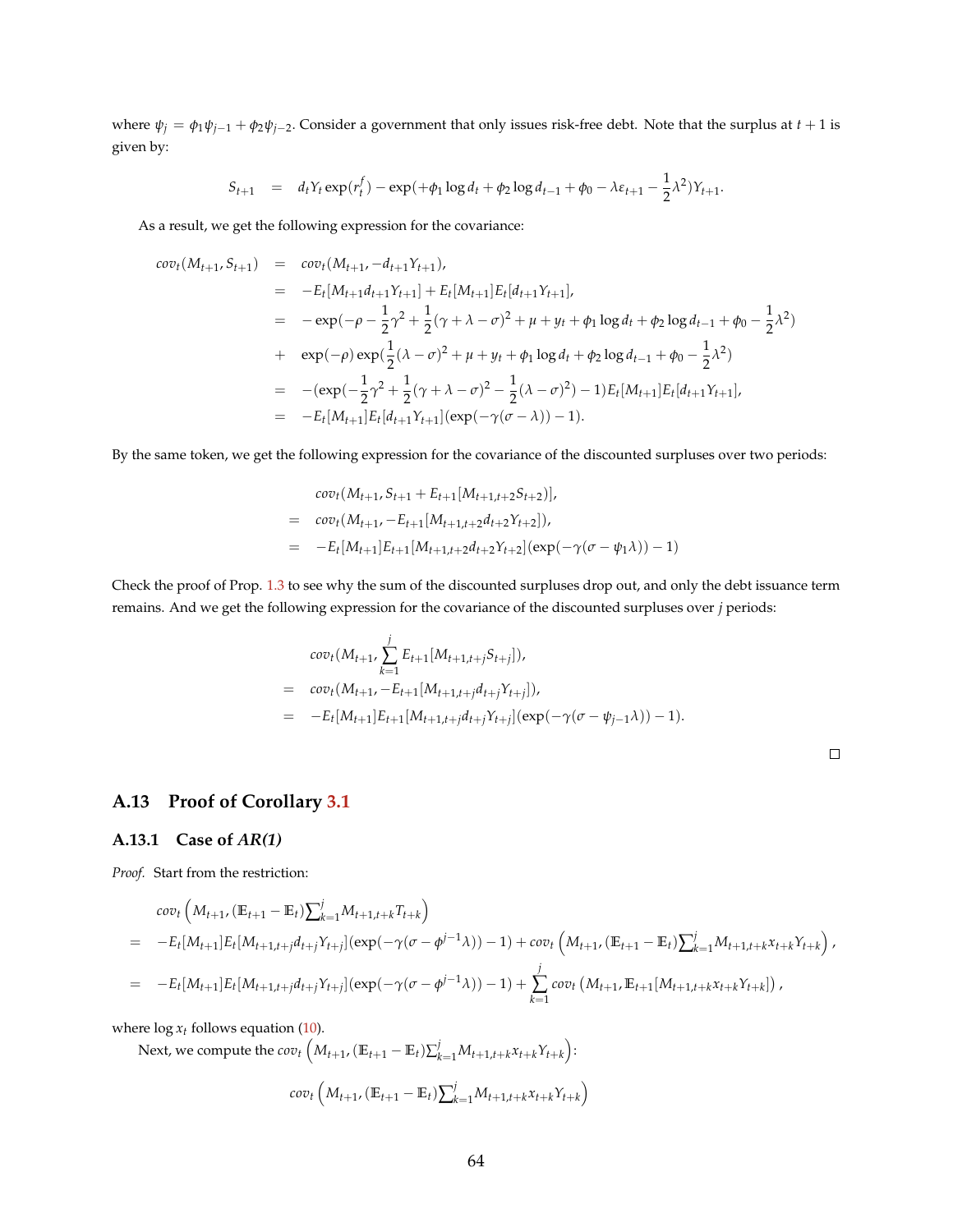where $\psi_j = \phi_1 \psi_{j-1} + \phi_2 \psi_{j-2}$. Consider a government that only issues risk-free debt. Note that the surplus at $t+1$ is given by:

$$S_{t+1} \quad = \quad d_t Y_t \exp(r_t^f) - \exp(+\phi_1 \log d_t + \phi_2 \log d_{t-1} + \phi_0 - \lambda \varepsilon_{t+1} - \frac{1}{2}\lambda^2) Y_{t+1}.$$

As a result, we get the following expression for the covariance:

$$\begin{aligned}
cov_t(M_{t+1}, S_{t+1}) &= cov_t(M_{t+1}, -d_{t+1}Y_{t+1}), \\
&= -E_t[M_{t+1}d_{t+1}Y_{t+1}] + E_t[M_{t+1}]E_t[d_{t+1}Y_{t+1}], \\
&= -\exp(-\rho - \frac{1}{2}\gamma^2 + \frac{1}{2}(\gamma + \lambda - \sigma)^2 + \mu + y_t + \phi_1 \log d_t + \phi_2 \log d_{t-1} + \phi_0 - \frac{1}{2}\lambda^2) \\
&+ \exp(-\rho)\exp(\frac{1}{2}(\lambda - \sigma)^2 + \mu + y_t + \phi_1 \log d_t + \phi_2 \log d_{t-1} + \phi_0 - \frac{1}{2}\lambda^2) \\
&= -(\exp(-\frac{1}{2}\gamma^2 + \frac{1}{2}(\gamma + \lambda - \sigma)^2 - \frac{1}{2}(\lambda - \sigma)^2) - 1)E_t[M_{t+1}]E_t[d_{t+1}Y_{t+1}], \\
&= -E_t[M_{t+1}]E_t[d_{t+1}Y_{t+1}](\exp(-\gamma(\sigma - \lambda)) - 1).
\end{aligned}$$

By the same token, we get the following expression for the covariance of the discounted surpluses over two periods:

$$\begin{aligned}
& cov_t(M_{t+1}, S_{t+1} + E_{t+1}[M_{t+1,t+2}S_{t+2})], \\
= \; & cov_t(M_{t+1}, -E_{t+1}[M_{t+1,t+2}d_{t+2}Y_{t+2}]), \\
= \; & -E_t[M_{t+1}]E_{t+1}[M_{t+1,t+2}d_{t+2}Y_{t+2}](\exp(-\gamma(\sigma - \psi_1\lambda)) - 1)
\end{aligned}$$

Check the proof of Prop. 1.3 to see why the sum of the discounted surpluses drop out, and only the debt issuance term remains. And we get the following expression for the covariance of the discounted surpluses over $j$ periods:

$$\begin{aligned}
& cov_t(M_{t+1}, \sum_{k=1}^{j} E_{t+1}[M_{t+1,t+j}S_{t+j}]), \\
= \; & cov_t(M_{t+1}, -E_{t+1}[M_{t+1,t+j}d_{t+j}Y_{t+j}]), \\
= \; & -E_t[M_{t+1}]E_{t+1}[M_{t+1,t+j}d_{t+j}Y_{t+j}](\exp(-\gamma(\sigma - \psi_{j-1}\lambda)) - 1).
\end{aligned}$$

□

## A.13 Proof of Corollary 3.1

### A.13.1 Case of *AR(1)*

*Proof.* Start from the restriction:

$$\begin{aligned}
& cov_t\left(M_{t+1}, (\mathbb{E}_{t+1} - \mathbb{E}_t)\textstyle\sum_{k=1}^{j} M_{t+1,t+k}T_{t+k}\right) \\
= \; & -E_t[M_{t+1}]E_t[M_{t+1,t+j}d_{t+j}Y_{t+j}](\exp(-\gamma(\sigma - \phi^{j-1}\lambda)) - 1) + cov_t\left(M_{t+1}, (\mathbb{E}_{t+1} - \mathbb{E}_t)\textstyle\sum_{k=1}^{j} M_{t+1,t+k}x_{t+k}Y_{t+k}\right), \\
= \; & -E_t[M_{t+1}]E_t[M_{t+1,t+j}d_{t+j}Y_{t+j}](\exp(-\gamma(\sigma - \phi^{j-1}\lambda)) - 1) + \sum_{k=1}^{j} cov_t\left(M_{t+1}, \mathbb{E}_{t+1}[M_{t+1,t+k}x_{t+k}Y_{t+k}]\right),
\end{aligned}$$

where $\log x_t$ follows equation (10).

Next, we compute the $cov_t\left(M_{t+1}, (\mathbb{E}_{t+1} - \mathbb{E}_t)\sum_{k=1}^{j} M_{t+1,t+k}x_{t+k}Y_{t+k}\right)$:

$$cov_t\left(M_{t+1}, (\mathbb{E}_{t+1} - \mathbb{E}_t)\textstyle\sum_{k=1}^{j} M_{t+1,t+k}x_{t+k}Y_{t+k}\right)$$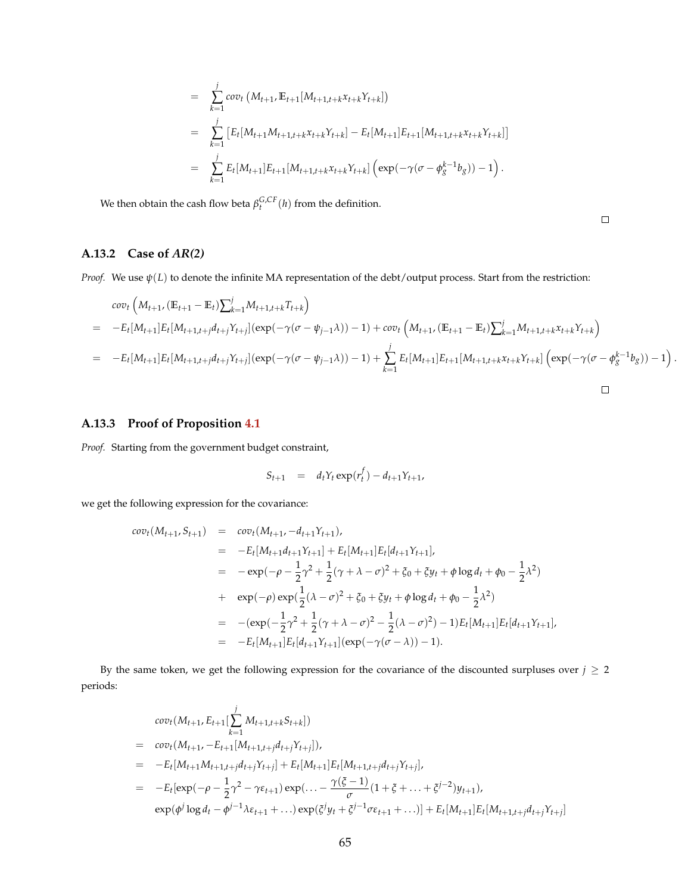$$
\begin{aligned}
&= \sum_{k=1}^{j} cov_t\left(M_{t+1}, \mathbb{E}_{t+1}[M_{t+1,t+k}x_{t+k}Y_{t+k}]\right) \\
&= \sum_{k=1}^{j} \left[E_t[M_{t+1}M_{t+1,t+k}x_{t+k}Y_{t+k}] - E_t[M_{t+1}]E_{t+1}[M_{t+1,t+k}x_{t+k}Y_{t+k}]\right] \\
&= \sum_{k=1}^{j} E_t[M_{t+1}]E_{t+1}[M_{t+1,t+k}x_{t+k}Y_{t+k}]\left(\exp(-\gamma(\sigma - \phi_g^{k-1}b_g)) - 1\right).
\end{aligned}
$$

We then obtain the cash flow beta $\beta_t^{G,CF}(h)$ from the definition.

□

### A.13.2 Case of *AR(2)*

*Proof.* We use $\psi(L)$ to denote the infinite MA representation of the debt/output process. Start from the restriction:

$$
\begin{aligned}
& cov_t\left(M_{t+1}, (\mathbb{E}_{t+1} - \mathbb{E}_t)\textstyle\sum_{k=1}^{j} M_{t+1,t+k}T_{t+k}\right) \\
= \;& -E_t[M_{t+1}]E_t[M_{t+1,t+j}d_{t+j}Y_{t+j}](\exp(-\gamma(\sigma - \psi_{j-1}\lambda)) - 1) + cov_t\left(M_{t+1}, (\mathbb{E}_{t+1} - \mathbb{E}_t)\textstyle\sum_{k=1}^{j} M_{t+1,t+k}x_{t+k}Y_{t+k}\right) \\
= \;& -E_t[M_{t+1}]E_t[M_{t+1,t+j}d_{t+j}Y_{t+j}](\exp(-\gamma(\sigma - \psi_{j-1}\lambda)) - 1) + \sum_{k=1}^{j} E_t[M_{t+1}]E_{t+1}[M_{t+1,t+k}x_{t+k}Y_{t+k}]\left(\exp(-\gamma(\sigma - \phi_g^{k-1}b_g)) - 1\right).
\end{aligned}
$$

□

### A.13.3 Proof of Proposition 4.1

*Proof.* Starting from the government budget constraint,

$$
S_{t+1} \quad = \quad d_t Y_t \exp(r_t^f) - d_{t+1}Y_{t+1},
$$

we get the following expression for the covariance:

$$
\begin{aligned}
cov_t(M_{t+1}, S_{t+1}) &= cov_t(M_{t+1}, -d_{t+1}Y_{t+1}), \\
&= -E_t[M_{t+1}d_{t+1}Y_{t+1}] + E_t[M_{t+1}]E_t[d_{t+1}Y_{t+1}], \\
&= -\exp(-\rho - \frac{1}{2}\gamma^2 + \frac{1}{2}(\gamma + \lambda - \sigma)^2 + \xi_0 + \xi y_t + \phi \log d_t + \phi_0 - \frac{1}{2}\lambda^2) \\
&+ \exp(-\rho)\exp(\frac{1}{2}(\lambda - \sigma)^2 + \xi_0 + \xi y_t + \phi \log d_t + \phi_0 - \frac{1}{2}\lambda^2) \\
&= -(\exp(-\frac{1}{2}\gamma^2 + \frac{1}{2}(\gamma + \lambda - \sigma)^2 - \frac{1}{2}(\lambda - \sigma)^2) - 1)E_t[M_{t+1}]E_t[d_{t+1}Y_{t+1}], \\
&= -E_t[M_{t+1}]E_t[d_{t+1}Y_{t+1}](\exp(-\gamma(\sigma - \lambda)) - 1).
\end{aligned}
$$

By the same token, we get the following expression for the covariance of the discounted surpluses over $j \geq 2$ periods:

$$
\begin{aligned}
& cov_t(M_{t+1}, E_{t+1}[\sum_{k=1}^{j} M_{t+1,t+k}S_{t+k}]) \\
= \;& cov_t(M_{t+1}, -E_{t+1}[M_{t+1,t+j}d_{t+j}Y_{t+j}]), \\
= \;& -E_t[M_{t+1}M_{t+1,t+j}d_{t+j}Y_{t+j}] + E_t[M_{t+1}]E_t[M_{t+1,t+j}d_{t+j}Y_{t+j}], \\
= \;& -E_t[\exp(-\rho - \frac{1}{2}\gamma^2 - \gamma\varepsilon_{t+1})\exp(\ldots - \frac{\gamma(\xi - 1)}{\sigma}(1 + \xi + \ldots + \xi^{j-2})y_{t+1}), \\
& \exp(\phi^j \log d_t - \phi^{j-1}\lambda\varepsilon_{t+1} + \ldots)\exp(\xi^j y_t + \xi^{j-1}\sigma\varepsilon_{t+1} + \ldots)] + E_t[M_{t+1}]E_t[M_{t+1,t+j}d_{t+j}Y_{t+j}]
\end{aligned}
$$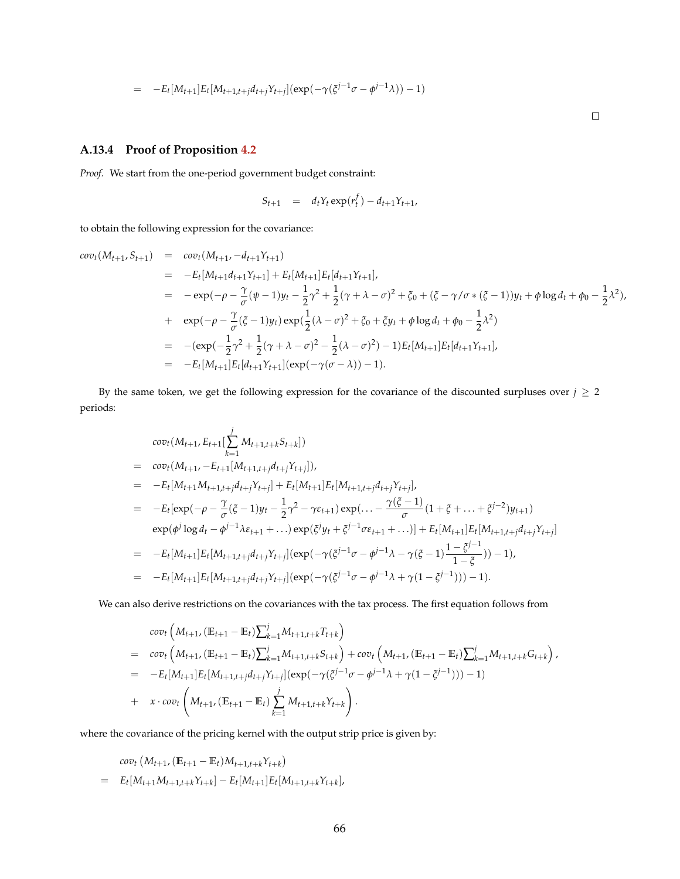$$= \quad -E_t[M_{t+1}]E_t[M_{t+1,t+j}d_{t+j}Y_{t+j}](\exp(-\gamma(\xi^{j-1}\sigma - \phi^{j-1}\lambda)) - 1)$$

□

### A.13.4 Proof of Proposition 4.2

*Proof.* We start from the one-period government budget constraint:

$$S_{t+1} \quad = \quad d_t Y_t \exp(r_t^f) - d_{t+1}Y_{t+1},$$

to obtain the following expression for the covariance:

$$\begin{aligned}
cov_t(M_{t+1}, S_{t+1}) &= cov_t(M_{t+1}, -d_{t+1}Y_{t+1}) \\
&= -E_t[M_{t+1}d_{t+1}Y_{t+1}] + E_t[M_{t+1}]E_t[d_{t+1}Y_{t+1}], \\
&= -\exp(-\rho - \frac{\gamma}{\sigma}(\psi - 1)y_t - \frac{1}{2}\gamma^2 + \frac{1}{2}(\gamma + \lambda - \sigma)^2 + \xi_0 + (\xi - \gamma/\sigma * (\xi - 1))y_t + \phi \log d_t + \phi_0 - \frac{1}{2}\lambda^2), \\
&+ \exp(-\rho - \frac{\gamma}{\sigma}(\xi - 1)y_t) \exp(\frac{1}{2}(\lambda - \sigma)^2 + \xi_0 + \xi y_t + \phi \log d_t + \phi_0 - \frac{1}{2}\lambda^2) \\
&= -(\exp(-\frac{1}{2}\gamma^2 + \frac{1}{2}(\gamma + \lambda - \sigma)^2 - \frac{1}{2}(\lambda - \sigma)^2) - 1)E_t[M_{t+1}]E_t[d_{t+1}Y_{t+1}], \\
&= -E_t[M_{t+1}]E_t[d_{t+1}Y_{t+1}](\exp(-\gamma(\sigma - \lambda)) - 1).
\end{aligned}$$

By the same token, we get the following expression for the covariance of the discounted surpluses over $j \geq 2$ periods:

$$\begin{aligned}
& cov_t(M_{t+1}, E_{t+1}[\sum_{k=1}^{j} M_{t+1,t+k}S_{t+k}]) \\
=\ & cov_t(M_{t+1}, -E_{t+1}[M_{t+1,t+j}d_{t+j}Y_{t+j}]), \\
=\ & -E_t[M_{t+1}M_{t+1,t+j}d_{t+j}Y_{t+j}] + E_t[M_{t+1}]E_t[M_{t+1,t+j}d_{t+j}Y_{t+j}], \\
=\ & -E_t[\exp(-\rho - \frac{\gamma}{\sigma}(\xi - 1)y_t - \frac{1}{2}\gamma^2 - \gamma\varepsilon_{t+1}) \exp(\ldots - \frac{\gamma(\xi - 1)}{\sigma}(1 + \xi + \ldots + \xi^{j-2})y_{t+1}) \\
& \exp(\phi^j \log d_t - \phi^{j-1}\lambda\varepsilon_{t+1} + \ldots) \exp(\xi^j y_t + \xi^{j-1}\sigma\varepsilon_{t+1} + \ldots)] + E_t[M_{t+1}]E_t[M_{t+1,t+j}d_{t+j}Y_{t+j}] \\
=\ & -E_t[M_{t+1}]E_t[M_{t+1,t+j}d_{t+j}Y_{t+j}](\exp(-\gamma(\xi^{j-1}\sigma - \phi^{j-1}\lambda - \gamma(\xi - 1)\frac{1 - \xi^{j-1}}{1 - \xi})) - 1), \\
=\ & -E_t[M_{t+1}]E_t[M_{t+1,t+j}d_{t+j}Y_{t+j}](\exp(-\gamma(\xi^{j-1}\sigma - \phi^{j-1}\lambda + \gamma(1 - \xi^{j-1}))) - 1).
\end{aligned}$$

We can also derive restrictions on the covariances with the tax process. The first equation follows from

$$\begin{aligned}
& cov_t\left(M_{t+1}, (\mathbb{E}_{t+1} - \mathbb{E}_t)\textstyle\sum_{k=1}^{j} M_{t+1,t+k}T_{t+k}\right) \\
=\ & cov_t\left(M_{t+1}, (\mathbb{E}_{t+1} - \mathbb{E}_t)\textstyle\sum_{k=1}^{j} M_{t+1,t+k}S_{t+k}\right) + cov_t\left(M_{t+1}, (\mathbb{E}_{t+1} - \mathbb{E}_t)\textstyle\sum_{k=1}^{j} M_{t+1,t+k}G_{t+k}\right), \\
=\ & -E_t[M_{t+1}]E_t[M_{t+1,t+j}d_{t+j}Y_{t+j}](\exp(-\gamma(\xi^{j-1}\sigma - \phi^{j-1}\lambda + \gamma(1 - \xi^{j-1}))) - 1) \\
+\ & x \cdot cov_t\left(M_{t+1}, (\mathbb{E}_{t+1} - \mathbb{E}_t)\sum_{k=1}^{j} M_{t+1,t+k}Y_{t+k}\right).
\end{aligned}$$

where the covariance of the pricing kernel with the output strip price is given by:

$$\begin{aligned}
& cov_t\left(M_{t+1}, (\mathbb{E}_{t+1} - \mathbb{E}_t)M_{t+1,t+k}Y_{t+k}\right) \\
=\ & E_t[M_{t+1}M_{t+1,t+k}Y_{t+k}] - E_t[M_{t+1}]E_t[M_{t+1,t+k}Y_{t+k}],
\end{aligned}$$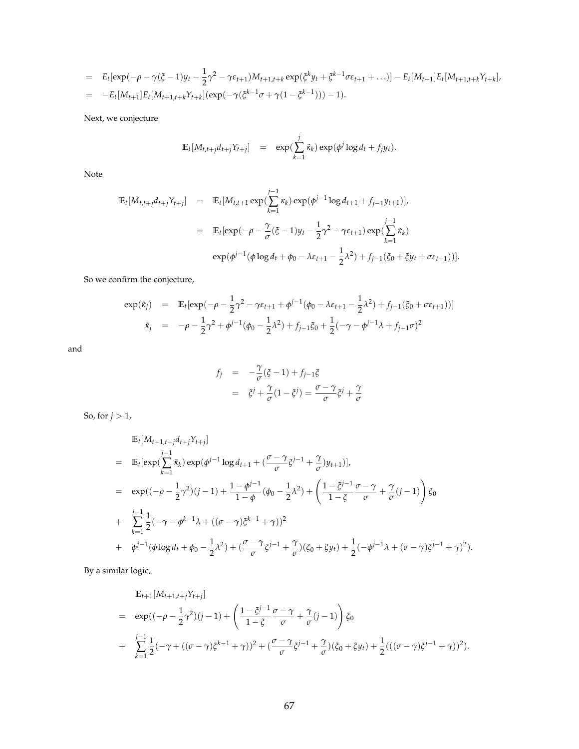$$
\begin{aligned}
&= E_t[\exp(-\rho - \gamma(\xi - 1)y_t - \frac{1}{2}\gamma^2 - \gamma\varepsilon_{t+1})M_{t+1,t+k}\exp(\xi^k y_t + \xi^{k-1}\sigma\varepsilon_{t+1} + \ldots)] - E_t[M_{t+1}]E_t[M_{t+1,t+k}Y_{t+k}], \\
&= -E_t[M_{t+1}]E_t[M_{t+1,t+k}Y_{t+k}](\exp(-\gamma(\xi^{k-1}\sigma + \gamma(1 - \xi^{k-1}))) - 1).
\end{aligned}
$$

Next, we conjecture

$$
\mathbb{E}_t[M_{t,t+j}d_{t+j}Y_{t+j}] \quad = \quad \exp(\sum_{k=1}^{j}\tilde{\kappa}_k)\exp(\phi^j \log d_t + f_j y_t).
$$

Note

$$
\begin{aligned}
\mathbb{E}_t[M_{t,t+j}d_{t+j}Y_{t+j}] &= \mathbb{E}_t[M_{t,t+1}\exp(\sum_{k=1}^{j-1}\kappa_k)\exp(\phi^{j-1}\log d_{t+1} + f_{j-1}y_{t+1})], \\
&= \mathbb{E}_t[\exp(-\rho - \frac{\gamma}{\sigma}(\xi - 1)y_t - \frac{1}{2}\gamma^2 - \gamma\varepsilon_{t+1})\exp(\sum_{k=1}^{j-1}\tilde{\kappa}_k) \\
&\quad \exp(\phi^{j-1}(\phi\log d_t + \phi_0 - \lambda\varepsilon_{t+1} - \frac{1}{2}\lambda^2) + f_{j-1}(\xi_0 + \xi y_t + \sigma\varepsilon_{t+1}))].
\end{aligned}
$$

So we confirm the conjecture,

$$
\begin{aligned}
\exp(\tilde{\kappa}_j) &= \mathbb{E}_t[\exp(-\rho - \frac{1}{2}\gamma^2 - \gamma\varepsilon_{t+1} + \phi^{j-1}(\phi_0 - \lambda\varepsilon_{t+1} - \frac{1}{2}\lambda^2) + f_{j-1}(\xi_0 + \sigma\varepsilon_{t+1}))] \\
\tilde{\kappa}_j &= -\rho - \frac{1}{2}\gamma^2 + \phi^{j-1}(\phi_0 - \frac{1}{2}\lambda^2) + f_{j-1}\xi_0 + \frac{1}{2}(-\gamma - \phi^{j-1}\lambda + f_{j-1}\sigma)^2
\end{aligned}
$$

and

$$
\begin{aligned}
f_j &= -\frac{\gamma}{\sigma}(\xi - 1) + f_{j-1}\xi \\
&= \xi^j + \frac{\gamma}{\sigma}(1 - \xi^j) = \frac{\sigma - \gamma}{\sigma}\xi^j + \frac{\gamma}{\sigma}
\end{aligned}
$$

So, for $j > 1$,

$$
\begin{aligned}
&\mathbb{E}_t[M_{t+1,t+j}d_{t+j}Y_{t+j}] \\
&= \mathbb{E}_t[\exp(\sum_{k=1}^{j-1}\tilde{\kappa}_k)\exp(\phi^{j-1}\log d_{t+1} + (\frac{\sigma - \gamma}{\sigma}\xi^{j-1} + \frac{\gamma}{\sigma})y_{t+1})], \\
&= \exp((-\rho - \frac{1}{2}\gamma^2)(j-1) + \frac{1 - \phi^{j-1}}{1 - \phi}(\phi_0 - \frac{1}{2}\lambda^2) + \left(\frac{1 - \xi^{j-1}}{1 - \xi}\frac{\sigma - \gamma}{\sigma} + \frac{\gamma}{\sigma}(j-1)\right)\xi_0 \\
&+ \sum_{k=1}^{j-1}\frac{1}{2}(-\gamma - \phi^{k-1}\lambda + ((\sigma - \gamma)\xi^{k-1} + \gamma))^2 \\
&+ \phi^{j-1}(\phi\log d_t + \phi_0 - \frac{1}{2}\lambda^2) + (\frac{\sigma - \gamma}{\sigma}\xi^{j-1} + \frac{\gamma}{\sigma})(\xi_0 + \xi y_t) + \frac{1}{2}(-\phi^{j-1}\lambda + (\sigma - \gamma)\xi^{j-1} + \gamma)^2).
\end{aligned}
$$

By a similar logic,

$$
\begin{aligned}
&\mathbb{E}_{t+1}[M_{t+1,t+j}Y_{t+j}] \\
&= \exp((-\rho - \frac{1}{2}\gamma^2)(j-1) + \left(\frac{1 - \xi^{j-1}}{1 - \xi}\frac{\sigma - \gamma}{\sigma} + \frac{\gamma}{\sigma}(j-1)\right)\xi_0 \\
&+ \sum_{k=1}^{j-1}\frac{1}{2}(-\gamma + ((\sigma - \gamma)\xi^{k-1} + \gamma))^2 + (\frac{\sigma - \gamma}{\sigma}\xi^{j-1} + \frac{\gamma}{\sigma})(\xi_0 + \xi y_t) + \frac{1}{2}(((\sigma - \gamma)\xi^{j-1} + \gamma))^2).
\end{aligned}
$$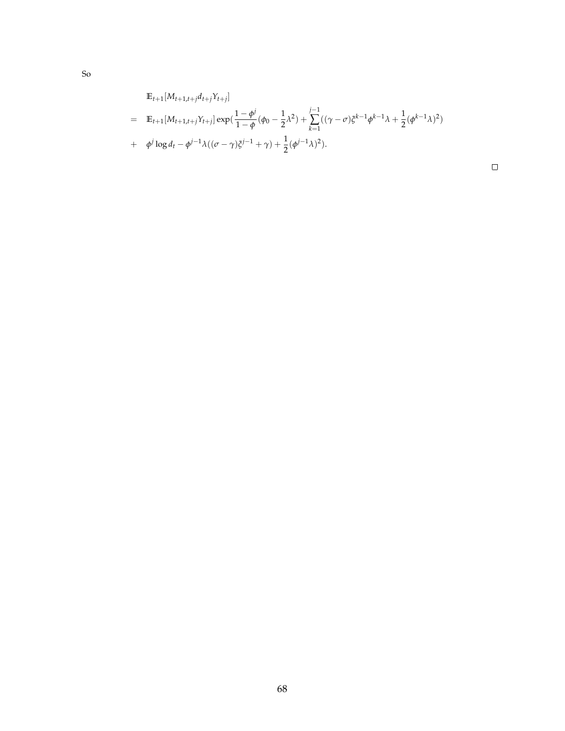So

$$
\begin{aligned}
& \mathbb{E}_{t+1}[M_{t+1,t+j} d_{t+j} Y_{t+j}] \\
= \quad & \mathbb{E}_{t+1}[M_{t+1,t+j} Y_{t+j}] \exp\left(\frac{1-\phi^j}{1-\phi}(\phi_0 - \frac{1}{2}\lambda^2) + \sum_{k=1}^{j-1}((\gamma - \sigma)\xi^{k-1}\phi^{k-1}\lambda + \frac{1}{2}(\phi^{k-1}\lambda)^2)\right. \\
+ \quad & \left.\phi^j \log d_t - \phi^{j-1}\lambda((\sigma - \gamma)\xi^{j-1} + \gamma) + \frac{1}{2}(\phi^{j-1}\lambda)^2\right).
\end{aligned}
$$

□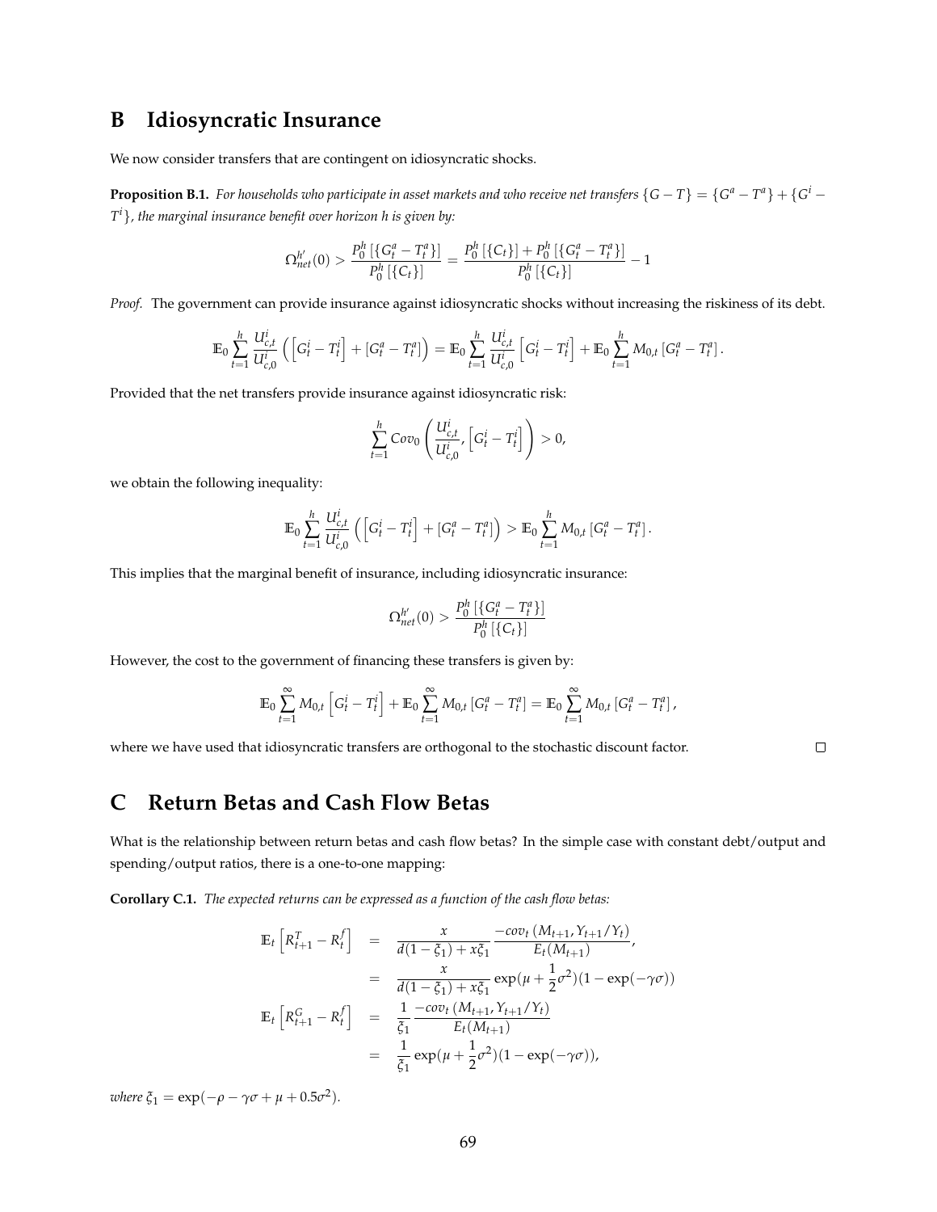# B Idiosyncratic Insurance

We now consider transfers that are contingent on idiosyncratic shocks.

**Proposition B.1.** *For households who participate in asset markets and who receive net transfers $\{G - T\} = \{G^a - T^a\} + \{G^i - T^i\}$, the marginal insurance benefit over horizon h is given by:*

$$\Omega^{h'}_{net}(0) > \frac{P^h_0\left[\{G^a_t - T^a_t\}\right]}{P^h_0\left[\{C_t\}\right]} = \frac{P^h_0\left[\{C_t\}\right] + P^h_0\left[\{G^a_t - T^a_t\}\right]}{P^h_0\left[\{C_t\}\right]} - 1$$

*Proof.* The government can provide insurance against idiosyncratic shocks without increasing the riskiness of its debt.

$$\mathbb{E}_0 \sum_{t=1}^{h} \frac{U^i_{c,t}}{U^i_{c,0}} \left(\left[G^i_t - T^i_t\right] + \left[G^a_t - T^a_t\right]\right) = \mathbb{E}_0 \sum_{t=1}^{h} \frac{U^i_{c,t}}{U^i_{c,0}} \left[G^i_t - T^i_t\right] + \mathbb{E}_0 \sum_{t=1}^{h} M_{0,t}\left[G^a_t - T^a_t\right].$$

Provided that the net transfers provide insurance against idiosyncratic risk:

$$\sum_{t=1}^{h} Cov_0\left(\frac{U^i_{c,t}}{U^i_{c,0}}, \left[G^i_t - T^i_t\right]\right) > 0,$$

we obtain the following inequality:

$$\mathbb{E}_0 \sum_{t=1}^{h} \frac{U^i_{c,t}}{U^i_{c,0}} \left(\left[G^i_t - T^i_t\right] + \left[G^a_t - T^a_t\right]\right) > \mathbb{E}_0 \sum_{t=1}^{h} M_{0,t}\left[G^a_t - T^a_t\right].$$

This implies that the marginal benefit of insurance, including idiosyncratic insurance:

$$\Omega^{h'}_{net}(0) > \frac{P^h_0\left[\{G^a_t - T^a_t\}\right]}{P^h_0\left[\{C_t\}\right]}$$

However, the cost to the government of financing these transfers is given by:

$$\mathbb{E}_0 \sum_{t=1}^{\infty} M_{0,t}\left[G^i_t - T^i_t\right] + \mathbb{E}_0 \sum_{t=1}^{\infty} M_{0,t}\left[G^a_t - T^a_t\right] = \mathbb{E}_0 \sum_{t=1}^{\infty} M_{0,t}\left[G^a_t - T^a_t\right],$$

where we have used that idiosyncratic transfers are orthogonal to the stochastic discount factor. □

# C Return Betas and Cash Flow Betas

What is the relationship between return betas and cash flow betas? In the simple case with constant debt/output and spending/output ratios, there is a one-to-one mapping:

**Corollary C.1.** *The expected returns can be expressed as a function of the cash flow betas:*

$$\begin{aligned}
\mathbb{E}_t\left[R^T_{t+1} - R^f_t\right] &= \frac{x}{d(1-\xi_1) + x\xi_1} \frac{-cov_t\left(M_{t+1}, Y_{t+1}/Y_t\right)}{E_t(M_{t+1})}, \\
&= \frac{x}{d(1-\xi_1) + x\xi_1} \exp(\mu + \frac{1}{2}\sigma^2)(1 - \exp(-\gamma\sigma)) \\
\mathbb{E}_t\left[R^G_{t+1} - R^f_t\right] &= \frac{1}{\xi_1} \frac{-cov_t\left(M_{t+1}, Y_{t+1}/Y_t\right)}{E_t(M_{t+1})} \\
&= \frac{1}{\xi_1} \exp(\mu + \frac{1}{2}\sigma^2)(1 - \exp(-\gamma\sigma)),
\end{aligned}$$

*where* $\xi_1 = \exp(-\rho - \gamma\sigma + \mu + 0.5\sigma^2)$.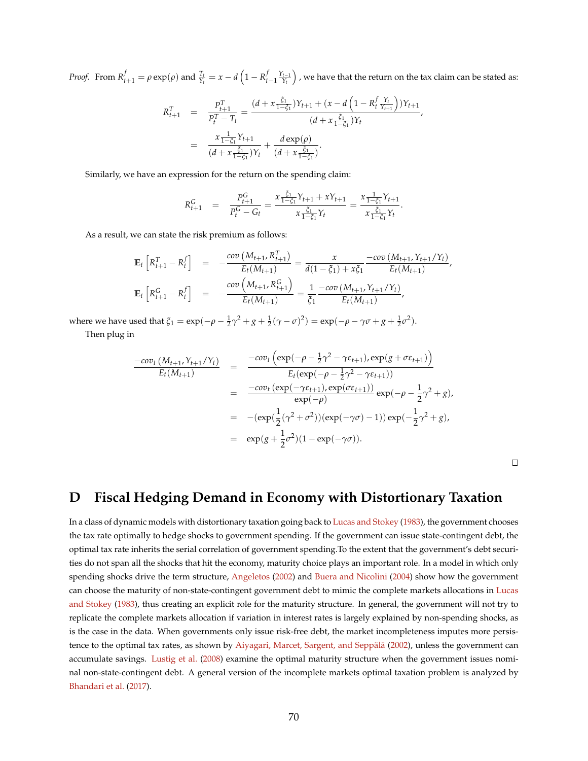*Proof.* From $R^f_{t+1} = \rho \exp(\rho)$ and $\frac{T_t}{Y_t} = x - d\left(1 - R^f_{t-1}\frac{Y_{t-1}}{Y_t}\right)$, we have that the return on the tax claim can be stated as:

$$
\begin{aligned}
R^T_{t+1} &= \frac{P^T_{t+1}}{P^T_t - T_t} = \frac{(d + x\frac{\xi_1}{1-\xi_1})Y_{t+1} + (x - d\left(1 - R^f_t \frac{Y_t}{Y_{t+1}}\right))Y_{t+1}}{(d + x\frac{\xi_1}{1-\xi_1})Y_t}, \\
&= \frac{x\frac{1}{1-\xi_1}Y_{t+1}}{(d + x\frac{\xi_1}{1-\xi_1})Y_t} + \frac{d\exp(\rho)}{(d + x\frac{\xi_1}{1-\xi_1})}.
\end{aligned}
$$

Similarly, we have an expression for the return on the spending claim:

$$
R^G_{t+1} = \frac{P^G_{t+1}}{P^G_t - G_t} = \frac{x\frac{\xi_1}{1-\xi_1}Y_{t+1} + xY_{t+1}}{x\frac{\xi_1}{1-\xi_1}Y_t} = \frac{x\frac{1}{1-\xi_1}Y_{t+1}}{x\frac{\xi_1}{1-\xi_1}Y_t}.
$$

As a result, we can state the risk premium as follows:

$$
\begin{aligned}
\mathbb{E}_t\left[R^T_{t+1} - R^f_t\right] &= -\frac{cov\left(M_{t+1}, R^T_{t+1}\right)}{E_t(M_{t+1})} = \frac{x}{d(1-\xi_1) + x\xi_1}\frac{-cov\left(M_{t+1}, Y_{t+1}/Y_t\right)}{E_t(M_{t+1})}, \\
\mathbb{E}_t\left[R^G_{t+1} - R^f_t\right] &= -\frac{cov\left(M_{t+1}, R^G_{t+1}\right)}{E_t(M_{t+1})} = \frac{1}{\xi_1}\frac{-cov\left(M_{t+1}, Y_{t+1}/Y_t\right)}{E_t(M_{t+1})},
\end{aligned}
$$

where we have used that $\xi_1 = \exp(-\rho - \frac{1}{2}\gamma^2 + g + \frac{1}{2}(\gamma - \sigma)^2) = \exp(-\rho - \gamma\sigma + g + \frac{1}{2}\sigma^2)$.

Then plug in

$$
\begin{aligned}
\frac{-cov_t\left(M_{t+1}, Y_{t+1}/Y_t\right)}{E_t(M_{t+1})} &= \frac{-cov_t\left(\exp(-\rho - \frac{1}{2}\gamma^2 - \gamma\varepsilon_{t+1}), \exp(g + \sigma\varepsilon_{t+1})\right)}{E_t(\exp(-\rho - \frac{1}{2}\gamma^2 - \gamma\varepsilon_{t+1}))} \\
&= \frac{-cov_t\left(\exp(-\gamma\varepsilon_{t+1}), \exp(\sigma\varepsilon_{t+1})\right)}{\exp(-\rho)}\exp(-\rho - \frac{1}{2}\gamma^2 + g), \\
&= -(\exp(\frac{1}{2}(\gamma^2 + \sigma^2))(\exp(-\gamma\sigma) - 1))\exp(-\frac{1}{2}\gamma^2 + g), \\
&= \exp(g + \frac{1}{2}\sigma^2)(1 - \exp(-\gamma\sigma)).
\end{aligned}
$$

□

# D Fiscal Hedging Demand in Economy with Distortionary Taxation

In a class of dynamic models with distortionary taxation going back to Lucas and Stokey (1983), the government chooses the tax rate optimally to hedge shocks to government spending. If the government can issue state-contingent debt, the optimal tax rate inherits the serial correlation of government spending.To the extent that the government's debt securities do not span all the shocks that hit the economy, maturity choice plays an important role. In a model in which only spending shocks drive the term structure, Angeletos (2002) and Buera and Nicolini (2004) show how the government can choose the maturity of non-state-contingent government debt to mimic the complete markets allocations in Lucas and Stokey (1983), thus creating an explicit role for the maturity structure. In general, the government will not try to replicate the complete markets allocation if variation in interest rates is largely explained by non-spending shocks, as is the case in the data. When governments only issue risk-free debt, the market incompleteness imputes more persistence to the optimal tax rates, as shown by Aiyagari, Marcet, Sargent, and Seppälä (2002), unless the government can accumulate savings. Lustig et al. (2008) examine the optimal maturity structure when the government issues nominal non-state-contingent debt. A general version of the incomplete markets optimal taxation problem is analyzed by Bhandari et al. (2017).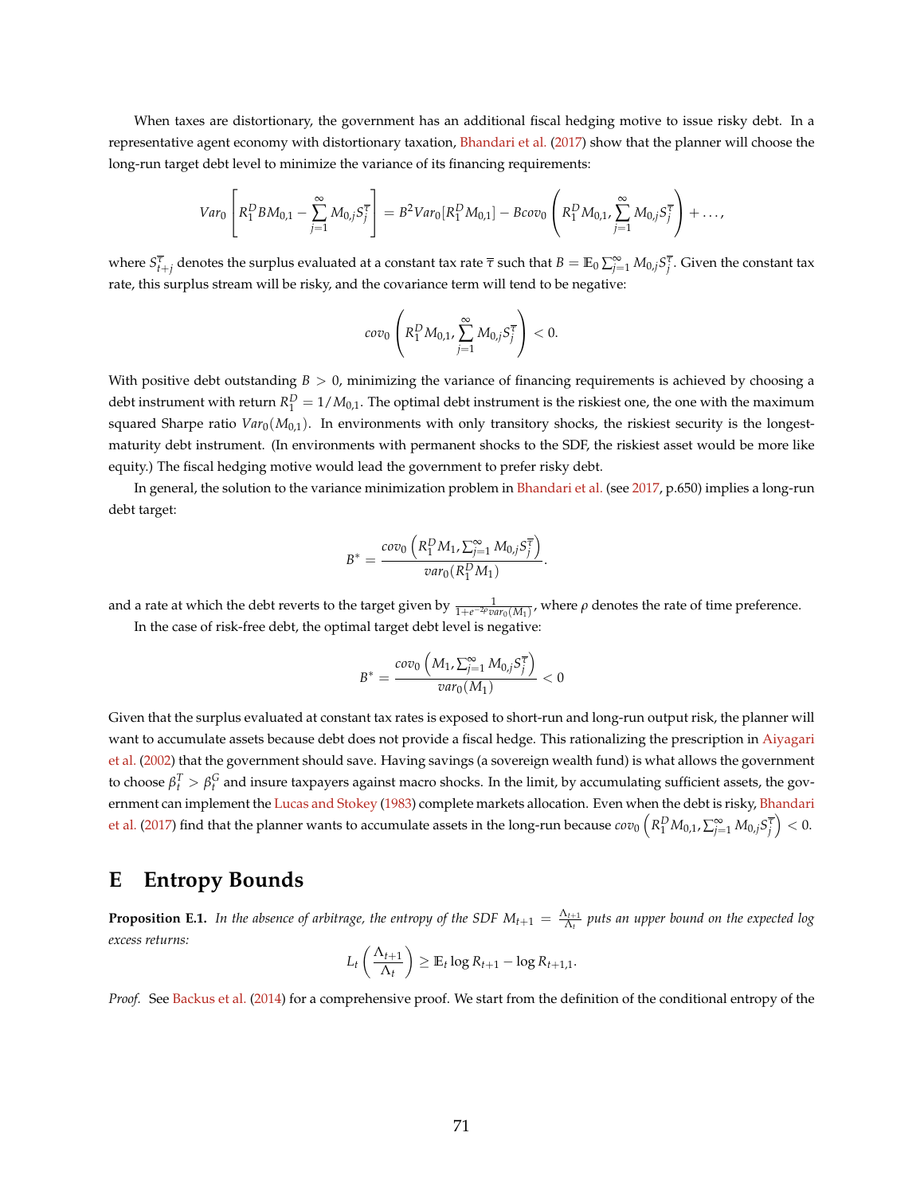When taxes are distortionary, the government has an additional fiscal hedging motive to issue risky debt. In a representative agent economy with distortionary taxation, Bhandari et al. (2017) show that the planner will choose the long-run target debt level to minimize the variance of its financing requirements:

$$Var_0\left[R_1^D B M_{0,1} - \sum_{j=1}^{\infty} M_{0,j} S_j^{\overline{\tau}}\right] = B^2 Var_0[R_1^D M_{0,1}] - B cov_0\left(R_1^D M_{0,1}, \sum_{j=1}^{\infty} M_{0,j} S_j^{\overline{\tau}}\right) + \ldots,$$

where $S_{t+j}^{\overline{\tau}}$ denotes the surplus evaluated at a constant tax rate $\overline{\tau}$ such that $B = \mathbb{E}_0 \sum_{j=1}^{\infty} M_{0,j} S_j^{\overline{\tau}}$. Given the constant tax rate, this surplus stream will be risky, and the covariance term will tend to be negative:

$$cov_0\left(R_1^D M_{0,1}, \sum_{j=1}^{\infty} M_{0,j} S_j^{\overline{\tau}}\right) < 0.$$

With positive debt outstanding $B > 0$, minimizing the variance of financing requirements is achieved by choosing a debt instrument with return $R_1^D = 1/M_{0,1}$. The optimal debt instrument is the riskiest one, the one with the maximum squared Sharpe ratio $Var_0(M_{0,1})$. In environments with only transitory shocks, the riskiest security is the longest-maturity debt instrument. (In environments with permanent shocks to the SDF, the riskiest asset would be more like equity.) The fiscal hedging motive would lead the government to prefer risky debt.

In general, the solution to the variance minimization problem in Bhandari et al. (see 2017, p.650) implies a long-run debt target:

$$B^* = \frac{cov_0\left(R_1^D M_1, \sum_{j=1}^{\infty} M_{0,j} S_j^{\overline{\tau}}\right)}{var_0(R_1^D M_1)}.$$

and a rate at which the debt reverts to the target given by $\frac{1}{1+e^{-2\rho} var_0(M_1)}$, where $\rho$ denotes the rate of time preference.

In the case of risk-free debt, the optimal target debt level is negative:

$$B^* = \frac{cov_0\left(M_1, \sum_{j=1}^{\infty} M_{0,j} S_j^{\overline{\tau}}\right)}{var_0(M_1)} < 0$$

Given that the surplus evaluated at constant tax rates is exposed to short-run and long-run output risk, the planner will want to accumulate assets because debt does not provide a fiscal hedge. This rationalizing the prescription in Aiyagari et al. (2002) that the government should save. Having savings (a sovereign wealth fund) is what allows the government to choose $\beta_t^T > \beta_t^G$ and insure taxpayers against macro shocks. In the limit, by accumulating sufficient assets, the government can implement the Lucas and Stokey (1983) complete markets allocation. Even when the debt is risky, Bhandari et al. (2017) find that the planner wants to accumulate assets in the long-run because $cov_0\left(R_1^D M_{0,1}, \sum_{j=1}^{\infty} M_{0,j} S_j^{\overline{\tau}}\right) < 0$.

# E Entropy Bounds

**Proposition E.1.** *In the absence of arbitrage, the entropy of the SDF $M_{t+1} = \frac{\Lambda_{t+1}}{\Lambda_t}$ puts an upper bound on the expected log excess returns:*

$$L_t\left(\frac{\Lambda_{t+1}}{\Lambda_t}\right) \geq \mathbb{E}_t \log R_{t+1} - \log R_{t+1,1}.$$

*Proof.* See Backus et al. (2014) for a comprehensive proof. We start from the definition of the conditional entropy of the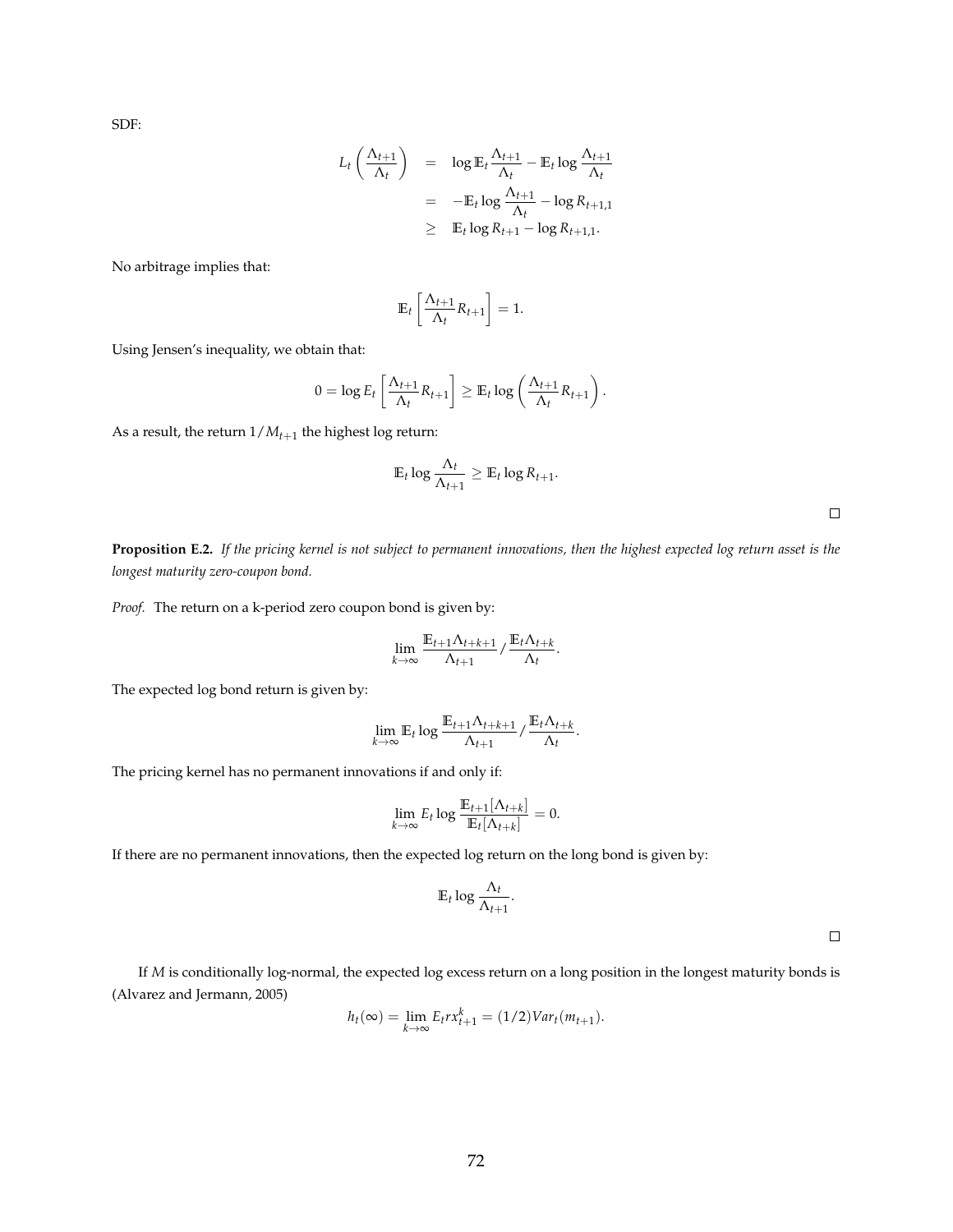SDF:

$$
\begin{aligned}
L_t\left(\frac{\Lambda_{t+1}}{\Lambda_t}\right) &= \log \mathbb{E}_t \frac{\Lambda_{t+1}}{\Lambda_t} - \mathbb{E}_t \log \frac{\Lambda_{t+1}}{\Lambda_t} \\
&= -\mathbb{E}_t \log \frac{\Lambda_{t+1}}{\Lambda_t} - \log R_{t+1,1} \\
&\geq \mathbb{E}_t \log R_{t+1} - \log R_{t+1,1}.
\end{aligned}
$$

No arbitrage implies that:

$$
\mathbb{E}_t \left[ \frac{\Lambda_{t+1}}{\Lambda_t} R_{t+1} \right] = 1.
$$

Using Jensen's inequality, we obtain that:

$$
0 = \log E_t \left[ \frac{\Lambda_{t+1}}{\Lambda_t} R_{t+1} \right] \geq \mathbb{E}_t \log \left( \frac{\Lambda_{t+1}}{\Lambda_t} R_{t+1} \right).
$$

As a result, the return $1/M_{t+1}$ the highest log return:

$$
\mathbb{E}_t \log \frac{\Lambda_t}{\Lambda_{t+1}} \geq \mathbb{E}_t \log R_{t+1}.
$$

□

**Proposition E.2.** *If the pricing kernel is not subject to permanent innovations, then the highest expected log return asset is the longest maturity zero-coupon bond.*

*Proof.* The return on a k-period zero coupon bond is given by:

$$
\lim_{k \to \infty} \frac{\mathbb{E}_{t+1} \Lambda_{t+k+1}}{\Lambda_{t+1}} / \frac{\mathbb{E}_t \Lambda_{t+k}}{\Lambda_t}.
$$

The expected log bond return is given by:

$$
\lim_{k \to \infty} \mathbb{E}_t \log \frac{\mathbb{E}_{t+1} \Lambda_{t+k+1}}{\Lambda_{t+1}} / \frac{\mathbb{E}_t \Lambda_{t+k}}{\Lambda_t}.
$$

The pricing kernel has no permanent innovations if and only if:

$$
\lim_{k \to \infty} E_t \log \frac{\mathbb{E}_{t+1}[\Lambda_{t+k}]}{\mathbb{E}_t[\Lambda_{t+k}]} = 0.
$$

If there are no permanent innovations, then the expected log return on the long bond is given by:

$$
\mathbb{E}_t \log \frac{\Lambda_t}{\Lambda_{t+1}}.
$$

□

If $M$ is conditionally log-normal, the expected log excess return on a long position in the longest maturity bonds is (Alvarez and Jermann, 2005)

$$
h_t(\infty) = \lim_{k \to \infty} E_t rx^k_{t+1} = (1/2) Var_t(m_{t+1}).
$$